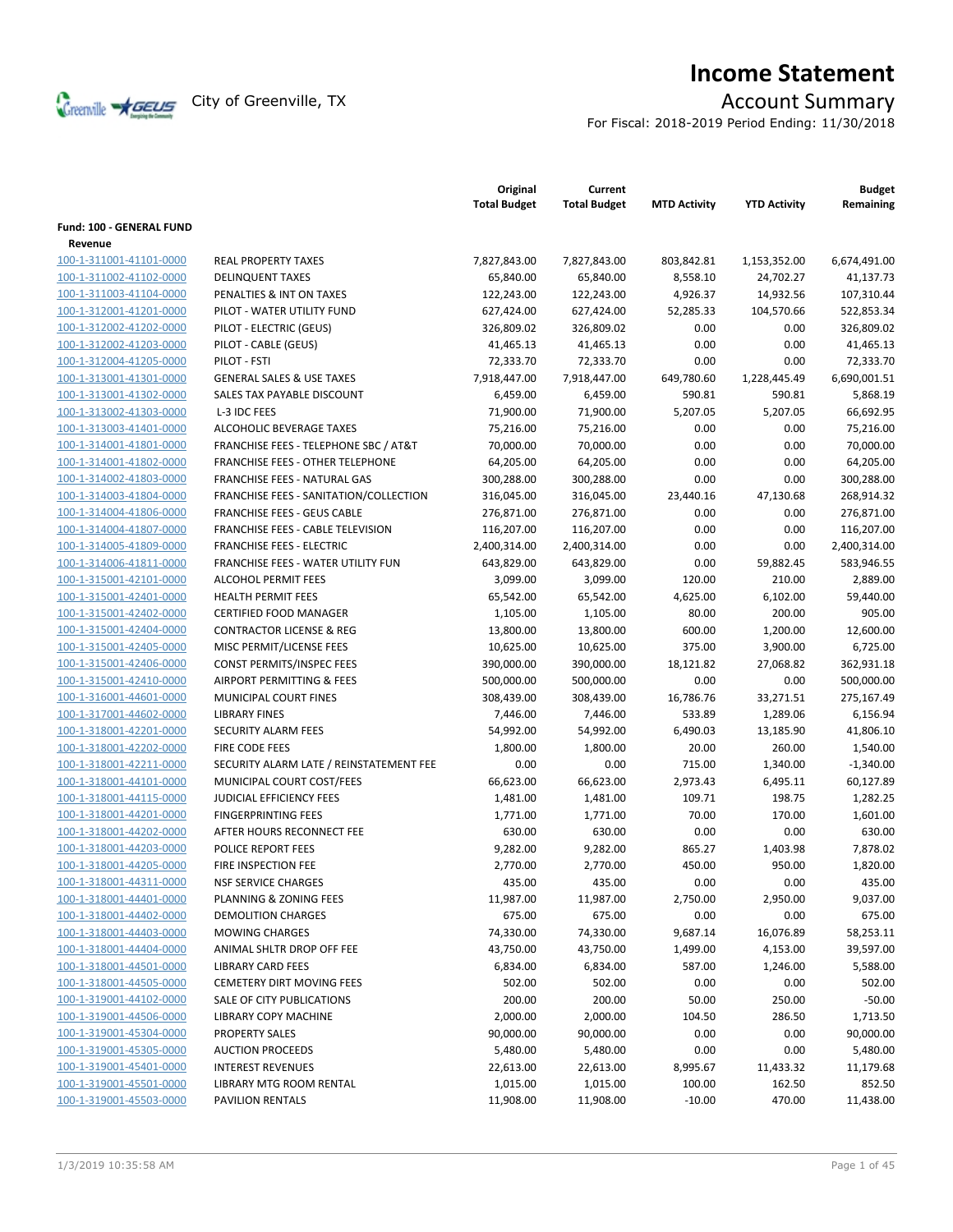# Income Statement

City of Greenville, TX

## Account Summary

For Fiscal: 2018-2019 Period Ending: 11/30/2018

| | | Original Total Budget | Current Total Budget | MTD Activity | YTD Activity | Budget Remaining |
|---|---|---|---|---|---|---|
| **Fund: 100 - GENERAL FUND** | | | | | | |
| **Revenue** | | | | | | |
| 100-1-311001-41101-0000 | REAL PROPERTY TAXES | 7,827,843.00 | 7,827,843.00 | 803,842.81 | 1,153,352.00 | 6,674,491.00 |
| 100-1-311002-41102-0000 | DELINQUENT TAXES | 65,840.00 | 65,840.00 | 8,558.10 | 24,702.27 | 41,137.73 |
| 100-1-311003-41104-0000 | PENALTIES & INT ON TAXES | 122,243.00 | 122,243.00 | 4,926.37 | 14,932.56 | 107,310.44 |
| 100-1-312001-41201-0000 | PILOT - WATER UTILITY FUND | 627,424.00 | 627,424.00 | 52,285.33 | 104,570.66 | 522,853.34 |
| 100-1-312002-41202-0000 | PILOT - ELECTRIC (GEUS) | 326,809.02 | 326,809.02 | 0.00 | 0.00 | 326,809.02 |
| 100-1-312002-41203-0000 | PILOT - CABLE (GEUS) | 41,465.13 | 41,465.13 | 0.00 | 0.00 | 41,465.13 |
| 100-1-312004-41205-0000 | PILOT - FSTI | 72,333.70 | 72,333.70 | 0.00 | 0.00 | 72,333.70 |
| 100-1-313001-41301-0000 | GENERAL SALES & USE TAXES | 7,918,447.00 | 7,918,447.00 | 649,780.60 | 1,228,445.49 | 6,690,001.51 |
| 100-1-313001-41302-0000 | SALES TAX PAYABLE DISCOUNT | 6,459.00 | 6,459.00 | 590.81 | 590.81 | 5,868.19 |
| 100-1-313002-41303-0000 | L-3 IDC FEES | 71,900.00 | 71,900.00 | 5,207.05 | 5,207.05 | 66,692.95 |
| 100-1-313003-41401-0000 | ALCOHOLIC BEVERAGE TAXES | 75,216.00 | 75,216.00 | 0.00 | 0.00 | 75,216.00 |
| 100-1-314001-41801-0000 | FRANCHISE FEES - TELEPHONE SBC / AT&T | 70,000.00 | 70,000.00 | 0.00 | 0.00 | 70,000.00 |
| 100-1-314001-41802-0000 | FRANCHISE FEES - OTHER TELEPHONE | 64,205.00 | 64,205.00 | 0.00 | 0.00 | 64,205.00 |
| 100-1-314002-41803-0000 | FRANCHISE FEES - NATURAL GAS | 300,288.00 | 300,288.00 | 0.00 | 0.00 | 300,288.00 |
| 100-1-314003-41804-0000 | FRANCHISE FEES - SANITATION/COLLECTION | 316,045.00 | 316,045.00 | 23,440.16 | 47,130.68 | 268,914.32 |
| 100-1-314004-41806-0000 | FRANCHISE FEES - GEUS CABLE | 276,871.00 | 276,871.00 | 0.00 | 0.00 | 276,871.00 |
| 100-1-314004-41807-0000 | FRANCHISE FEES - CABLE TELEVISION | 116,207.00 | 116,207.00 | 0.00 | 0.00 | 116,207.00 |
| 100-1-314005-41809-0000 | FRANCHISE FEES - ELECTRIC | 2,400,314.00 | 2,400,314.00 | 0.00 | 0.00 | 2,400,314.00 |
| 100-1-314006-41811-0000 | FRANCHISE FEES - WATER UTILITY FUN | 643,829.00 | 643,829.00 | 0.00 | 59,882.45 | 583,946.55 |
| 100-1-315001-42101-0000 | ALCOHOL PERMIT FEES | 3,099.00 | 3,099.00 | 120.00 | 210.00 | 2,889.00 |
| 100-1-315001-42401-0000 | HEALTH PERMIT FEES | 65,542.00 | 65,542.00 | 4,625.00 | 6,102.00 | 59,440.00 |
| 100-1-315001-42402-0000 | CERTIFIED FOOD MANAGER | 1,105.00 | 1,105.00 | 80.00 | 200.00 | 905.00 |
| 100-1-315001-42404-0000 | CONTRACTOR LICENSE & REG | 13,800.00 | 13,800.00 | 600.00 | 1,200.00 | 12,600.00 |
| 100-1-315001-42405-0000 | MISC PERMIT/LICENSE FEES | 10,625.00 | 10,625.00 | 375.00 | 3,900.00 | 6,725.00 |
| 100-1-315001-42406-0000 | CONST PERMITS/INSPEC FEES | 390,000.00 | 390,000.00 | 18,121.82 | 27,068.82 | 362,931.18 |
| 100-1-315001-42410-0000 | AIRPORT PERMITTING & FEES | 500,000.00 | 500,000.00 | 0.00 | 0.00 | 500,000.00 |
| 100-1-316001-44601-0000 | MUNICIPAL COURT FINES | 308,439.00 | 308,439.00 | 16,786.76 | 33,271.51 | 275,167.49 |
| 100-1-317001-44602-0000 | LIBRARY FINES | 7,446.00 | 7,446.00 | 533.89 | 1,289.06 | 6,156.94 |
| 100-1-318001-42201-0000 | SECURITY ALARM FEES | 54,992.00 | 54,992.00 | 6,490.03 | 13,185.90 | 41,806.10 |
| 100-1-318001-42202-0000 | FIRE CODE FEES | 1,800.00 | 1,800.00 | 20.00 | 260.00 | 1,540.00 |
| 100-1-318001-42211-0000 | SECURITY ALARM LATE / REINSTATEMENT FEE | 0.00 | 0.00 | 715.00 | 1,340.00 | -1,340.00 |
| 100-1-318001-44101-0000 | MUNICIPAL COURT COST/FEES | 66,623.00 | 66,623.00 | 2,973.43 | 6,495.11 | 60,127.89 |
| 100-1-318001-44115-0000 | JUDICIAL EFFICIENCY FEES | 1,481.00 | 1,481.00 | 109.71 | 198.75 | 1,282.25 |
| 100-1-318001-44201-0000 | FINGERPRINTING FEES | 1,771.00 | 1,771.00 | 70.00 | 170.00 | 1,601.00 |
| 100-1-318001-44202-0000 | AFTER HOURS RECONNECT FEE | 630.00 | 630.00 | 0.00 | 0.00 | 630.00 |
| 100-1-318001-44203-0000 | POLICE REPORT FEES | 9,282.00 | 9,282.00 | 865.27 | 1,403.98 | 7,878.02 |
| 100-1-318001-44205-0000 | FIRE INSPECTION FEE | 2,770.00 | 2,770.00 | 450.00 | 950.00 | 1,820.00 |
| 100-1-318001-44311-0000 | NSF SERVICE CHARGES | 435.00 | 435.00 | 0.00 | 0.00 | 435.00 |
| 100-1-318001-44401-0000 | PLANNING & ZONING FEES | 11,987.00 | 11,987.00 | 2,750.00 | 2,950.00 | 9,037.00 |
| 100-1-318001-44402-0000 | DEMOLITION CHARGES | 675.00 | 675.00 | 0.00 | 0.00 | 675.00 |
| 100-1-318001-44403-0000 | MOWING CHARGES | 74,330.00 | 74,330.00 | 9,687.14 | 16,076.89 | 58,253.11 |
| 100-1-318001-44404-0000 | ANIMAL SHLTR DROP OFF FEE | 43,750.00 | 43,750.00 | 1,499.00 | 4,153.00 | 39,597.00 |
| 100-1-318001-44501-0000 | LIBRARY CARD FEES | 6,834.00 | 6,834.00 | 587.00 | 1,246.00 | 5,588.00 |
| 100-1-318001-44505-0000 | CEMETERY DIRT MOVING FEES | 502.00 | 502.00 | 0.00 | 0.00 | 502.00 |
| 100-1-319001-44102-0000 | SALE OF CITY PUBLICATIONS | 200.00 | 200.00 | 50.00 | 250.00 | -50.00 |
| 100-1-319001-44506-0000 | LIBRARY COPY MACHINE | 2,000.00 | 2,000.00 | 104.50 | 286.50 | 1,713.50 |
| 100-1-319001-45304-0000 | PROPERTY SALES | 90,000.00 | 90,000.00 | 0.00 | 0.00 | 90,000.00 |
| 100-1-319001-45305-0000 | AUCTION PROCEEDS | 5,480.00 | 5,480.00 | 0.00 | 0.00 | 5,480.00 |
| 100-1-319001-45401-0000 | INTEREST REVENUES | 22,613.00 | 22,613.00 | 8,995.67 | 11,433.32 | 11,179.68 |
| 100-1-319001-45501-0000 | LIBRARY MTG ROOM RENTAL | 1,015.00 | 1,015.00 | 100.00 | 162.50 | 852.50 |
| 100-1-319001-45503-0000 | PAVILION RENTALS | 11,908.00 | 11,908.00 | -10.00 | 470.00 | 11,438.00 |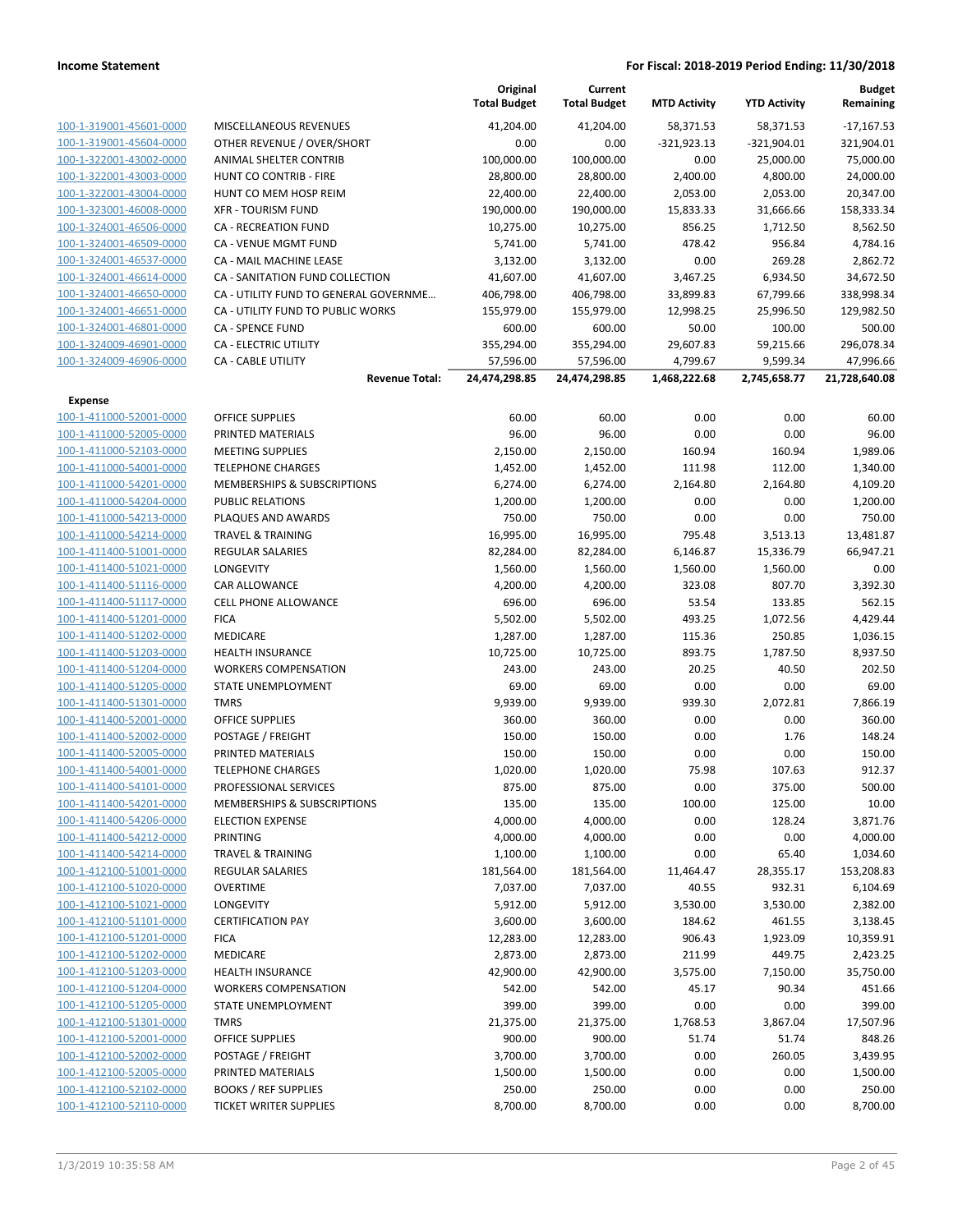| | | Original Total Budget | Current Total Budget | MTD Activity | YTD Activity | Budget Remaining |
|---|---|---|---|---|---|---|
| 100-1-319001-45601-0000 | MISCELLANEOUS REVENUES | 41,204.00 | 41,204.00 | 58,371.53 | 58,371.53 | -17,167.53 |
| 100-1-319001-45604-0000 | OTHER REVENUE / OVER/SHORT | 0.00 | 0.00 | -321,923.13 | -321,904.01 | 321,904.01 |
| 100-1-322001-43002-0000 | ANIMAL SHELTER CONTRIB | 100,000.00 | 100,000.00 | 0.00 | 25,000.00 | 75,000.00 |
| 100-1-322001-43003-0000 | HUNT CO CONTRIB - FIRE | 28,800.00 | 28,800.00 | 2,400.00 | 4,800.00 | 24,000.00 |
| 100-1-322001-43004-0000 | HUNT CO MEM HOSP REIM | 22,400.00 | 22,400.00 | 2,053.00 | 2,053.00 | 20,347.00 |
| 100-1-323001-46008-0000 | XFR - TOURISM FUND | 190,000.00 | 190,000.00 | 15,833.33 | 31,666.66 | 158,333.34 |
| 100-1-324001-46506-0000 | CA - RECREATION FUND | 10,275.00 | 10,275.00 | 856.25 | 1,712.50 | 8,562.50 |
| 100-1-324001-46509-0000 | CA - VENUE MGMT FUND | 5,741.00 | 5,741.00 | 478.42 | 956.84 | 4,784.16 |
| 100-1-324001-46537-0000 | CA - MAIL MACHINE LEASE | 3,132.00 | 3,132.00 | 0.00 | 269.28 | 2,862.72 |
| 100-1-324001-46614-0000 | CA - SANITATION FUND COLLECTION | 41,607.00 | 41,607.00 | 3,467.25 | 6,934.50 | 34,672.50 |
| 100-1-324001-46650-0000 | CA - UTILITY FUND TO GENERAL GOVERNME… | 406,798.00 | 406,798.00 | 33,899.83 | 67,799.66 | 338,998.34 |
| 100-1-324001-46651-0000 | CA - UTILITY FUND TO PUBLIC WORKS | 155,979.00 | 155,979.00 | 12,998.25 | 25,996.50 | 129,982.50 |
| 100-1-324001-46801-0000 | CA - SPENCE FUND | 600.00 | 600.00 | 50.00 | 100.00 | 500.00 |
| 100-1-324009-46901-0000 | CA - ELECTRIC UTILITY | 355,294.00 | 355,294.00 | 29,607.83 | 59,215.66 | 296,078.34 |
| 100-1-324009-46906-0000 | CA - CABLE UTILITY | 57,596.00 | 57,596.00 | 4,799.67 | 9,599.34 | 47,996.66 |
| | **Revenue Total:** | **24,474,298.85** | **24,474,298.85** | **1,468,222.68** | **2,745,658.77** | **21,728,640.08** |
| **Expense** | | | | | | |
| 100-1-411000-52001-0000 | OFFICE SUPPLIES | 60.00 | 60.00 | 0.00 | 0.00 | 60.00 |
| 100-1-411000-52005-0000 | PRINTED MATERIALS | 96.00 | 96.00 | 0.00 | 0.00 | 96.00 |
| 100-1-411000-52103-0000 | MEETING SUPPLIES | 2,150.00 | 2,150.00 | 160.94 | 160.94 | 1,989.06 |
| 100-1-411000-54001-0000 | TELEPHONE CHARGES | 1,452.00 | 1,452.00 | 111.98 | 112.00 | 1,340.00 |
| 100-1-411000-54201-0000 | MEMBERSHIPS & SUBSCRIPTIONS | 6,274.00 | 6,274.00 | 2,164.80 | 2,164.80 | 4,109.20 |
| 100-1-411000-54204-0000 | PUBLIC RELATIONS | 1,200.00 | 1,200.00 | 0.00 | 0.00 | 1,200.00 |
| 100-1-411000-54213-0000 | PLAQUES AND AWARDS | 750.00 | 750.00 | 0.00 | 0.00 | 750.00 |
| 100-1-411000-54214-0000 | TRAVEL & TRAINING | 16,995.00 | 16,995.00 | 795.48 | 3,513.13 | 13,481.87 |
| 100-1-411400-51001-0000 | REGULAR SALARIES | 82,284.00 | 82,284.00 | 6,146.87 | 15,336.79 | 66,947.21 |
| 100-1-411400-51021-0000 | LONGEVITY | 1,560.00 | 1,560.00 | 1,560.00 | 1,560.00 | 0.00 |
| 100-1-411400-51116-0000 | CAR ALLOWANCE | 4,200.00 | 4,200.00 | 323.08 | 807.70 | 3,392.30 |
| 100-1-411400-51117-0000 | CELL PHONE ALLOWANCE | 696.00 | 696.00 | 53.54 | 133.85 | 562.15 |
| 100-1-411400-51201-0000 | FICA | 5,502.00 | 5,502.00 | 493.25 | 1,072.56 | 4,429.44 |
| 100-1-411400-51202-0000 | MEDICARE | 1,287.00 | 1,287.00 | 115.36 | 250.85 | 1,036.15 |
| 100-1-411400-51203-0000 | HEALTH INSURANCE | 10,725.00 | 10,725.00 | 893.75 | 1,787.50 | 8,937.50 |
| 100-1-411400-51204-0000 | WORKERS COMPENSATION | 243.00 | 243.00 | 20.25 | 40.50 | 202.50 |
| 100-1-411400-51205-0000 | STATE UNEMPLOYMENT | 69.00 | 69.00 | 0.00 | 0.00 | 69.00 |
| 100-1-411400-51301-0000 | TMRS | 9,939.00 | 9,939.00 | 939.30 | 2,072.81 | 7,866.19 |
| 100-1-411400-52001-0000 | OFFICE SUPPLIES | 360.00 | 360.00 | 0.00 | 0.00 | 360.00 |
| 100-1-411400-52002-0000 | POSTAGE / FREIGHT | 150.00 | 150.00 | 0.00 | 1.76 | 148.24 |
| 100-1-411400-52005-0000 | PRINTED MATERIALS | 150.00 | 150.00 | 0.00 | 0.00 | 150.00 |
| 100-1-411400-54001-0000 | TELEPHONE CHARGES | 1,020.00 | 1,020.00 | 75.98 | 107.63 | 912.37 |
| 100-1-411400-54101-0000 | PROFESSIONAL SERVICES | 875.00 | 875.00 | 0.00 | 375.00 | 500.00 |
| 100-1-411400-54201-0000 | MEMBERSHIPS & SUBSCRIPTIONS | 135.00 | 135.00 | 100.00 | 125.00 | 10.00 |
| 100-1-411400-54206-0000 | ELECTION EXPENSE | 4,000.00 | 4,000.00 | 0.00 | 128.24 | 3,871.76 |
| 100-1-411400-54212-0000 | PRINTING | 4,000.00 | 4,000.00 | 0.00 | 0.00 | 4,000.00 |
| 100-1-411400-54214-0000 | TRAVEL & TRAINING | 1,100.00 | 1,100.00 | 0.00 | 65.40 | 1,034.60 |
| 100-1-412100-51001-0000 | REGULAR SALARIES | 181,564.00 | 181,564.00 | 11,464.47 | 28,355.17 | 153,208.83 |
| 100-1-412100-51020-0000 | OVERTIME | 7,037.00 | 7,037.00 | 40.55 | 932.31 | 6,104.69 |
| 100-1-412100-51021-0000 | LONGEVITY | 5,912.00 | 5,912.00 | 3,530.00 | 3,530.00 | 2,382.00 |
| 100-1-412100-51101-0000 | CERTIFICATION PAY | 3,600.00 | 3,600.00 | 184.62 | 461.55 | 3,138.45 |
| 100-1-412100-51201-0000 | FICA | 12,283.00 | 12,283.00 | 906.43 | 1,923.09 | 10,359.91 |
| 100-1-412100-51202-0000 | MEDICARE | 2,873.00 | 2,873.00 | 211.99 | 449.75 | 2,423.25 |
| 100-1-412100-51203-0000 | HEALTH INSURANCE | 42,900.00 | 42,900.00 | 3,575.00 | 7,150.00 | 35,750.00 |
| 100-1-412100-51204-0000 | WORKERS COMPENSATION | 542.00 | 542.00 | 45.17 | 90.34 | 451.66 |
| 100-1-412100-51205-0000 | STATE UNEMPLOYMENT | 399.00 | 399.00 | 0.00 | 0.00 | 399.00 |
| 100-1-412100-51301-0000 | TMRS | 21,375.00 | 21,375.00 | 1,768.53 | 3,867.04 | 17,507.96 |
| 100-1-412100-52001-0000 | OFFICE SUPPLIES | 900.00 | 900.00 | 51.74 | 51.74 | 848.26 |
| 100-1-412100-52002-0000 | POSTAGE / FREIGHT | 3,700.00 | 3,700.00 | 0.00 | 260.05 | 3,439.95 |
| 100-1-412100-52005-0000 | PRINTED MATERIALS | 1,500.00 | 1,500.00 | 0.00 | 0.00 | 1,500.00 |
| 100-1-412100-52102-0000 | BOOKS / REF SUPPLIES | 250.00 | 250.00 | 0.00 | 0.00 | 250.00 |
| 100-1-412100-52110-0000 | TICKET WRITER SUPPLIES | 8,700.00 | 8,700.00 | 0.00 | 0.00 | 8,700.00 |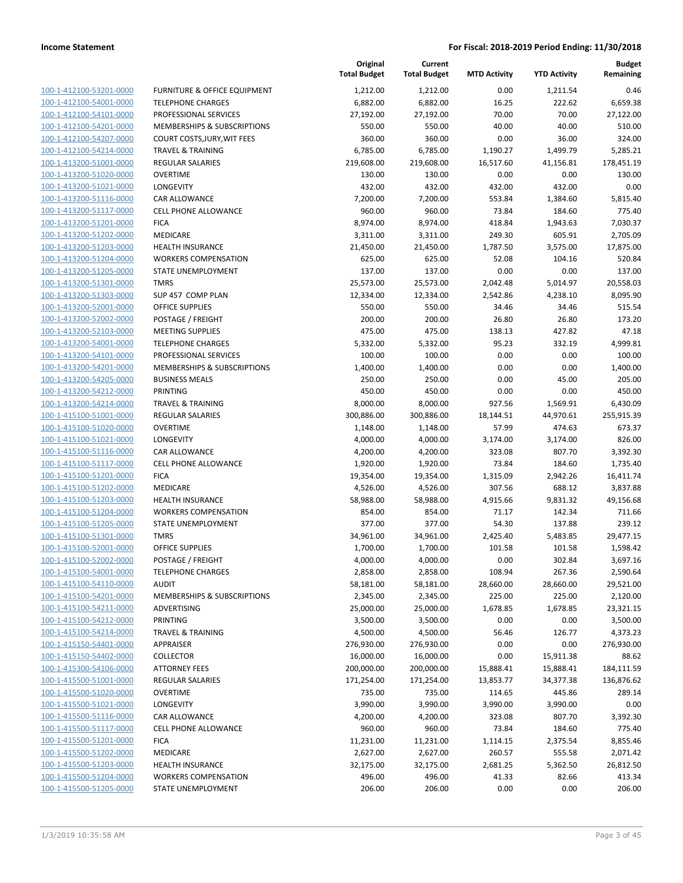| | | Original Total Budget | Current Total Budget | MTD Activity | YTD Activity | Budget Remaining |
|---|---|---|---|---|---|---|
| 100-1-412100-53201-0000 | FURNITURE & OFFICE EQUIPMENT | 1,212.00 | 1,212.00 | 0.00 | 1,211.54 | 0.46 |
| 100-1-412100-54001-0000 | TELEPHONE CHARGES | 6,882.00 | 6,882.00 | 16.25 | 222.62 | 6,659.38 |
| 100-1-412100-54101-0000 | PROFESSIONAL SERVICES | 27,192.00 | 27,192.00 | 70.00 | 70.00 | 27,122.00 |
| 100-1-412100-54201-0000 | MEMBERSHIPS & SUBSCRIPTIONS | 550.00 | 550.00 | 40.00 | 40.00 | 510.00 |
| 100-1-412100-54207-0000 | COURT COSTS,JURY,WIT FEES | 360.00 | 360.00 | 0.00 | 36.00 | 324.00 |
| 100-1-412100-54214-0000 | TRAVEL & TRAINING | 6,785.00 | 6,785.00 | 1,190.27 | 1,499.79 | 5,285.21 |
| 100-1-413200-51001-0000 | REGULAR SALARIES | 219,608.00 | 219,608.00 | 16,517.60 | 41,156.81 | 178,451.19 |
| 100-1-413200-51020-0000 | OVERTIME | 130.00 | 130.00 | 0.00 | 0.00 | 130.00 |
| 100-1-413200-51021-0000 | LONGEVITY | 432.00 | 432.00 | 432.00 | 432.00 | 0.00 |
| 100-1-413200-51116-0000 | CAR ALLOWANCE | 7,200.00 | 7,200.00 | 553.84 | 1,384.60 | 5,815.40 |
| 100-1-413200-51117-0000 | CELL PHONE ALLOWANCE | 960.00 | 960.00 | 73.84 | 184.60 | 775.40 |
| 100-1-413200-51201-0000 | FICA | 8,974.00 | 8,974.00 | 418.84 | 1,943.63 | 7,030.37 |
| 100-1-413200-51202-0000 | MEDICARE | 3,311.00 | 3,311.00 | 249.30 | 605.91 | 2,705.09 |
| 100-1-413200-51203-0000 | HEALTH INSURANCE | 21,450.00 | 21,450.00 | 1,787.50 | 3,575.00 | 17,875.00 |
| 100-1-413200-51204-0000 | WORKERS COMPENSATION | 625.00 | 625.00 | 52.08 | 104.16 | 520.84 |
| 100-1-413200-51205-0000 | STATE UNEMPLOYMENT | 137.00 | 137.00 | 0.00 | 0.00 | 137.00 |
| 100-1-413200-51301-0000 | TMRS | 25,573.00 | 25,573.00 | 2,042.48 | 5,014.97 | 20,558.03 |
| 100-1-413200-51303-0000 | SUP 457 COMP PLAN | 12,334.00 | 12,334.00 | 2,542.86 | 4,238.10 | 8,095.90 |
| 100-1-413200-52001-0000 | OFFICE SUPPLIES | 550.00 | 550.00 | 34.46 | 34.46 | 515.54 |
| 100-1-413200-52002-0000 | POSTAGE / FREIGHT | 200.00 | 200.00 | 26.80 | 26.80 | 173.20 |
| 100-1-413200-52103-0000 | MEETING SUPPLIES | 475.00 | 475.00 | 138.13 | 427.82 | 47.18 |
| 100-1-413200-54001-0000 | TELEPHONE CHARGES | 5,332.00 | 5,332.00 | 95.23 | 332.19 | 4,999.81 |
| 100-1-413200-54101-0000 | PROFESSIONAL SERVICES | 100.00 | 100.00 | 0.00 | 0.00 | 100.00 |
| 100-1-413200-54201-0000 | MEMBERSHIPS & SUBSCRIPTIONS | 1,400.00 | 1,400.00 | 0.00 | 0.00 | 1,400.00 |
| 100-1-413200-54205-0000 | BUSINESS MEALS | 250.00 | 250.00 | 0.00 | 45.00 | 205.00 |
| 100-1-413200-54212-0000 | PRINTING | 450.00 | 450.00 | 0.00 | 0.00 | 450.00 |
| 100-1-413200-54214-0000 | TRAVEL & TRAINING | 8,000.00 | 8,000.00 | 927.56 | 1,569.91 | 6,430.09 |
| 100-1-415100-51001-0000 | REGULAR SALARIES | 300,886.00 | 300,886.00 | 18,144.51 | 44,970.61 | 255,915.39 |
| 100-1-415100-51020-0000 | OVERTIME | 1,148.00 | 1,148.00 | 57.99 | 474.63 | 673.37 |
| 100-1-415100-51021-0000 | LONGEVITY | 4,000.00 | 4,000.00 | 3,174.00 | 3,174.00 | 826.00 |
| 100-1-415100-51116-0000 | CAR ALLOWANCE | 4,200.00 | 4,200.00 | 323.08 | 807.70 | 3,392.30 |
| 100-1-415100-51117-0000 | CELL PHONE ALLOWANCE | 1,920.00 | 1,920.00 | 73.84 | 184.60 | 1,735.40 |
| 100-1-415100-51201-0000 | FICA | 19,354.00 | 19,354.00 | 1,315.09 | 2,942.26 | 16,411.74 |
| 100-1-415100-51202-0000 | MEDICARE | 4,526.00 | 4,526.00 | 307.56 | 688.12 | 3,837.88 |
| 100-1-415100-51203-0000 | HEALTH INSURANCE | 58,988.00 | 58,988.00 | 4,915.66 | 9,831.32 | 49,156.68 |
| 100-1-415100-51204-0000 | WORKERS COMPENSATION | 854.00 | 854.00 | 71.17 | 142.34 | 711.66 |
| 100-1-415100-51205-0000 | STATE UNEMPLOYMENT | 377.00 | 377.00 | 54.30 | 137.88 | 239.12 |
| 100-1-415100-51301-0000 | TMRS | 34,961.00 | 34,961.00 | 2,425.40 | 5,483.85 | 29,477.15 |
| 100-1-415100-52001-0000 | OFFICE SUPPLIES | 1,700.00 | 1,700.00 | 101.58 | 101.58 | 1,598.42 |
| 100-1-415100-52002-0000 | POSTAGE / FREIGHT | 4,000.00 | 4,000.00 | 0.00 | 302.84 | 3,697.16 |
| 100-1-415100-54001-0000 | TELEPHONE CHARGES | 2,858.00 | 2,858.00 | 108.94 | 267.36 | 2,590.64 |
| 100-1-415100-54110-0000 | AUDIT | 58,181.00 | 58,181.00 | 28,660.00 | 28,660.00 | 29,521.00 |
| 100-1-415100-54201-0000 | MEMBERSHIPS & SUBSCRIPTIONS | 2,345.00 | 2,345.00 | 225.00 | 225.00 | 2,120.00 |
| 100-1-415100-54211-0000 | ADVERTISING | 25,000.00 | 25,000.00 | 1,678.85 | 1,678.85 | 23,321.15 |
| 100-1-415100-54212-0000 | PRINTING | 3,500.00 | 3,500.00 | 0.00 | 0.00 | 3,500.00 |
| 100-1-415100-54214-0000 | TRAVEL & TRAINING | 4,500.00 | 4,500.00 | 56.46 | 126.77 | 4,373.23 |
| 100-1-415150-54401-0000 | APPRAISER | 276,930.00 | 276,930.00 | 0.00 | 0.00 | 276,930.00 |
| 100-1-415150-54402-0000 | COLLECTOR | 16,000.00 | 16,000.00 | 0.00 | 15,911.38 | 88.62 |
| 100-1-415300-54106-0000 | ATTORNEY FEES | 200,000.00 | 200,000.00 | 15,888.41 | 15,888.41 | 184,111.59 |
| 100-1-415500-51001-0000 | REGULAR SALARIES | 171,254.00 | 171,254.00 | 13,853.77 | 34,377.38 | 136,876.62 |
| 100-1-415500-51020-0000 | OVERTIME | 735.00 | 735.00 | 114.65 | 445.86 | 289.14 |
| 100-1-415500-51021-0000 | LONGEVITY | 3,990.00 | 3,990.00 | 3,990.00 | 3,990.00 | 0.00 |
| 100-1-415500-51116-0000 | CAR ALLOWANCE | 4,200.00 | 4,200.00 | 323.08 | 807.70 | 3,392.30 |
| 100-1-415500-51117-0000 | CELL PHONE ALLOWANCE | 960.00 | 960.00 | 73.84 | 184.60 | 775.40 |
| 100-1-415500-51201-0000 | FICA | 11,231.00 | 11,231.00 | 1,114.15 | 2,375.54 | 8,855.46 |
| 100-1-415500-51202-0000 | MEDICARE | 2,627.00 | 2,627.00 | 260.57 | 555.58 | 2,071.42 |
| 100-1-415500-51203-0000 | HEALTH INSURANCE | 32,175.00 | 32,175.00 | 2,681.25 | 5,362.50 | 26,812.50 |
| 100-1-415500-51204-0000 | WORKERS COMPENSATION | 496.00 | 496.00 | 41.33 | 82.66 | 413.34 |
| 100-1-415500-51205-0000 | STATE UNEMPLOYMENT | 206.00 | 206.00 | 0.00 | 0.00 | 206.00 |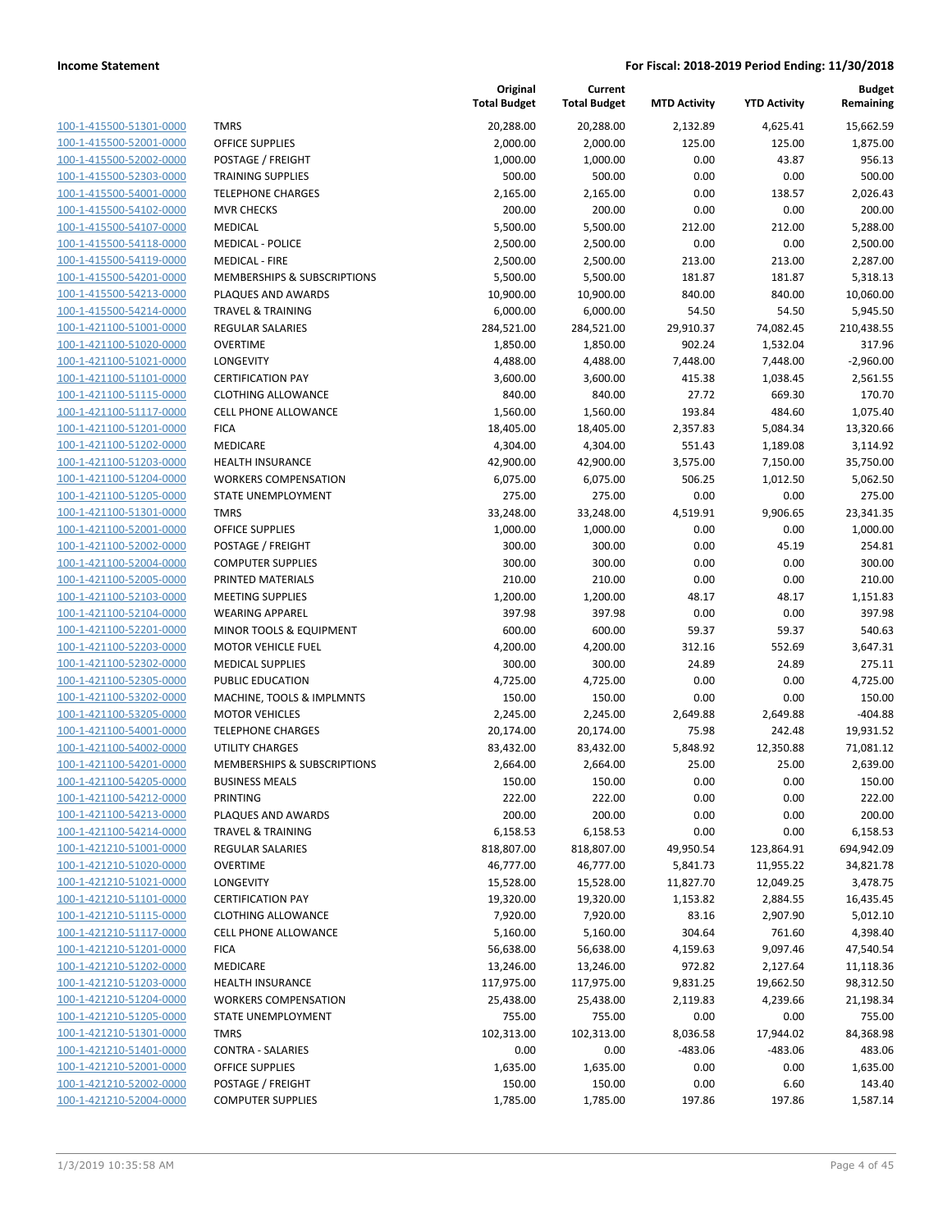| | | Original Total Budget | Current Total Budget | MTD Activity | YTD Activity | Budget Remaining |
|---|---|---|---|---|---|---|
| 100-1-415500-51301-0000 | TMRS | 20,288.00 | 20,288.00 | 2,132.89 | 4,625.41 | 15,662.59 |
| 100-1-415500-52001-0000 | OFFICE SUPPLIES | 2,000.00 | 2,000.00 | 125.00 | 125.00 | 1,875.00 |
| 100-1-415500-52002-0000 | POSTAGE / FREIGHT | 1,000.00 | 1,000.00 | 0.00 | 43.87 | 956.13 |
| 100-1-415500-52303-0000 | TRAINING SUPPLIES | 500.00 | 500.00 | 0.00 | 0.00 | 500.00 |
| 100-1-415500-54001-0000 | TELEPHONE CHARGES | 2,165.00 | 2,165.00 | 0.00 | 138.57 | 2,026.43 |
| 100-1-415500-54102-0000 | MVR CHECKS | 200.00 | 200.00 | 0.00 | 0.00 | 200.00 |
| 100-1-415500-54107-0000 | MEDICAL | 5,500.00 | 5,500.00 | 212.00 | 212.00 | 5,288.00 |
| 100-1-415500-54118-0000 | MEDICAL - POLICE | 2,500.00 | 2,500.00 | 0.00 | 0.00 | 2,500.00 |
| 100-1-415500-54119-0000 | MEDICAL - FIRE | 2,500.00 | 2,500.00 | 213.00 | 213.00 | 2,287.00 |
| 100-1-415500-54201-0000 | MEMBERSHIPS & SUBSCRIPTIONS | 5,500.00 | 5,500.00 | 181.87 | 181.87 | 5,318.13 |
| 100-1-415500-54213-0000 | PLAQUES AND AWARDS | 10,900.00 | 10,900.00 | 840.00 | 840.00 | 10,060.00 |
| 100-1-415500-54214-0000 | TRAVEL & TRAINING | 6,000.00 | 6,000.00 | 54.50 | 54.50 | 5,945.50 |
| 100-1-421100-51001-0000 | REGULAR SALARIES | 284,521.00 | 284,521.00 | 29,910.37 | 74,082.45 | 210,438.55 |
| 100-1-421100-51020-0000 | OVERTIME | 1,850.00 | 1,850.00 | 902.24 | 1,532.04 | 317.96 |
| 100-1-421100-51021-0000 | LONGEVITY | 4,488.00 | 4,488.00 | 7,448.00 | 7,448.00 | -2,960.00 |
| 100-1-421100-51101-0000 | CERTIFICATION PAY | 3,600.00 | 3,600.00 | 415.38 | 1,038.45 | 2,561.55 |
| 100-1-421100-51115-0000 | CLOTHING ALLOWANCE | 840.00 | 840.00 | 27.72 | 669.30 | 170.70 |
| 100-1-421100-51117-0000 | CELL PHONE ALLOWANCE | 1,560.00 | 1,560.00 | 193.84 | 484.60 | 1,075.40 |
| 100-1-421100-51201-0000 | FICA | 18,405.00 | 18,405.00 | 2,357.83 | 5,084.34 | 13,320.66 |
| 100-1-421100-51202-0000 | MEDICARE | 4,304.00 | 4,304.00 | 551.43 | 1,189.08 | 3,114.92 |
| 100-1-421100-51203-0000 | HEALTH INSURANCE | 42,900.00 | 42,900.00 | 3,575.00 | 7,150.00 | 35,750.00 |
| 100-1-421100-51204-0000 | WORKERS COMPENSATION | 6,075.00 | 6,075.00 | 506.25 | 1,012.50 | 5,062.50 |
| 100-1-421100-51205-0000 | STATE UNEMPLOYMENT | 275.00 | 275.00 | 0.00 | 0.00 | 275.00 |
| 100-1-421100-51301-0000 | TMRS | 33,248.00 | 33,248.00 | 4,519.91 | 9,906.65 | 23,341.35 |
| 100-1-421100-52001-0000 | OFFICE SUPPLIES | 1,000.00 | 1,000.00 | 0.00 | 0.00 | 1,000.00 |
| 100-1-421100-52002-0000 | POSTAGE / FREIGHT | 300.00 | 300.00 | 0.00 | 45.19 | 254.81 |
| 100-1-421100-52004-0000 | COMPUTER SUPPLIES | 300.00 | 300.00 | 0.00 | 0.00 | 300.00 |
| 100-1-421100-52005-0000 | PRINTED MATERIALS | 210.00 | 210.00 | 0.00 | 0.00 | 210.00 |
| 100-1-421100-52103-0000 | MEETING SUPPLIES | 1,200.00 | 1,200.00 | 48.17 | 48.17 | 1,151.83 |
| 100-1-421100-52104-0000 | WEARING APPAREL | 397.98 | 397.98 | 0.00 | 0.00 | 397.98 |
| 100-1-421100-52201-0000 | MINOR TOOLS & EQUIPMENT | 600.00 | 600.00 | 59.37 | 59.37 | 540.63 |
| 100-1-421100-52203-0000 | MOTOR VEHICLE FUEL | 4,200.00 | 4,200.00 | 312.16 | 552.69 | 3,647.31 |
| 100-1-421100-52302-0000 | MEDICAL SUPPLIES | 300.00 | 300.00 | 24.89 | 24.89 | 275.11 |
| 100-1-421100-52305-0000 | PUBLIC EDUCATION | 4,725.00 | 4,725.00 | 0.00 | 0.00 | 4,725.00 |
| 100-1-421100-53202-0000 | MACHINE, TOOLS & IMPLMNTS | 150.00 | 150.00 | 0.00 | 0.00 | 150.00 |
| 100-1-421100-53205-0000 | MOTOR VEHICLES | 2,245.00 | 2,245.00 | 2,649.88 | 2,649.88 | -404.88 |
| 100-1-421100-54001-0000 | TELEPHONE CHARGES | 20,174.00 | 20,174.00 | 75.98 | 242.48 | 19,931.52 |
| 100-1-421100-54002-0000 | UTILITY CHARGES | 83,432.00 | 83,432.00 | 5,848.92 | 12,350.88 | 71,081.12 |
| 100-1-421100-54201-0000 | MEMBERSHIPS & SUBSCRIPTIONS | 2,664.00 | 2,664.00 | 25.00 | 25.00 | 2,639.00 |
| 100-1-421100-54205-0000 | BUSINESS MEALS | 150.00 | 150.00 | 0.00 | 0.00 | 150.00 |
| 100-1-421100-54212-0000 | PRINTING | 222.00 | 222.00 | 0.00 | 0.00 | 222.00 |
| 100-1-421100-54213-0000 | PLAQUES AND AWARDS | 200.00 | 200.00 | 0.00 | 0.00 | 200.00 |
| 100-1-421100-54214-0000 | TRAVEL & TRAINING | 6,158.53 | 6,158.53 | 0.00 | 0.00 | 6,158.53 |
| 100-1-421210-51001-0000 | REGULAR SALARIES | 818,807.00 | 818,807.00 | 49,950.54 | 123,864.91 | 694,942.09 |
| 100-1-421210-51020-0000 | OVERTIME | 46,777.00 | 46,777.00 | 5,841.73 | 11,955.22 | 34,821.78 |
| 100-1-421210-51021-0000 | LONGEVITY | 15,528.00 | 15,528.00 | 11,827.70 | 12,049.25 | 3,478.75 |
| 100-1-421210-51101-0000 | CERTIFICATION PAY | 19,320.00 | 19,320.00 | 1,153.82 | 2,884.55 | 16,435.45 |
| 100-1-421210-51115-0000 | CLOTHING ALLOWANCE | 7,920.00 | 7,920.00 | 83.16 | 2,907.90 | 5,012.10 |
| 100-1-421210-51117-0000 | CELL PHONE ALLOWANCE | 5,160.00 | 5,160.00 | 304.64 | 761.60 | 4,398.40 |
| 100-1-421210-51201-0000 | FICA | 56,638.00 | 56,638.00 | 4,159.63 | 9,097.46 | 47,540.54 |
| 100-1-421210-51202-0000 | MEDICARE | 13,246.00 | 13,246.00 | 972.82 | 2,127.64 | 11,118.36 |
| 100-1-421210-51203-0000 | HEALTH INSURANCE | 117,975.00 | 117,975.00 | 9,831.25 | 19,662.50 | 98,312.50 |
| 100-1-421210-51204-0000 | WORKERS COMPENSATION | 25,438.00 | 25,438.00 | 2,119.83 | 4,239.66 | 21,198.34 |
| 100-1-421210-51205-0000 | STATE UNEMPLOYMENT | 755.00 | 755.00 | 0.00 | 0.00 | 755.00 |
| 100-1-421210-51301-0000 | TMRS | 102,313.00 | 102,313.00 | 8,036.58 | 17,944.02 | 84,368.98 |
| 100-1-421210-51401-0000 | CONTRA - SALARIES | 0.00 | 0.00 | -483.06 | -483.06 | 483.06 |
| 100-1-421210-52001-0000 | OFFICE SUPPLIES | 1,635.00 | 1,635.00 | 0.00 | 0.00 | 1,635.00 |
| 100-1-421210-52002-0000 | POSTAGE / FREIGHT | 150.00 | 150.00 | 0.00 | 6.60 | 143.40 |
| 100-1-421210-52004-0000 | COMPUTER SUPPLIES | 1,785.00 | 1,785.00 | 197.86 | 197.86 | 1,587.14 |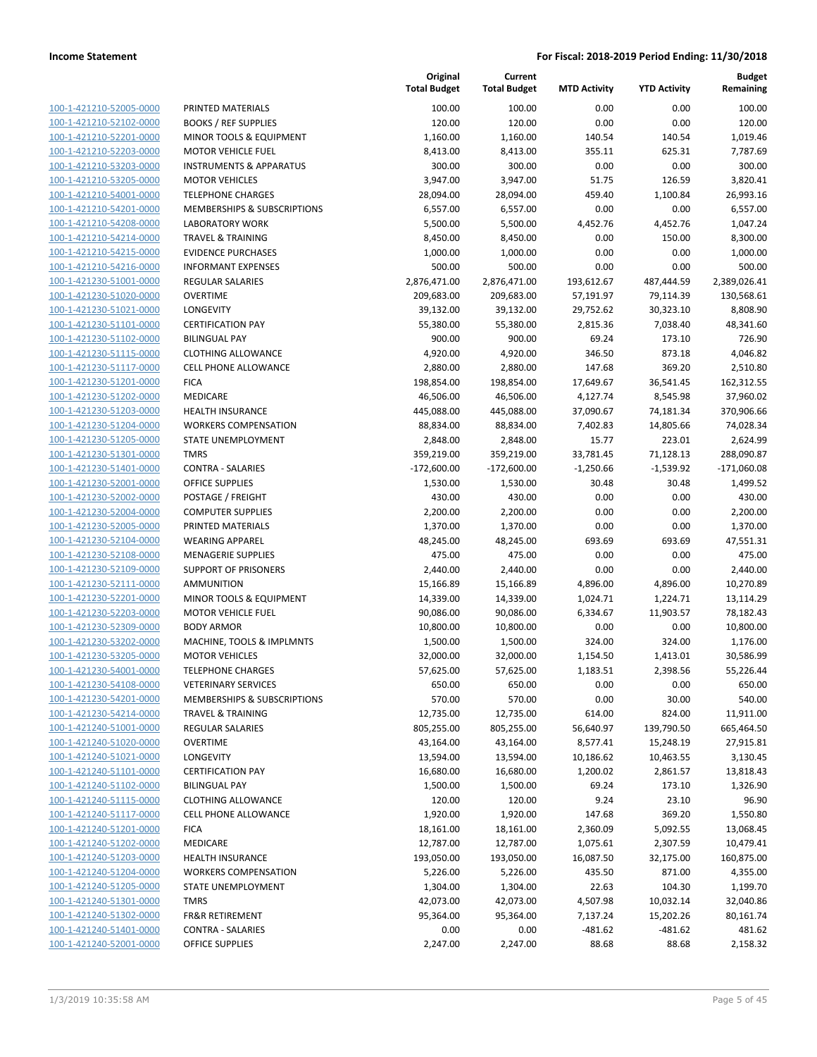**Income Statement** — **For Fiscal: 2018-2019 Period Ending: 11/30/2018**

| | | Original Total Budget | Current Total Budget | MTD Activity | YTD Activity | Budget Remaining |
|---|---|---|---|---|---|---|
| 100-1-421210-52005-0000 | PRINTED MATERIALS | 100.00 | 100.00 | 0.00 | 0.00 | 100.00 |
| 100-1-421210-52102-0000 | BOOKS / REF SUPPLIES | 120.00 | 120.00 | 0.00 | 0.00 | 120.00 |
| 100-1-421210-52201-0000 | MINOR TOOLS & EQUIPMENT | 1,160.00 | 1,160.00 | 140.54 | 140.54 | 1,019.46 |
| 100-1-421210-52203-0000 | MOTOR VEHICLE FUEL | 8,413.00 | 8,413.00 | 355.11 | 625.31 | 7,787.69 |
| 100-1-421210-53203-0000 | INSTRUMENTS & APPARATUS | 300.00 | 300.00 | 0.00 | 0.00 | 300.00 |
| 100-1-421210-53205-0000 | MOTOR VEHICLES | 3,947.00 | 3,947.00 | 51.75 | 126.59 | 3,820.41 |
| 100-1-421210-54001-0000 | TELEPHONE CHARGES | 28,094.00 | 28,094.00 | 459.40 | 1,100.84 | 26,993.16 |
| 100-1-421210-54201-0000 | MEMBERSHIPS & SUBSCRIPTIONS | 6,557.00 | 6,557.00 | 0.00 | 0.00 | 6,557.00 |
| 100-1-421210-54208-0000 | LABORATORY WORK | 5,500.00 | 5,500.00 | 4,452.76 | 4,452.76 | 1,047.24 |
| 100-1-421210-54214-0000 | TRAVEL & TRAINING | 8,450.00 | 8,450.00 | 0.00 | 150.00 | 8,300.00 |
| 100-1-421210-54215-0000 | EVIDENCE PURCHASES | 1,000.00 | 1,000.00 | 0.00 | 0.00 | 1,000.00 |
| 100-1-421210-54216-0000 | INFORMANT EXPENSES | 500.00 | 500.00 | 0.00 | 0.00 | 500.00 |
| 100-1-421230-51001-0000 | REGULAR SALARIES | 2,876,471.00 | 2,876,471.00 | 193,612.67 | 487,444.59 | 2,389,026.41 |
| 100-1-421230-51020-0000 | OVERTIME | 209,683.00 | 209,683.00 | 57,191.97 | 79,114.39 | 130,568.61 |
| 100-1-421230-51021-0000 | LONGEVITY | 39,132.00 | 39,132.00 | 29,752.62 | 30,323.10 | 8,808.90 |
| 100-1-421230-51101-0000 | CERTIFICATION PAY | 55,380.00 | 55,380.00 | 2,815.36 | 7,038.40 | 48,341.60 |
| 100-1-421230-51102-0000 | BILINGUAL PAY | 900.00 | 900.00 | 69.24 | 173.10 | 726.90 |
| 100-1-421230-51115-0000 | CLOTHING ALLOWANCE | 4,920.00 | 4,920.00 | 346.50 | 873.18 | 4,046.82 |
| 100-1-421230-51117-0000 | CELL PHONE ALLOWANCE | 2,880.00 | 2,880.00 | 147.68 | 369.20 | 2,510.80 |
| 100-1-421230-51201-0000 | FICA | 198,854.00 | 198,854.00 | 17,649.67 | 36,541.45 | 162,312.55 |
| 100-1-421230-51202-0000 | MEDICARE | 46,506.00 | 46,506.00 | 4,127.74 | 8,545.98 | 37,960.02 |
| 100-1-421230-51203-0000 | HEALTH INSURANCE | 445,088.00 | 445,088.00 | 37,090.67 | 74,181.34 | 370,906.66 |
| 100-1-421230-51204-0000 | WORKERS COMPENSATION | 88,834.00 | 88,834.00 | 7,402.83 | 14,805.66 | 74,028.34 |
| 100-1-421230-51205-0000 | STATE UNEMPLOYMENT | 2,848.00 | 2,848.00 | 15.77 | 223.01 | 2,624.99 |
| 100-1-421230-51301-0000 | TMRS | 359,219.00 | 359,219.00 | 33,781.45 | 71,128.13 | 288,090.87 |
| 100-1-421230-51401-0000 | CONTRA - SALARIES | -172,600.00 | -172,600.00 | -1,250.66 | -1,539.92 | -171,060.08 |
| 100-1-421230-52001-0000 | OFFICE SUPPLIES | 1,530.00 | 1,530.00 | 30.48 | 30.48 | 1,499.52 |
| 100-1-421230-52002-0000 | POSTAGE / FREIGHT | 430.00 | 430.00 | 0.00 | 0.00 | 430.00 |
| 100-1-421230-52004-0000 | COMPUTER SUPPLIES | 2,200.00 | 2,200.00 | 0.00 | 0.00 | 2,200.00 |
| 100-1-421230-52005-0000 | PRINTED MATERIALS | 1,370.00 | 1,370.00 | 0.00 | 0.00 | 1,370.00 |
| 100-1-421230-52104-0000 | WEARING APPAREL | 48,245.00 | 48,245.00 | 693.69 | 693.69 | 47,551.31 |
| 100-1-421230-52108-0000 | MENAGERIE SUPPLIES | 475.00 | 475.00 | 0.00 | 0.00 | 475.00 |
| 100-1-421230-52109-0000 | SUPPORT OF PRISONERS | 2,440.00 | 2,440.00 | 0.00 | 0.00 | 2,440.00 |
| 100-1-421230-52111-0000 | AMMUNITION | 15,166.89 | 15,166.89 | 4,896.00 | 4,896.00 | 10,270.89 |
| 100-1-421230-52201-0000 | MINOR TOOLS & EQUIPMENT | 14,339.00 | 14,339.00 | 1,024.71 | 1,224.71 | 13,114.29 |
| 100-1-421230-52203-0000 | MOTOR VEHICLE FUEL | 90,086.00 | 90,086.00 | 6,334.67 | 11,903.57 | 78,182.43 |
| 100-1-421230-52309-0000 | BODY ARMOR | 10,800.00 | 10,800.00 | 0.00 | 0.00 | 10,800.00 |
| 100-1-421230-53202-0000 | MACHINE, TOOLS & IMPLMNTS | 1,500.00 | 1,500.00 | 324.00 | 324.00 | 1,176.00 |
| 100-1-421230-53205-0000 | MOTOR VEHICLES | 32,000.00 | 32,000.00 | 1,154.50 | 1,413.01 | 30,586.99 |
| 100-1-421230-54001-0000 | TELEPHONE CHARGES | 57,625.00 | 57,625.00 | 1,183.51 | 2,398.56 | 55,226.44 |
| 100-1-421230-54108-0000 | VETERINARY SERVICES | 650.00 | 650.00 | 0.00 | 0.00 | 650.00 |
| 100-1-421230-54201-0000 | MEMBERSHIPS & SUBSCRIPTIONS | 570.00 | 570.00 | 0.00 | 30.00 | 540.00 |
| 100-1-421230-54214-0000 | TRAVEL & TRAINING | 12,735.00 | 12,735.00 | 614.00 | 824.00 | 11,911.00 |
| 100-1-421240-51001-0000 | REGULAR SALARIES | 805,255.00 | 805,255.00 | 56,640.97 | 139,790.50 | 665,464.50 |
| 100-1-421240-51020-0000 | OVERTIME | 43,164.00 | 43,164.00 | 8,577.41 | 15,248.19 | 27,915.81 |
| 100-1-421240-51021-0000 | LONGEVITY | 13,594.00 | 13,594.00 | 10,186.62 | 10,463.55 | 3,130.45 |
| 100-1-421240-51101-0000 | CERTIFICATION PAY | 16,680.00 | 16,680.00 | 1,200.02 | 2,861.57 | 13,818.43 |
| 100-1-421240-51102-0000 | BILINGUAL PAY | 1,500.00 | 1,500.00 | 69.24 | 173.10 | 1,326.90 |
| 100-1-421240-51115-0000 | CLOTHING ALLOWANCE | 120.00 | 120.00 | 9.24 | 23.10 | 96.90 |
| 100-1-421240-51117-0000 | CELL PHONE ALLOWANCE | 1,920.00 | 1,920.00 | 147.68 | 369.20 | 1,550.80 |
| 100-1-421240-51201-0000 | FICA | 18,161.00 | 18,161.00 | 2,360.09 | 5,092.55 | 13,068.45 |
| 100-1-421240-51202-0000 | MEDICARE | 12,787.00 | 12,787.00 | 1,075.61 | 2,307.59 | 10,479.41 |
| 100-1-421240-51203-0000 | HEALTH INSURANCE | 193,050.00 | 193,050.00 | 16,087.50 | 32,175.00 | 160,875.00 |
| 100-1-421240-51204-0000 | WORKERS COMPENSATION | 5,226.00 | 5,226.00 | 435.50 | 871.00 | 4,355.00 |
| 100-1-421240-51205-0000 | STATE UNEMPLOYMENT | 1,304.00 | 1,304.00 | 22.63 | 104.30 | 1,199.70 |
| 100-1-421240-51301-0000 | TMRS | 42,073.00 | 42,073.00 | 4,507.98 | 10,032.14 | 32,040.86 |
| 100-1-421240-51302-0000 | FR&R RETIREMENT | 95,364.00 | 95,364.00 | 7,137.24 | 15,202.26 | 80,161.74 |
| 100-1-421240-51401-0000 | CONTRA - SALARIES | 0.00 | 0.00 | -481.62 | -481.62 | 481.62 |
| 100-1-421240-52001-0000 | OFFICE SUPPLIES | 2,247.00 | 2,247.00 | 88.68 | 88.68 | 2,158.32 |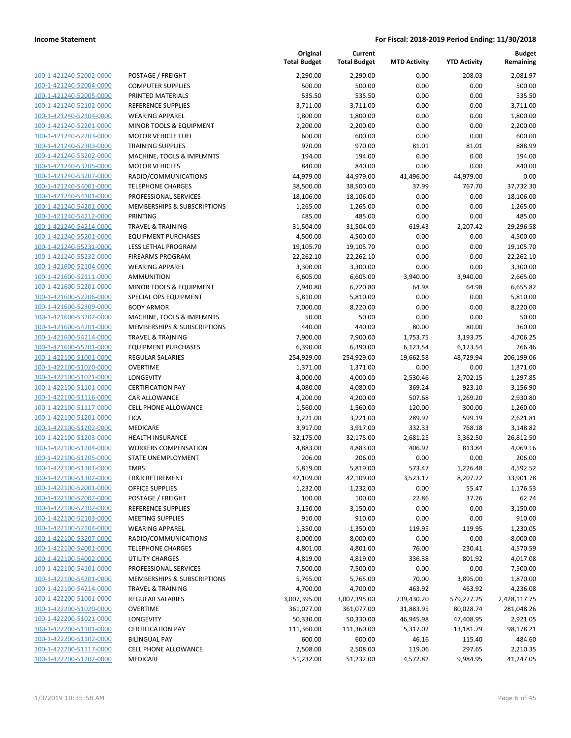**Income Statement** — **For Fiscal: 2018-2019 Period Ending: 11/30/2018**

| | | Original Total Budget | Current Total Budget | MTD Activity | YTD Activity | Budget Remaining |
|---|---|---|---|---|---|---|
| 100-1-421240-52002-0000 | POSTAGE / FREIGHT | 2,290.00 | 2,290.00 | 0.00 | 208.03 | 2,081.97 |
| 100-1-421240-52004-0000 | COMPUTER SUPPLIES | 500.00 | 500.00 | 0.00 | 0.00 | 500.00 |
| 100-1-421240-52005-0000 | PRINTED MATERIALS | 535.50 | 535.50 | 0.00 | 0.00 | 535.50 |
| 100-1-421240-52102-0000 | REFERENCE SUPPLIES | 3,711.00 | 3,711.00 | 0.00 | 0.00 | 3,711.00 |
| 100-1-421240-52104-0000 | WEARING APPAREL | 1,800.00 | 1,800.00 | 0.00 | 0.00 | 1,800.00 |
| 100-1-421240-52201-0000 | MINOR TOOLS & EQUIPMENT | 2,200.00 | 2,200.00 | 0.00 | 0.00 | 2,200.00 |
| 100-1-421240-52203-0000 | MOTOR VEHICLE FUEL | 600.00 | 600.00 | 0.00 | 0.00 | 600.00 |
| 100-1-421240-52303-0000 | TRAINING SUPPLIES | 970.00 | 970.00 | 81.01 | 81.01 | 888.99 |
| 100-1-421240-53202-0000 | MACHINE, TOOLS & IMPLMNTS | 194.00 | 194.00 | 0.00 | 0.00 | 194.00 |
| 100-1-421240-53205-0000 | MOTOR VEHICLES | 840.00 | 840.00 | 0.00 | 0.00 | 840.00 |
| 100-1-421240-53207-0000 | RADIO/COMMUNICATIONS | 44,979.00 | 44,979.00 | 41,496.00 | 44,979.00 | 0.00 |
| 100-1-421240-54001-0000 | TELEPHONE CHARGES | 38,500.00 | 38,500.00 | 37.99 | 767.70 | 37,732.30 |
| 100-1-421240-54101-0000 | PROFESSIONAL SERVICES | 18,106.00 | 18,106.00 | 0.00 | 0.00 | 18,106.00 |
| 100-1-421240-54201-0000 | MEMBERSHIPS & SUBSCRIPTIONS | 1,265.00 | 1,265.00 | 0.00 | 0.00 | 1,265.00 |
| 100-1-421240-54212-0000 | PRINTING | 485.00 | 485.00 | 0.00 | 0.00 | 485.00 |
| 100-1-421240-54214-0000 | TRAVEL & TRAINING | 31,504.00 | 31,504.00 | 619.43 | 2,207.42 | 29,296.58 |
| 100-1-421240-55201-0000 | EQUIPMENT PURCHASES | 4,500.00 | 4,500.00 | 0.00 | 0.00 | 4,500.00 |
| 100-1-421240-55231-0000 | LESS LETHAL PROGRAM | 19,105.70 | 19,105.70 | 0.00 | 0.00 | 19,105.70 |
| 100-1-421240-55232-0000 | FIREARMS PROGRAM | 22,262.10 | 22,262.10 | 0.00 | 0.00 | 22,262.10 |
| 100-1-421600-52104-0000 | WEARING APPAREL | 3,300.00 | 3,300.00 | 0.00 | 0.00 | 3,300.00 |
| 100-1-421600-52111-0000 | AMMUNITION | 6,605.00 | 6,605.00 | 3,940.00 | 3,940.00 | 2,665.00 |
| 100-1-421600-52201-0000 | MINOR TOOLS & EQUIPMENT | 7,940.80 | 6,720.80 | 64.98 | 64.98 | 6,655.82 |
| 100-1-421600-52206-0000 | SPECIAL OPS EQUIPMENT | 5,810.00 | 5,810.00 | 0.00 | 0.00 | 5,810.00 |
| 100-1-421600-52309-0000 | BODY ARMOR | 7,000.00 | 8,220.00 | 0.00 | 0.00 | 8,220.00 |
| 100-1-421600-53202-0000 | MACHINE, TOOLS & IMPLMNTS | 50.00 | 50.00 | 0.00 | 0.00 | 50.00 |
| 100-1-421600-54201-0000 | MEMBERSHIPS & SUBSCRIPTIONS | 440.00 | 440.00 | 80.00 | 80.00 | 360.00 |
| 100-1-421600-54214-0000 | TRAVEL & TRAINING | 7,900.00 | 7,900.00 | 1,753.75 | 3,193.75 | 4,706.25 |
| 100-1-421600-55201-0000 | EQUIPMENT PURCHASES | 6,390.00 | 6,390.00 | 6,123.54 | 6,123.54 | 266.46 |
| 100-1-422100-51001-0000 | REGULAR SALARIES | 254,929.00 | 254,929.00 | 19,662.58 | 48,729.94 | 206,199.06 |
| 100-1-422100-51020-0000 | OVERTIME | 1,371.00 | 1,371.00 | 0.00 | 0.00 | 1,371.00 |
| 100-1-422100-51021-0000 | LONGEVITY | 4,000.00 | 4,000.00 | 2,530.46 | 2,702.15 | 1,297.85 |
| 100-1-422100-51101-0000 | CERTIFICATION PAY | 4,080.00 | 4,080.00 | 369.24 | 923.10 | 3,156.90 |
| 100-1-422100-51116-0000 | CAR ALLOWANCE | 4,200.00 | 4,200.00 | 507.68 | 1,269.20 | 2,930.80 |
| 100-1-422100-51117-0000 | CELL PHONE ALLOWANCE | 1,560.00 | 1,560.00 | 120.00 | 300.00 | 1,260.00 |
| 100-1-422100-51201-0000 | FICA | 3,221.00 | 3,221.00 | 289.92 | 599.19 | 2,621.81 |
| 100-1-422100-51202-0000 | MEDICARE | 3,917.00 | 3,917.00 | 332.33 | 768.18 | 3,148.82 |
| 100-1-422100-51203-0000 | HEALTH INSURANCE | 32,175.00 | 32,175.00 | 2,681.25 | 5,362.50 | 26,812.50 |
| 100-1-422100-51204-0000 | WORKERS COMPENSATION | 4,883.00 | 4,883.00 | 406.92 | 813.84 | 4,069.16 |
| 100-1-422100-51205-0000 | STATE UNEMPLOYMENT | 206.00 | 206.00 | 0.00 | 0.00 | 206.00 |
| 100-1-422100-51301-0000 | TMRS | 5,819.00 | 5,819.00 | 573.47 | 1,226.48 | 4,592.52 |
| 100-1-422100-51302-0000 | FR&R RETIREMENT | 42,109.00 | 42,109.00 | 3,523.17 | 8,207.22 | 33,901.78 |
| 100-1-422100-52001-0000 | OFFICE SUPPLIES | 1,232.00 | 1,232.00 | 0.00 | 55.47 | 1,176.53 |
| 100-1-422100-52002-0000 | POSTAGE / FREIGHT | 100.00 | 100.00 | 22.86 | 37.26 | 62.74 |
| 100-1-422100-52102-0000 | REFERENCE SUPPLIES | 3,150.00 | 3,150.00 | 0.00 | 0.00 | 3,150.00 |
| 100-1-422100-52103-0000 | MEETING SUPPLIES | 910.00 | 910.00 | 0.00 | 0.00 | 910.00 |
| 100-1-422100-52104-0000 | WEARING APPAREL | 1,350.00 | 1,350.00 | 119.95 | 119.95 | 1,230.05 |
| 100-1-422100-53207-0000 | RADIO/COMMUNICATIONS | 8,000.00 | 8,000.00 | 0.00 | 0.00 | 8,000.00 |
| 100-1-422100-54001-0000 | TELEPHONE CHARGES | 4,801.00 | 4,801.00 | 76.00 | 230.41 | 4,570.59 |
| 100-1-422100-54002-0000 | UTILITY CHARGES | 4,819.00 | 4,819.00 | 336.38 | 801.92 | 4,017.08 |
| 100-1-422100-54101-0000 | PROFESSIONAL SERVICES | 7,500.00 | 7,500.00 | 0.00 | 0.00 | 7,500.00 |
| 100-1-422100-54201-0000 | MEMBERSHIPS & SUBSCRIPTIONS | 5,765.00 | 5,765.00 | 70.00 | 3,895.00 | 1,870.00 |
| 100-1-422100-54214-0000 | TRAVEL & TRAINING | 4,700.00 | 4,700.00 | 463.92 | 463.92 | 4,236.08 |
| 100-1-422200-51001-0000 | REGULAR SALARIES | 3,007,395.00 | 3,007,395.00 | 239,430.20 | 579,277.25 | 2,428,117.75 |
| 100-1-422200-51020-0000 | OVERTIME | 361,077.00 | 361,077.00 | 31,883.95 | 80,028.74 | 281,048.26 |
| 100-1-422200-51021-0000 | LONGEVITY | 50,330.00 | 50,330.00 | 46,945.98 | 47,408.95 | 2,921.05 |
| 100-1-422200-51101-0000 | CERTIFICATION PAY | 111,360.00 | 111,360.00 | 5,317.02 | 13,181.79 | 98,178.21 |
| 100-1-422200-51102-0000 | BILINGUAL PAY | 600.00 | 600.00 | 46.16 | 115.40 | 484.60 |
| 100-1-422200-51117-0000 | CELL PHONE ALLOWANCE | 2,508.00 | 2,508.00 | 119.06 | 297.65 | 2,210.35 |
| 100-1-422200-51202-0000 | MEDICARE | 51,232.00 | 51,232.00 | 4,572.82 | 9,984.95 | 41,247.05 |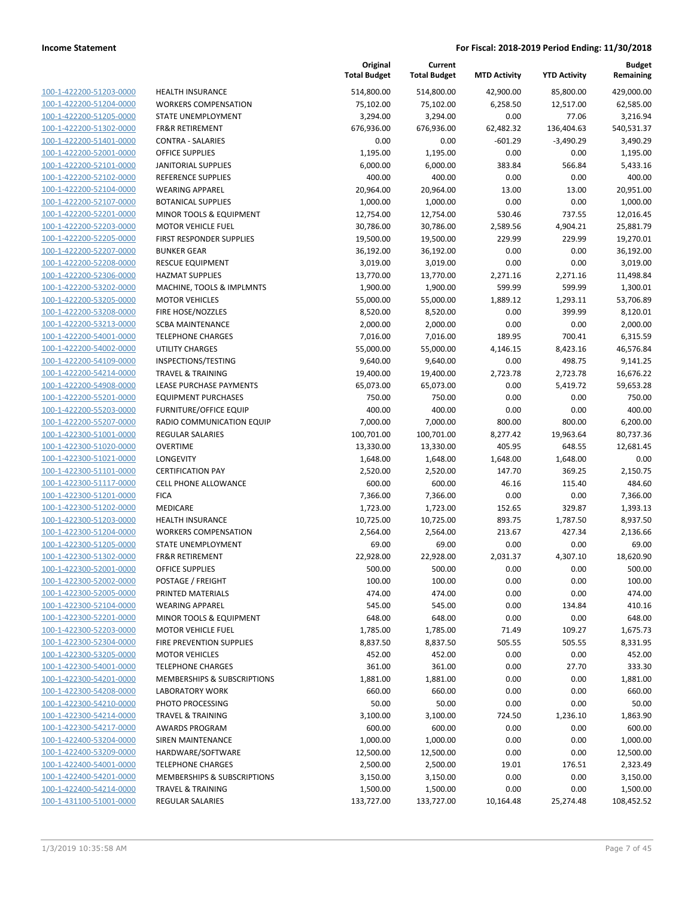**Income Statement** | **For Fiscal: 2018-2019 Period Ending: 11/30/2018**

| | | Original Total Budget | Current Total Budget | MTD Activity | YTD Activity | Budget Remaining |
|---|---|---|---|---|---|---|
| 100-1-422200-51203-0000 | HEALTH INSURANCE | 514,800.00 | 514,800.00 | 42,900.00 | 85,800.00 | 429,000.00 |
| 100-1-422200-51204-0000 | WORKERS COMPENSATION | 75,102.00 | 75,102.00 | 6,258.50 | 12,517.00 | 62,585.00 |
| 100-1-422200-51205-0000 | STATE UNEMPLOYMENT | 3,294.00 | 3,294.00 | 0.00 | 77.06 | 3,216.94 |
| 100-1-422200-51302-0000 | FR&R RETIREMENT | 676,936.00 | 676,936.00 | 62,482.32 | 136,404.63 | 540,531.37 |
| 100-1-422200-51401-0000 | CONTRA - SALARIES | 0.00 | 0.00 | -601.29 | -3,490.29 | 3,490.29 |
| 100-1-422200-52001-0000 | OFFICE SUPPLIES | 1,195.00 | 1,195.00 | 0.00 | 0.00 | 1,195.00 |
| 100-1-422200-52101-0000 | JANITORIAL SUPPLIES | 6,000.00 | 6,000.00 | 383.84 | 566.84 | 5,433.16 |
| 100-1-422200-52102-0000 | REFERENCE SUPPLIES | 400.00 | 400.00 | 0.00 | 0.00 | 400.00 |
| 100-1-422200-52104-0000 | WEARING APPAREL | 20,964.00 | 20,964.00 | 13.00 | 13.00 | 20,951.00 |
| 100-1-422200-52107-0000 | BOTANICAL SUPPLIES | 1,000.00 | 1,000.00 | 0.00 | 0.00 | 1,000.00 |
| 100-1-422200-52201-0000 | MINOR TOOLS & EQUIPMENT | 12,754.00 | 12,754.00 | 530.46 | 737.55 | 12,016.45 |
| 100-1-422200-52203-0000 | MOTOR VEHICLE FUEL | 30,786.00 | 30,786.00 | 2,589.56 | 4,904.21 | 25,881.79 |
| 100-1-422200-52205-0000 | FIRST RESPONDER SUPPLIES | 19,500.00 | 19,500.00 | 229.99 | 229.99 | 19,270.01 |
| 100-1-422200-52207-0000 | BUNKER GEAR | 36,192.00 | 36,192.00 | 0.00 | 0.00 | 36,192.00 |
| 100-1-422200-52208-0000 | RESCUE EQUIPMENT | 3,019.00 | 3,019.00 | 0.00 | 0.00 | 3,019.00 |
| 100-1-422200-52306-0000 | HAZMAT SUPPLIES | 13,770.00 | 13,770.00 | 2,271.16 | 2,271.16 | 11,498.84 |
| 100-1-422200-53202-0000 | MACHINE, TOOLS & IMPLMNTS | 1,900.00 | 1,900.00 | 599.99 | 599.99 | 1,300.01 |
| 100-1-422200-53205-0000 | MOTOR VEHICLES | 55,000.00 | 55,000.00 | 1,889.12 | 1,293.11 | 53,706.89 |
| 100-1-422200-53208-0000 | FIRE HOSE/NOZZLES | 8,520.00 | 8,520.00 | 0.00 | 399.99 | 8,120.01 |
| 100-1-422200-53213-0000 | SCBA MAINTENANCE | 2,000.00 | 2,000.00 | 0.00 | 0.00 | 2,000.00 |
| 100-1-422200-54001-0000 | TELEPHONE CHARGES | 7,016.00 | 7,016.00 | 189.95 | 700.41 | 6,315.59 |
| 100-1-422200-54002-0000 | UTILITY CHARGES | 55,000.00 | 55,000.00 | 4,146.15 | 8,423.16 | 46,576.84 |
| 100-1-422200-54109-0000 | INSPECTIONS/TESTING | 9,640.00 | 9,640.00 | 0.00 | 498.75 | 9,141.25 |
| 100-1-422200-54214-0000 | TRAVEL & TRAINING | 19,400.00 | 19,400.00 | 2,723.78 | 2,723.78 | 16,676.22 |
| 100-1-422200-54908-0000 | LEASE PURCHASE PAYMENTS | 65,073.00 | 65,073.00 | 0.00 | 5,419.72 | 59,653.28 |
| 100-1-422200-55201-0000 | EQUIPMENT PURCHASES | 750.00 | 750.00 | 0.00 | 0.00 | 750.00 |
| 100-1-422200-55203-0000 | FURNITURE/OFFICE EQUIP | 400.00 | 400.00 | 0.00 | 0.00 | 400.00 |
| 100-1-422200-55207-0000 | RADIO COMMUNICATION EQUIP | 7,000.00 | 7,000.00 | 800.00 | 800.00 | 6,200.00 |
| 100-1-422300-51001-0000 | REGULAR SALARIES | 100,701.00 | 100,701.00 | 8,277.42 | 19,963.64 | 80,737.36 |
| 100-1-422300-51020-0000 | OVERTIME | 13,330.00 | 13,330.00 | 405.95 | 648.55 | 12,681.45 |
| 100-1-422300-51021-0000 | LONGEVITY | 1,648.00 | 1,648.00 | 1,648.00 | 1,648.00 | 0.00 |
| 100-1-422300-51101-0000 | CERTIFICATION PAY | 2,520.00 | 2,520.00 | 147.70 | 369.25 | 2,150.75 |
| 100-1-422300-51117-0000 | CELL PHONE ALLOWANCE | 600.00 | 600.00 | 46.16 | 115.40 | 484.60 |
| 100-1-422300-51201-0000 | FICA | 7,366.00 | 7,366.00 | 0.00 | 0.00 | 7,366.00 |
| 100-1-422300-51202-0000 | MEDICARE | 1,723.00 | 1,723.00 | 152.65 | 329.87 | 1,393.13 |
| 100-1-422300-51203-0000 | HEALTH INSURANCE | 10,725.00 | 10,725.00 | 893.75 | 1,787.50 | 8,937.50 |
| 100-1-422300-51204-0000 | WORKERS COMPENSATION | 2,564.00 | 2,564.00 | 213.67 | 427.34 | 2,136.66 |
| 100-1-422300-51205-0000 | STATE UNEMPLOYMENT | 69.00 | 69.00 | 0.00 | 0.00 | 69.00 |
| 100-1-422300-51302-0000 | FR&R RETIREMENT | 22,928.00 | 22,928.00 | 2,031.37 | 4,307.10 | 18,620.90 |
| 100-1-422300-52001-0000 | OFFICE SUPPLIES | 500.00 | 500.00 | 0.00 | 0.00 | 500.00 |
| 100-1-422300-52002-0000 | POSTAGE / FREIGHT | 100.00 | 100.00 | 0.00 | 0.00 | 100.00 |
| 100-1-422300-52005-0000 | PRINTED MATERIALS | 474.00 | 474.00 | 0.00 | 0.00 | 474.00 |
| 100-1-422300-52104-0000 | WEARING APPAREL | 545.00 | 545.00 | 0.00 | 134.84 | 410.16 |
| 100-1-422300-52201-0000 | MINOR TOOLS & EQUIPMENT | 648.00 | 648.00 | 0.00 | 0.00 | 648.00 |
| 100-1-422300-52203-0000 | MOTOR VEHICLE FUEL | 1,785.00 | 1,785.00 | 71.49 | 109.27 | 1,675.73 |
| 100-1-422300-52304-0000 | FIRE PREVENTION SUPPLIES | 8,837.50 | 8,837.50 | 505.55 | 505.55 | 8,331.95 |
| 100-1-422300-53205-0000 | MOTOR VEHICLES | 452.00 | 452.00 | 0.00 | 0.00 | 452.00 |
| 100-1-422300-54001-0000 | TELEPHONE CHARGES | 361.00 | 361.00 | 0.00 | 27.70 | 333.30 |
| 100-1-422300-54201-0000 | MEMBERSHIPS & SUBSCRIPTIONS | 1,881.00 | 1,881.00 | 0.00 | 0.00 | 1,881.00 |
| 100-1-422300-54208-0000 | LABORATORY WORK | 660.00 | 660.00 | 0.00 | 0.00 | 660.00 |
| 100-1-422300-54210-0000 | PHOTO PROCESSING | 50.00 | 50.00 | 0.00 | 0.00 | 50.00 |
| 100-1-422300-54214-0000 | TRAVEL & TRAINING | 3,100.00 | 3,100.00 | 724.50 | 1,236.10 | 1,863.90 |
| 100-1-422300-54217-0000 | AWARDS PROGRAM | 600.00 | 600.00 | 0.00 | 0.00 | 600.00 |
| 100-1-422400-53204-0000 | SIREN MAINTENANCE | 1,000.00 | 1,000.00 | 0.00 | 0.00 | 1,000.00 |
| 100-1-422400-53209-0000 | HARDWARE/SOFTWARE | 12,500.00 | 12,500.00 | 0.00 | 0.00 | 12,500.00 |
| 100-1-422400-54001-0000 | TELEPHONE CHARGES | 2,500.00 | 2,500.00 | 19.01 | 176.51 | 2,323.49 |
| 100-1-422400-54201-0000 | MEMBERSHIPS & SUBSCRIPTIONS | 3,150.00 | 3,150.00 | 0.00 | 0.00 | 3,150.00 |
| 100-1-422400-54214-0000 | TRAVEL & TRAINING | 1,500.00 | 1,500.00 | 0.00 | 0.00 | 1,500.00 |
| 100-1-431100-51001-0000 | REGULAR SALARIES | 133,727.00 | 133,727.00 | 10,164.48 | 25,274.48 | 108,452.52 |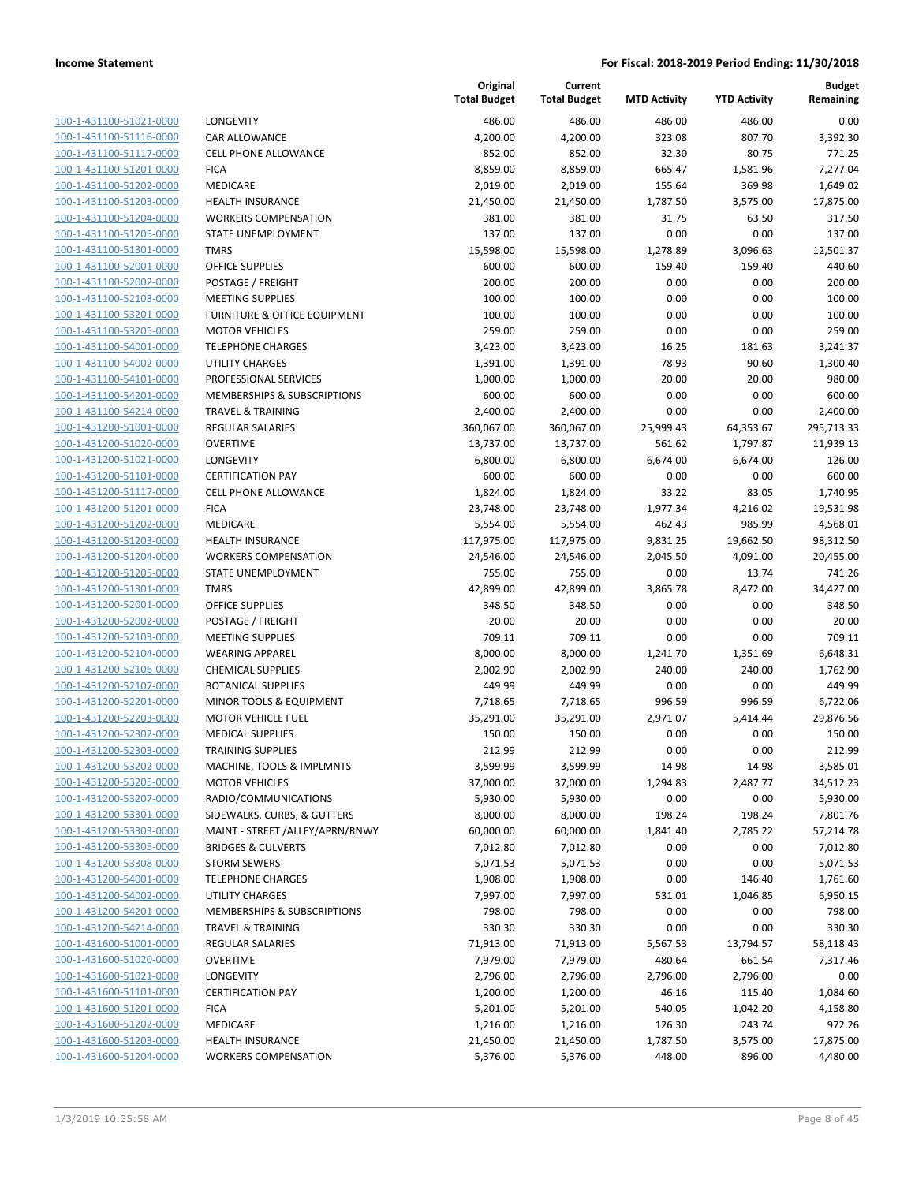## Income Statement

**For Fiscal: 2018-2019 Period Ending: 11/30/2018**

| | | Original Total Budget | Current Total Budget | MTD Activity | YTD Activity | Budget Remaining |
|---|---|---|---|---|---|---|
| 100-1-431100-51021-0000 | LONGEVITY | 486.00 | 486.00 | 486.00 | 486.00 | 0.00 |
| 100-1-431100-51116-0000 | CAR ALLOWANCE | 4,200.00 | 4,200.00 | 323.08 | 807.70 | 3,392.30 |
| 100-1-431100-51117-0000 | CELL PHONE ALLOWANCE | 852.00 | 852.00 | 32.30 | 80.75 | 771.25 |
| 100-1-431100-51201-0000 | FICA | 8,859.00 | 8,859.00 | 665.47 | 1,581.96 | 7,277.04 |
| 100-1-431100-51202-0000 | MEDICARE | 2,019.00 | 2,019.00 | 155.64 | 369.98 | 1,649.02 |
| 100-1-431100-51203-0000 | HEALTH INSURANCE | 21,450.00 | 21,450.00 | 1,787.50 | 3,575.00 | 17,875.00 |
| 100-1-431100-51204-0000 | WORKERS COMPENSATION | 381.00 | 381.00 | 31.75 | 63.50 | 317.50 |
| 100-1-431100-51205-0000 | STATE UNEMPLOYMENT | 137.00 | 137.00 | 0.00 | 0.00 | 137.00 |
| 100-1-431100-51301-0000 | TMRS | 15,598.00 | 15,598.00 | 1,278.89 | 3,096.63 | 12,501.37 |
| 100-1-431100-52001-0000 | OFFICE SUPPLIES | 600.00 | 600.00 | 159.40 | 159.40 | 440.60 |
| 100-1-431100-52002-0000 | POSTAGE / FREIGHT | 200.00 | 200.00 | 0.00 | 0.00 | 200.00 |
| 100-1-431100-52103-0000 | MEETING SUPPLIES | 100.00 | 100.00 | 0.00 | 0.00 | 100.00 |
| 100-1-431100-53201-0000 | FURNITURE & OFFICE EQUIPMENT | 100.00 | 100.00 | 0.00 | 0.00 | 100.00 |
| 100-1-431100-53205-0000 | MOTOR VEHICLES | 259.00 | 259.00 | 0.00 | 0.00 | 259.00 |
| 100-1-431100-54001-0000 | TELEPHONE CHARGES | 3,423.00 | 3,423.00 | 16.25 | 181.63 | 3,241.37 |
| 100-1-431100-54002-0000 | UTILITY CHARGES | 1,391.00 | 1,391.00 | 78.93 | 90.60 | 1,300.40 |
| 100-1-431100-54101-0000 | PROFESSIONAL SERVICES | 1,000.00 | 1,000.00 | 20.00 | 20.00 | 980.00 |
| 100-1-431100-54201-0000 | MEMBERSHIPS & SUBSCRIPTIONS | 600.00 | 600.00 | 0.00 | 0.00 | 600.00 |
| 100-1-431100-54214-0000 | TRAVEL & TRAINING | 2,400.00 | 2,400.00 | 0.00 | 0.00 | 2,400.00 |
| 100-1-431200-51001-0000 | REGULAR SALARIES | 360,067.00 | 360,067.00 | 25,999.43 | 64,353.67 | 295,713.33 |
| 100-1-431200-51020-0000 | OVERTIME | 13,737.00 | 13,737.00 | 561.62 | 1,797.87 | 11,939.13 |
| 100-1-431200-51021-0000 | LONGEVITY | 6,800.00 | 6,800.00 | 6,674.00 | 6,674.00 | 126.00 |
| 100-1-431200-51101-0000 | CERTIFICATION PAY | 600.00 | 600.00 | 0.00 | 0.00 | 600.00 |
| 100-1-431200-51117-0000 | CELL PHONE ALLOWANCE | 1,824.00 | 1,824.00 | 33.22 | 83.05 | 1,740.95 |
| 100-1-431200-51201-0000 | FICA | 23,748.00 | 23,748.00 | 1,977.34 | 4,216.02 | 19,531.98 |
| 100-1-431200-51202-0000 | MEDICARE | 5,554.00 | 5,554.00 | 462.43 | 985.99 | 4,568.01 |
| 100-1-431200-51203-0000 | HEALTH INSURANCE | 117,975.00 | 117,975.00 | 9,831.25 | 19,662.50 | 98,312.50 |
| 100-1-431200-51204-0000 | WORKERS COMPENSATION | 24,546.00 | 24,546.00 | 2,045.50 | 4,091.00 | 20,455.00 |
| 100-1-431200-51205-0000 | STATE UNEMPLOYMENT | 755.00 | 755.00 | 0.00 | 13.74 | 741.26 |
| 100-1-431200-51301-0000 | TMRS | 42,899.00 | 42,899.00 | 3,865.78 | 8,472.00 | 34,427.00 |
| 100-1-431200-52001-0000 | OFFICE SUPPLIES | 348.50 | 348.50 | 0.00 | 0.00 | 348.50 |
| 100-1-431200-52002-0000 | POSTAGE / FREIGHT | 20.00 | 20.00 | 0.00 | 0.00 | 20.00 |
| 100-1-431200-52103-0000 | MEETING SUPPLIES | 709.11 | 709.11 | 0.00 | 0.00 | 709.11 |
| 100-1-431200-52104-0000 | WEARING APPAREL | 8,000.00 | 8,000.00 | 1,241.70 | 1,351.69 | 6,648.31 |
| 100-1-431200-52106-0000 | CHEMICAL SUPPLIES | 2,002.90 | 2,002.90 | 240.00 | 240.00 | 1,762.90 |
| 100-1-431200-52107-0000 | BOTANICAL SUPPLIES | 449.99 | 449.99 | 0.00 | 0.00 | 449.99 |
| 100-1-431200-52201-0000 | MINOR TOOLS & EQUIPMENT | 7,718.65 | 7,718.65 | 996.59 | 996.59 | 6,722.06 |
| 100-1-431200-52203-0000 | MOTOR VEHICLE FUEL | 35,291.00 | 35,291.00 | 2,971.07 | 5,414.44 | 29,876.56 |
| 100-1-431200-52302-0000 | MEDICAL SUPPLIES | 150.00 | 150.00 | 0.00 | 0.00 | 150.00 |
| 100-1-431200-52303-0000 | TRAINING SUPPLIES | 212.99 | 212.99 | 0.00 | 0.00 | 212.99 |
| 100-1-431200-53202-0000 | MACHINE, TOOLS & IMPLMNTS | 3,599.99 | 3,599.99 | 14.98 | 14.98 | 3,585.01 |
| 100-1-431200-53205-0000 | MOTOR VEHICLES | 37,000.00 | 37,000.00 | 1,294.83 | 2,487.77 | 34,512.23 |
| 100-1-431200-53207-0000 | RADIO/COMMUNICATIONS | 5,930.00 | 5,930.00 | 0.00 | 0.00 | 5,930.00 |
| 100-1-431200-53301-0000 | SIDEWALKS, CURBS, & GUTTERS | 8,000.00 | 8,000.00 | 198.24 | 198.24 | 7,801.76 |
| 100-1-431200-53303-0000 | MAINT - STREET /ALLEY/APRN/RNWY | 60,000.00 | 60,000.00 | 1,841.40 | 2,785.22 | 57,214.78 |
| 100-1-431200-53305-0000 | BRIDGES & CULVERTS | 7,012.80 | 7,012.80 | 0.00 | 0.00 | 7,012.80 |
| 100-1-431200-53308-0000 | STORM SEWERS | 5,071.53 | 5,071.53 | 0.00 | 0.00 | 5,071.53 |
| 100-1-431200-54001-0000 | TELEPHONE CHARGES | 1,908.00 | 1,908.00 | 0.00 | 146.40 | 1,761.60 |
| 100-1-431200-54002-0000 | UTILITY CHARGES | 7,997.00 | 7,997.00 | 531.01 | 1,046.85 | 6,950.15 |
| 100-1-431200-54201-0000 | MEMBERSHIPS & SUBSCRIPTIONS | 798.00 | 798.00 | 0.00 | 0.00 | 798.00 |
| 100-1-431200-54214-0000 | TRAVEL & TRAINING | 330.30 | 330.30 | 0.00 | 0.00 | 330.30 |
| 100-1-431600-51001-0000 | REGULAR SALARIES | 71,913.00 | 71,913.00 | 5,567.53 | 13,794.57 | 58,118.43 |
| 100-1-431600-51020-0000 | OVERTIME | 7,979.00 | 7,979.00 | 480.64 | 661.54 | 7,317.46 |
| 100-1-431600-51021-0000 | LONGEVITY | 2,796.00 | 2,796.00 | 2,796.00 | 2,796.00 | 0.00 |
| 100-1-431600-51101-0000 | CERTIFICATION PAY | 1,200.00 | 1,200.00 | 46.16 | 115.40 | 1,084.60 |
| 100-1-431600-51201-0000 | FICA | 5,201.00 | 5,201.00 | 540.05 | 1,042.20 | 4,158.80 |
| 100-1-431600-51202-0000 | MEDICARE | 1,216.00 | 1,216.00 | 126.30 | 243.74 | 972.26 |
| 100-1-431600-51203-0000 | HEALTH INSURANCE | 21,450.00 | 21,450.00 | 1,787.50 | 3,575.00 | 17,875.00 |
| 100-1-431600-51204-0000 | WORKERS COMPENSATION | 5,376.00 | 5,376.00 | 448.00 | 896.00 | 4,480.00 |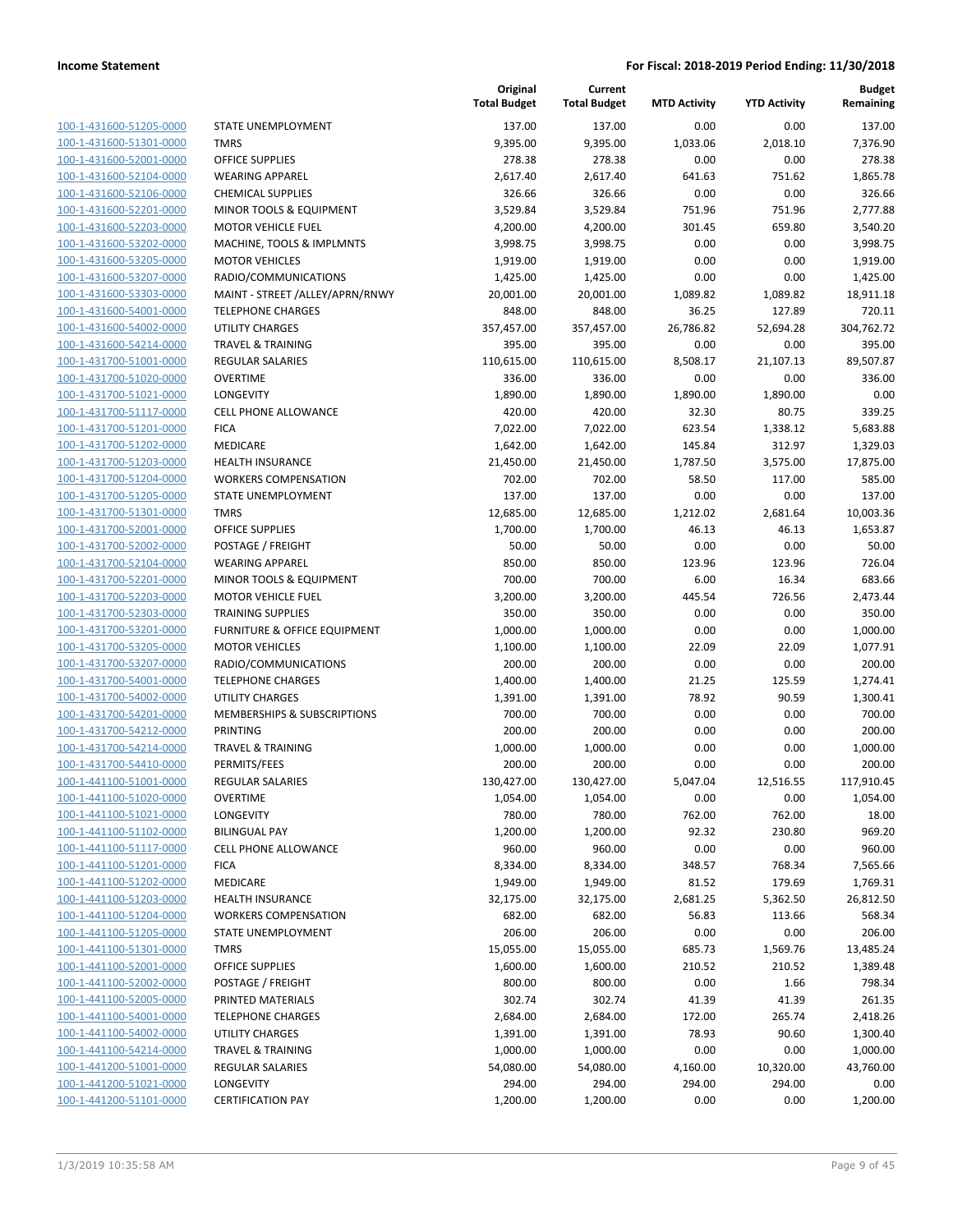| | | Original Total Budget | Current Total Budget | MTD Activity | YTD Activity | Budget Remaining |
|---|---|---|---|---|---|---|
| 100-1-431600-51205-0000 | STATE UNEMPLOYMENT | 137.00 | 137.00 | 0.00 | 0.00 | 137.00 |
| 100-1-431600-51301-0000 | TMRS | 9,395.00 | 9,395.00 | 1,033.06 | 2,018.10 | 7,376.90 |
| 100-1-431600-52001-0000 | OFFICE SUPPLIES | 278.38 | 278.38 | 0.00 | 0.00 | 278.38 |
| 100-1-431600-52104-0000 | WEARING APPAREL | 2,617.40 | 2,617.40 | 641.63 | 751.62 | 1,865.78 |
| 100-1-431600-52106-0000 | CHEMICAL SUPPLIES | 326.66 | 326.66 | 0.00 | 0.00 | 326.66 |
| 100-1-431600-52201-0000 | MINOR TOOLS & EQUIPMENT | 3,529.84 | 3,529.84 | 751.96 | 751.96 | 2,777.88 |
| 100-1-431600-52203-0000 | MOTOR VEHICLE FUEL | 4,200.00 | 4,200.00 | 301.45 | 659.80 | 3,540.20 |
| 100-1-431600-53202-0000 | MACHINE, TOOLS & IMPLMNTS | 3,998.75 | 3,998.75 | 0.00 | 0.00 | 3,998.75 |
| 100-1-431600-53205-0000 | MOTOR VEHICLES | 1,919.00 | 1,919.00 | 0.00 | 0.00 | 1,919.00 |
| 100-1-431600-53207-0000 | RADIO/COMMUNICATIONS | 1,425.00 | 1,425.00 | 0.00 | 0.00 | 1,425.00 |
| 100-1-431600-53303-0000 | MAINT - STREET /ALLEY/APRN/RNWY | 20,001.00 | 20,001.00 | 1,089.82 | 1,089.82 | 18,911.18 |
| 100-1-431600-54001-0000 | TELEPHONE CHARGES | 848.00 | 848.00 | 36.25 | 127.89 | 720.11 |
| 100-1-431600-54002-0000 | UTILITY CHARGES | 357,457.00 | 357,457.00 | 26,786.82 | 52,694.28 | 304,762.72 |
| 100-1-431600-54214-0000 | TRAVEL & TRAINING | 395.00 | 395.00 | 0.00 | 0.00 | 395.00 |
| 100-1-431700-51001-0000 | REGULAR SALARIES | 110,615.00 | 110,615.00 | 8,508.17 | 21,107.13 | 89,507.87 |
| 100-1-431700-51020-0000 | OVERTIME | 336.00 | 336.00 | 0.00 | 0.00 | 336.00 |
| 100-1-431700-51021-0000 | LONGEVITY | 1,890.00 | 1,890.00 | 1,890.00 | 1,890.00 | 0.00 |
| 100-1-431700-51117-0000 | CELL PHONE ALLOWANCE | 420.00 | 420.00 | 32.30 | 80.75 | 339.25 |
| 100-1-431700-51201-0000 | FICA | 7,022.00 | 7,022.00 | 623.54 | 1,338.12 | 5,683.88 |
| 100-1-431700-51202-0000 | MEDICARE | 1,642.00 | 1,642.00 | 145.84 | 312.97 | 1,329.03 |
| 100-1-431700-51203-0000 | HEALTH INSURANCE | 21,450.00 | 21,450.00 | 1,787.50 | 3,575.00 | 17,875.00 |
| 100-1-431700-51204-0000 | WORKERS COMPENSATION | 702.00 | 702.00 | 58.50 | 117.00 | 585.00 |
| 100-1-431700-51205-0000 | STATE UNEMPLOYMENT | 137.00 | 137.00 | 0.00 | 0.00 | 137.00 |
| 100-1-431700-51301-0000 | TMRS | 12,685.00 | 12,685.00 | 1,212.02 | 2,681.64 | 10,003.36 |
| 100-1-431700-52001-0000 | OFFICE SUPPLIES | 1,700.00 | 1,700.00 | 46.13 | 46.13 | 1,653.87 |
| 100-1-431700-52002-0000 | POSTAGE / FREIGHT | 50.00 | 50.00 | 0.00 | 0.00 | 50.00 |
| 100-1-431700-52104-0000 | WEARING APPAREL | 850.00 | 850.00 | 123.96 | 123.96 | 726.04 |
| 100-1-431700-52201-0000 | MINOR TOOLS & EQUIPMENT | 700.00 | 700.00 | 6.00 | 16.34 | 683.66 |
| 100-1-431700-52203-0000 | MOTOR VEHICLE FUEL | 3,200.00 | 3,200.00 | 445.54 | 726.56 | 2,473.44 |
| 100-1-431700-52303-0000 | TRAINING SUPPLIES | 350.00 | 350.00 | 0.00 | 0.00 | 350.00 |
| 100-1-431700-53201-0000 | FURNITURE & OFFICE EQUIPMENT | 1,000.00 | 1,000.00 | 0.00 | 0.00 | 1,000.00 |
| 100-1-431700-53205-0000 | MOTOR VEHICLES | 1,100.00 | 1,100.00 | 22.09 | 22.09 | 1,077.91 |
| 100-1-431700-53207-0000 | RADIO/COMMUNICATIONS | 200.00 | 200.00 | 0.00 | 0.00 | 200.00 |
| 100-1-431700-54001-0000 | TELEPHONE CHARGES | 1,400.00 | 1,400.00 | 21.25 | 125.59 | 1,274.41 |
| 100-1-431700-54002-0000 | UTILITY CHARGES | 1,391.00 | 1,391.00 | 78.92 | 90.59 | 1,300.41 |
| 100-1-431700-54201-0000 | MEMBERSHIPS & SUBSCRIPTIONS | 700.00 | 700.00 | 0.00 | 0.00 | 700.00 |
| 100-1-431700-54212-0000 | PRINTING | 200.00 | 200.00 | 0.00 | 0.00 | 200.00 |
| 100-1-431700-54214-0000 | TRAVEL & TRAINING | 1,000.00 | 1,000.00 | 0.00 | 0.00 | 1,000.00 |
| 100-1-431700-54410-0000 | PERMITS/FEES | 200.00 | 200.00 | 0.00 | 0.00 | 200.00 |
| 100-1-441100-51001-0000 | REGULAR SALARIES | 130,427.00 | 130,427.00 | 5,047.04 | 12,516.55 | 117,910.45 |
| 100-1-441100-51020-0000 | OVERTIME | 1,054.00 | 1,054.00 | 0.00 | 0.00 | 1,054.00 |
| 100-1-441100-51021-0000 | LONGEVITY | 780.00 | 780.00 | 762.00 | 762.00 | 18.00 |
| 100-1-441100-51102-0000 | BILINGUAL PAY | 1,200.00 | 1,200.00 | 92.32 | 230.80 | 969.20 |
| 100-1-441100-51117-0000 | CELL PHONE ALLOWANCE | 960.00 | 960.00 | 0.00 | 0.00 | 960.00 |
| 100-1-441100-51201-0000 | FICA | 8,334.00 | 8,334.00 | 348.57 | 768.34 | 7,565.66 |
| 100-1-441100-51202-0000 | MEDICARE | 1,949.00 | 1,949.00 | 81.52 | 179.69 | 1,769.31 |
| 100-1-441100-51203-0000 | HEALTH INSURANCE | 32,175.00 | 32,175.00 | 2,681.25 | 5,362.50 | 26,812.50 |
| 100-1-441100-51204-0000 | WORKERS COMPENSATION | 682.00 | 682.00 | 56.83 | 113.66 | 568.34 |
| 100-1-441100-51205-0000 | STATE UNEMPLOYMENT | 206.00 | 206.00 | 0.00 | 0.00 | 206.00 |
| 100-1-441100-51301-0000 | TMRS | 15,055.00 | 15,055.00 | 685.73 | 1,569.76 | 13,485.24 |
| 100-1-441100-52001-0000 | OFFICE SUPPLIES | 1,600.00 | 1,600.00 | 210.52 | 210.52 | 1,389.48 |
| 100-1-441100-52002-0000 | POSTAGE / FREIGHT | 800.00 | 800.00 | 0.00 | 1.66 | 798.34 |
| 100-1-441100-52005-0000 | PRINTED MATERIALS | 302.74 | 302.74 | 41.39 | 41.39 | 261.35 |
| 100-1-441100-54001-0000 | TELEPHONE CHARGES | 2,684.00 | 2,684.00 | 172.00 | 265.74 | 2,418.26 |
| 100-1-441100-54002-0000 | UTILITY CHARGES | 1,391.00 | 1,391.00 | 78.93 | 90.60 | 1,300.40 |
| 100-1-441100-54214-0000 | TRAVEL & TRAINING | 1,000.00 | 1,000.00 | 0.00 | 0.00 | 1,000.00 |
| 100-1-441200-51001-0000 | REGULAR SALARIES | 54,080.00 | 54,080.00 | 4,160.00 | 10,320.00 | 43,760.00 |
| 100-1-441200-51021-0000 | LONGEVITY | 294.00 | 294.00 | 294.00 | 294.00 | 0.00 |
| 100-1-441200-51101-0000 | CERTIFICATION PAY | 1,200.00 | 1,200.00 | 0.00 | 0.00 | 1,200.00 |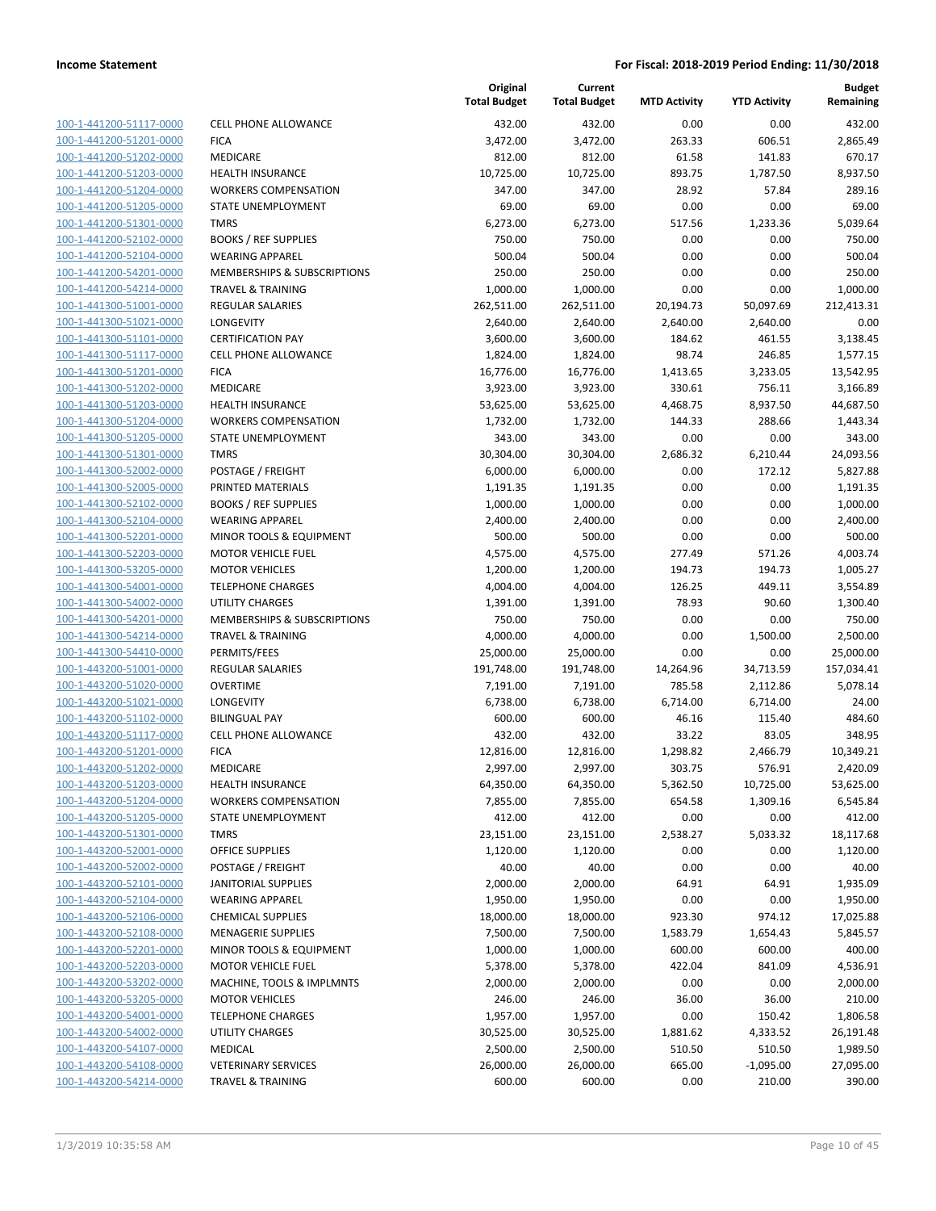**Income Statement** — **For Fiscal: 2018-2019 Period Ending: 11/30/2018**

| | | Original Total Budget | Current Total Budget | MTD Activity | YTD Activity | Budget Remaining |
|---|---|---|---|---|---|---|
| 100-1-441200-51117-0000 | CELL PHONE ALLOWANCE | 432.00 | 432.00 | 0.00 | 0.00 | 432.00 |
| 100-1-441200-51201-0000 | FICA | 3,472.00 | 3,472.00 | 263.33 | 606.51 | 2,865.49 |
| 100-1-441200-51202-0000 | MEDICARE | 812.00 | 812.00 | 61.58 | 141.83 | 670.17 |
| 100-1-441200-51203-0000 | HEALTH INSURANCE | 10,725.00 | 10,725.00 | 893.75 | 1,787.50 | 8,937.50 |
| 100-1-441200-51204-0000 | WORKERS COMPENSATION | 347.00 | 347.00 | 28.92 | 57.84 | 289.16 |
| 100-1-441200-51205-0000 | STATE UNEMPLOYMENT | 69.00 | 69.00 | 0.00 | 0.00 | 69.00 |
| 100-1-441200-51301-0000 | TMRS | 6,273.00 | 6,273.00 | 517.56 | 1,233.36 | 5,039.64 |
| 100-1-441200-52102-0000 | BOOKS / REF SUPPLIES | 750.00 | 750.00 | 0.00 | 0.00 | 750.00 |
| 100-1-441200-52104-0000 | WEARING APPAREL | 500.04 | 500.04 | 0.00 | 0.00 | 500.04 |
| 100-1-441200-54201-0000 | MEMBERSHIPS & SUBSCRIPTIONS | 250.00 | 250.00 | 0.00 | 0.00 | 250.00 |
| 100-1-441200-54214-0000 | TRAVEL & TRAINING | 1,000.00 | 1,000.00 | 0.00 | 0.00 | 1,000.00 |
| 100-1-441300-51001-0000 | REGULAR SALARIES | 262,511.00 | 262,511.00 | 20,194.73 | 50,097.69 | 212,413.31 |
| 100-1-441300-51021-0000 | LONGEVITY | 2,640.00 | 2,640.00 | 2,640.00 | 2,640.00 | 0.00 |
| 100-1-441300-51101-0000 | CERTIFICATION PAY | 3,600.00 | 3,600.00 | 184.62 | 461.55 | 3,138.45 |
| 100-1-441300-51117-0000 | CELL PHONE ALLOWANCE | 1,824.00 | 1,824.00 | 98.74 | 246.85 | 1,577.15 |
| 100-1-441300-51201-0000 | FICA | 16,776.00 | 16,776.00 | 1,413.65 | 3,233.05 | 13,542.95 |
| 100-1-441300-51202-0000 | MEDICARE | 3,923.00 | 3,923.00 | 330.61 | 756.11 | 3,166.89 |
| 100-1-441300-51203-0000 | HEALTH INSURANCE | 53,625.00 | 53,625.00 | 4,468.75 | 8,937.50 | 44,687.50 |
| 100-1-441300-51204-0000 | WORKERS COMPENSATION | 1,732.00 | 1,732.00 | 144.33 | 288.66 | 1,443.34 |
| 100-1-441300-51205-0000 | STATE UNEMPLOYMENT | 343.00 | 343.00 | 0.00 | 0.00 | 343.00 |
| 100-1-441300-51301-0000 | TMRS | 30,304.00 | 30,304.00 | 2,686.32 | 6,210.44 | 24,093.56 |
| 100-1-441300-52002-0000 | POSTAGE / FREIGHT | 6,000.00 | 6,000.00 | 0.00 | 172.12 | 5,827.88 |
| 100-1-441300-52005-0000 | PRINTED MATERIALS | 1,191.35 | 1,191.35 | 0.00 | 0.00 | 1,191.35 |
| 100-1-441300-52102-0000 | BOOKS / REF SUPPLIES | 1,000.00 | 1,000.00 | 0.00 | 0.00 | 1,000.00 |
| 100-1-441300-52104-0000 | WEARING APPAREL | 2,400.00 | 2,400.00 | 0.00 | 0.00 | 2,400.00 |
| 100-1-441300-52201-0000 | MINOR TOOLS & EQUIPMENT | 500.00 | 500.00 | 0.00 | 0.00 | 500.00 |
| 100-1-441300-52203-0000 | MOTOR VEHICLE FUEL | 4,575.00 | 4,575.00 | 277.49 | 571.26 | 4,003.74 |
| 100-1-441300-53205-0000 | MOTOR VEHICLES | 1,200.00 | 1,200.00 | 194.73 | 194.73 | 1,005.27 |
| 100-1-441300-54001-0000 | TELEPHONE CHARGES | 4,004.00 | 4,004.00 | 126.25 | 449.11 | 3,554.89 |
| 100-1-441300-54002-0000 | UTILITY CHARGES | 1,391.00 | 1,391.00 | 78.93 | 90.60 | 1,300.40 |
| 100-1-441300-54201-0000 | MEMBERSHIPS & SUBSCRIPTIONS | 750.00 | 750.00 | 0.00 | 0.00 | 750.00 |
| 100-1-441300-54214-0000 | TRAVEL & TRAINING | 4,000.00 | 4,000.00 | 0.00 | 1,500.00 | 2,500.00 |
| 100-1-441300-54410-0000 | PERMITS/FEES | 25,000.00 | 25,000.00 | 0.00 | 0.00 | 25,000.00 |
| 100-1-443200-51001-0000 | REGULAR SALARIES | 191,748.00 | 191,748.00 | 14,264.96 | 34,713.59 | 157,034.41 |
| 100-1-443200-51020-0000 | OVERTIME | 7,191.00 | 7,191.00 | 785.58 | 2,112.86 | 5,078.14 |
| 100-1-443200-51021-0000 | LONGEVITY | 6,738.00 | 6,738.00 | 6,714.00 | 6,714.00 | 24.00 |
| 100-1-443200-51102-0000 | BILINGUAL PAY | 600.00 | 600.00 | 46.16 | 115.40 | 484.60 |
| 100-1-443200-51117-0000 | CELL PHONE ALLOWANCE | 432.00 | 432.00 | 33.22 | 83.05 | 348.95 |
| 100-1-443200-51201-0000 | FICA | 12,816.00 | 12,816.00 | 1,298.82 | 2,466.79 | 10,349.21 |
| 100-1-443200-51202-0000 | MEDICARE | 2,997.00 | 2,997.00 | 303.75 | 576.91 | 2,420.09 |
| 100-1-443200-51203-0000 | HEALTH INSURANCE | 64,350.00 | 64,350.00 | 5,362.50 | 10,725.00 | 53,625.00 |
| 100-1-443200-51204-0000 | WORKERS COMPENSATION | 7,855.00 | 7,855.00 | 654.58 | 1,309.16 | 6,545.84 |
| 100-1-443200-51205-0000 | STATE UNEMPLOYMENT | 412.00 | 412.00 | 0.00 | 0.00 | 412.00 |
| 100-1-443200-51301-0000 | TMRS | 23,151.00 | 23,151.00 | 2,538.27 | 5,033.32 | 18,117.68 |
| 100-1-443200-52001-0000 | OFFICE SUPPLIES | 1,120.00 | 1,120.00 | 0.00 | 0.00 | 1,120.00 |
| 100-1-443200-52002-0000 | POSTAGE / FREIGHT | 40.00 | 40.00 | 0.00 | 0.00 | 40.00 |
| 100-1-443200-52101-0000 | JANITORIAL SUPPLIES | 2,000.00 | 2,000.00 | 64.91 | 64.91 | 1,935.09 |
| 100-1-443200-52104-0000 | WEARING APPAREL | 1,950.00 | 1,950.00 | 0.00 | 0.00 | 1,950.00 |
| 100-1-443200-52106-0000 | CHEMICAL SUPPLIES | 18,000.00 | 18,000.00 | 923.30 | 974.12 | 17,025.88 |
| 100-1-443200-52108-0000 | MENAGERIE SUPPLIES | 7,500.00 | 7,500.00 | 1,583.79 | 1,654.43 | 5,845.57 |
| 100-1-443200-52201-0000 | MINOR TOOLS & EQUIPMENT | 1,000.00 | 1,000.00 | 600.00 | 600.00 | 400.00 |
| 100-1-443200-52203-0000 | MOTOR VEHICLE FUEL | 5,378.00 | 5,378.00 | 422.04 | 841.09 | 4,536.91 |
| 100-1-443200-53202-0000 | MACHINE, TOOLS & IMPLMNTS | 2,000.00 | 2,000.00 | 0.00 | 0.00 | 2,000.00 |
| 100-1-443200-53205-0000 | MOTOR VEHICLES | 246.00 | 246.00 | 36.00 | 36.00 | 210.00 |
| 100-1-443200-54001-0000 | TELEPHONE CHARGES | 1,957.00 | 1,957.00 | 0.00 | 150.42 | 1,806.58 |
| 100-1-443200-54002-0000 | UTILITY CHARGES | 30,525.00 | 30,525.00 | 1,881.62 | 4,333.52 | 26,191.48 |
| 100-1-443200-54107-0000 | MEDICAL | 2,500.00 | 2,500.00 | 510.50 | 510.50 | 1,989.50 |
| 100-1-443200-54108-0000 | VETERINARY SERVICES | 26,000.00 | 26,000.00 | 665.00 | -1,095.00 | 27,095.00 |
| 100-1-443200-54214-0000 | TRAVEL & TRAINING | 600.00 | 600.00 | 0.00 | 210.00 | 390.00 |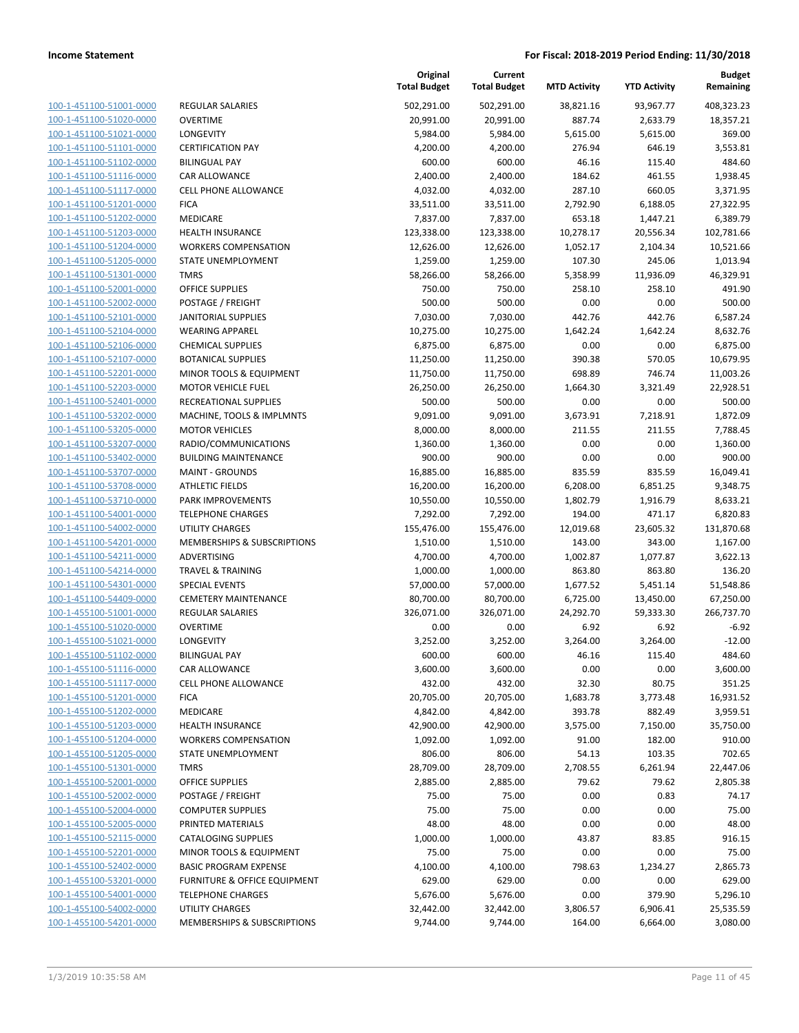| | | Original Total Budget | Current Total Budget | MTD Activity | YTD Activity | Budget Remaining |
|---|---|---|---|---|---|---|
| 100-1-451100-51001-0000 | REGULAR SALARIES | 502,291.00 | 502,291.00 | 38,821.16 | 93,967.77 | 408,323.23 |
| 100-1-451100-51020-0000 | OVERTIME | 20,991.00 | 20,991.00 | 887.74 | 2,633.79 | 18,357.21 |
| 100-1-451100-51021-0000 | LONGEVITY | 5,984.00 | 5,984.00 | 5,615.00 | 5,615.00 | 369.00 |
| 100-1-451100-51101-0000 | CERTIFICATION PAY | 4,200.00 | 4,200.00 | 276.94 | 646.19 | 3,553.81 |
| 100-1-451100-51102-0000 | BILINGUAL PAY | 600.00 | 600.00 | 46.16 | 115.40 | 484.60 |
| 100-1-451100-51116-0000 | CAR ALLOWANCE | 2,400.00 | 2,400.00 | 184.62 | 461.55 | 1,938.45 |
| 100-1-451100-51117-0000 | CELL PHONE ALLOWANCE | 4,032.00 | 4,032.00 | 287.10 | 660.05 | 3,371.95 |
| 100-1-451100-51201-0000 | FICA | 33,511.00 | 33,511.00 | 2,792.90 | 6,188.05 | 27,322.95 |
| 100-1-451100-51202-0000 | MEDICARE | 7,837.00 | 7,837.00 | 653.18 | 1,447.21 | 6,389.79 |
| 100-1-451100-51203-0000 | HEALTH INSURANCE | 123,338.00 | 123,338.00 | 10,278.17 | 20,556.34 | 102,781.66 |
| 100-1-451100-51204-0000 | WORKERS COMPENSATION | 12,626.00 | 12,626.00 | 1,052.17 | 2,104.34 | 10,521.66 |
| 100-1-451100-51205-0000 | STATE UNEMPLOYMENT | 1,259.00 | 1,259.00 | 107.30 | 245.06 | 1,013.94 |
| 100-1-451100-51301-0000 | TMRS | 58,266.00 | 58,266.00 | 5,358.99 | 11,936.09 | 46,329.91 |
| 100-1-451100-52001-0000 | OFFICE SUPPLIES | 750.00 | 750.00 | 258.10 | 258.10 | 491.90 |
| 100-1-451100-52002-0000 | POSTAGE / FREIGHT | 500.00 | 500.00 | 0.00 | 0.00 | 500.00 |
| 100-1-451100-52101-0000 | JANITORIAL SUPPLIES | 7,030.00 | 7,030.00 | 442.76 | 442.76 | 6,587.24 |
| 100-1-451100-52104-0000 | WEARING APPAREL | 10,275.00 | 10,275.00 | 1,642.24 | 1,642.24 | 8,632.76 |
| 100-1-451100-52106-0000 | CHEMICAL SUPPLIES | 6,875.00 | 6,875.00 | 0.00 | 0.00 | 6,875.00 |
| 100-1-451100-52107-0000 | BOTANICAL SUPPLIES | 11,250.00 | 11,250.00 | 390.38 | 570.05 | 10,679.95 |
| 100-1-451100-52201-0000 | MINOR TOOLS & EQUIPMENT | 11,750.00 | 11,750.00 | 698.89 | 746.74 | 11,003.26 |
| 100-1-451100-52203-0000 | MOTOR VEHICLE FUEL | 26,250.00 | 26,250.00 | 1,664.30 | 3,321.49 | 22,928.51 |
| 100-1-451100-52401-0000 | RECREATIONAL SUPPLIES | 500.00 | 500.00 | 0.00 | 0.00 | 500.00 |
| 100-1-451100-53202-0000 | MACHINE, TOOLS & IMPLMNTS | 9,091.00 | 9,091.00 | 3,673.91 | 7,218.91 | 1,872.09 |
| 100-1-451100-53205-0000 | MOTOR VEHICLES | 8,000.00 | 8,000.00 | 211.55 | 211.55 | 7,788.45 |
| 100-1-451100-53207-0000 | RADIO/COMMUNICATIONS | 1,360.00 | 1,360.00 | 0.00 | 0.00 | 1,360.00 |
| 100-1-451100-53402-0000 | BUILDING MAINTENANCE | 900.00 | 900.00 | 0.00 | 0.00 | 900.00 |
| 100-1-451100-53707-0000 | MAINT - GROUNDS | 16,885.00 | 16,885.00 | 835.59 | 835.59 | 16,049.41 |
| 100-1-451100-53708-0000 | ATHLETIC FIELDS | 16,200.00 | 16,200.00 | 6,208.00 | 6,851.25 | 9,348.75 |
| 100-1-451100-53710-0000 | PARK IMPROVEMENTS | 10,550.00 | 10,550.00 | 1,802.79 | 1,916.79 | 8,633.21 |
| 100-1-451100-54001-0000 | TELEPHONE CHARGES | 7,292.00 | 7,292.00 | 194.00 | 471.17 | 6,820.83 |
| 100-1-451100-54002-0000 | UTILITY CHARGES | 155,476.00 | 155,476.00 | 12,019.68 | 23,605.32 | 131,870.68 |
| 100-1-451100-54201-0000 | MEMBERSHIPS & SUBSCRIPTIONS | 1,510.00 | 1,510.00 | 143.00 | 343.00 | 1,167.00 |
| 100-1-451100-54211-0000 | ADVERTISING | 4,700.00 | 4,700.00 | 1,002.87 | 1,077.87 | 3,622.13 |
| 100-1-451100-54214-0000 | TRAVEL & TRAINING | 1,000.00 | 1,000.00 | 863.80 | 863.80 | 136.20 |
| 100-1-451100-54301-0000 | SPECIAL EVENTS | 57,000.00 | 57,000.00 | 1,677.52 | 5,451.14 | 51,548.86 |
| 100-1-451100-54409-0000 | CEMETERY MAINTENANCE | 80,700.00 | 80,700.00 | 6,725.00 | 13,450.00 | 67,250.00 |
| 100-1-455100-51001-0000 | REGULAR SALARIES | 326,071.00 | 326,071.00 | 24,292.70 | 59,333.30 | 266,737.70 |
| 100-1-455100-51020-0000 | OVERTIME | 0.00 | 0.00 | 6.92 | 6.92 | -6.92 |
| 100-1-455100-51021-0000 | LONGEVITY | 3,252.00 | 3,252.00 | 3,264.00 | 3,264.00 | -12.00 |
| 100-1-455100-51102-0000 | BILINGUAL PAY | 600.00 | 600.00 | 46.16 | 115.40 | 484.60 |
| 100-1-455100-51116-0000 | CAR ALLOWANCE | 3,600.00 | 3,600.00 | 0.00 | 0.00 | 3,600.00 |
| 100-1-455100-51117-0000 | CELL PHONE ALLOWANCE | 432.00 | 432.00 | 32.30 | 80.75 | 351.25 |
| 100-1-455100-51201-0000 | FICA | 20,705.00 | 20,705.00 | 1,683.78 | 3,773.48 | 16,931.52 |
| 100-1-455100-51202-0000 | MEDICARE | 4,842.00 | 4,842.00 | 393.78 | 882.49 | 3,959.51 |
| 100-1-455100-51203-0000 | HEALTH INSURANCE | 42,900.00 | 42,900.00 | 3,575.00 | 7,150.00 | 35,750.00 |
| 100-1-455100-51204-0000 | WORKERS COMPENSATION | 1,092.00 | 1,092.00 | 91.00 | 182.00 | 910.00 |
| 100-1-455100-51205-0000 | STATE UNEMPLOYMENT | 806.00 | 806.00 | 54.13 | 103.35 | 702.65 |
| 100-1-455100-51301-0000 | TMRS | 28,709.00 | 28,709.00 | 2,708.55 | 6,261.94 | 22,447.06 |
| 100-1-455100-52001-0000 | OFFICE SUPPLIES | 2,885.00 | 2,885.00 | 79.62 | 79.62 | 2,805.38 |
| 100-1-455100-52002-0000 | POSTAGE / FREIGHT | 75.00 | 75.00 | 0.00 | 0.83 | 74.17 |
| 100-1-455100-52004-0000 | COMPUTER SUPPLIES | 75.00 | 75.00 | 0.00 | 0.00 | 75.00 |
| 100-1-455100-52005-0000 | PRINTED MATERIALS | 48.00 | 48.00 | 0.00 | 0.00 | 48.00 |
| 100-1-455100-52115-0000 | CATALOGING SUPPLIES | 1,000.00 | 1,000.00 | 43.87 | 83.85 | 916.15 |
| 100-1-455100-52201-0000 | MINOR TOOLS & EQUIPMENT | 75.00 | 75.00 | 0.00 | 0.00 | 75.00 |
| 100-1-455100-52402-0000 | BASIC PROGRAM EXPENSE | 4,100.00 | 4,100.00 | 798.63 | 1,234.27 | 2,865.73 |
| 100-1-455100-53201-0000 | FURNITURE & OFFICE EQUIPMENT | 629.00 | 629.00 | 0.00 | 0.00 | 629.00 |
| 100-1-455100-54001-0000 | TELEPHONE CHARGES | 5,676.00 | 5,676.00 | 0.00 | 379.90 | 5,296.10 |
| 100-1-455100-54002-0000 | UTILITY CHARGES | 32,442.00 | 32,442.00 | 3,806.57 | 6,906.41 | 25,535.59 |
| 100-1-455100-54201-0000 | MEMBERSHIPS & SUBSCRIPTIONS | 9,744.00 | 9,744.00 | 164.00 | 6,664.00 | 3,080.00 |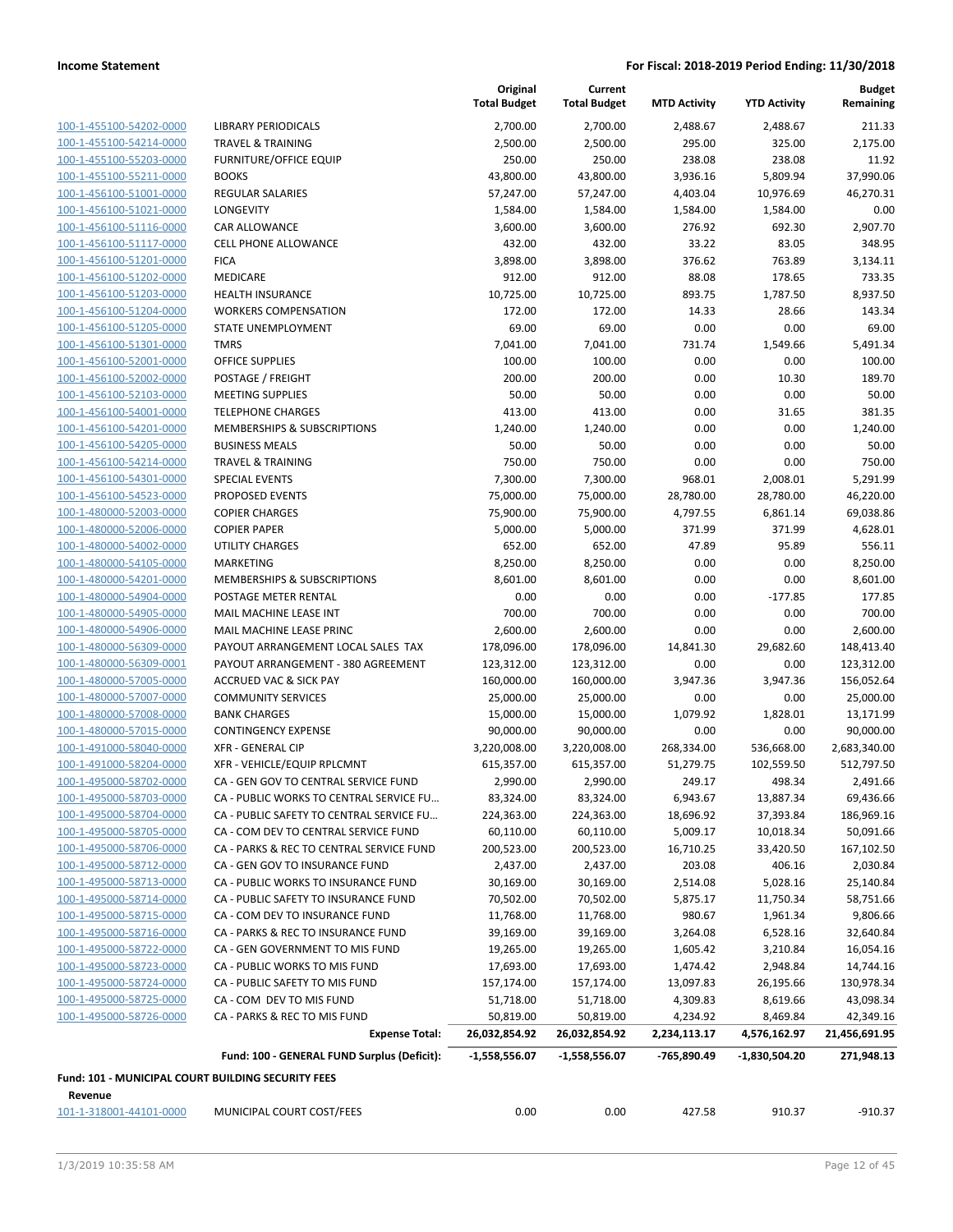**Income Statement** — **For Fiscal: 2018-2019 Period Ending: 11/30/2018**

| | | Original Total Budget | Current Total Budget | MTD Activity | YTD Activity | Budget Remaining |
|---|---|---|---|---|---|---|
| 100-1-455100-54202-0000 | LIBRARY PERIODICALS | 2,700.00 | 2,700.00 | 2,488.67 | 2,488.67 | 211.33 |
| 100-1-455100-54214-0000 | TRAVEL & TRAINING | 2,500.00 | 2,500.00 | 295.00 | 325.00 | 2,175.00 |
| 100-1-455100-55203-0000 | FURNITURE/OFFICE EQUIP | 250.00 | 250.00 | 238.08 | 238.08 | 11.92 |
| 100-1-455100-55211-0000 | BOOKS | 43,800.00 | 43,800.00 | 3,936.16 | 5,809.94 | 37,990.06 |
| 100-1-456100-51001-0000 | REGULAR SALARIES | 57,247.00 | 57,247.00 | 4,403.04 | 10,976.69 | 46,270.31 |
| 100-1-456100-51021-0000 | LONGEVITY | 1,584.00 | 1,584.00 | 1,584.00 | 1,584.00 | 0.00 |
| 100-1-456100-51116-0000 | CAR ALLOWANCE | 3,600.00 | 3,600.00 | 276.92 | 692.30 | 2,907.70 |
| 100-1-456100-51117-0000 | CELL PHONE ALLOWANCE | 432.00 | 432.00 | 33.22 | 83.05 | 348.95 |
| 100-1-456100-51201-0000 | FICA | 3,898.00 | 3,898.00 | 376.62 | 763.89 | 3,134.11 |
| 100-1-456100-51202-0000 | MEDICARE | 912.00 | 912.00 | 88.08 | 178.65 | 733.35 |
| 100-1-456100-51203-0000 | HEALTH INSURANCE | 10,725.00 | 10,725.00 | 893.75 | 1,787.50 | 8,937.50 |
| 100-1-456100-51204-0000 | WORKERS COMPENSATION | 172.00 | 172.00 | 14.33 | 28.66 | 143.34 |
| 100-1-456100-51205-0000 | STATE UNEMPLOYMENT | 69.00 | 69.00 | 0.00 | 0.00 | 69.00 |
| 100-1-456100-51301-0000 | TMRS | 7,041.00 | 7,041.00 | 731.74 | 1,549.66 | 5,491.34 |
| 100-1-456100-52001-0000 | OFFICE SUPPLIES | 100.00 | 100.00 | 0.00 | 0.00 | 100.00 |
| 100-1-456100-52002-0000 | POSTAGE / FREIGHT | 200.00 | 200.00 | 0.00 | 10.30 | 189.70 |
| 100-1-456100-52103-0000 | MEETING SUPPLIES | 50.00 | 50.00 | 0.00 | 0.00 | 50.00 |
| 100-1-456100-54001-0000 | TELEPHONE CHARGES | 413.00 | 413.00 | 0.00 | 31.65 | 381.35 |
| 100-1-456100-54201-0000 | MEMBERSHIPS & SUBSCRIPTIONS | 1,240.00 | 1,240.00 | 0.00 | 0.00 | 1,240.00 |
| 100-1-456100-54205-0000 | BUSINESS MEALS | 50.00 | 50.00 | 0.00 | 0.00 | 50.00 |
| 100-1-456100-54214-0000 | TRAVEL & TRAINING | 750.00 | 750.00 | 0.00 | 0.00 | 750.00 |
| 100-1-456100-54301-0000 | SPECIAL EVENTS | 7,300.00 | 7,300.00 | 968.01 | 2,008.01 | 5,291.99 |
| 100-1-456100-54523-0000 | PROPOSED EVENTS | 75,000.00 | 75,000.00 | 28,780.00 | 28,780.00 | 46,220.00 |
| 100-1-480000-52003-0000 | COPIER CHARGES | 75,900.00 | 75,900.00 | 4,797.55 | 6,861.14 | 69,038.86 |
| 100-1-480000-52006-0000 | COPIER PAPER | 5,000.00 | 5,000.00 | 371.99 | 371.99 | 4,628.01 |
| 100-1-480000-54002-0000 | UTILITY CHARGES | 652.00 | 652.00 | 47.89 | 95.89 | 556.11 |
| 100-1-480000-54105-0000 | MARKETING | 8,250.00 | 8,250.00 | 0.00 | 0.00 | 8,250.00 |
| 100-1-480000-54201-0000 | MEMBERSHIPS & SUBSCRIPTIONS | 8,601.00 | 8,601.00 | 0.00 | 0.00 | 8,601.00 |
| 100-1-480000-54904-0000 | POSTAGE METER RENTAL | 0.00 | 0.00 | 0.00 | -177.85 | 177.85 |
| 100-1-480000-54905-0000 | MAIL MACHINE LEASE INT | 700.00 | 700.00 | 0.00 | 0.00 | 700.00 |
| 100-1-480000-54906-0000 | MAIL MACHINE LEASE PRINC | 2,600.00 | 2,600.00 | 0.00 | 0.00 | 2,600.00 |
| 100-1-480000-56309-0000 | PAYOUT ARRANGEMENT LOCAL SALES TAX | 178,096.00 | 178,096.00 | 14,841.30 | 29,682.60 | 148,413.40 |
| 100-1-480000-56309-0001 | PAYOUT ARRANGEMENT - 380 AGREEMENT | 123,312.00 | 123,312.00 | 0.00 | 0.00 | 123,312.00 |
| 100-1-480000-57005-0000 | ACCRUED VAC & SICK PAY | 160,000.00 | 160,000.00 | 3,947.36 | 3,947.36 | 156,052.64 |
| 100-1-480000-57007-0000 | COMMUNITY SERVICES | 25,000.00 | 25,000.00 | 0.00 | 0.00 | 25,000.00 |
| 100-1-480000-57008-0000 | BANK CHARGES | 15,000.00 | 15,000.00 | 1,079.92 | 1,828.01 | 13,171.99 |
| 100-1-480000-57015-0000 | CONTINGENCY EXPENSE | 90,000.00 | 90,000.00 | 0.00 | 0.00 | 90,000.00 |
| 100-1-491000-58040-0000 | XFR - GENERAL CIP | 3,220,008.00 | 3,220,008.00 | 268,334.00 | 536,668.00 | 2,683,340.00 |
| 100-1-491000-58204-0000 | XFR - VEHICLE/EQUIP RPLCMNT | 615,357.00 | 615,357.00 | 51,279.75 | 102,559.50 | 512,797.50 |
| 100-1-495000-58702-0000 | CA - GEN GOV TO CENTRAL SERVICE FUND | 2,990.00 | 2,990.00 | 249.17 | 498.34 | 2,491.66 |
| 100-1-495000-58703-0000 | CA - PUBLIC WORKS TO CENTRAL SERVICE FU… | 83,324.00 | 83,324.00 | 6,943.67 | 13,887.34 | 69,436.66 |
| 100-1-495000-58704-0000 | CA - PUBLIC SAFETY TO CENTRAL SERVICE FU… | 224,363.00 | 224,363.00 | 18,696.92 | 37,393.84 | 186,969.16 |
| 100-1-495000-58705-0000 | CA - COM DEV TO CENTRAL SERVICE FUND | 60,110.00 | 60,110.00 | 5,009.17 | 10,018.34 | 50,091.66 |
| 100-1-495000-58706-0000 | CA - PARKS & REC TO CENTRAL SERVICE FUND | 200,523.00 | 200,523.00 | 16,710.25 | 33,420.50 | 167,102.50 |
| 100-1-495000-58712-0000 | CA - GEN GOV TO INSURANCE FUND | 2,437.00 | 2,437.00 | 203.08 | 406.16 | 2,030.84 |
| 100-1-495000-58713-0000 | CA - PUBLIC WORKS TO INSURANCE FUND | 30,169.00 | 30,169.00 | 2,514.08 | 5,028.16 | 25,140.84 |
| 100-1-495000-58714-0000 | CA - PUBLIC SAFETY TO INSURANCE FUND | 70,502.00 | 70,502.00 | 5,875.17 | 11,750.34 | 58,751.66 |
| 100-1-495000-58715-0000 | CA - COM DEV TO INSURANCE FUND | 11,768.00 | 11,768.00 | 980.67 | 1,961.34 | 9,806.66 |
| 100-1-495000-58716-0000 | CA - PARKS & REC TO INSURANCE FUND | 39,169.00 | 39,169.00 | 3,264.08 | 6,528.16 | 32,640.84 |
| 100-1-495000-58722-0000 | CA - GEN GOVERNMENT TO MIS FUND | 19,265.00 | 19,265.00 | 1,605.42 | 3,210.84 | 16,054.16 |
| 100-1-495000-58723-0000 | CA - PUBLIC WORKS TO MIS FUND | 17,693.00 | 17,693.00 | 1,474.42 | 2,948.84 | 14,744.16 |
| 100-1-495000-58724-0000 | CA - PUBLIC SAFETY TO MIS FUND | 157,174.00 | 157,174.00 | 13,097.83 | 26,195.66 | 130,978.34 |
| 100-1-495000-58725-0000 | CA - COM DEV TO MIS FUND | 51,718.00 | 51,718.00 | 4,309.83 | 8,619.66 | 43,098.34 |
| 100-1-495000-58726-0000 | CA - PARKS & REC TO MIS FUND | 50,819.00 | 50,819.00 | 4,234.92 | 8,469.84 | 42,349.16 |
| | **Expense Total:** | **26,032,854.92** | **26,032,854.92** | **2,234,113.17** | **4,576,162.97** | **21,456,691.95** |
| | **Fund: 100 - GENERAL FUND Surplus (Deficit):** | **-1,558,556.07** | **-1,558,556.07** | **-765,890.49** | **-1,830,504.20** | **271,948.13** |

**Fund: 101 - MUNICIPAL COURT BUILDING SECURITY FEES**

**Revenue**

| | | Original Total Budget | Current Total Budget | MTD Activity | YTD Activity | Budget Remaining |
|---|---|---|---|---|---|---|
| 101-1-318001-44101-0000 | MUNICIPAL COURT COST/FEES | 0.00 | 0.00 | 427.58 | 910.37 | -910.37 |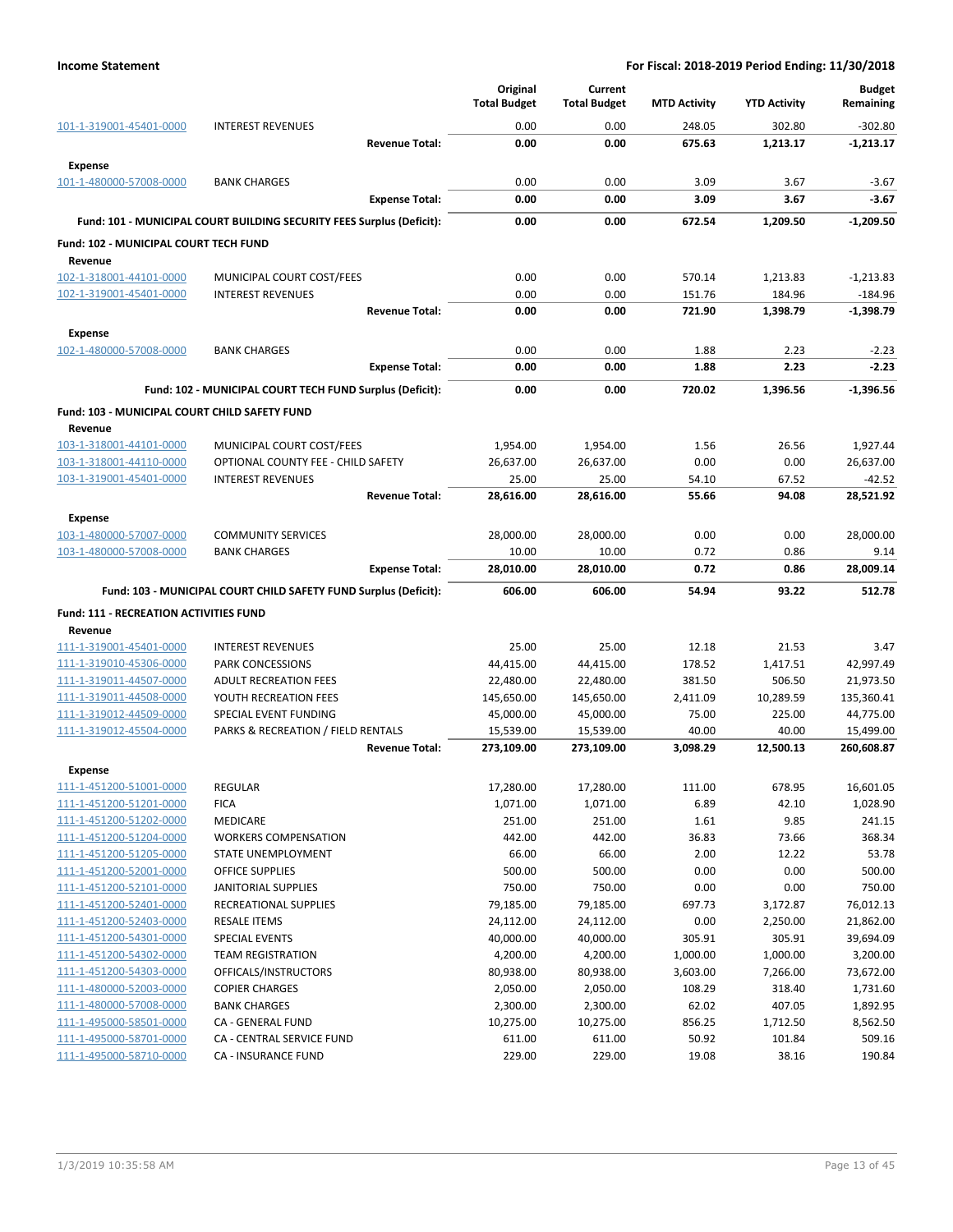| | | Original Total Budget | Current Total Budget | MTD Activity | YTD Activity | Budget Remaining |
|---|---|---|---|---|---|---|
| 101-1-319001-45401-0000 | INTEREST REVENUES | 0.00 | 0.00 | 248.05 | 302.80 | -302.80 |
| | **Revenue Total:** | **0.00** | **0.00** | **675.63** | **1,213.17** | **-1,213.17** |
| **Expense** | | | | | | |
| 101-1-480000-57008-0000 | BANK CHARGES | 0.00 | 0.00 | 3.09 | 3.67 | -3.67 |
| | **Expense Total:** | **0.00** | **0.00** | **3.09** | **3.67** | **-3.67** |
| | **Fund: 101 - MUNICIPAL COURT BUILDING SECURITY FEES Surplus (Deficit):** | **0.00** | **0.00** | **672.54** | **1,209.50** | **-1,209.50** |
| **Fund: 102 - MUNICIPAL COURT TECH FUND** | | | | | | |
| **Revenue** | | | | | | |
| 102-1-318001-44101-0000 | MUNICIPAL COURT COST/FEES | 0.00 | 0.00 | 570.14 | 1,213.83 | -1,213.83 |
| 102-1-319001-45401-0000 | INTEREST REVENUES | 0.00 | 0.00 | 151.76 | 184.96 | -184.96 |
| | **Revenue Total:** | **0.00** | **0.00** | **721.90** | **1,398.79** | **-1,398.79** |
| **Expense** | | | | | | |
| 102-1-480000-57008-0000 | BANK CHARGES | 0.00 | 0.00 | 1.88 | 2.23 | -2.23 |
| | **Expense Total:** | **0.00** | **0.00** | **1.88** | **2.23** | **-2.23** |
| | **Fund: 102 - MUNICIPAL COURT TECH FUND Surplus (Deficit):** | **0.00** | **0.00** | **720.02** | **1,396.56** | **-1,396.56** |
| **Fund: 103 - MUNICIPAL COURT CHILD SAFETY FUND** | | | | | | |
| **Revenue** | | | | | | |
| 103-1-318001-44101-0000 | MUNICIPAL COURT COST/FEES | 1,954.00 | 1,954.00 | 1.56 | 26.56 | 1,927.44 |
| 103-1-318001-44110-0000 | OPTIONAL COUNTY FEE - CHILD SAFETY | 26,637.00 | 26,637.00 | 0.00 | 0.00 | 26,637.00 |
| 103-1-319001-45401-0000 | INTEREST REVENUES | 25.00 | 25.00 | 54.10 | 67.52 | -42.52 |
| | **Revenue Total:** | **28,616.00** | **28,616.00** | **55.66** | **94.08** | **28,521.92** |
| **Expense** | | | | | | |
| 103-1-480000-57007-0000 | COMMUNITY SERVICES | 28,000.00 | 28,000.00 | 0.00 | 0.00 | 28,000.00 |
| 103-1-480000-57008-0000 | BANK CHARGES | 10.00 | 10.00 | 0.72 | 0.86 | 9.14 |
| | **Expense Total:** | **28,010.00** | **28,010.00** | **0.72** | **0.86** | **28,009.14** |
| | **Fund: 103 - MUNICIPAL COURT CHILD SAFETY FUND Surplus (Deficit):** | **606.00** | **606.00** | **54.94** | **93.22** | **512.78** |
| **Fund: 111 - RECREATION ACTIVITIES FUND** | | | | | | |
| **Revenue** | | | | | | |
| 111-1-319001-45401-0000 | INTEREST REVENUES | 25.00 | 25.00 | 12.18 | 21.53 | 3.47 |
| 111-1-319010-45306-0000 | PARK CONCESSIONS | 44,415.00 | 44,415.00 | 178.52 | 1,417.51 | 42,997.49 |
| 111-1-319011-44507-0000 | ADULT RECREATION FEES | 22,480.00 | 22,480.00 | 381.50 | 506.50 | 21,973.50 |
| 111-1-319011-44508-0000 | YOUTH RECREATION FEES | 145,650.00 | 145,650.00 | 2,411.09 | 10,289.59 | 135,360.41 |
| 111-1-319012-44509-0000 | SPECIAL EVENT FUNDING | 45,000.00 | 45,000.00 | 75.00 | 225.00 | 44,775.00 |
| 111-1-319012-45504-0000 | PARKS & RECREATION / FIELD RENTALS | 15,539.00 | 15,539.00 | 40.00 | 40.00 | 15,499.00 |
| | **Revenue Total:** | **273,109.00** | **273,109.00** | **3,098.29** | **12,500.13** | **260,608.87** |
| **Expense** | | | | | | |
| 111-1-451200-51001-0000 | REGULAR | 17,280.00 | 17,280.00 | 111.00 | 678.95 | 16,601.05 |
| 111-1-451200-51201-0000 | FICA | 1,071.00 | 1,071.00 | 6.89 | 42.10 | 1,028.90 |
| 111-1-451200-51202-0000 | MEDICARE | 251.00 | 251.00 | 1.61 | 9.85 | 241.15 |
| 111-1-451200-51204-0000 | WORKERS COMPENSATION | 442.00 | 442.00 | 36.83 | 73.66 | 368.34 |
| 111-1-451200-51205-0000 | STATE UNEMPLOYMENT | 66.00 | 66.00 | 2.00 | 12.22 | 53.78 |
| 111-1-451200-52001-0000 | OFFICE SUPPLIES | 500.00 | 500.00 | 0.00 | 0.00 | 500.00 |
| 111-1-451200-52101-0000 | JANITORIAL SUPPLIES | 750.00 | 750.00 | 0.00 | 0.00 | 750.00 |
| 111-1-451200-52401-0000 | RECREATIONAL SUPPLIES | 79,185.00 | 79,185.00 | 697.73 | 3,172.87 | 76,012.13 |
| 111-1-451200-52403-0000 | RESALE ITEMS | 24,112.00 | 24,112.00 | 0.00 | 2,250.00 | 21,862.00 |
| 111-1-451200-54301-0000 | SPECIAL EVENTS | 40,000.00 | 40,000.00 | 305.91 | 305.91 | 39,694.09 |
| 111-1-451200-54302-0000 | TEAM REGISTRATION | 4,200.00 | 4,200.00 | 1,000.00 | 1,000.00 | 3,200.00 |
| 111-1-451200-54303-0000 | OFFICALS/INSTRUCTORS | 80,938.00 | 80,938.00 | 3,603.00 | 7,266.00 | 73,672.00 |
| 111-1-480000-52003-0000 | COPIER CHARGES | 2,050.00 | 2,050.00 | 108.29 | 318.40 | 1,731.60 |
| 111-1-480000-57008-0000 | BANK CHARGES | 2,300.00 | 2,300.00 | 62.02 | 407.05 | 1,892.95 |
| 111-1-495000-58501-0000 | CA - GENERAL FUND | 10,275.00 | 10,275.00 | 856.25 | 1,712.50 | 8,562.50 |
| 111-1-495000-58701-0000 | CA - CENTRAL SERVICE FUND | 611.00 | 611.00 | 50.92 | 101.84 | 509.16 |
| 111-1-495000-58710-0000 | CA - INSURANCE FUND | 229.00 | 229.00 | 19.08 | 38.16 | 190.84 |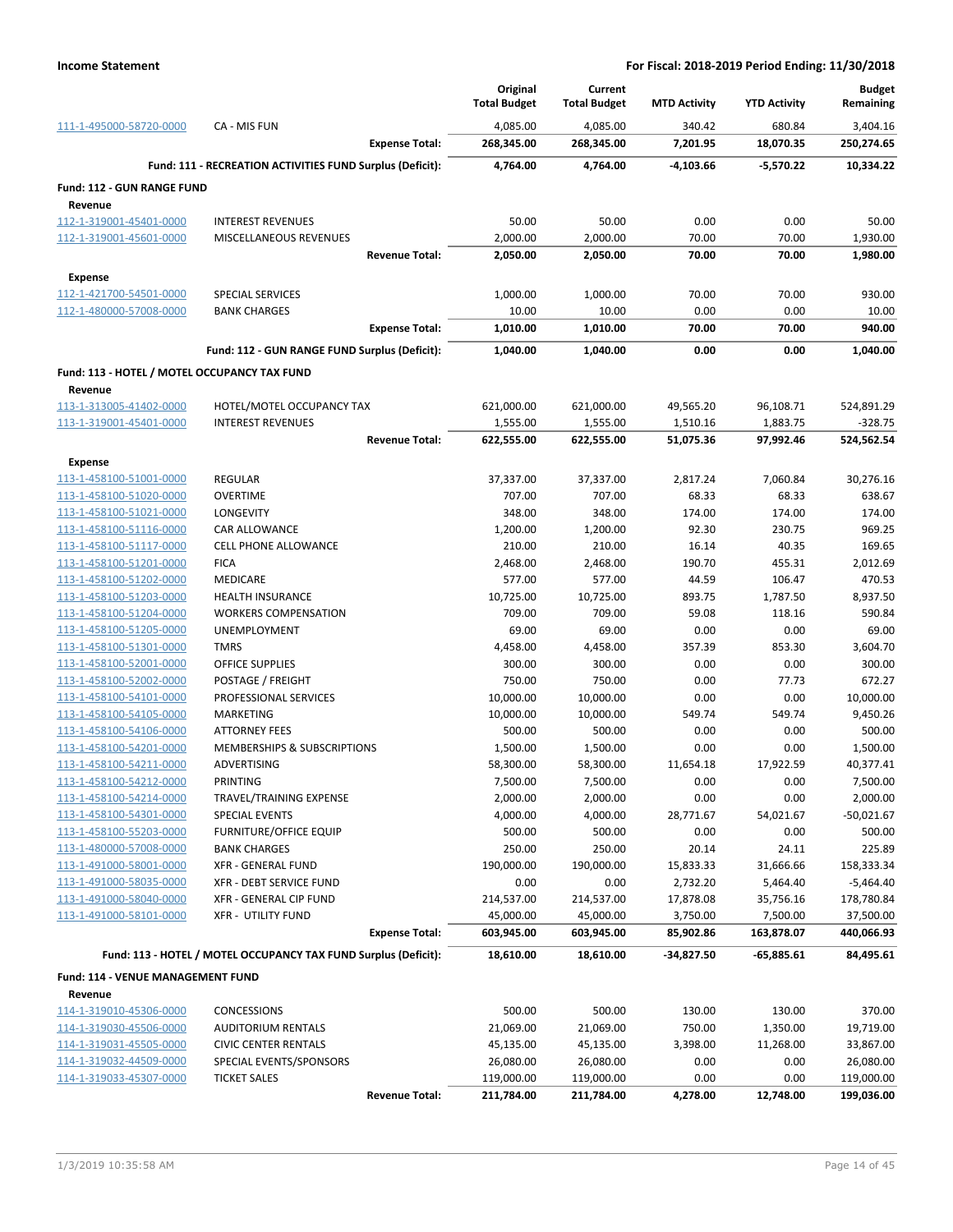**Income Statement** — **For Fiscal: 2018-2019 Period Ending: 11/30/2018**

| | | Original Total Budget | Current Total Budget | MTD Activity | YTD Activity | Budget Remaining |
|---|---|---|---|---|---|---|
| 111-1-495000-58720-0000 | CA - MIS FUN | 4,085.00 | 4,085.00 | 340.42 | 680.84 | 3,404.16 |
| | **Expense Total:** | **268,345.00** | **268,345.00** | **7,201.95** | **18,070.35** | **250,274.65** |
| | **Fund: 111 - RECREATION ACTIVITIES FUND Surplus (Deficit):** | **4,764.00** | **4,764.00** | **-4,103.66** | **-5,570.22** | **10,334.22** |
| **Fund: 112 - GUN RANGE FUND** | | | | | | |
| **Revenue** | | | | | | |
| 112-1-319001-45401-0000 | INTEREST REVENUES | 50.00 | 50.00 | 0.00 | 0.00 | 50.00 |
| 112-1-319001-45601-0000 | MISCELLANEOUS REVENUES | 2,000.00 | 2,000.00 | 70.00 | 70.00 | 1,930.00 |
| | **Revenue Total:** | **2,050.00** | **2,050.00** | **70.00** | **70.00** | **1,980.00** |
| **Expense** | | | | | | |
| 112-1-421700-54501-0000 | SPECIAL SERVICES | 1,000.00 | 1,000.00 | 70.00 | 70.00 | 930.00 |
| 112-1-480000-57008-0000 | BANK CHARGES | 10.00 | 10.00 | 0.00 | 0.00 | 10.00 |
| | **Expense Total:** | **1,010.00** | **1,010.00** | **70.00** | **70.00** | **940.00** |
| | **Fund: 112 - GUN RANGE FUND Surplus (Deficit):** | **1,040.00** | **1,040.00** | **0.00** | **0.00** | **1,040.00** |
| **Fund: 113 - HOTEL / MOTEL OCCUPANCY TAX FUND** | | | | | | |
| **Revenue** | | | | | | |
| 113-1-313005-41402-0000 | HOTEL/MOTEL OCCUPANCY TAX | 621,000.00 | 621,000.00 | 49,565.20 | 96,108.71 | 524,891.29 |
| 113-1-319001-45401-0000 | INTEREST REVENUES | 1,555.00 | 1,555.00 | 1,510.16 | 1,883.75 | -328.75 |
| | **Revenue Total:** | **622,555.00** | **622,555.00** | **51,075.36** | **97,992.46** | **524,562.54** |
| **Expense** | | | | | | |
| 113-1-458100-51001-0000 | REGULAR | 37,337.00 | 37,337.00 | 2,817.24 | 7,060.84 | 30,276.16 |
| 113-1-458100-51020-0000 | OVERTIME | 707.00 | 707.00 | 68.33 | 68.33 | 638.67 |
| 113-1-458100-51021-0000 | LONGEVITY | 348.00 | 348.00 | 174.00 | 174.00 | 174.00 |
| 113-1-458100-51116-0000 | CAR ALLOWANCE | 1,200.00 | 1,200.00 | 92.30 | 230.75 | 969.25 |
| 113-1-458100-51117-0000 | CELL PHONE ALLOWANCE | 210.00 | 210.00 | 16.14 | 40.35 | 169.65 |
| 113-1-458100-51201-0000 | FICA | 2,468.00 | 2,468.00 | 190.70 | 455.31 | 2,012.69 |
| 113-1-458100-51202-0000 | MEDICARE | 577.00 | 577.00 | 44.59 | 106.47 | 470.53 |
| 113-1-458100-51203-0000 | HEALTH INSURANCE | 10,725.00 | 10,725.00 | 893.75 | 1,787.50 | 8,937.50 |
| 113-1-458100-51204-0000 | WORKERS COMPENSATION | 709.00 | 709.00 | 59.08 | 118.16 | 590.84 |
| 113-1-458100-51205-0000 | UNEMPLOYMENT | 69.00 | 69.00 | 0.00 | 0.00 | 69.00 |
| 113-1-458100-51301-0000 | TMRS | 4,458.00 | 4,458.00 | 357.39 | 853.30 | 3,604.70 |
| 113-1-458100-52001-0000 | OFFICE SUPPLIES | 300.00 | 300.00 | 0.00 | 0.00 | 300.00 |
| 113-1-458100-52002-0000 | POSTAGE / FREIGHT | 750.00 | 750.00 | 0.00 | 77.73 | 672.27 |
| 113-1-458100-54101-0000 | PROFESSIONAL SERVICES | 10,000.00 | 10,000.00 | 0.00 | 0.00 | 10,000.00 |
| 113-1-458100-54105-0000 | MARKETING | 10,000.00 | 10,000.00 | 549.74 | 549.74 | 9,450.26 |
| 113-1-458100-54106-0000 | ATTORNEY FEES | 500.00 | 500.00 | 0.00 | 0.00 | 500.00 |
| 113-1-458100-54201-0000 | MEMBERSHIPS & SUBSCRIPTIONS | 1,500.00 | 1,500.00 | 0.00 | 0.00 | 1,500.00 |
| 113-1-458100-54211-0000 | ADVERTISING | 58,300.00 | 58,300.00 | 11,654.18 | 17,922.59 | 40,377.41 |
| 113-1-458100-54212-0000 | PRINTING | 7,500.00 | 7,500.00 | 0.00 | 0.00 | 7,500.00 |
| 113-1-458100-54214-0000 | TRAVEL/TRAINING EXPENSE | 2,000.00 | 2,000.00 | 0.00 | 0.00 | 2,000.00 |
| 113-1-458100-54301-0000 | SPECIAL EVENTS | 4,000.00 | 4,000.00 | 28,771.67 | 54,021.67 | -50,021.67 |
| 113-1-458100-55203-0000 | FURNITURE/OFFICE EQUIP | 500.00 | 500.00 | 0.00 | 0.00 | 500.00 |
| 113-1-480000-57008-0000 | BANK CHARGES | 250.00 | 250.00 | 20.14 | 24.11 | 225.89 |
| 113-1-491000-58001-0000 | XFR - GENERAL FUND | 190,000.00 | 190,000.00 | 15,833.33 | 31,666.66 | 158,333.34 |
| 113-1-491000-58035-0000 | XFR - DEBT SERVICE FUND | 0.00 | 0.00 | 2,732.20 | 5,464.40 | -5,464.40 |
| 113-1-491000-58040-0000 | XFR - GENERAL CIP FUND | 214,537.00 | 214,537.00 | 17,878.08 | 35,756.16 | 178,780.84 |
| 113-1-491000-58101-0000 | XFR - UTILITY FUND | 45,000.00 | 45,000.00 | 3,750.00 | 7,500.00 | 37,500.00 |
| | **Expense Total:** | **603,945.00** | **603,945.00** | **85,902.86** | **163,878.07** | **440,066.93** |
| | **Fund: 113 - HOTEL / MOTEL OCCUPANCY TAX FUND Surplus (Deficit):** | **18,610.00** | **18,610.00** | **-34,827.50** | **-65,885.61** | **84,495.61** |
| **Fund: 114 - VENUE MANAGEMENT FUND** | | | | | | |
| **Revenue** | | | | | | |
| 114-1-319010-45306-0000 | CONCESSIONS | 500.00 | 500.00 | 130.00 | 130.00 | 370.00 |
| 114-1-319030-45506-0000 | AUDITORIUM RENTALS | 21,069.00 | 21,069.00 | 750.00 | 1,350.00 | 19,719.00 |
| 114-1-319031-45505-0000 | CIVIC CENTER RENTALS | 45,135.00 | 45,135.00 | 3,398.00 | 11,268.00 | 33,867.00 |
| 114-1-319032-44509-0000 | SPECIAL EVENTS/SPONSORS | 26,080.00 | 26,080.00 | 0.00 | 0.00 | 26,080.00 |
| 114-1-319033-45307-0000 | TICKET SALES | 119,000.00 | 119,000.00 | 0.00 | 0.00 | 119,000.00 |
| | **Revenue Total:** | **211,784.00** | **211,784.00** | **4,278.00** | **12,748.00** | **199,036.00** |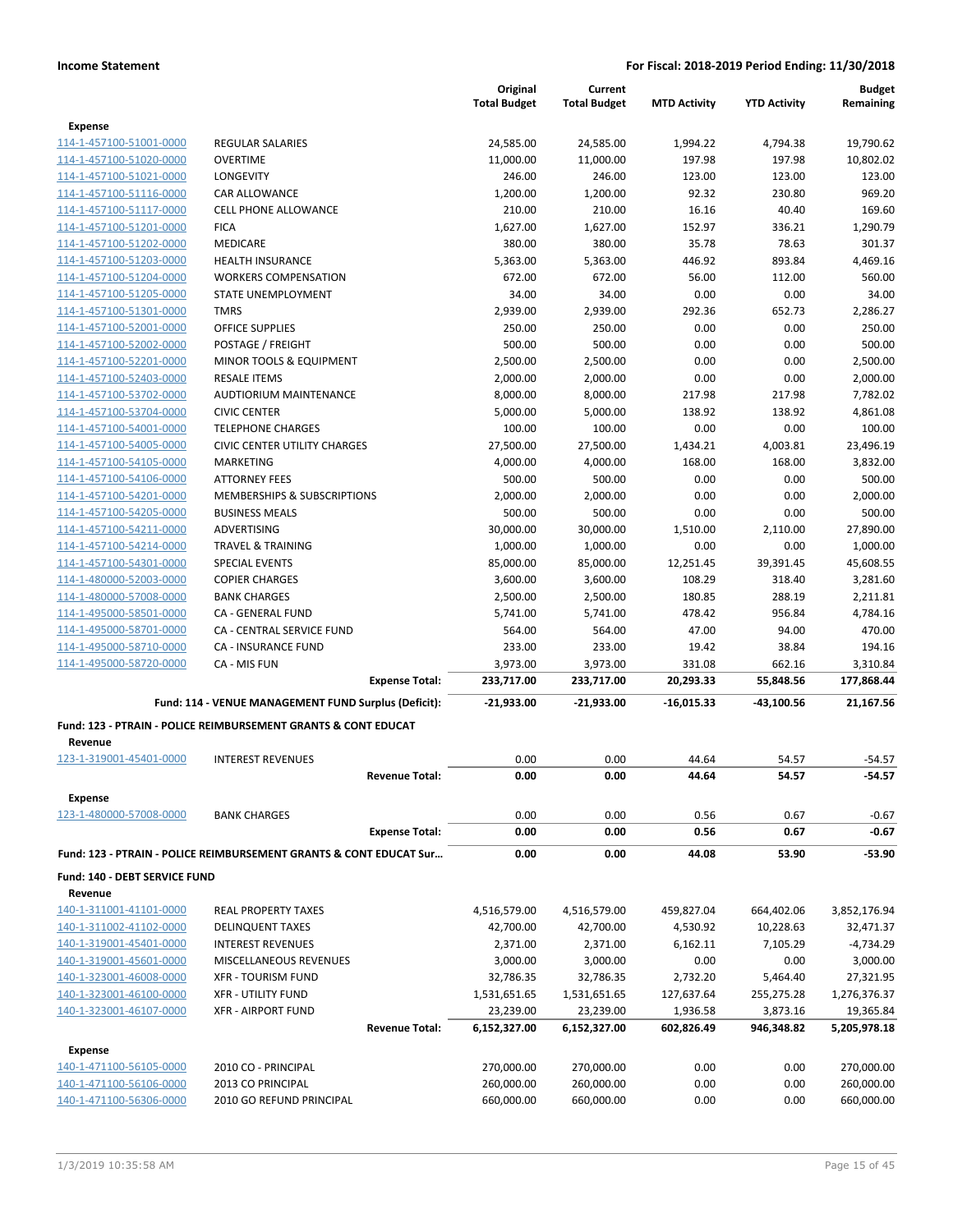|  |  | Original Total Budget | Current Total Budget | MTD Activity | YTD Activity | Budget Remaining |
|---|---|---|---|---|---|---|
| **Expense** |  |  |  |  |  |  |
| 114-1-457100-51001-0000 | REGULAR SALARIES | 24,585.00 | 24,585.00 | 1,994.22 | 4,794.38 | 19,790.62 |
| 114-1-457100-51020-0000 | OVERTIME | 11,000.00 | 11,000.00 | 197.98 | 197.98 | 10,802.02 |
| 114-1-457100-51021-0000 | LONGEVITY | 246.00 | 246.00 | 123.00 | 123.00 | 123.00 |
| 114-1-457100-51116-0000 | CAR ALLOWANCE | 1,200.00 | 1,200.00 | 92.32 | 230.80 | 969.20 |
| 114-1-457100-51117-0000 | CELL PHONE ALLOWANCE | 210.00 | 210.00 | 16.16 | 40.40 | 169.60 |
| 114-1-457100-51201-0000 | FICA | 1,627.00 | 1,627.00 | 152.97 | 336.21 | 1,290.79 |
| 114-1-457100-51202-0000 | MEDICARE | 380.00 | 380.00 | 35.78 | 78.63 | 301.37 |
| 114-1-457100-51203-0000 | HEALTH INSURANCE | 5,363.00 | 5,363.00 | 446.92 | 893.84 | 4,469.16 |
| 114-1-457100-51204-0000 | WORKERS COMPENSATION | 672.00 | 672.00 | 56.00 | 112.00 | 560.00 |
| 114-1-457100-51205-0000 | STATE UNEMPLOYMENT | 34.00 | 34.00 | 0.00 | 0.00 | 34.00 |
| 114-1-457100-51301-0000 | TMRS | 2,939.00 | 2,939.00 | 292.36 | 652.73 | 2,286.27 |
| 114-1-457100-52001-0000 | OFFICE SUPPLIES | 250.00 | 250.00 | 0.00 | 0.00 | 250.00 |
| 114-1-457100-52002-0000 | POSTAGE / FREIGHT | 500.00 | 500.00 | 0.00 | 0.00 | 500.00 |
| 114-1-457100-52201-0000 | MINOR TOOLS & EQUIPMENT | 2,500.00 | 2,500.00 | 0.00 | 0.00 | 2,500.00 |
| 114-1-457100-52403-0000 | RESALE ITEMS | 2,000.00 | 2,000.00 | 0.00 | 0.00 | 2,000.00 |
| 114-1-457100-53702-0000 | AUDTIORIUM MAINTENANCE | 8,000.00 | 8,000.00 | 217.98 | 217.98 | 7,782.02 |
| 114-1-457100-53704-0000 | CIVIC CENTER | 5,000.00 | 5,000.00 | 138.92 | 138.92 | 4,861.08 |
| 114-1-457100-54001-0000 | TELEPHONE CHARGES | 100.00 | 100.00 | 0.00 | 0.00 | 100.00 |
| 114-1-457100-54005-0000 | CIVIC CENTER UTILITY CHARGES | 27,500.00 | 27,500.00 | 1,434.21 | 4,003.81 | 23,496.19 |
| 114-1-457100-54105-0000 | MARKETING | 4,000.00 | 4,000.00 | 168.00 | 168.00 | 3,832.00 |
| 114-1-457100-54106-0000 | ATTORNEY FEES | 500.00 | 500.00 | 0.00 | 0.00 | 500.00 |
| 114-1-457100-54201-0000 | MEMBERSHIPS & SUBSCRIPTIONS | 2,000.00 | 2,000.00 | 0.00 | 0.00 | 2,000.00 |
| 114-1-457100-54205-0000 | BUSINESS MEALS | 500.00 | 500.00 | 0.00 | 0.00 | 500.00 |
| 114-1-457100-54211-0000 | ADVERTISING | 30,000.00 | 30,000.00 | 1,510.00 | 2,110.00 | 27,890.00 |
| 114-1-457100-54214-0000 | TRAVEL & TRAINING | 1,000.00 | 1,000.00 | 0.00 | 0.00 | 1,000.00 |
| 114-1-457100-54301-0000 | SPECIAL EVENTS | 85,000.00 | 85,000.00 | 12,251.45 | 39,391.45 | 45,608.55 |
| 114-1-480000-52003-0000 | COPIER CHARGES | 3,600.00 | 3,600.00 | 108.29 | 318.40 | 3,281.60 |
| 114-1-480000-57008-0000 | BANK CHARGES | 2,500.00 | 2,500.00 | 180.85 | 288.19 | 2,211.81 |
| 114-1-495000-58501-0000 | CA - GENERAL FUND | 5,741.00 | 5,741.00 | 478.42 | 956.84 | 4,784.16 |
| 114-1-495000-58701-0000 | CA - CENTRAL SERVICE FUND | 564.00 | 564.00 | 47.00 | 94.00 | 470.00 |
| 114-1-495000-58710-0000 | CA - INSURANCE FUND | 233.00 | 233.00 | 19.42 | 38.84 | 194.16 |
| 114-1-495000-58720-0000 | CA - MIS FUN | 3,973.00 | 3,973.00 | 331.08 | 662.16 | 3,310.84 |
|  | **Expense Total:** | **233,717.00** | **233,717.00** | **20,293.33** | **55,848.56** | **177,868.44** |
|  | **Fund: 114 - VENUE MANAGEMENT FUND Surplus (Deficit):** | **-21,933.00** | **-21,933.00** | **-16,015.33** | **-43,100.56** | **21,167.56** |
| **Fund: 123 - PTRAIN - POLICE REIMBURSEMENT GRANTS & CONT EDUCAT** |  |  |  |  |  |  |
| **Revenue** |  |  |  |  |  |  |
| 123-1-319001-45401-0000 | INTEREST REVENUES | 0.00 | 0.00 | 44.64 | 54.57 | -54.57 |
|  | **Revenue Total:** | **0.00** | **0.00** | **44.64** | **54.57** | **-54.57** |
| **Expense** |  |  |  |  |  |  |
| 123-1-480000-57008-0000 | BANK CHARGES | 0.00 | 0.00 | 0.56 | 0.67 | -0.67 |
|  | **Expense Total:** | **0.00** | **0.00** | **0.56** | **0.67** | **-0.67** |
| **Fund: 123 - PTRAIN - POLICE REIMBURSEMENT GRANTS & CONT EDUCAT Sur...** |  | **0.00** | **0.00** | **44.08** | **53.90** | **-53.90** |
| **Fund: 140 - DEBT SERVICE FUND** |  |  |  |  |  |  |
| **Revenue** |  |  |  |  |  |  |
| 140-1-311001-41101-0000 | REAL PROPERTY TAXES | 4,516,579.00 | 4,516,579.00 | 459,827.04 | 664,402.06 | 3,852,176.94 |
| 140-1-311002-41102-0000 | DELINQUENT TAXES | 42,700.00 | 42,700.00 | 4,530.92 | 10,228.63 | 32,471.37 |
| 140-1-319001-45401-0000 | INTEREST REVENUES | 2,371.00 | 2,371.00 | 6,162.11 | 7,105.29 | -4,734.29 |
| 140-1-319001-45601-0000 | MISCELLANEOUS REVENUES | 3,000.00 | 3,000.00 | 0.00 | 0.00 | 3,000.00 |
| 140-1-323001-46008-0000 | XFR - TOURISM FUND | 32,786.35 | 32,786.35 | 2,732.20 | 5,464.40 | 27,321.95 |
| 140-1-323001-46100-0000 | XFR - UTILITY FUND | 1,531,651.65 | 1,531,651.65 | 127,637.64 | 255,275.28 | 1,276,376.37 |
| 140-1-323001-46107-0000 | XFR - AIRPORT FUND | 23,239.00 | 23,239.00 | 1,936.58 | 3,873.16 | 19,365.84 |
|  | **Revenue Total:** | **6,152,327.00** | **6,152,327.00** | **602,826.49** | **946,348.82** | **5,205,978.18** |
| **Expense** |  |  |  |  |  |  |
| 140-1-471100-56105-0000 | 2010 CO - PRINCIPAL | 270,000.00 | 270,000.00 | 0.00 | 0.00 | 270,000.00 |
| 140-1-471100-56106-0000 | 2013 CO PRINCIPAL | 260,000.00 | 260,000.00 | 0.00 | 0.00 | 260,000.00 |
| 140-1-471100-56306-0000 | 2010 GO REFUND PRINCIPAL | 660,000.00 | 660,000.00 | 0.00 | 0.00 | 660,000.00 |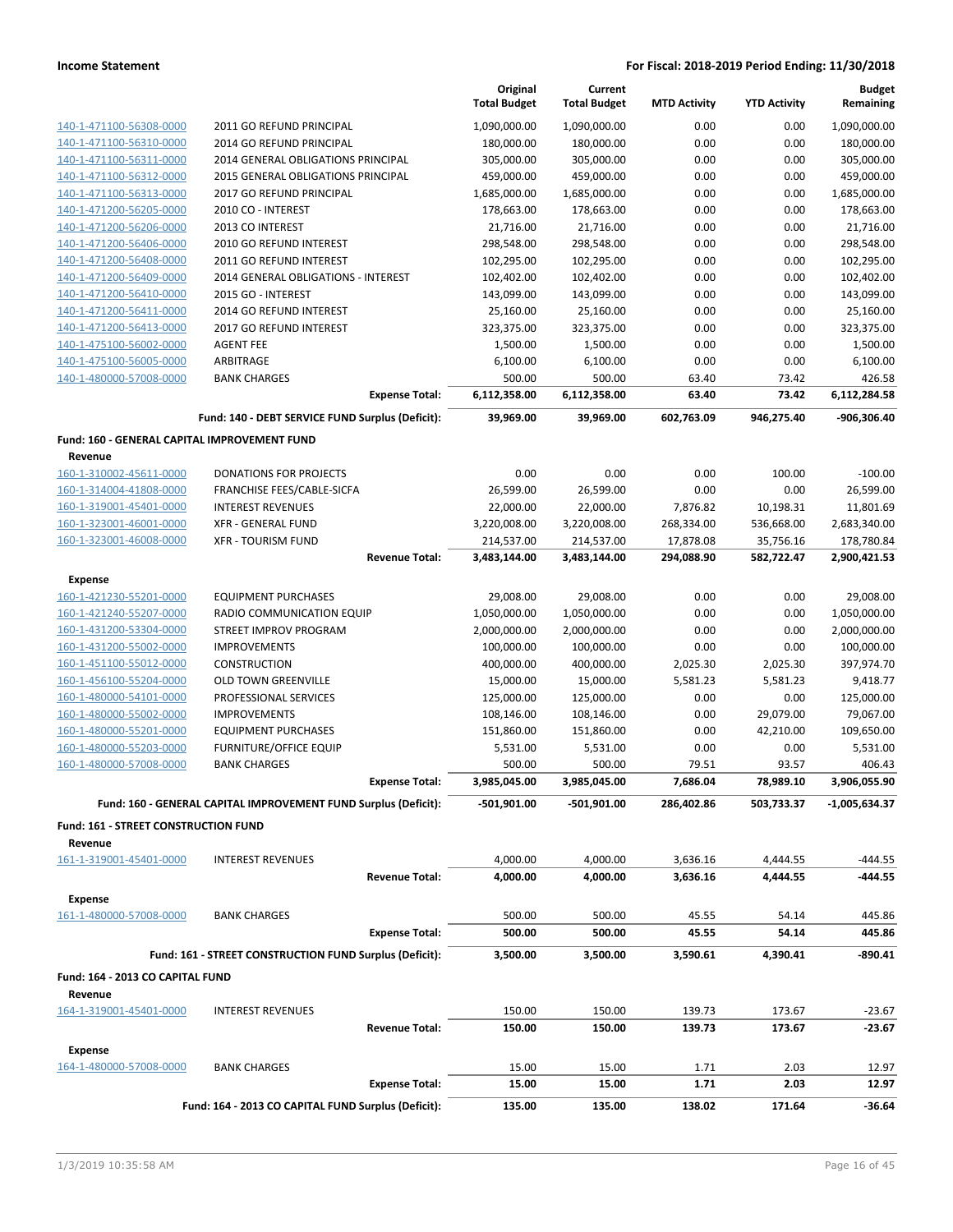| | | Original Total Budget | Current Total Budget | MTD Activity | YTD Activity | Budget Remaining |
|---|---|---|---|---|---|---|
| 140-1-471100-56308-0000 | 2011 GO REFUND PRINCIPAL | 1,090,000.00 | 1,090,000.00 | 0.00 | 0.00 | 1,090,000.00 |
| 140-1-471100-56310-0000 | 2014 GO REFUND PRINCIPAL | 180,000.00 | 180,000.00 | 0.00 | 0.00 | 180,000.00 |
| 140-1-471100-56311-0000 | 2014 GENERAL OBLIGATIONS PRINCIPAL | 305,000.00 | 305,000.00 | 0.00 | 0.00 | 305,000.00 |
| 140-1-471100-56312-0000 | 2015 GENERAL OBLIGATIONS PRINCIPAL | 459,000.00 | 459,000.00 | 0.00 | 0.00 | 459,000.00 |
| 140-1-471100-56313-0000 | 2017 GO REFUND PRINCIPAL | 1,685,000.00 | 1,685,000.00 | 0.00 | 0.00 | 1,685,000.00 |
| 140-1-471200-56205-0000 | 2010 CO - INTEREST | 178,663.00 | 178,663.00 | 0.00 | 0.00 | 178,663.00 |
| 140-1-471200-56206-0000 | 2013 CO INTEREST | 21,716.00 | 21,716.00 | 0.00 | 0.00 | 21,716.00 |
| 140-1-471200-56406-0000 | 2010 GO REFUND INTEREST | 298,548.00 | 298,548.00 | 0.00 | 0.00 | 298,548.00 |
| 140-1-471200-56408-0000 | 2011 GO REFUND INTEREST | 102,295.00 | 102,295.00 | 0.00 | 0.00 | 102,295.00 |
| 140-1-471200-56409-0000 | 2014 GENERAL OBLIGATIONS - INTEREST | 102,402.00 | 102,402.00 | 0.00 | 0.00 | 102,402.00 |
| 140-1-471200-56410-0000 | 2015 GO - INTEREST | 143,099.00 | 143,099.00 | 0.00 | 0.00 | 143,099.00 |
| 140-1-471200-56411-0000 | 2014 GO REFUND INTEREST | 25,160.00 | 25,160.00 | 0.00 | 0.00 | 25,160.00 |
| 140-1-471200-56413-0000 | 2017 GO REFUND INTEREST | 323,375.00 | 323,375.00 | 0.00 | 0.00 | 323,375.00 |
| 140-1-475100-56002-0000 | AGENT FEE | 1,500.00 | 1,500.00 | 0.00 | 0.00 | 1,500.00 |
| 140-1-475100-56005-0000 | ARBITRAGE | 6,100.00 | 6,100.00 | 0.00 | 0.00 | 6,100.00 |
| 140-1-480000-57008-0000 | BANK CHARGES | 500.00 | 500.00 | 63.40 | 73.42 | 426.58 |
| | **Expense Total:** | **6,112,358.00** | **6,112,358.00** | **63.40** | **73.42** | **6,112,284.58** |
| | **Fund: 140 - DEBT SERVICE FUND Surplus (Deficit):** | **39,969.00** | **39,969.00** | **602,763.09** | **946,275.40** | **-906,306.40** |

**Fund: 160 - GENERAL CAPITAL IMPROVEMENT FUND**

| | | Original Total Budget | Current Total Budget | MTD Activity | YTD Activity | Budget Remaining |
|---|---|---|---|---|---|---|
| **Revenue** | | | | | | |
| 160-1-310002-45611-0000 | DONATIONS FOR PROJECTS | 0.00 | 0.00 | 0.00 | 100.00 | -100.00 |
| 160-1-314004-41808-0000 | FRANCHISE FEES/CABLE-SICFA | 26,599.00 | 26,599.00 | 0.00 | 0.00 | 26,599.00 |
| 160-1-319001-45401-0000 | INTEREST REVENUES | 22,000.00 | 22,000.00 | 7,876.82 | 10,198.31 | 11,801.69 |
| 160-1-323001-46001-0000 | XFR - GENERAL FUND | 3,220,008.00 | 3,220,008.00 | 268,334.00 | 536,668.00 | 2,683,340.00 |
| 160-1-323001-46008-0000 | XFR - TOURISM FUND | 214,537.00 | 214,537.00 | 17,878.08 | 35,756.16 | 178,780.84 |
| | **Revenue Total:** | **3,483,144.00** | **3,483,144.00** | **294,088.90** | **582,722.47** | **2,900,421.53** |
| **Expense** | | | | | | |
| 160-1-421230-55201-0000 | EQUIPMENT PURCHASES | 29,008.00 | 29,008.00 | 0.00 | 0.00 | 29,008.00 |
| 160-1-421240-55207-0000 | RADIO COMMUNICATION EQUIP | 1,050,000.00 | 1,050,000.00 | 0.00 | 0.00 | 1,050,000.00 |
| 160-1-431200-53304-0000 | STREET IMPROV PROGRAM | 2,000,000.00 | 2,000,000.00 | 0.00 | 0.00 | 2,000,000.00 |
| 160-1-431200-55002-0000 | IMPROVEMENTS | 100,000.00 | 100,000.00 | 0.00 | 0.00 | 100,000.00 |
| 160-1-451100-55012-0000 | CONSTRUCTION | 400,000.00 | 400,000.00 | 2,025.30 | 2,025.30 | 397,974.70 |
| 160-1-456100-55204-0000 | OLD TOWN GREENVILLE | 15,000.00 | 15,000.00 | 5,581.23 | 5,581.23 | 9,418.77 |
| 160-1-480000-54101-0000 | PROFESSIONAL SERVICES | 125,000.00 | 125,000.00 | 0.00 | 0.00 | 125,000.00 |
| 160-1-480000-55002-0000 | IMPROVEMENTS | 108,146.00 | 108,146.00 | 0.00 | 29,079.00 | 79,067.00 |
| 160-1-480000-55201-0000 | EQUIPMENT PURCHASES | 151,860.00 | 151,860.00 | 0.00 | 42,210.00 | 109,650.00 |
| 160-1-480000-55203-0000 | FURNITURE/OFFICE EQUIP | 5,531.00 | 5,531.00 | 0.00 | 0.00 | 5,531.00 |
| 160-1-480000-57008-0000 | BANK CHARGES | 500.00 | 500.00 | 79.51 | 93.57 | 406.43 |
| | **Expense Total:** | **3,985,045.00** | **3,985,045.00** | **7,686.04** | **78,989.10** | **3,906,055.90** |
| | **Fund: 160 - GENERAL CAPITAL IMPROVEMENT FUND Surplus (Deficit):** | **-501,901.00** | **-501,901.00** | **286,402.86** | **503,733.37** | **-1,005,634.37** |

**Fund: 161 - STREET CONSTRUCTION FUND**

| | | Original Total Budget | Current Total Budget | MTD Activity | YTD Activity | Budget Remaining |
|---|---|---|---|---|---|---|
| **Revenue** | | | | | | |
| 161-1-319001-45401-0000 | INTEREST REVENUES | 4,000.00 | 4,000.00 | 3,636.16 | 4,444.55 | -444.55 |
| | **Revenue Total:** | **4,000.00** | **4,000.00** | **3,636.16** | **4,444.55** | **-444.55** |
| **Expense** | | | | | | |
| 161-1-480000-57008-0000 | BANK CHARGES | 500.00 | 500.00 | 45.55 | 54.14 | 445.86 |
| | **Expense Total:** | **500.00** | **500.00** | **45.55** | **54.14** | **445.86** |
| | **Fund: 161 - STREET CONSTRUCTION FUND Surplus (Deficit):** | **3,500.00** | **3,500.00** | **3,590.61** | **4,390.41** | **-890.41** |

**Fund: 164 - 2013 CO CAPITAL FUND**

| | | Original Total Budget | Current Total Budget | MTD Activity | YTD Activity | Budget Remaining |
|---|---|---|---|---|---|---|
| **Revenue** | | | | | | |
| 164-1-319001-45401-0000 | INTEREST REVENUES | 150.00 | 150.00 | 139.73 | 173.67 | -23.67 |
| | **Revenue Total:** | **150.00** | **150.00** | **139.73** | **173.67** | **-23.67** |
| **Expense** | | | | | | |
| 164-1-480000-57008-0000 | BANK CHARGES | 15.00 | 15.00 | 1.71 | 2.03 | 12.97 |
| | **Expense Total:** | **15.00** | **15.00** | **1.71** | **2.03** | **12.97** |
| | **Fund: 164 - 2013 CO CAPITAL FUND Surplus (Deficit):** | **135.00** | **135.00** | **138.02** | **171.64** | **-36.64** |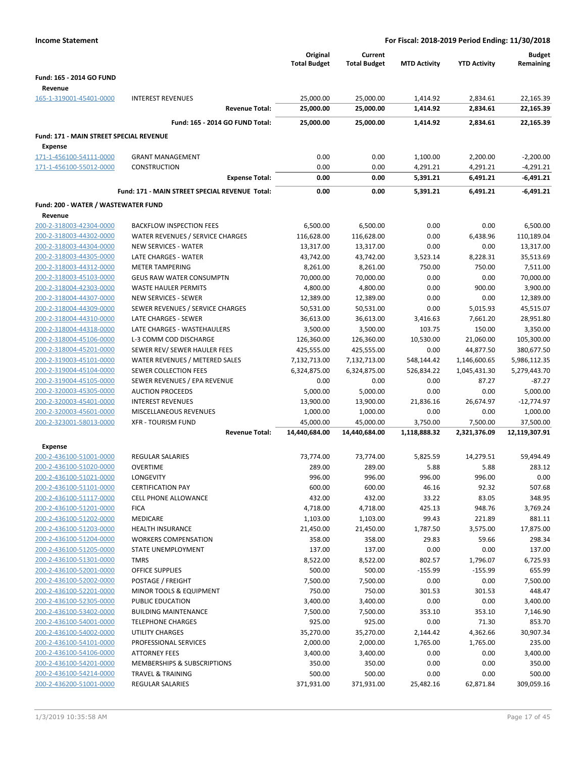**Income Statement** | **For Fiscal: 2018-2019 Period Ending: 11/30/2018**

| | | Original Total Budget | Current Total Budget | MTD Activity | YTD Activity | Budget Remaining |
|---|---|---|---|---|---|---|
| **Fund: 165 - 2014 GO FUND** | | | | | | |
| **Revenue** | | | | | | |
| 165-1-319001-45401-0000 | INTEREST REVENUES | 25,000.00 | 25,000.00 | 1,414.92 | 2,834.61 | 22,165.39 |
| | **Revenue Total:** | **25,000.00** | **25,000.00** | **1,414.92** | **2,834.61** | **22,165.39** |
| | **Fund: 165 - 2014 GO FUND Total:** | **25,000.00** | **25,000.00** | **1,414.92** | **2,834.61** | **22,165.39** |
| **Fund: 171 - MAIN STREET SPECIAL REVENUE** | | | | | | |
| **Expense** | | | | | | |
| 171-1-456100-54111-0000 | GRANT MANAGEMENT | 0.00 | 0.00 | 1,100.00 | 2,200.00 | -2,200.00 |
| 171-1-456100-55012-0000 | CONSTRUCTION | 0.00 | 0.00 | 4,291.21 | 4,291.21 | -4,291.21 |
| | **Expense Total:** | **0.00** | **0.00** | **5,391.21** | **6,491.21** | **-6,491.21** |
| | **Fund: 171 - MAIN STREET SPECIAL REVENUE Total:** | **0.00** | **0.00** | **5,391.21** | **6,491.21** | **-6,491.21** |
| **Fund: 200 - WATER / WASTEWATER FUND** | | | | | | |
| **Revenue** | | | | | | |
| 200-2-318003-42304-0000 | BACKFLOW INSPECTION FEES | 6,500.00 | 6,500.00 | 0.00 | 0.00 | 6,500.00 |
| 200-2-318003-44302-0000 | WATER REVENUES / SERVICE CHARGES | 116,628.00 | 116,628.00 | 0.00 | 6,438.96 | 110,189.04 |
| 200-2-318003-44304-0000 | NEW SERVICES - WATER | 13,317.00 | 13,317.00 | 0.00 | 0.00 | 13,317.00 |
| 200-2-318003-44305-0000 | LATE CHARGES - WATER | 43,742.00 | 43,742.00 | 3,523.14 | 8,228.31 | 35,513.69 |
| 200-2-318003-44312-0000 | METER TAMPERING | 8,261.00 | 8,261.00 | 750.00 | 750.00 | 7,511.00 |
| 200-2-318003-45103-0000 | GEUS RAW WATER CONSUMPTN | 70,000.00 | 70,000.00 | 0.00 | 0.00 | 70,000.00 |
| 200-2-318004-42303-0000 | WASTE HAULER PERMITS | 4,800.00 | 4,800.00 | 0.00 | 900.00 | 3,900.00 |
| 200-2-318004-44307-0000 | NEW SERVICES - SEWER | 12,389.00 | 12,389.00 | 0.00 | 0.00 | 12,389.00 |
| 200-2-318004-44309-0000 | SEWER REVENUES / SERVICE CHARGES | 50,531.00 | 50,531.00 | 0.00 | 5,015.93 | 45,515.07 |
| 200-2-318004-44310-0000 | LATE CHARGES - SEWER | 36,613.00 | 36,613.00 | 3,416.63 | 7,661.20 | 28,951.80 |
| 200-2-318004-44318-0000 | LATE CHARGES - WASTEHAULERS | 3,500.00 | 3,500.00 | 103.75 | 150.00 | 3,350.00 |
| 200-2-318004-45106-0000 | L-3 COMM COD DISCHARGE | 126,360.00 | 126,360.00 | 10,530.00 | 21,060.00 | 105,300.00 |
| 200-2-318004-45201-0000 | SEWER REV/ SEWER HAULER FEES | 425,555.00 | 425,555.00 | 0.00 | 44,877.50 | 380,677.50 |
| 200-2-319003-45101-0000 | WATER REVENUES / METERED SALES | 7,132,713.00 | 7,132,713.00 | 548,144.42 | 1,146,600.65 | 5,986,112.35 |
| 200-2-319004-45104-0000 | SEWER COLLECTION FEES | 6,324,875.00 | 6,324,875.00 | 526,834.22 | 1,045,431.30 | 5,279,443.70 |
| 200-2-319004-45105-0000 | SEWER REVENUES / EPA REVENUE | 0.00 | 0.00 | 0.00 | 87.27 | -87.27 |
| 200-2-320003-45305-0000 | AUCTION PROCEEDS | 5,000.00 | 5,000.00 | 0.00 | 0.00 | 5,000.00 |
| 200-2-320003-45401-0000 | INTEREST REVENUES | 13,900.00 | 13,900.00 | 21,836.16 | 26,674.97 | -12,774.97 |
| 200-2-320003-45601-0000 | MISCELLANEOUS REVENUES | 1,000.00 | 1,000.00 | 0.00 | 0.00 | 1,000.00 |
| 200-2-323001-58013-0000 | XFR - TOURISM FUND | 45,000.00 | 45,000.00 | 3,750.00 | 7,500.00 | 37,500.00 |
| | **Revenue Total:** | **14,440,684.00** | **14,440,684.00** | **1,118,888.32** | **2,321,376.09** | **12,119,307.91** |
| **Expense** | | | | | | |
| 200-2-436100-51001-0000 | REGULAR SALARIES | 73,774.00 | 73,774.00 | 5,825.59 | 14,279.51 | 59,494.49 |
| 200-2-436100-51020-0000 | OVERTIME | 289.00 | 289.00 | 5.88 | 5.88 | 283.12 |
| 200-2-436100-51021-0000 | LONGEVITY | 996.00 | 996.00 | 996.00 | 996.00 | 0.00 |
| 200-2-436100-51101-0000 | CERTIFICATION PAY | 600.00 | 600.00 | 46.16 | 92.32 | 507.68 |
| 200-2-436100-51117-0000 | CELL PHONE ALLOWANCE | 432.00 | 432.00 | 33.22 | 83.05 | 348.95 |
| 200-2-436100-51201-0000 | FICA | 4,718.00 | 4,718.00 | 425.13 | 948.76 | 3,769.24 |
| 200-2-436100-51202-0000 | MEDICARE | 1,103.00 | 1,103.00 | 99.43 | 221.89 | 881.11 |
| 200-2-436100-51203-0000 | HEALTH INSURANCE | 21,450.00 | 21,450.00 | 1,787.50 | 3,575.00 | 17,875.00 |
| 200-2-436100-51204-0000 | WORKERS COMPENSATION | 358.00 | 358.00 | 29.83 | 59.66 | 298.34 |
| 200-2-436100-51205-0000 | STATE UNEMPLOYMENT | 137.00 | 137.00 | 0.00 | 0.00 | 137.00 |
| 200-2-436100-51301-0000 | TMRS | 8,522.00 | 8,522.00 | 802.57 | 1,796.07 | 6,725.93 |
| 200-2-436100-52001-0000 | OFFICE SUPPLIES | 500.00 | 500.00 | -155.99 | -155.99 | 655.99 |
| 200-2-436100-52002-0000 | POSTAGE / FREIGHT | 7,500.00 | 7,500.00 | 0.00 | 0.00 | 7,500.00 |
| 200-2-436100-52201-0000 | MINOR TOOLS & EQUIPMENT | 750.00 | 750.00 | 301.53 | 301.53 | 448.47 |
| 200-2-436100-52305-0000 | PUBLIC EDUCATION | 3,400.00 | 3,400.00 | 0.00 | 0.00 | 3,400.00 |
| 200-2-436100-53402-0000 | BUILDING MAINTENANCE | 7,500.00 | 7,500.00 | 353.10 | 353.10 | 7,146.90 |
| 200-2-436100-54001-0000 | TELEPHONE CHARGES | 925.00 | 925.00 | 0.00 | 71.30 | 853.70 |
| 200-2-436100-54002-0000 | UTILITY CHARGES | 35,270.00 | 35,270.00 | 2,144.42 | 4,362.66 | 30,907.34 |
| 200-2-436100-54101-0000 | PROFESSIONAL SERVICES | 2,000.00 | 2,000.00 | 1,765.00 | 1,765.00 | 235.00 |
| 200-2-436100-54106-0000 | ATTORNEY FEES | 3,400.00 | 3,400.00 | 0.00 | 0.00 | 3,400.00 |
| 200-2-436100-54201-0000 | MEMBERSHIPS & SUBSCRIPTIONS | 350.00 | 350.00 | 0.00 | 0.00 | 350.00 |
| 200-2-436100-54214-0000 | TRAVEL & TRAINING | 500.00 | 500.00 | 0.00 | 0.00 | 500.00 |
| 200-2-436200-51001-0000 | REGULAR SALARIES | 371,931.00 | 371,931.00 | 25,482.16 | 62,871.84 | 309,059.16 |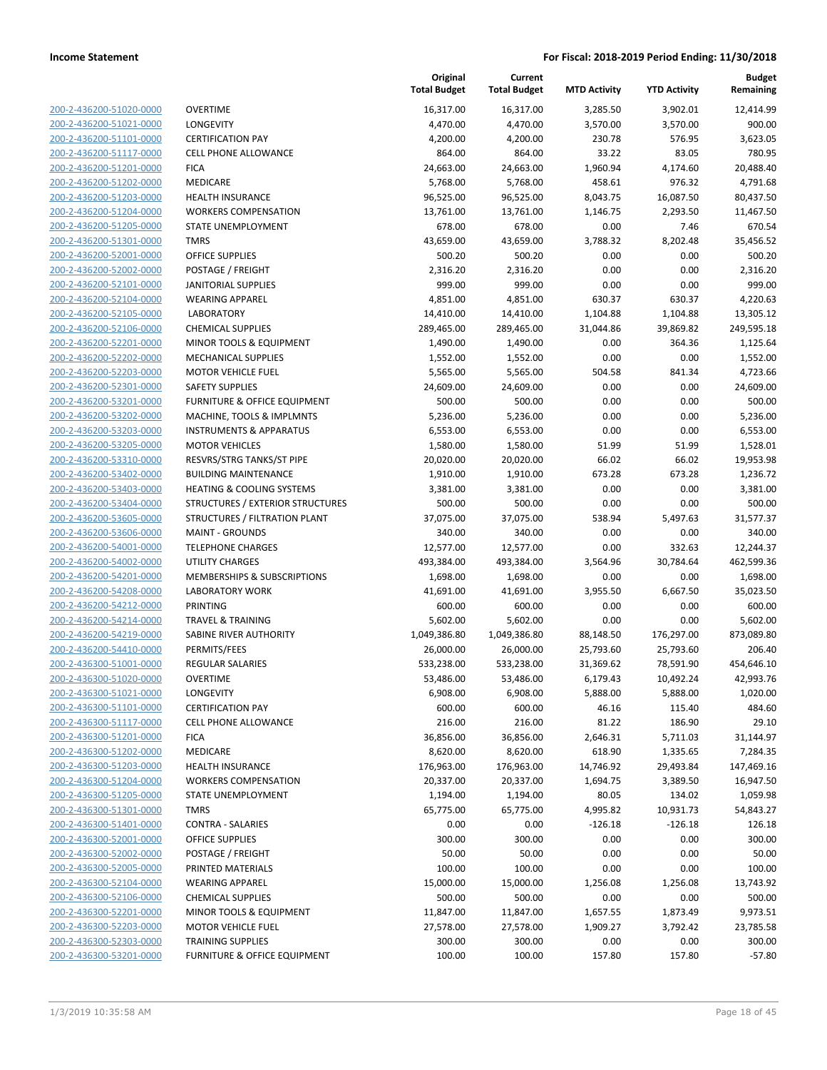| | | Original Total Budget | Current Total Budget | MTD Activity | YTD Activity | Budget Remaining |
|---|---|---|---|---|---|---|
| 200-2-436200-51020-0000 | OVERTIME | 16,317.00 | 16,317.00 | 3,285.50 | 3,902.01 | 12,414.99 |
| 200-2-436200-51021-0000 | LONGEVITY | 4,470.00 | 4,470.00 | 3,570.00 | 3,570.00 | 900.00 |
| 200-2-436200-51101-0000 | CERTIFICATION PAY | 4,200.00 | 4,200.00 | 230.78 | 576.95 | 3,623.05 |
| 200-2-436200-51117-0000 | CELL PHONE ALLOWANCE | 864.00 | 864.00 | 33.22 | 83.05 | 780.95 |
| 200-2-436200-51201-0000 | FICA | 24,663.00 | 24,663.00 | 1,960.94 | 4,174.60 | 20,488.40 |
| 200-2-436200-51202-0000 | MEDICARE | 5,768.00 | 5,768.00 | 458.61 | 976.32 | 4,791.68 |
| 200-2-436200-51203-0000 | HEALTH INSURANCE | 96,525.00 | 96,525.00 | 8,043.75 | 16,087.50 | 80,437.50 |
| 200-2-436200-51204-0000 | WORKERS COMPENSATION | 13,761.00 | 13,761.00 | 1,146.75 | 2,293.50 | 11,467.50 |
| 200-2-436200-51205-0000 | STATE UNEMPLOYMENT | 678.00 | 678.00 | 0.00 | 7.46 | 670.54 |
| 200-2-436200-51301-0000 | TMRS | 43,659.00 | 43,659.00 | 3,788.32 | 8,202.48 | 35,456.52 |
| 200-2-436200-52001-0000 | OFFICE SUPPLIES | 500.20 | 500.20 | 0.00 | 0.00 | 500.20 |
| 200-2-436200-52002-0000 | POSTAGE / FREIGHT | 2,316.20 | 2,316.20 | 0.00 | 0.00 | 2,316.20 |
| 200-2-436200-52101-0000 | JANITORIAL SUPPLIES | 999.00 | 999.00 | 0.00 | 0.00 | 999.00 |
| 200-2-436200-52104-0000 | WEARING APPAREL | 4,851.00 | 4,851.00 | 630.37 | 630.37 | 4,220.63 |
| 200-2-436200-52105-0000 | LABORATORY | 14,410.00 | 14,410.00 | 1,104.88 | 1,104.88 | 13,305.12 |
| 200-2-436200-52106-0000 | CHEMICAL SUPPLIES | 289,465.00 | 289,465.00 | 31,044.86 | 39,869.82 | 249,595.18 |
| 200-2-436200-52201-0000 | MINOR TOOLS & EQUIPMENT | 1,490.00 | 1,490.00 | 0.00 | 364.36 | 1,125.64 |
| 200-2-436200-52202-0000 | MECHANICAL SUPPLIES | 1,552.00 | 1,552.00 | 0.00 | 0.00 | 1,552.00 |
| 200-2-436200-52203-0000 | MOTOR VEHICLE FUEL | 5,565.00 | 5,565.00 | 504.58 | 841.34 | 4,723.66 |
| 200-2-436200-52301-0000 | SAFETY SUPPLIES | 24,609.00 | 24,609.00 | 0.00 | 0.00 | 24,609.00 |
| 200-2-436200-53201-0000 | FURNITURE & OFFICE EQUIPMENT | 500.00 | 500.00 | 0.00 | 0.00 | 500.00 |
| 200-2-436200-53202-0000 | MACHINE, TOOLS & IMPLMNTS | 5,236.00 | 5,236.00 | 0.00 | 0.00 | 5,236.00 |
| 200-2-436200-53203-0000 | INSTRUMENTS & APPARATUS | 6,553.00 | 6,553.00 | 0.00 | 0.00 | 6,553.00 |
| 200-2-436200-53205-0000 | MOTOR VEHICLES | 1,580.00 | 1,580.00 | 51.99 | 51.99 | 1,528.01 |
| 200-2-436200-53310-0000 | RESVRS/STRG TANKS/ST PIPE | 20,020.00 | 20,020.00 | 66.02 | 66.02 | 19,953.98 |
| 200-2-436200-53402-0000 | BUILDING MAINTENANCE | 1,910.00 | 1,910.00 | 673.28 | 673.28 | 1,236.72 |
| 200-2-436200-53403-0000 | HEATING & COOLING SYSTEMS | 3,381.00 | 3,381.00 | 0.00 | 0.00 | 3,381.00 |
| 200-2-436200-53404-0000 | STRUCTURES / EXTERIOR STRUCTURES | 500.00 | 500.00 | 0.00 | 0.00 | 500.00 |
| 200-2-436200-53605-0000 | STRUCTURES / FILTRATION PLANT | 37,075.00 | 37,075.00 | 538.94 | 5,497.63 | 31,577.37 |
| 200-2-436200-53606-0000 | MAINT - GROUNDS | 340.00 | 340.00 | 0.00 | 0.00 | 340.00 |
| 200-2-436200-54001-0000 | TELEPHONE CHARGES | 12,577.00 | 12,577.00 | 0.00 | 332.63 | 12,244.37 |
| 200-2-436200-54002-0000 | UTILITY CHARGES | 493,384.00 | 493,384.00 | 3,564.96 | 30,784.64 | 462,599.36 |
| 200-2-436200-54201-0000 | MEMBERSHIPS & SUBSCRIPTIONS | 1,698.00 | 1,698.00 | 0.00 | 0.00 | 1,698.00 |
| 200-2-436200-54208-0000 | LABORATORY WORK | 41,691.00 | 41,691.00 | 3,955.50 | 6,667.50 | 35,023.50 |
| 200-2-436200-54212-0000 | PRINTING | 600.00 | 600.00 | 0.00 | 0.00 | 600.00 |
| 200-2-436200-54214-0000 | TRAVEL & TRAINING | 5,602.00 | 5,602.00 | 0.00 | 0.00 | 5,602.00 |
| 200-2-436200-54219-0000 | SABINE RIVER AUTHORITY | 1,049,386.80 | 1,049,386.80 | 88,148.50 | 176,297.00 | 873,089.80 |
| 200-2-436200-54410-0000 | PERMITS/FEES | 26,000.00 | 26,000.00 | 25,793.60 | 25,793.60 | 206.40 |
| 200-2-436300-51001-0000 | REGULAR SALARIES | 533,238.00 | 533,238.00 | 31,369.62 | 78,591.90 | 454,646.10 |
| 200-2-436300-51020-0000 | OVERTIME | 53,486.00 | 53,486.00 | 6,179.43 | 10,492.24 | 42,993.76 |
| 200-2-436300-51021-0000 | LONGEVITY | 6,908.00 | 6,908.00 | 5,888.00 | 5,888.00 | 1,020.00 |
| 200-2-436300-51101-0000 | CERTIFICATION PAY | 600.00 | 600.00 | 46.16 | 115.40 | 484.60 |
| 200-2-436300-51117-0000 | CELL PHONE ALLOWANCE | 216.00 | 216.00 | 81.22 | 186.90 | 29.10 |
| 200-2-436300-51201-0000 | FICA | 36,856.00 | 36,856.00 | 2,646.31 | 5,711.03 | 31,144.97 |
| 200-2-436300-51202-0000 | MEDICARE | 8,620.00 | 8,620.00 | 618.90 | 1,335.65 | 7,284.35 |
| 200-2-436300-51203-0000 | HEALTH INSURANCE | 176,963.00 | 176,963.00 | 14,746.92 | 29,493.84 | 147,469.16 |
| 200-2-436300-51204-0000 | WORKERS COMPENSATION | 20,337.00 | 20,337.00 | 1,694.75 | 3,389.50 | 16,947.50 |
| 200-2-436300-51205-0000 | STATE UNEMPLOYMENT | 1,194.00 | 1,194.00 | 80.05 | 134.02 | 1,059.98 |
| 200-2-436300-51301-0000 | TMRS | 65,775.00 | 65,775.00 | 4,995.82 | 10,931.73 | 54,843.27 |
| 200-2-436300-51401-0000 | CONTRA - SALARIES | 0.00 | 0.00 | -126.18 | -126.18 | 126.18 |
| 200-2-436300-52001-0000 | OFFICE SUPPLIES | 300.00 | 300.00 | 0.00 | 0.00 | 300.00 |
| 200-2-436300-52002-0000 | POSTAGE / FREIGHT | 50.00 | 50.00 | 0.00 | 0.00 | 50.00 |
| 200-2-436300-52005-0000 | PRINTED MATERIALS | 100.00 | 100.00 | 0.00 | 0.00 | 100.00 |
| 200-2-436300-52104-0000 | WEARING APPAREL | 15,000.00 | 15,000.00 | 1,256.08 | 1,256.08 | 13,743.92 |
| 200-2-436300-52106-0000 | CHEMICAL SUPPLIES | 500.00 | 500.00 | 0.00 | 0.00 | 500.00 |
| 200-2-436300-52201-0000 | MINOR TOOLS & EQUIPMENT | 11,847.00 | 11,847.00 | 1,657.55 | 1,873.49 | 9,973.51 |
| 200-2-436300-52203-0000 | MOTOR VEHICLE FUEL | 27,578.00 | 27,578.00 | 1,909.27 | 3,792.42 | 23,785.58 |
| 200-2-436300-52303-0000 | TRAINING SUPPLIES | 300.00 | 300.00 | 0.00 | 0.00 | 300.00 |
| 200-2-436300-53201-0000 | FURNITURE & OFFICE EQUIPMENT | 100.00 | 100.00 | 157.80 | 157.80 | -57.80 |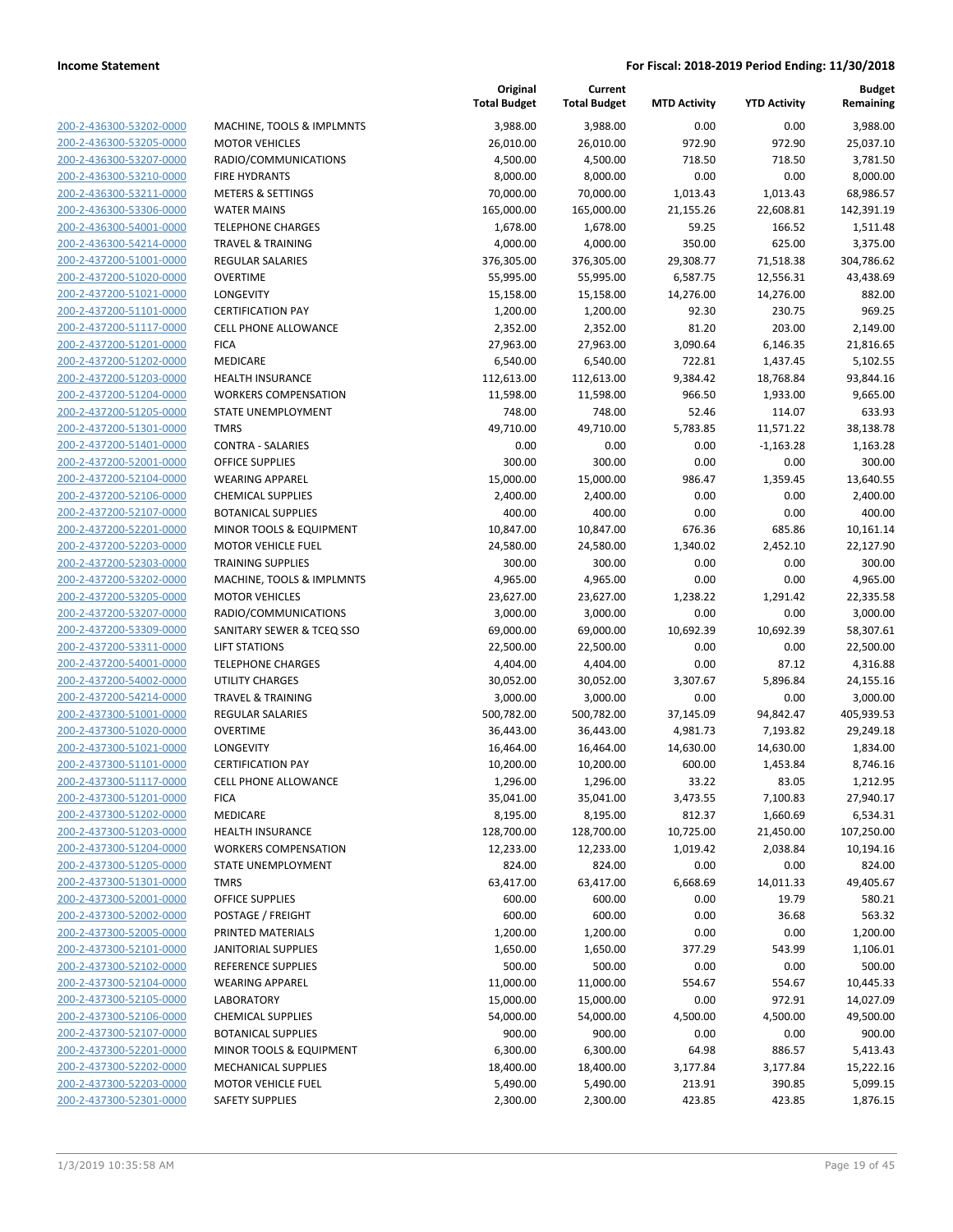**Income Statement** **For Fiscal: 2018-2019 Period Ending: 11/30/2018**

| | | Original Total Budget | Current Total Budget | MTD Activity | YTD Activity | Budget Remaining |
|---|---|---|---|---|---|---|
| 200-2-436300-53202-0000 | MACHINE, TOOLS & IMPLMNTS | 3,988.00 | 3,988.00 | 0.00 | 0.00 | 3,988.00 |
| 200-2-436300-53205-0000 | MOTOR VEHICLES | 26,010.00 | 26,010.00 | 972.90 | 972.90 | 25,037.10 |
| 200-2-436300-53207-0000 | RADIO/COMMUNICATIONS | 4,500.00 | 4,500.00 | 718.50 | 718.50 | 3,781.50 |
| 200-2-436300-53210-0000 | FIRE HYDRANTS | 8,000.00 | 8,000.00 | 0.00 | 0.00 | 8,000.00 |
| 200-2-436300-53211-0000 | METERS & SETTINGS | 70,000.00 | 70,000.00 | 1,013.43 | 1,013.43 | 68,986.57 |
| 200-2-436300-53306-0000 | WATER MAINS | 165,000.00 | 165,000.00 | 21,155.26 | 22,608.81 | 142,391.19 |
| 200-2-436300-54001-0000 | TELEPHONE CHARGES | 1,678.00 | 1,678.00 | 59.25 | 166.52 | 1,511.48 |
| 200-2-436300-54214-0000 | TRAVEL & TRAINING | 4,000.00 | 4,000.00 | 350.00 | 625.00 | 3,375.00 |
| 200-2-437200-51001-0000 | REGULAR SALARIES | 376,305.00 | 376,305.00 | 29,308.77 | 71,518.38 | 304,786.62 |
| 200-2-437200-51020-0000 | OVERTIME | 55,995.00 | 55,995.00 | 6,587.75 | 12,556.31 | 43,438.69 |
| 200-2-437200-51021-0000 | LONGEVITY | 15,158.00 | 15,158.00 | 14,276.00 | 14,276.00 | 882.00 |
| 200-2-437200-51101-0000 | CERTIFICATION PAY | 1,200.00 | 1,200.00 | 92.30 | 230.75 | 969.25 |
| 200-2-437200-51117-0000 | CELL PHONE ALLOWANCE | 2,352.00 | 2,352.00 | 81.20 | 203.00 | 2,149.00 |
| 200-2-437200-51201-0000 | FICA | 27,963.00 | 27,963.00 | 3,090.64 | 6,146.35 | 21,816.65 |
| 200-2-437200-51202-0000 | MEDICARE | 6,540.00 | 6,540.00 | 722.81 | 1,437.45 | 5,102.55 |
| 200-2-437200-51203-0000 | HEALTH INSURANCE | 112,613.00 | 112,613.00 | 9,384.42 | 18,768.84 | 93,844.16 |
| 200-2-437200-51204-0000 | WORKERS COMPENSATION | 11,598.00 | 11,598.00 | 966.50 | 1,933.00 | 9,665.00 |
| 200-2-437200-51205-0000 | STATE UNEMPLOYMENT | 748.00 | 748.00 | 52.46 | 114.07 | 633.93 |
| 200-2-437200-51301-0000 | TMRS | 49,710.00 | 49,710.00 | 5,783.85 | 11,571.22 | 38,138.78 |
| 200-2-437200-51401-0000 | CONTRA - SALARIES | 0.00 | 0.00 | 0.00 | -1,163.28 | 1,163.28 |
| 200-2-437200-52001-0000 | OFFICE SUPPLIES | 300.00 | 300.00 | 0.00 | 0.00 | 300.00 |
| 200-2-437200-52104-0000 | WEARING APPAREL | 15,000.00 | 15,000.00 | 986.47 | 1,359.45 | 13,640.55 |
| 200-2-437200-52106-0000 | CHEMICAL SUPPLIES | 2,400.00 | 2,400.00 | 0.00 | 0.00 | 2,400.00 |
| 200-2-437200-52107-0000 | BOTANICAL SUPPLIES | 400.00 | 400.00 | 0.00 | 0.00 | 400.00 |
| 200-2-437200-52201-0000 | MINOR TOOLS & EQUIPMENT | 10,847.00 | 10,847.00 | 676.36 | 685.86 | 10,161.14 |
| 200-2-437200-52203-0000 | MOTOR VEHICLE FUEL | 24,580.00 | 24,580.00 | 1,340.02 | 2,452.10 | 22,127.90 |
| 200-2-437200-52303-0000 | TRAINING SUPPLIES | 300.00 | 300.00 | 0.00 | 0.00 | 300.00 |
| 200-2-437200-53202-0000 | MACHINE, TOOLS & IMPLMNTS | 4,965.00 | 4,965.00 | 0.00 | 0.00 | 4,965.00 |
| 200-2-437200-53205-0000 | MOTOR VEHICLES | 23,627.00 | 23,627.00 | 1,238.22 | 1,291.42 | 22,335.58 |
| 200-2-437200-53207-0000 | RADIO/COMMUNICATIONS | 3,000.00 | 3,000.00 | 0.00 | 0.00 | 3,000.00 |
| 200-2-437200-53309-0000 | SANITARY SEWER & TCEQ SSO | 69,000.00 | 69,000.00 | 10,692.39 | 10,692.39 | 58,307.61 |
| 200-2-437200-53311-0000 | LIFT STATIONS | 22,500.00 | 22,500.00 | 0.00 | 0.00 | 22,500.00 |
| 200-2-437200-54001-0000 | TELEPHONE CHARGES | 4,404.00 | 4,404.00 | 0.00 | 87.12 | 4,316.88 |
| 200-2-437200-54002-0000 | UTILITY CHARGES | 30,052.00 | 30,052.00 | 3,307.67 | 5,896.84 | 24,155.16 |
| 200-2-437200-54214-0000 | TRAVEL & TRAINING | 3,000.00 | 3,000.00 | 0.00 | 0.00 | 3,000.00 |
| 200-2-437300-51001-0000 | REGULAR SALARIES | 500,782.00 | 500,782.00 | 37,145.09 | 94,842.47 | 405,939.53 |
| 200-2-437300-51020-0000 | OVERTIME | 36,443.00 | 36,443.00 | 4,981.73 | 7,193.82 | 29,249.18 |
| 200-2-437300-51021-0000 | LONGEVITY | 16,464.00 | 16,464.00 | 14,630.00 | 14,630.00 | 1,834.00 |
| 200-2-437300-51101-0000 | CERTIFICATION PAY | 10,200.00 | 10,200.00 | 600.00 | 1,453.84 | 8,746.16 |
| 200-2-437300-51117-0000 | CELL PHONE ALLOWANCE | 1,296.00 | 1,296.00 | 33.22 | 83.05 | 1,212.95 |
| 200-2-437300-51201-0000 | FICA | 35,041.00 | 35,041.00 | 3,473.55 | 7,100.83 | 27,940.17 |
| 200-2-437300-51202-0000 | MEDICARE | 8,195.00 | 8,195.00 | 812.37 | 1,660.69 | 6,534.31 |
| 200-2-437300-51203-0000 | HEALTH INSURANCE | 128,700.00 | 128,700.00 | 10,725.00 | 21,450.00 | 107,250.00 |
| 200-2-437300-51204-0000 | WORKERS COMPENSATION | 12,233.00 | 12,233.00 | 1,019.42 | 2,038.84 | 10,194.16 |
| 200-2-437300-51205-0000 | STATE UNEMPLOYMENT | 824.00 | 824.00 | 0.00 | 0.00 | 824.00 |
| 200-2-437300-51301-0000 | TMRS | 63,417.00 | 63,417.00 | 6,668.69 | 14,011.33 | 49,405.67 |
| 200-2-437300-52001-0000 | OFFICE SUPPLIES | 600.00 | 600.00 | 0.00 | 19.79 | 580.21 |
| 200-2-437300-52002-0000 | POSTAGE / FREIGHT | 600.00 | 600.00 | 0.00 | 36.68 | 563.32 |
| 200-2-437300-52005-0000 | PRINTED MATERIALS | 1,200.00 | 1,200.00 | 0.00 | 0.00 | 1,200.00 |
| 200-2-437300-52101-0000 | JANITORIAL SUPPLIES | 1,650.00 | 1,650.00 | 377.29 | 543.99 | 1,106.01 |
| 200-2-437300-52102-0000 | REFERENCE SUPPLIES | 500.00 | 500.00 | 0.00 | 0.00 | 500.00 |
| 200-2-437300-52104-0000 | WEARING APPAREL | 11,000.00 | 11,000.00 | 554.67 | 554.67 | 10,445.33 |
| 200-2-437300-52105-0000 | LABORATORY | 15,000.00 | 15,000.00 | 0.00 | 972.91 | 14,027.09 |
| 200-2-437300-52106-0000 | CHEMICAL SUPPLIES | 54,000.00 | 54,000.00 | 4,500.00 | 4,500.00 | 49,500.00 |
| 200-2-437300-52107-0000 | BOTANICAL SUPPLIES | 900.00 | 900.00 | 0.00 | 0.00 | 900.00 |
| 200-2-437300-52201-0000 | MINOR TOOLS & EQUIPMENT | 6,300.00 | 6,300.00 | 64.98 | 886.57 | 5,413.43 |
| 200-2-437300-52202-0000 | MECHANICAL SUPPLIES | 18,400.00 | 18,400.00 | 3,177.84 | 3,177.84 | 15,222.16 |
| 200-2-437300-52203-0000 | MOTOR VEHICLE FUEL | 5,490.00 | 5,490.00 | 213.91 | 390.85 | 5,099.15 |
| 200-2-437300-52301-0000 | SAFETY SUPPLIES | 2,300.00 | 2,300.00 | 423.85 | 423.85 | 1,876.15 |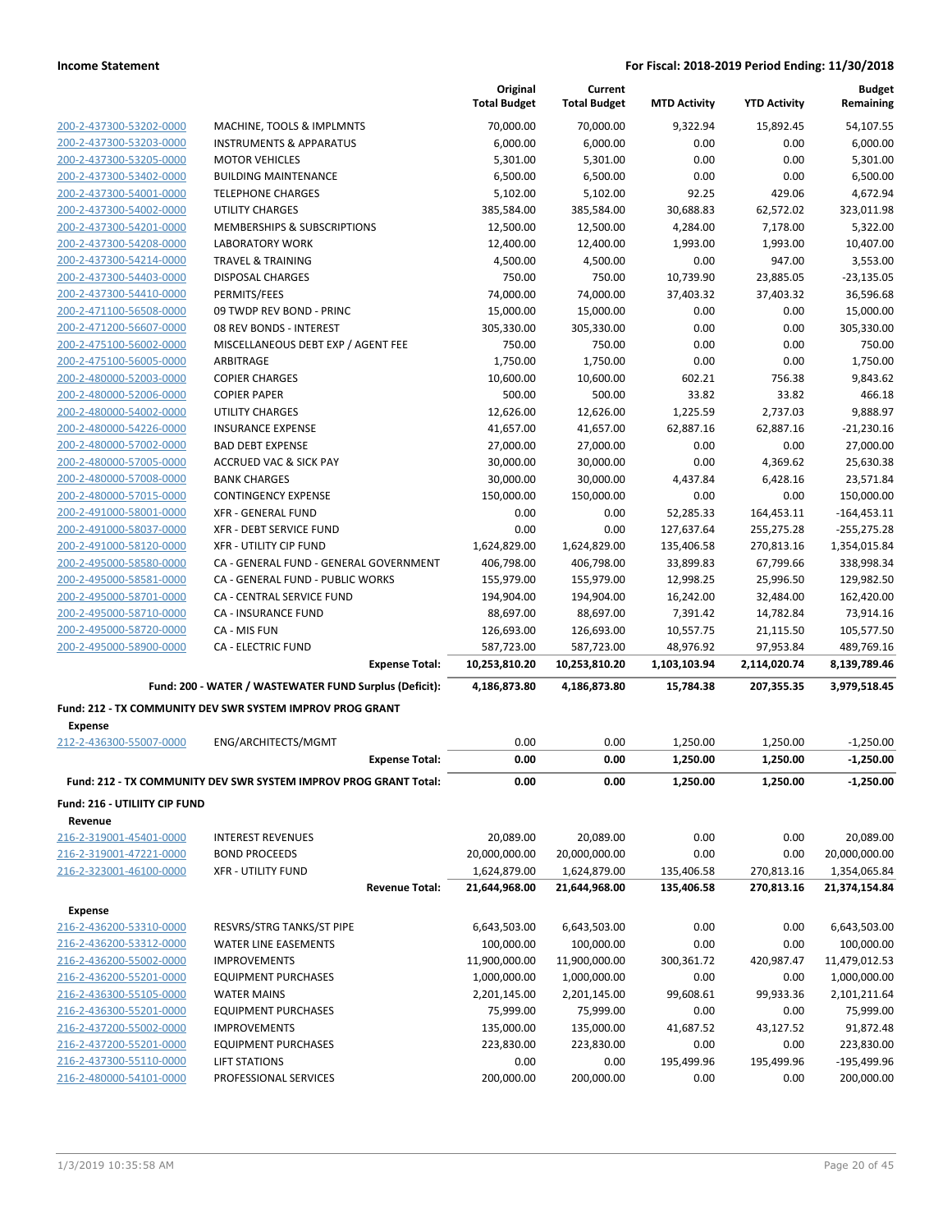| | | Original Total Budget | Current Total Budget | MTD Activity | YTD Activity | Budget Remaining |
|---|---|---|---|---|---|---|
| 200-2-437300-53202-0000 | MACHINE, TOOLS & IMPLMNTS | 70,000.00 | 70,000.00 | 9,322.94 | 15,892.45 | 54,107.55 |
| 200-2-437300-53203-0000 | INSTRUMENTS & APPARATUS | 6,000.00 | 6,000.00 | 0.00 | 0.00 | 6,000.00 |
| 200-2-437300-53205-0000 | MOTOR VEHICLES | 5,301.00 | 5,301.00 | 0.00 | 0.00 | 5,301.00 |
| 200-2-437300-53402-0000 | BUILDING MAINTENANCE | 6,500.00 | 6,500.00 | 0.00 | 0.00 | 6,500.00 |
| 200-2-437300-54001-0000 | TELEPHONE CHARGES | 5,102.00 | 5,102.00 | 92.25 | 429.06 | 4,672.94 |
| 200-2-437300-54002-0000 | UTILITY CHARGES | 385,584.00 | 385,584.00 | 30,688.83 | 62,572.02 | 323,011.98 |
| 200-2-437300-54201-0000 | MEMBERSHIPS & SUBSCRIPTIONS | 12,500.00 | 12,500.00 | 4,284.00 | 7,178.00 | 5,322.00 |
| 200-2-437300-54208-0000 | LABORATORY WORK | 12,400.00 | 12,400.00 | 1,993.00 | 1,993.00 | 10,407.00 |
| 200-2-437300-54214-0000 | TRAVEL & TRAINING | 4,500.00 | 4,500.00 | 0.00 | 947.00 | 3,553.00 |
| 200-2-437300-54403-0000 | DISPOSAL CHARGES | 750.00 | 750.00 | 10,739.90 | 23,885.05 | -23,135.05 |
| 200-2-437300-54410-0000 | PERMITS/FEES | 74,000.00 | 74,000.00 | 37,403.32 | 37,403.32 | 36,596.68 |
| 200-2-471100-56508-0000 | 09 TWDP REV BOND - PRINC | 15,000.00 | 15,000.00 | 0.00 | 0.00 | 15,000.00 |
| 200-2-471200-56607-0000 | 08 REV BONDS - INTEREST | 305,330.00 | 305,330.00 | 0.00 | 0.00 | 305,330.00 |
| 200-2-475100-56002-0000 | MISCELLANEOUS DEBT EXP / AGENT FEE | 750.00 | 750.00 | 0.00 | 0.00 | 750.00 |
| 200-2-475100-56005-0000 | ARBITRAGE | 1,750.00 | 1,750.00 | 0.00 | 0.00 | 1,750.00 |
| 200-2-480000-52003-0000 | COPIER CHARGES | 10,600.00 | 10,600.00 | 602.21 | 756.38 | 9,843.62 |
| 200-2-480000-52006-0000 | COPIER PAPER | 500.00 | 500.00 | 33.82 | 33.82 | 466.18 |
| 200-2-480000-54002-0000 | UTILITY CHARGES | 12,626.00 | 12,626.00 | 1,225.59 | 2,737.03 | 9,888.97 |
| 200-2-480000-54226-0000 | INSURANCE EXPENSE | 41,657.00 | 41,657.00 | 62,887.16 | 62,887.16 | -21,230.16 |
| 200-2-480000-57002-0000 | BAD DEBT EXPENSE | 27,000.00 | 27,000.00 | 0.00 | 0.00 | 27,000.00 |
| 200-2-480000-57005-0000 | ACCRUED VAC & SICK PAY | 30,000.00 | 30,000.00 | 0.00 | 4,369.62 | 25,630.38 |
| 200-2-480000-57008-0000 | BANK CHARGES | 30,000.00 | 30,000.00 | 4,437.84 | 6,428.16 | 23,571.84 |
| 200-2-480000-57015-0000 | CONTINGENCY EXPENSE | 150,000.00 | 150,000.00 | 0.00 | 0.00 | 150,000.00 |
| 200-2-491000-58001-0000 | XFR - GENERAL FUND | 0.00 | 0.00 | 52,285.33 | 164,453.11 | -164,453.11 |
| 200-2-491000-58037-0000 | XFR - DEBT SERVICE FUND | 0.00 | 0.00 | 127,637.64 | 255,275.28 | -255,275.28 |
| 200-2-491000-58120-0000 | XFR - UTILITY CIP FUND | 1,624,829.00 | 1,624,829.00 | 135,406.58 | 270,813.16 | 1,354,015.84 |
| 200-2-495000-58580-0000 | CA - GENERAL FUND - GENERAL GOVERNMENT | 406,798.00 | 406,798.00 | 33,899.83 | 67,799.66 | 338,998.34 |
| 200-2-495000-58581-0000 | CA - GENERAL FUND - PUBLIC WORKS | 155,979.00 | 155,979.00 | 12,998.25 | 25,996.50 | 129,982.50 |
| 200-2-495000-58701-0000 | CA - CENTRAL SERVICE FUND | 194,904.00 | 194,904.00 | 16,242.00 | 32,484.00 | 162,420.00 |
| 200-2-495000-58710-0000 | CA - INSURANCE FUND | 88,697.00 | 88,697.00 | 7,391.42 | 14,782.84 | 73,914.16 |
| 200-2-495000-58720-0000 | CA - MIS FUN | 126,693.00 | 126,693.00 | 10,557.75 | 21,115.50 | 105,577.50 |
| 200-2-495000-58900-0000 | CA - ELECTRIC FUND | 587,723.00 | 587,723.00 | 48,976.92 | 97,953.84 | 489,769.16 |
| | **Expense Total:** | **10,253,810.20** | **10,253,810.20** | **1,103,103.94** | **2,114,020.74** | **8,139,789.46** |
| | **Fund: 200 - WATER / WASTEWATER FUND Surplus (Deficit):** | **4,186,873.80** | **4,186,873.80** | **15,784.38** | **207,355.35** | **3,979,518.45** |

**Fund: 212 - TX COMMUNITY DEV SWR SYSTEM IMPROV PROG GRANT**

**Expense**

| | | Original Total Budget | Current Total Budget | MTD Activity | YTD Activity | Budget Remaining |
|---|---|---|---|---|---|---|
| 212-2-436300-55007-0000 | ENG/ARCHITECTS/MGMT | 0.00 | 0.00 | 1,250.00 | 1,250.00 | -1,250.00 |
| | **Expense Total:** | **0.00** | **0.00** | **1,250.00** | **1,250.00** | **-1,250.00** |
| | **Fund: 212 - TX COMMUNITY DEV SWR SYSTEM IMPROV PROG GRANT Total:** | **0.00** | **0.00** | **1,250.00** | **1,250.00** | **-1,250.00** |

**Fund: 216 - UTILIITY CIP FUND**

**Revenue**

| | | Original Total Budget | Current Total Budget | MTD Activity | YTD Activity | Budget Remaining |
|---|---|---|---|---|---|---|
| 216-2-319001-45401-0000 | INTEREST REVENUES | 20,089.00 | 20,089.00 | 0.00 | 0.00 | 20,089.00 |
| 216-2-319001-47221-0000 | BOND PROCEEDS | 20,000,000.00 | 20,000,000.00 | 0.00 | 0.00 | 20,000,000.00 |
| 216-2-323001-46100-0000 | XFR - UTILITY FUND | 1,624,879.00 | 1,624,879.00 | 135,406.58 | 270,813.16 | 1,354,065.84 |
| | **Revenue Total:** | **21,644,968.00** | **21,644,968.00** | **135,406.58** | **270,813.16** | **21,374,154.84** |

**Expense**

| | | Original Total Budget | Current Total Budget | MTD Activity | YTD Activity | Budget Remaining |
|---|---|---|---|---|---|---|
| 216-2-436200-53310-0000 | RESVRS/STRG TANKS/ST PIPE | 6,643,503.00 | 6,643,503.00 | 0.00 | 0.00 | 6,643,503.00 |
| 216-2-436200-53312-0000 | WATER LINE EASEMENTS | 100,000.00 | 100,000.00 | 0.00 | 0.00 | 100,000.00 |
| 216-2-436200-55002-0000 | IMPROVEMENTS | 11,900,000.00 | 11,900,000.00 | 300,361.72 | 420,987.47 | 11,479,012.53 |
| 216-2-436200-55201-0000 | EQUIPMENT PURCHASES | 1,000,000.00 | 1,000,000.00 | 0.00 | 0.00 | 1,000,000.00 |
| 216-2-436300-55105-0000 | WATER MAINS | 2,201,145.00 | 2,201,145.00 | 99,608.61 | 99,933.36 | 2,101,211.64 |
| 216-2-436300-55201-0000 | EQUIPMENT PURCHASES | 75,999.00 | 75,999.00 | 0.00 | 0.00 | 75,999.00 |
| 216-2-437200-55002-0000 | IMPROVEMENTS | 135,000.00 | 135,000.00 | 41,687.52 | 43,127.52 | 91,872.48 |
| 216-2-437200-55201-0000 | EQUIPMENT PURCHASES | 223,830.00 | 223,830.00 | 0.00 | 0.00 | 223,830.00 |
| 216-2-437300-55110-0000 | LIFT STATIONS | 0.00 | 0.00 | 195,499.96 | 195,499.96 | -195,499.96 |
| 216-2-480000-54101-0000 | PROFESSIONAL SERVICES | 200,000.00 | 200,000.00 | 0.00 | 0.00 | 200,000.00 |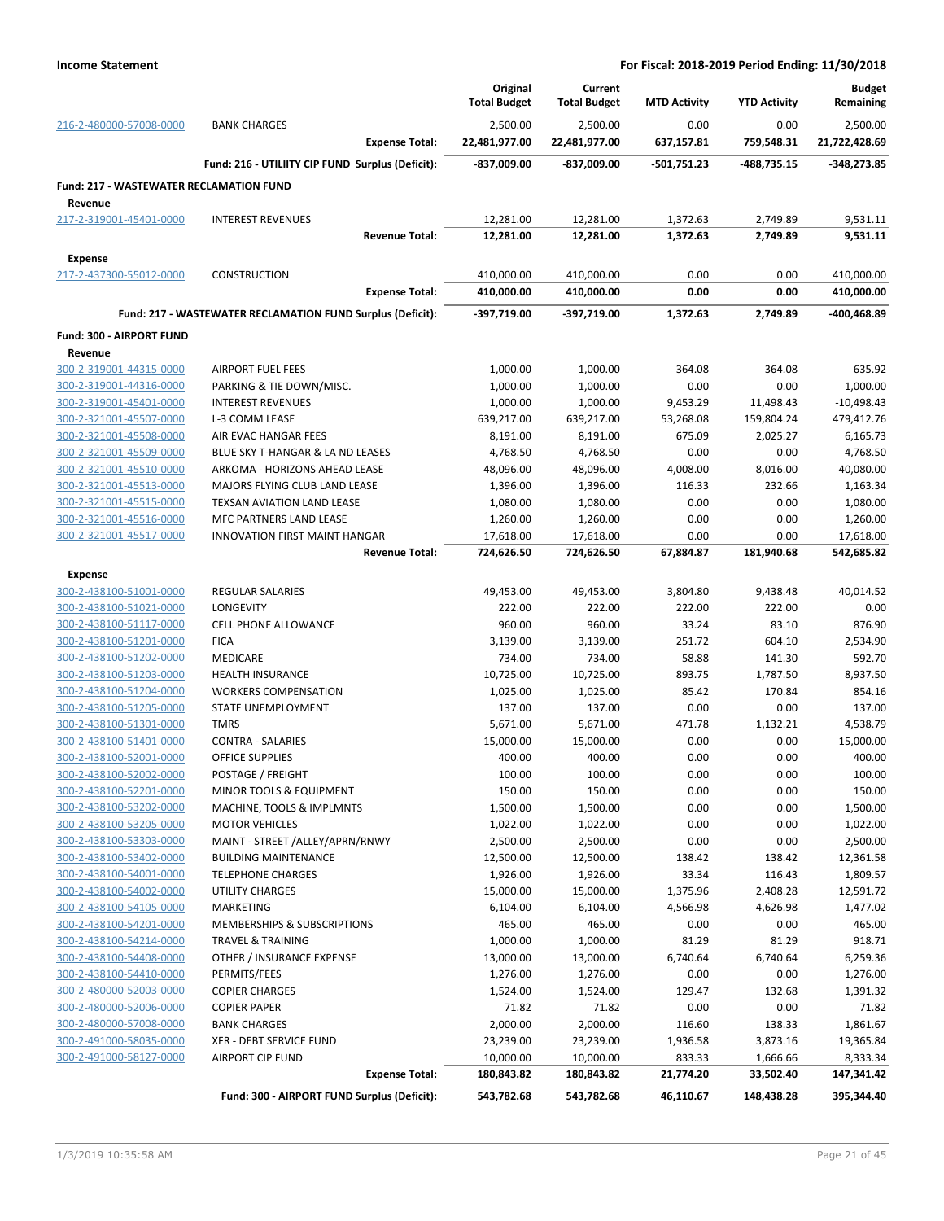**Income Statement** — **For Fiscal: 2018-2019 Period Ending: 11/30/2018**

| | | Original Total Budget | Current Total Budget | MTD Activity | YTD Activity | Budget Remaining |
|---|---|---|---|---|---|---|
| 216-2-480000-57008-0000 | BANK CHARGES | 2,500.00 | 2,500.00 | 0.00 | 0.00 | 2,500.00 |
| | **Expense Total:** | **22,481,977.00** | **22,481,977.00** | **637,157.81** | **759,548.31** | **21,722,428.69** |
| | **Fund: 216 - UTILIITY CIP FUND Surplus (Deficit):** | **-837,009.00** | **-837,009.00** | **-501,751.23** | **-488,735.15** | **-348,273.85** |
| **Fund: 217 - WASTEWATER RECLAMATION FUND** | | | | | | |
| **Revenue** | | | | | | |
| 217-2-319001-45401-0000 | INTEREST REVENUES | 12,281.00 | 12,281.00 | 1,372.63 | 2,749.89 | 9,531.11 |
| | **Revenue Total:** | **12,281.00** | **12,281.00** | **1,372.63** | **2,749.89** | **9,531.11** |
| **Expense** | | | | | | |
| 217-2-437300-55012-0000 | CONSTRUCTION | 410,000.00 | 410,000.00 | 0.00 | 0.00 | 410,000.00 |
| | **Expense Total:** | **410,000.00** | **410,000.00** | **0.00** | **0.00** | **410,000.00** |
| | **Fund: 217 - WASTEWATER RECLAMATION FUND Surplus (Deficit):** | **-397,719.00** | **-397,719.00** | **1,372.63** | **2,749.89** | **-400,468.89** |
| **Fund: 300 - AIRPORT FUND** | | | | | | |
| **Revenue** | | | | | | |
| 300-2-319001-44315-0000 | AIRPORT FUEL FEES | 1,000.00 | 1,000.00 | 364.08 | 364.08 | 635.92 |
| 300-2-319001-44316-0000 | PARKING & TIE DOWN/MISC. | 1,000.00 | 1,000.00 | 0.00 | 0.00 | 1,000.00 |
| 300-2-319001-45401-0000 | INTEREST REVENUES | 1,000.00 | 1,000.00 | 9,453.29 | 11,498.43 | -10,498.43 |
| 300-2-321001-45507-0000 | L-3 COMM LEASE | 639,217.00 | 639,217.00 | 53,268.08 | 159,804.24 | 479,412.76 |
| 300-2-321001-45508-0000 | AIR EVAC HANGAR FEES | 8,191.00 | 8,191.00 | 675.09 | 2,025.27 | 6,165.73 |
| 300-2-321001-45509-0000 | BLUE SKY T-HANGAR & LA ND LEASES | 4,768.50 | 4,768.50 | 0.00 | 0.00 | 4,768.50 |
| 300-2-321001-45510-0000 | ARKOMA - HORIZONS AHEAD LEASE | 48,096.00 | 48,096.00 | 4,008.00 | 8,016.00 | 40,080.00 |
| 300-2-321001-45513-0000 | MAJORS FLYING CLUB LAND LEASE | 1,396.00 | 1,396.00 | 116.33 | 232.66 | 1,163.34 |
| 300-2-321001-45515-0000 | TEXSAN AVIATION LAND LEASE | 1,080.00 | 1,080.00 | 0.00 | 0.00 | 1,080.00 |
| 300-2-321001-45516-0000 | MFC PARTNERS LAND LEASE | 1,260.00 | 1,260.00 | 0.00 | 0.00 | 1,260.00 |
| 300-2-321001-45517-0000 | INNOVATION FIRST MAINT HANGAR | 17,618.00 | 17,618.00 | 0.00 | 0.00 | 17,618.00 |
| | **Revenue Total:** | **724,626.50** | **724,626.50** | **67,884.87** | **181,940.68** | **542,685.82** |
| **Expense** | | | | | | |
| 300-2-438100-51001-0000 | REGULAR SALARIES | 49,453.00 | 49,453.00 | 3,804.80 | 9,438.48 | 40,014.52 |
| 300-2-438100-51021-0000 | LONGEVITY | 222.00 | 222.00 | 222.00 | 222.00 | 0.00 |
| 300-2-438100-51117-0000 | CELL PHONE ALLOWANCE | 960.00 | 960.00 | 33.24 | 83.10 | 876.90 |
| 300-2-438100-51201-0000 | FICA | 3,139.00 | 3,139.00 | 251.72 | 604.10 | 2,534.90 |
| 300-2-438100-51202-0000 | MEDICARE | 734.00 | 734.00 | 58.88 | 141.30 | 592.70 |
| 300-2-438100-51203-0000 | HEALTH INSURANCE | 10,725.00 | 10,725.00 | 893.75 | 1,787.50 | 8,937.50 |
| 300-2-438100-51204-0000 | WORKERS COMPENSATION | 1,025.00 | 1,025.00 | 85.42 | 170.84 | 854.16 |
| 300-2-438100-51205-0000 | STATE UNEMPLOYMENT | 137.00 | 137.00 | 0.00 | 0.00 | 137.00 |
| 300-2-438100-51301-0000 | TMRS | 5,671.00 | 5,671.00 | 471.78 | 1,132.21 | 4,538.79 |
| 300-2-438100-51401-0000 | CONTRA - SALARIES | 15,000.00 | 15,000.00 | 0.00 | 0.00 | 15,000.00 |
| 300-2-438100-52001-0000 | OFFICE SUPPLIES | 400.00 | 400.00 | 0.00 | 0.00 | 400.00 |
| 300-2-438100-52002-0000 | POSTAGE / FREIGHT | 100.00 | 100.00 | 0.00 | 0.00 | 100.00 |
| 300-2-438100-52201-0000 | MINOR TOOLS & EQUIPMENT | 150.00 | 150.00 | 0.00 | 0.00 | 150.00 |
| 300-2-438100-53202-0000 | MACHINE, TOOLS & IMPLMNTS | 1,500.00 | 1,500.00 | 0.00 | 0.00 | 1,500.00 |
| 300-2-438100-53205-0000 | MOTOR VEHICLES | 1,022.00 | 1,022.00 | 0.00 | 0.00 | 1,022.00 |
| 300-2-438100-53303-0000 | MAINT - STREET /ALLEY/APRN/RNWY | 2,500.00 | 2,500.00 | 0.00 | 0.00 | 2,500.00 |
| 300-2-438100-53402-0000 | BUILDING MAINTENANCE | 12,500.00 | 12,500.00 | 138.42 | 138.42 | 12,361.58 |
| 300-2-438100-54001-0000 | TELEPHONE CHARGES | 1,926.00 | 1,926.00 | 33.34 | 116.43 | 1,809.57 |
| 300-2-438100-54002-0000 | UTILITY CHARGES | 15,000.00 | 15,000.00 | 1,375.96 | 2,408.28 | 12,591.72 |
| 300-2-438100-54105-0000 | MARKETING | 6,104.00 | 6,104.00 | 4,566.98 | 4,626.98 | 1,477.02 |
| 300-2-438100-54201-0000 | MEMBERSHIPS & SUBSCRIPTIONS | 465.00 | 465.00 | 0.00 | 0.00 | 465.00 |
| 300-2-438100-54214-0000 | TRAVEL & TRAINING | 1,000.00 | 1,000.00 | 81.29 | 81.29 | 918.71 |
| 300-2-438100-54408-0000 | OTHER / INSURANCE EXPENSE | 13,000.00 | 13,000.00 | 6,740.64 | 6,740.64 | 6,259.36 |
| 300-2-438100-54410-0000 | PERMITS/FEES | 1,276.00 | 1,276.00 | 0.00 | 0.00 | 1,276.00 |
| 300-2-480000-52003-0000 | COPIER CHARGES | 1,524.00 | 1,524.00 | 129.47 | 132.68 | 1,391.32 |
| 300-2-480000-52006-0000 | COPIER PAPER | 71.82 | 71.82 | 0.00 | 0.00 | 71.82 |
| 300-2-480000-57008-0000 | BANK CHARGES | 2,000.00 | 2,000.00 | 116.60 | 138.33 | 1,861.67 |
| 300-2-491000-58035-0000 | XFR - DEBT SERVICE FUND | 23,239.00 | 23,239.00 | 1,936.58 | 3,873.16 | 19,365.84 |
| 300-2-491000-58127-0000 | AIRPORT CIP FUND | 10,000.00 | 10,000.00 | 833.33 | 1,666.66 | 8,333.34 |
| | **Expense Total:** | **180,843.82** | **180,843.82** | **21,774.20** | **33,502.40** | **147,341.42** |
| | **Fund: 300 - AIRPORT FUND Surplus (Deficit):** | **543,782.68** | **543,782.68** | **46,110.67** | **148,438.28** | **395,344.40** |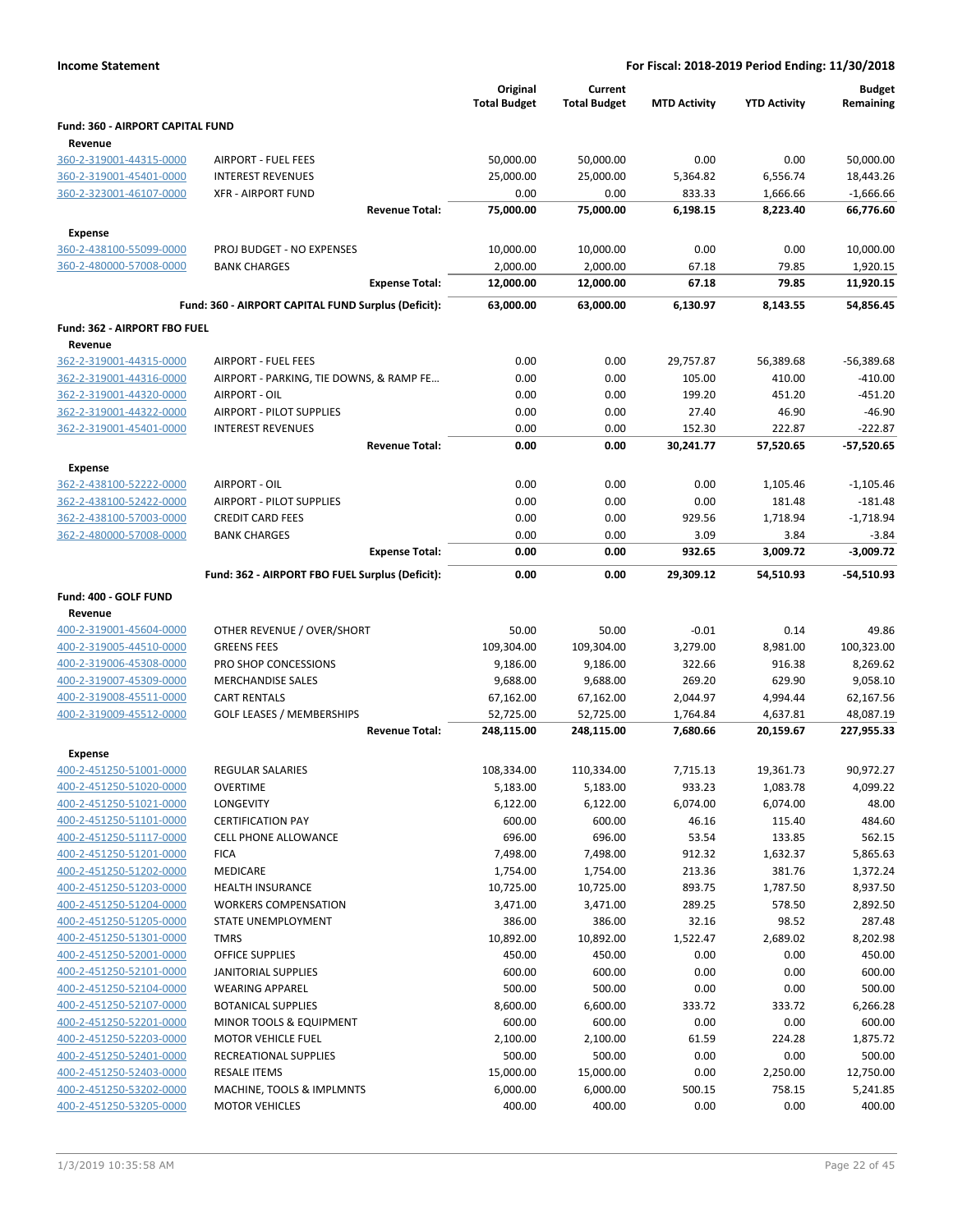**Income Statement** — **For Fiscal: 2018-2019 Period Ending: 11/30/2018**

| | | Original Total Budget | Current Total Budget | MTD Activity | YTD Activity | Budget Remaining |
|---|---|---|---|---|---|---|
| **Fund: 360 - AIRPORT CAPITAL FUND** | | | | | | |
| **Revenue** | | | | | | |
| 360-2-319001-44315-0000 | AIRPORT - FUEL FEES | 50,000.00 | 50,000.00 | 0.00 | 0.00 | 50,000.00 |
| 360-2-319001-45401-0000 | INTEREST REVENUES | 25,000.00 | 25,000.00 | 5,364.82 | 6,556.74 | 18,443.26 |
| 360-2-323001-46107-0000 | XFR - AIRPORT FUND | 0.00 | 0.00 | 833.33 | 1,666.66 | -1,666.66 |
| | **Revenue Total:** | **75,000.00** | **75,000.00** | **6,198.15** | **8,223.40** | **66,776.60** |
| **Expense** | | | | | | |
| 360-2-438100-55099-0000 | PROJ BUDGET - NO EXPENSES | 10,000.00 | 10,000.00 | 0.00 | 0.00 | 10,000.00 |
| 360-2-480000-57008-0000 | BANK CHARGES | 2,000.00 | 2,000.00 | 67.18 | 79.85 | 1,920.15 |
| | **Expense Total:** | **12,000.00** | **12,000.00** | **67.18** | **79.85** | **11,920.15** |
| | **Fund: 360 - AIRPORT CAPITAL FUND Surplus (Deficit):** | **63,000.00** | **63,000.00** | **6,130.97** | **8,143.55** | **54,856.45** |
| **Fund: 362 - AIRPORT FBO FUEL** | | | | | | |
| **Revenue** | | | | | | |
| 362-2-319001-44315-0000 | AIRPORT - FUEL FEES | 0.00 | 0.00 | 29,757.87 | 56,389.68 | -56,389.68 |
| 362-2-319001-44316-0000 | AIRPORT - PARKING, TIE DOWNS, & RAMP FE… | 0.00 | 0.00 | 105.00 | 410.00 | -410.00 |
| 362-2-319001-44320-0000 | AIRPORT - OIL | 0.00 | 0.00 | 199.20 | 451.20 | -451.20 |
| 362-2-319001-44322-0000 | AIRPORT - PILOT SUPPLIES | 0.00 | 0.00 | 27.40 | 46.90 | -46.90 |
| 362-2-319001-45401-0000 | INTEREST REVENUES | 0.00 | 0.00 | 152.30 | 222.87 | -222.87 |
| | **Revenue Total:** | **0.00** | **0.00** | **30,241.77** | **57,520.65** | **-57,520.65** |
| **Expense** | | | | | | |
| 362-2-438100-52222-0000 | AIRPORT - OIL | 0.00 | 0.00 | 0.00 | 1,105.46 | -1,105.46 |
| 362-2-438100-52422-0000 | AIRPORT - PILOT SUPPLIES | 0.00 | 0.00 | 0.00 | 181.48 | -181.48 |
| 362-2-438100-57003-0000 | CREDIT CARD FEES | 0.00 | 0.00 | 929.56 | 1,718.94 | -1,718.94 |
| 362-2-480000-57008-0000 | BANK CHARGES | 0.00 | 0.00 | 3.09 | 3.84 | -3.84 |
| | **Expense Total:** | **0.00** | **0.00** | **932.65** | **3,009.72** | **-3,009.72** |
| | **Fund: 362 - AIRPORT FBO FUEL Surplus (Deficit):** | **0.00** | **0.00** | **29,309.12** | **54,510.93** | **-54,510.93** |
| **Fund: 400 - GOLF FUND** | | | | | | |
| **Revenue** | | | | | | |
| 400-2-319001-45604-0000 | OTHER REVENUE / OVER/SHORT | 50.00 | 50.00 | -0.01 | 0.14 | 49.86 |
| 400-2-319005-44510-0000 | GREENS FEES | 109,304.00 | 109,304.00 | 3,279.00 | 8,981.00 | 100,323.00 |
| 400-2-319006-45308-0000 | PRO SHOP CONCESSIONS | 9,186.00 | 9,186.00 | 322.66 | 916.38 | 8,269.62 |
| 400-2-319007-45309-0000 | MERCHANDISE SALES | 9,688.00 | 9,688.00 | 269.20 | 629.90 | 9,058.10 |
| 400-2-319008-45511-0000 | CART RENTALS | 67,162.00 | 67,162.00 | 2,044.97 | 4,994.44 | 62,167.56 |
| 400-2-319009-45512-0000 | GOLF LEASES / MEMBERSHIPS | 52,725.00 | 52,725.00 | 1,764.84 | 4,637.81 | 48,087.19 |
| | **Revenue Total:** | **248,115.00** | **248,115.00** | **7,680.66** | **20,159.67** | **227,955.33** |
| **Expense** | | | | | | |
| 400-2-451250-51001-0000 | REGULAR SALARIES | 108,334.00 | 110,334.00 | 7,715.13 | 19,361.73 | 90,972.27 |
| 400-2-451250-51020-0000 | OVERTIME | 5,183.00 | 5,183.00 | 933.23 | 1,083.78 | 4,099.22 |
| 400-2-451250-51021-0000 | LONGEVITY | 6,122.00 | 6,122.00 | 6,074.00 | 6,074.00 | 48.00 |
| 400-2-451250-51101-0000 | CERTIFICATION PAY | 600.00 | 600.00 | 46.16 | 115.40 | 484.60 |
| 400-2-451250-51117-0000 | CELL PHONE ALLOWANCE | 696.00 | 696.00 | 53.54 | 133.85 | 562.15 |
| 400-2-451250-51201-0000 | FICA | 7,498.00 | 7,498.00 | 912.32 | 1,632.37 | 5,865.63 |
| 400-2-451250-51202-0000 | MEDICARE | 1,754.00 | 1,754.00 | 213.36 | 381.76 | 1,372.24 |
| 400-2-451250-51203-0000 | HEALTH INSURANCE | 10,725.00 | 10,725.00 | 893.75 | 1,787.50 | 8,937.50 |
| 400-2-451250-51204-0000 | WORKERS COMPENSATION | 3,471.00 | 3,471.00 | 289.25 | 578.50 | 2,892.50 |
| 400-2-451250-51205-0000 | STATE UNEMPLOYMENT | 386.00 | 386.00 | 32.16 | 98.52 | 287.48 |
| 400-2-451250-51301-0000 | TMRS | 10,892.00 | 10,892.00 | 1,522.47 | 2,689.02 | 8,202.98 |
| 400-2-451250-52001-0000 | OFFICE SUPPLIES | 450.00 | 450.00 | 0.00 | 0.00 | 450.00 |
| 400-2-451250-52101-0000 | JANITORIAL SUPPLIES | 600.00 | 600.00 | 0.00 | 0.00 | 600.00 |
| 400-2-451250-52104-0000 | WEARING APPAREL | 500.00 | 500.00 | 0.00 | 0.00 | 500.00 |
| 400-2-451250-52107-0000 | BOTANICAL SUPPLIES | 8,600.00 | 6,600.00 | 333.72 | 333.72 | 6,266.28 |
| 400-2-451250-52201-0000 | MINOR TOOLS & EQUIPMENT | 600.00 | 600.00 | 0.00 | 0.00 | 600.00 |
| 400-2-451250-52203-0000 | MOTOR VEHICLE FUEL | 2,100.00 | 2,100.00 | 61.59 | 224.28 | 1,875.72 |
| 400-2-451250-52401-0000 | RECREATIONAL SUPPLIES | 500.00 | 500.00 | 0.00 | 0.00 | 500.00 |
| 400-2-451250-52403-0000 | RESALE ITEMS | 15,000.00 | 15,000.00 | 0.00 | 2,250.00 | 12,750.00 |
| 400-2-451250-53202-0000 | MACHINE, TOOLS & IMPLMNTS | 6,000.00 | 6,000.00 | 500.15 | 758.15 | 5,241.85 |
| 400-2-451250-53205-0000 | MOTOR VEHICLES | 400.00 | 400.00 | 0.00 | 0.00 | 400.00 |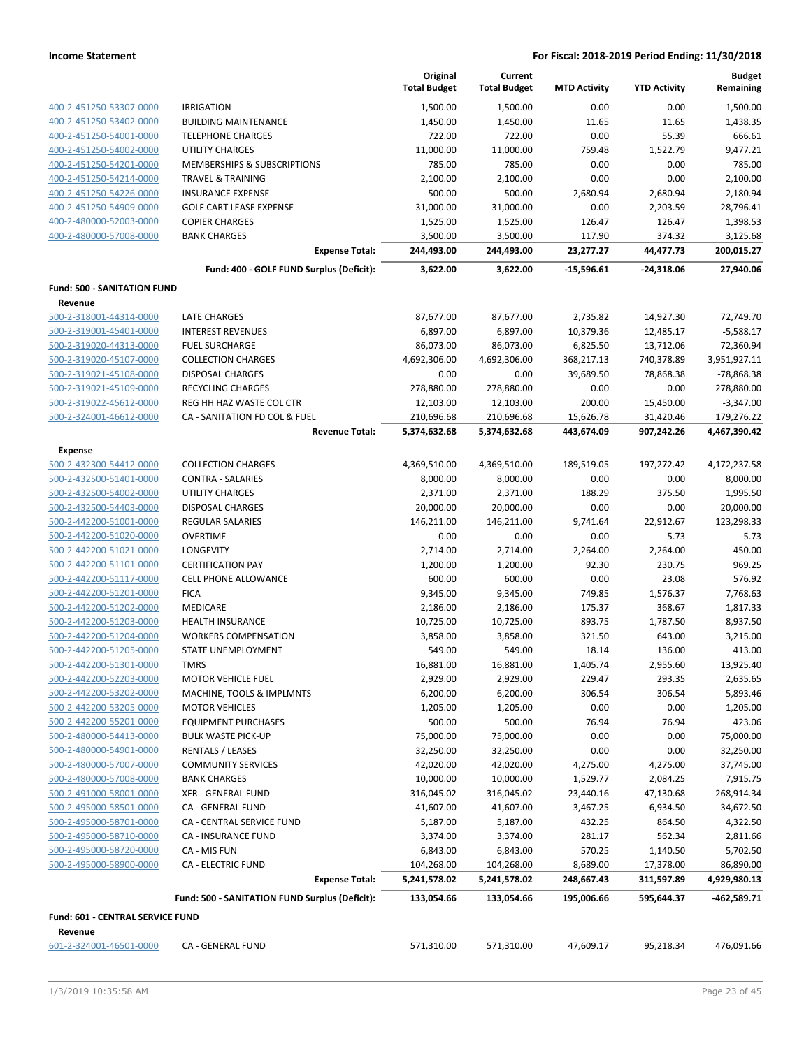**Income Statement** — **For Fiscal: 2018-2019 Period Ending: 11/30/2018**

| | | Original Total Budget | Current Total Budget | MTD Activity | YTD Activity | Budget Remaining |
|---|---|---|---|---|---|---|
| 400-2-451250-53307-0000 | IRRIGATION | 1,500.00 | 1,500.00 | 0.00 | 0.00 | 1,500.00 |
| 400-2-451250-53402-0000 | BUILDING MAINTENANCE | 1,450.00 | 1,450.00 | 11.65 | 11.65 | 1,438.35 |
| 400-2-451250-54001-0000 | TELEPHONE CHARGES | 722.00 | 722.00 | 0.00 | 55.39 | 666.61 |
| 400-2-451250-54002-0000 | UTILITY CHARGES | 11,000.00 | 11,000.00 | 759.48 | 1,522.79 | 9,477.21 |
| 400-2-451250-54201-0000 | MEMBERSHIPS & SUBSCRIPTIONS | 785.00 | 785.00 | 0.00 | 0.00 | 785.00 |
| 400-2-451250-54214-0000 | TRAVEL & TRAINING | 2,100.00 | 2,100.00 | 0.00 | 0.00 | 2,100.00 |
| 400-2-451250-54226-0000 | INSURANCE EXPENSE | 500.00 | 500.00 | 2,680.94 | 2,680.94 | -2,180.94 |
| 400-2-451250-54909-0000 | GOLF CART LEASE EXPENSE | 31,000.00 | 31,000.00 | 0.00 | 2,203.59 | 28,796.41 |
| 400-2-480000-52003-0000 | COPIER CHARGES | 1,525.00 | 1,525.00 | 126.47 | 126.47 | 1,398.53 |
| 400-2-480000-57008-0000 | BANK CHARGES | 3,500.00 | 3,500.00 | 117.90 | 374.32 | 3,125.68 |
| | **Expense Total:** | **244,493.00** | **244,493.00** | **23,277.27** | **44,477.73** | **200,015.27** |
| | **Fund: 400 - GOLF FUND Surplus (Deficit):** | **3,622.00** | **3,622.00** | **-15,596.61** | **-24,318.06** | **27,940.06** |
| **Fund: 500 - SANITATION FUND** | | | | | | |
| **Revenue** | | | | | | |
| 500-2-318001-44314-0000 | LATE CHARGES | 87,677.00 | 87,677.00 | 2,735.82 | 14,927.30 | 72,749.70 |
| 500-2-319001-45401-0000 | INTEREST REVENUES | 6,897.00 | 6,897.00 | 10,379.36 | 12,485.17 | -5,588.17 |
| 500-2-319020-44313-0000 | FUEL SURCHARGE | 86,073.00 | 86,073.00 | 6,825.50 | 13,712.06 | 72,360.94 |
| 500-2-319020-45107-0000 | COLLECTION CHARGES | 4,692,306.00 | 4,692,306.00 | 368,217.13 | 740,378.89 | 3,951,927.11 |
| 500-2-319021-45108-0000 | DISPOSAL CHARGES | 0.00 | 0.00 | 39,689.50 | 78,868.38 | -78,868.38 |
| 500-2-319021-45109-0000 | RECYCLING CHARGES | 278,880.00 | 278,880.00 | 0.00 | 0.00 | 278,880.00 |
| 500-2-319022-45612-0000 | REG HH HAZ WASTE COL CTR | 12,103.00 | 12,103.00 | 200.00 | 15,450.00 | -3,347.00 |
| 500-2-324001-46612-0000 | CA - SANITATION FD COL & FUEL | 210,696.68 | 210,696.68 | 15,626.78 | 31,420.46 | 179,276.22 |
| | **Revenue Total:** | **5,374,632.68** | **5,374,632.68** | **443,674.09** | **907,242.26** | **4,467,390.42** |
| **Expense** | | | | | | |
| 500-2-432300-54412-0000 | COLLECTION CHARGES | 4,369,510.00 | 4,369,510.00 | 189,519.05 | 197,272.42 | 4,172,237.58 |
| 500-2-432500-51401-0000 | CONTRA - SALARIES | 8,000.00 | 8,000.00 | 0.00 | 0.00 | 8,000.00 |
| 500-2-432500-54002-0000 | UTILITY CHARGES | 2,371.00 | 2,371.00 | 188.29 | 375.50 | 1,995.50 |
| 500-2-432500-54403-0000 | DISPOSAL CHARGES | 20,000.00 | 20,000.00 | 0.00 | 0.00 | 20,000.00 |
| 500-2-442200-51001-0000 | REGULAR SALARIES | 146,211.00 | 146,211.00 | 9,741.64 | 22,912.67 | 123,298.33 |
| 500-2-442200-51020-0000 | OVERTIME | 0.00 | 0.00 | 0.00 | 5.73 | -5.73 |
| 500-2-442200-51021-0000 | LONGEVITY | 2,714.00 | 2,714.00 | 2,264.00 | 2,264.00 | 450.00 |
| 500-2-442200-51101-0000 | CERTIFICATION PAY | 1,200.00 | 1,200.00 | 92.30 | 230.75 | 969.25 |
| 500-2-442200-51117-0000 | CELL PHONE ALLOWANCE | 600.00 | 600.00 | 0.00 | 23.08 | 576.92 |
| 500-2-442200-51201-0000 | FICA | 9,345.00 | 9,345.00 | 749.85 | 1,576.37 | 7,768.63 |
| 500-2-442200-51202-0000 | MEDICARE | 2,186.00 | 2,186.00 | 175.37 | 368.67 | 1,817.33 |
| 500-2-442200-51203-0000 | HEALTH INSURANCE | 10,725.00 | 10,725.00 | 893.75 | 1,787.50 | 8,937.50 |
| 500-2-442200-51204-0000 | WORKERS COMPENSATION | 3,858.00 | 3,858.00 | 321.50 | 643.00 | 3,215.00 |
| 500-2-442200-51205-0000 | STATE UNEMPLOYMENT | 549.00 | 549.00 | 18.14 | 136.00 | 413.00 |
| 500-2-442200-51301-0000 | TMRS | 16,881.00 | 16,881.00 | 1,405.74 | 2,955.60 | 13,925.40 |
| 500-2-442200-52203-0000 | MOTOR VEHICLE FUEL | 2,929.00 | 2,929.00 | 229.47 | 293.35 | 2,635.65 |
| 500-2-442200-53202-0000 | MACHINE, TOOLS & IMPLMNTS | 6,200.00 | 6,200.00 | 306.54 | 306.54 | 5,893.46 |
| 500-2-442200-53205-0000 | MOTOR VEHICLES | 1,205.00 | 1,205.00 | 0.00 | 0.00 | 1,205.00 |
| 500-2-442200-55201-0000 | EQUIPMENT PURCHASES | 500.00 | 500.00 | 76.94 | 76.94 | 423.06 |
| 500-2-480000-54413-0000 | BULK WASTE PICK-UP | 75,000.00 | 75,000.00 | 0.00 | 0.00 | 75,000.00 |
| 500-2-480000-54901-0000 | RENTALS / LEASES | 32,250.00 | 32,250.00 | 0.00 | 0.00 | 32,250.00 |
| 500-2-480000-57007-0000 | COMMUNITY SERVICES | 42,020.00 | 42,020.00 | 4,275.00 | 4,275.00 | 37,745.00 |
| 500-2-480000-57008-0000 | BANK CHARGES | 10,000.00 | 10,000.00 | 1,529.77 | 2,084.25 | 7,915.75 |
| 500-2-491000-58001-0000 | XFR - GENERAL FUND | 316,045.02 | 316,045.02 | 23,440.16 | 47,130.68 | 268,914.34 |
| 500-2-495000-58501-0000 | CA - GENERAL FUND | 41,607.00 | 41,607.00 | 3,467.25 | 6,934.50 | 34,672.50 |
| 500-2-495000-58701-0000 | CA - CENTRAL SERVICE FUND | 5,187.00 | 5,187.00 | 432.25 | 864.50 | 4,322.50 |
| 500-2-495000-58710-0000 | CA - INSURANCE FUND | 3,374.00 | 3,374.00 | 281.17 | 562.34 | 2,811.66 |
| 500-2-495000-58720-0000 | CA - MIS FUN | 6,843.00 | 6,843.00 | 570.25 | 1,140.50 | 5,702.50 |
| 500-2-495000-58900-0000 | CA - ELECTRIC FUND | 104,268.00 | 104,268.00 | 8,689.00 | 17,378.00 | 86,890.00 |
| | **Expense Total:** | **5,241,578.02** | **5,241,578.02** | **248,667.43** | **311,597.89** | **4,929,980.13** |
| | **Fund: 500 - SANITATION FUND Surplus (Deficit):** | **133,054.66** | **133,054.66** | **195,006.66** | **595,644.37** | **-462,589.71** |
| **Fund: 601 - CENTRAL SERVICE FUND** | | | | | | |
| **Revenue** | | | | | | |
| 601-2-324001-46501-0000 | CA - GENERAL FUND | 571,310.00 | 571,310.00 | 47,609.17 | 95,218.34 | 476,091.66 |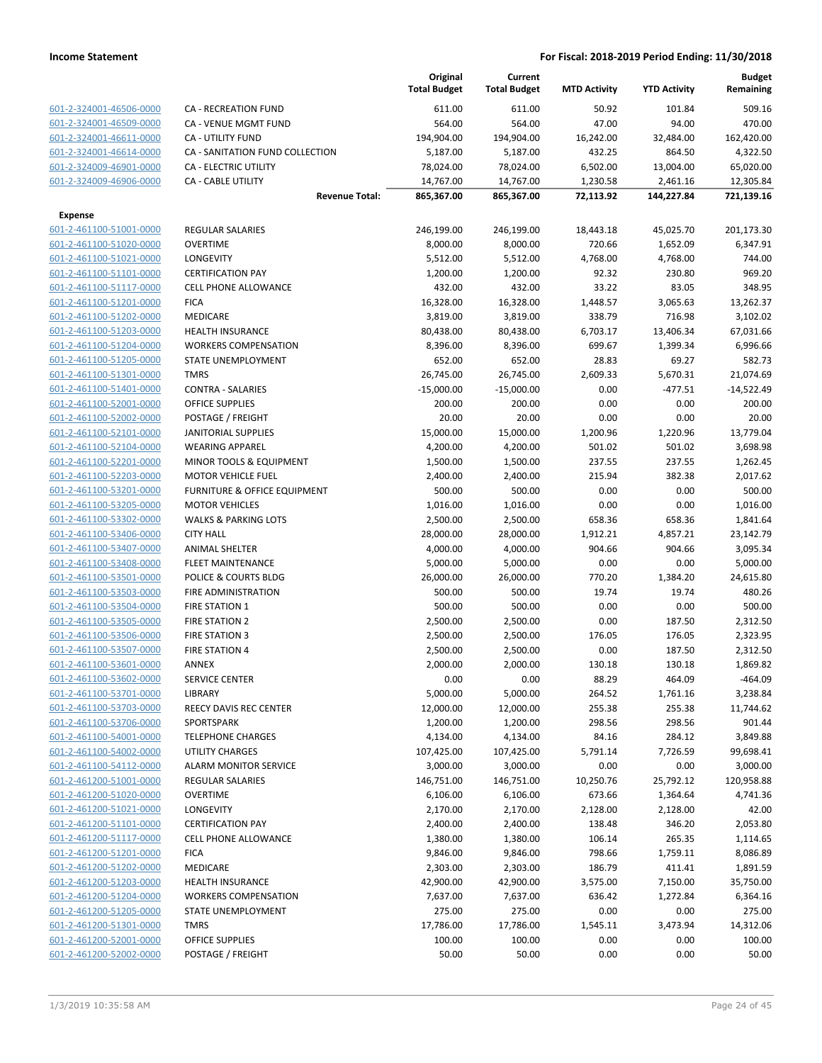| | | Original Total Budget | Current Total Budget | MTD Activity | YTD Activity | Budget Remaining |
|---|---|---|---|---|---|---|
| 601-2-324001-46506-0000 | CA - RECREATION FUND | 611.00 | 611.00 | 50.92 | 101.84 | 509.16 |
| 601-2-324001-46509-0000 | CA - VENUE MGMT FUND | 564.00 | 564.00 | 47.00 | 94.00 | 470.00 |
| 601-2-324001-46611-0000 | CA - UTILITY FUND | 194,904.00 | 194,904.00 | 16,242.00 | 32,484.00 | 162,420.00 |
| 601-2-324001-46614-0000 | CA - SANITATION FUND COLLECTION | 5,187.00 | 5,187.00 | 432.25 | 864.50 | 4,322.50 |
| 601-2-324009-46901-0000 | CA - ELECTRIC UTILITY | 78,024.00 | 78,024.00 | 6,502.00 | 13,004.00 | 65,020.00 |
| 601-2-324009-46906-0000 | CA - CABLE UTILITY | 14,767.00 | 14,767.00 | 1,230.58 | 2,461.16 | 12,305.84 |
| | **Revenue Total:** | **865,367.00** | **865,367.00** | **72,113.92** | **144,227.84** | **721,139.16** |
| **Expense** | | | | | | |
| 601-2-461100-51001-0000 | REGULAR SALARIES | 246,199.00 | 246,199.00 | 18,443.18 | 45,025.70 | 201,173.30 |
| 601-2-461100-51020-0000 | OVERTIME | 8,000.00 | 8,000.00 | 720.66 | 1,652.09 | 6,347.91 |
| 601-2-461100-51021-0000 | LONGEVITY | 5,512.00 | 5,512.00 | 4,768.00 | 4,768.00 | 744.00 |
| 601-2-461100-51101-0000 | CERTIFICATION PAY | 1,200.00 | 1,200.00 | 92.32 | 230.80 | 969.20 |
| 601-2-461100-51117-0000 | CELL PHONE ALLOWANCE | 432.00 | 432.00 | 33.22 | 83.05 | 348.95 |
| 601-2-461100-51201-0000 | FICA | 16,328.00 | 16,328.00 | 1,448.57 | 3,065.63 | 13,262.37 |
| 601-2-461100-51202-0000 | MEDICARE | 3,819.00 | 3,819.00 | 338.79 | 716.98 | 3,102.02 |
| 601-2-461100-51203-0000 | HEALTH INSURANCE | 80,438.00 | 80,438.00 | 6,703.17 | 13,406.34 | 67,031.66 |
| 601-2-461100-51204-0000 | WORKERS COMPENSATION | 8,396.00 | 8,396.00 | 699.67 | 1,399.34 | 6,996.66 |
| 601-2-461100-51205-0000 | STATE UNEMPLOYMENT | 652.00 | 652.00 | 28.83 | 69.27 | 582.73 |
| 601-2-461100-51301-0000 | TMRS | 26,745.00 | 26,745.00 | 2,609.33 | 5,670.31 | 21,074.69 |
| 601-2-461100-51401-0000 | CONTRA - SALARIES | -15,000.00 | -15,000.00 | 0.00 | -477.51 | -14,522.49 |
| 601-2-461100-52001-0000 | OFFICE SUPPLIES | 200.00 | 200.00 | 0.00 | 0.00 | 200.00 |
| 601-2-461100-52002-0000 | POSTAGE / FREIGHT | 20.00 | 20.00 | 0.00 | 0.00 | 20.00 |
| 601-2-461100-52101-0000 | JANITORIAL SUPPLIES | 15,000.00 | 15,000.00 | 1,200.96 | 1,220.96 | 13,779.04 |
| 601-2-461100-52104-0000 | WEARING APPAREL | 4,200.00 | 4,200.00 | 501.02 | 501.02 | 3,698.98 |
| 601-2-461100-52201-0000 | MINOR TOOLS & EQUIPMENT | 1,500.00 | 1,500.00 | 237.55 | 237.55 | 1,262.45 |
| 601-2-461100-52203-0000 | MOTOR VEHICLE FUEL | 2,400.00 | 2,400.00 | 215.94 | 382.38 | 2,017.62 |
| 601-2-461100-53201-0000 | FURNITURE & OFFICE EQUIPMENT | 500.00 | 500.00 | 0.00 | 0.00 | 500.00 |
| 601-2-461100-53205-0000 | MOTOR VEHICLES | 1,016.00 | 1,016.00 | 0.00 | 0.00 | 1,016.00 |
| 601-2-461100-53302-0000 | WALKS & PARKING LOTS | 2,500.00 | 2,500.00 | 658.36 | 658.36 | 1,841.64 |
| 601-2-461100-53406-0000 | CITY HALL | 28,000.00 | 28,000.00 | 1,912.21 | 4,857.21 | 23,142.79 |
| 601-2-461100-53407-0000 | ANIMAL SHELTER | 4,000.00 | 4,000.00 | 904.66 | 904.66 | 3,095.34 |
| 601-2-461100-53408-0000 | FLEET MAINTENANCE | 5,000.00 | 5,000.00 | 0.00 | 0.00 | 5,000.00 |
| 601-2-461100-53501-0000 | POLICE & COURTS BLDG | 26,000.00 | 26,000.00 | 770.20 | 1,384.20 | 24,615.80 |
| 601-2-461100-53503-0000 | FIRE ADMINISTRATION | 500.00 | 500.00 | 19.74 | 19.74 | 480.26 |
| 601-2-461100-53504-0000 | FIRE STATION 1 | 500.00 | 500.00 | 0.00 | 0.00 | 500.00 |
| 601-2-461100-53505-0000 | FIRE STATION 2 | 2,500.00 | 2,500.00 | 0.00 | 187.50 | 2,312.50 |
| 601-2-461100-53506-0000 | FIRE STATION 3 | 2,500.00 | 2,500.00 | 176.05 | 176.05 | 2,323.95 |
| 601-2-461100-53507-0000 | FIRE STATION 4 | 2,500.00 | 2,500.00 | 0.00 | 187.50 | 2,312.50 |
| 601-2-461100-53601-0000 | ANNEX | 2,000.00 | 2,000.00 | 130.18 | 130.18 | 1,869.82 |
| 601-2-461100-53602-0000 | SERVICE CENTER | 0.00 | 0.00 | 88.29 | 464.09 | -464.09 |
| 601-2-461100-53701-0000 | LIBRARY | 5,000.00 | 5,000.00 | 264.52 | 1,761.16 | 3,238.84 |
| 601-2-461100-53703-0000 | REECY DAVIS REC CENTER | 12,000.00 | 12,000.00 | 255.38 | 255.38 | 11,744.62 |
| 601-2-461100-53706-0000 | SPORTSPARK | 1,200.00 | 1,200.00 | 298.56 | 298.56 | 901.44 |
| 601-2-461100-54001-0000 | TELEPHONE CHARGES | 4,134.00 | 4,134.00 | 84.16 | 284.12 | 3,849.88 |
| 601-2-461100-54002-0000 | UTILITY CHARGES | 107,425.00 | 107,425.00 | 5,791.14 | 7,726.59 | 99,698.41 |
| 601-2-461100-54112-0000 | ALARM MONITOR SERVICE | 3,000.00 | 3,000.00 | 0.00 | 0.00 | 3,000.00 |
| 601-2-461200-51001-0000 | REGULAR SALARIES | 146,751.00 | 146,751.00 | 10,250.76 | 25,792.12 | 120,958.88 |
| 601-2-461200-51020-0000 | OVERTIME | 6,106.00 | 6,106.00 | 673.66 | 1,364.64 | 4,741.36 |
| 601-2-461200-51021-0000 | LONGEVITY | 2,170.00 | 2,170.00 | 2,128.00 | 2,128.00 | 42.00 |
| 601-2-461200-51101-0000 | CERTIFICATION PAY | 2,400.00 | 2,400.00 | 138.48 | 346.20 | 2,053.80 |
| 601-2-461200-51117-0000 | CELL PHONE ALLOWANCE | 1,380.00 | 1,380.00 | 106.14 | 265.35 | 1,114.65 |
| 601-2-461200-51201-0000 | FICA | 9,846.00 | 9,846.00 | 798.66 | 1,759.11 | 8,086.89 |
| 601-2-461200-51202-0000 | MEDICARE | 2,303.00 | 2,303.00 | 186.79 | 411.41 | 1,891.59 |
| 601-2-461200-51203-0000 | HEALTH INSURANCE | 42,900.00 | 42,900.00 | 3,575.00 | 7,150.00 | 35,750.00 |
| 601-2-461200-51204-0000 | WORKERS COMPENSATION | 7,637.00 | 7,637.00 | 636.42 | 1,272.84 | 6,364.16 |
| 601-2-461200-51205-0000 | STATE UNEMPLOYMENT | 275.00 | 275.00 | 0.00 | 0.00 | 275.00 |
| 601-2-461200-51301-0000 | TMRS | 17,786.00 | 17,786.00 | 1,545.11 | 3,473.94 | 14,312.06 |
| 601-2-461200-52001-0000 | OFFICE SUPPLIES | 100.00 | 100.00 | 0.00 | 0.00 | 100.00 |
| 601-2-461200-52002-0000 | POSTAGE / FREIGHT | 50.00 | 50.00 | 0.00 | 0.00 | 50.00 |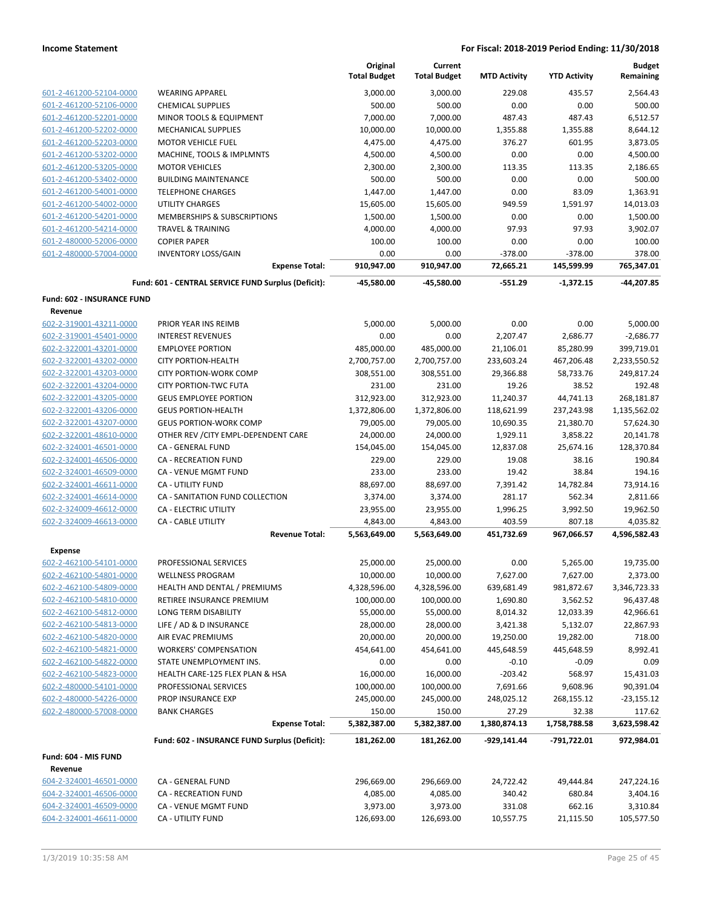| | | Original Total Budget | Current Total Budget | MTD Activity | YTD Activity | Budget Remaining |
|---|---|---|---|---|---|---|
| 601-2-461200-52104-0000 | WEARING APPAREL | 3,000.00 | 3,000.00 | 229.08 | 435.57 | 2,564.43 |
| 601-2-461200-52106-0000 | CHEMICAL SUPPLIES | 500.00 | 500.00 | 0.00 | 0.00 | 500.00 |
| 601-2-461200-52201-0000 | MINOR TOOLS & EQUIPMENT | 7,000.00 | 7,000.00 | 487.43 | 487.43 | 6,512.57 |
| 601-2-461200-52202-0000 | MECHANICAL SUPPLIES | 10,000.00 | 10,000.00 | 1,355.88 | 1,355.88 | 8,644.12 |
| 601-2-461200-52203-0000 | MOTOR VEHICLE FUEL | 4,475.00 | 4,475.00 | 376.27 | 601.95 | 3,873.05 |
| 601-2-461200-53202-0000 | MACHINE, TOOLS & IMPLMNTS | 4,500.00 | 4,500.00 | 0.00 | 0.00 | 4,500.00 |
| 601-2-461200-53205-0000 | MOTOR VEHICLES | 2,300.00 | 2,300.00 | 113.35 | 113.35 | 2,186.65 |
| 601-2-461200-53402-0000 | BUILDING MAINTENANCE | 500.00 | 500.00 | 0.00 | 0.00 | 500.00 |
| 601-2-461200-54001-0000 | TELEPHONE CHARGES | 1,447.00 | 1,447.00 | 0.00 | 83.09 | 1,363.91 |
| 601-2-461200-54002-0000 | UTILITY CHARGES | 15,605.00 | 15,605.00 | 949.59 | 1,591.97 | 14,013.03 |
| 601-2-461200-54201-0000 | MEMBERSHIPS & SUBSCRIPTIONS | 1,500.00 | 1,500.00 | 0.00 | 0.00 | 1,500.00 |
| 601-2-461200-54214-0000 | TRAVEL & TRAINING | 4,000.00 | 4,000.00 | 97.93 | 97.93 | 3,902.07 |
| 601-2-480000-52006-0000 | COPIER PAPER | 100.00 | 100.00 | 0.00 | 0.00 | 100.00 |
| 601-2-480000-57004-0000 | INVENTORY LOSS/GAIN | 0.00 | 0.00 | -378.00 | -378.00 | 378.00 |
| | **Expense Total:** | **910,947.00** | **910,947.00** | **72,665.21** | **145,599.99** | **765,347.01** |
| | **Fund: 601 - CENTRAL SERVICE FUND Surplus (Deficit):** | **-45,580.00** | **-45,580.00** | **-551.29** | **-1,372.15** | **-44,207.85** |
| **Fund: 602 - INSURANCE FUND** | | | | | | |
| **Revenue** | | | | | | |
| 602-2-319001-43211-0000 | PRIOR YEAR INS REIMB | 5,000.00 | 5,000.00 | 0.00 | 0.00 | 5,000.00 |
| 602-2-319001-45401-0000 | INTEREST REVENUES | 0.00 | 0.00 | 2,207.47 | 2,686.77 | -2,686.77 |
| 602-2-322001-43201-0000 | EMPLOYEE PORTION | 485,000.00 | 485,000.00 | 21,106.01 | 85,280.99 | 399,719.01 |
| 602-2-322001-43202-0000 | CITY PORTION-HEALTH | 2,700,757.00 | 2,700,757.00 | 233,603.24 | 467,206.48 | 2,233,550.52 |
| 602-2-322001-43203-0000 | CITY PORTION-WORK COMP | 308,551.00 | 308,551.00 | 29,366.88 | 58,733.76 | 249,817.24 |
| 602-2-322001-43204-0000 | CITY PORTION-TWC FUTA | 231.00 | 231.00 | 19.26 | 38.52 | 192.48 |
| 602-2-322001-43205-0000 | GEUS EMPLOYEE PORTION | 312,923.00 | 312,923.00 | 11,240.37 | 44,741.13 | 268,181.87 |
| 602-2-322001-43206-0000 | GEUS PORTION-HEALTH | 1,372,806.00 | 1,372,806.00 | 118,621.99 | 237,243.98 | 1,135,562.02 |
| 602-2-322001-43207-0000 | GEUS PORTION-WORK COMP | 79,005.00 | 79,005.00 | 10,690.35 | 21,380.70 | 57,624.30 |
| 602-2-322001-48610-0000 | OTHER REV /CITY EMPL-DEPENDENT CARE | 24,000.00 | 24,000.00 | 1,929.11 | 3,858.22 | 20,141.78 |
| 602-2-324001-46501-0000 | CA - GENERAL FUND | 154,045.00 | 154,045.00 | 12,837.08 | 25,674.16 | 128,370.84 |
| 602-2-324001-46506-0000 | CA - RECREATION FUND | 229.00 | 229.00 | 19.08 | 38.16 | 190.84 |
| 602-2-324001-46509-0000 | CA - VENUE MGMT FUND | 233.00 | 233.00 | 19.42 | 38.84 | 194.16 |
| 602-2-324001-46611-0000 | CA - UTILITY FUND | 88,697.00 | 88,697.00 | 7,391.42 | 14,782.84 | 73,914.16 |
| 602-2-324001-46614-0000 | CA - SANITATION FUND COLLECTION | 3,374.00 | 3,374.00 | 281.17 | 562.34 | 2,811.66 |
| 602-2-324009-46612-0000 | CA - ELECTRIC UTILITY | 23,955.00 | 23,955.00 | 1,996.25 | 3,992.50 | 19,962.50 |
| 602-2-324009-46613-0000 | CA - CABLE UTILITY | 4,843.00 | 4,843.00 | 403.59 | 807.18 | 4,035.82 |
| | **Revenue Total:** | **5,563,649.00** | **5,563,649.00** | **451,732.69** | **967,066.57** | **4,596,582.43** |
| **Expense** | | | | | | |
| 602-2-462100-54101-0000 | PROFESSIONAL SERVICES | 25,000.00 | 25,000.00 | 0.00 | 5,265.00 | 19,735.00 |
| 602-2-462100-54801-0000 | WELLNESS PROGRAM | 10,000.00 | 10,000.00 | 7,627.00 | 7,627.00 | 2,373.00 |
| 602-2-462100-54809-0000 | HEALTH AND DENTAL / PREMIUMS | 4,328,596.00 | 4,328,596.00 | 639,681.49 | 981,872.67 | 3,346,723.33 |
| 602-2-462100-54810-0000 | RETIREE INSURANCE PREMIUM | 100,000.00 | 100,000.00 | 1,690.80 | 3,562.52 | 96,437.48 |
| 602-2-462100-54812-0000 | LONG TERM DISABILITY | 55,000.00 | 55,000.00 | 8,014.32 | 12,033.39 | 42,966.61 |
| 602-2-462100-54813-0000 | LIFE / AD & D INSURANCE | 28,000.00 | 28,000.00 | 3,421.38 | 5,132.07 | 22,867.93 |
| 602-2-462100-54820-0000 | AIR EVAC PREMIUMS | 20,000.00 | 20,000.00 | 19,250.00 | 19,282.00 | 718.00 |
| 602-2-462100-54821-0000 | WORKERS' COMPENSATION | 454,641.00 | 454,641.00 | 445,648.59 | 445,648.59 | 8,992.41 |
| 602-2-462100-54822-0000 | STATE UNEMPLOYMENT INS. | 0.00 | 0.00 | -0.10 | -0.09 | 0.09 |
| 602-2-462100-54823-0000 | HEALTH CARE-125 FLEX PLAN & HSA | 16,000.00 | 16,000.00 | -203.42 | 568.97 | 15,431.03 |
| 602-2-480000-54101-0000 | PROFESSIONAL SERVICES | 100,000.00 | 100,000.00 | 7,691.66 | 9,608.96 | 90,391.04 |
| 602-2-480000-54226-0000 | PROP INSURANCE EXP | 245,000.00 | 245,000.00 | 248,025.12 | 268,155.12 | -23,155.12 |
| 602-2-480000-57008-0000 | BANK CHARGES | 150.00 | 150.00 | 27.29 | 32.38 | 117.62 |
| | **Expense Total:** | **5,382,387.00** | **5,382,387.00** | **1,380,874.13** | **1,758,788.58** | **3,623,598.42** |
| | **Fund: 602 - INSURANCE FUND Surplus (Deficit):** | **181,262.00** | **181,262.00** | **-929,141.44** | **-791,722.01** | **972,984.01** |
| **Fund: 604 - MIS FUND** | | | | | | |
| **Revenue** | | | | | | |
| 604-2-324001-46501-0000 | CA - GENERAL FUND | 296,669.00 | 296,669.00 | 24,722.42 | 49,444.84 | 247,224.16 |
| 604-2-324001-46506-0000 | CA - RECREATION FUND | 4,085.00 | 4,085.00 | 340.42 | 680.84 | 3,404.16 |
| 604-2-324001-46509-0000 | CA - VENUE MGMT FUND | 3,973.00 | 3,973.00 | 331.08 | 662.16 | 3,310.84 |
| 604-2-324001-46611-0000 | CA - UTILITY FUND | 126,693.00 | 126,693.00 | 10,557.75 | 21,115.50 | 105,577.50 |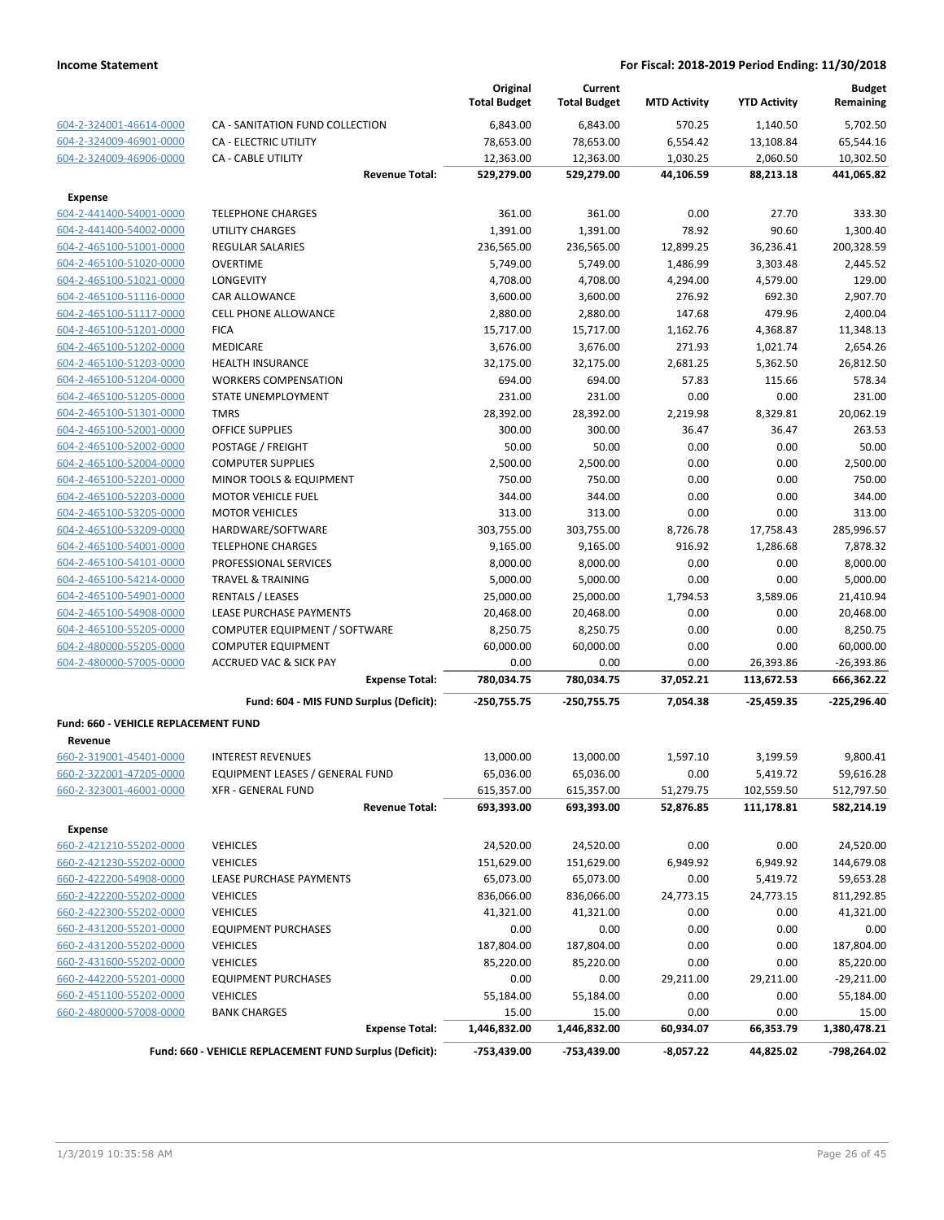| | | Original Total Budget | Current Total Budget | MTD Activity | YTD Activity | Budget Remaining |
|---|---|---|---|---|---|---|
| 604-2-324001-46614-0000 | CA - SANITATION FUND COLLECTION | 6,843.00 | 6,843.00 | 570.25 | 1,140.50 | 5,702.50 |
| 604-2-324009-46901-0000 | CA - ELECTRIC UTILITY | 78,653.00 | 78,653.00 | 6,554.42 | 13,108.84 | 65,544.16 |
| 604-2-324009-46906-0000 | CA - CABLE UTILITY | 12,363.00 | 12,363.00 | 1,030.25 | 2,060.50 | 10,302.50 |
| | **Revenue Total:** | **529,279.00** | **529,279.00** | **44,106.59** | **88,213.18** | **441,065.82** |
| **Expense** | | | | | | |
| 604-2-441400-54001-0000 | TELEPHONE CHARGES | 361.00 | 361.00 | 0.00 | 27.70 | 333.30 |
| 604-2-441400-54002-0000 | UTILITY CHARGES | 1,391.00 | 1,391.00 | 78.92 | 90.60 | 1,300.40 |
| 604-2-465100-51001-0000 | REGULAR SALARIES | 236,565.00 | 236,565.00 | 12,899.25 | 36,236.41 | 200,328.59 |
| 604-2-465100-51020-0000 | OVERTIME | 5,749.00 | 5,749.00 | 1,486.99 | 3,303.48 | 2,445.52 |
| 604-2-465100-51021-0000 | LONGEVITY | 4,708.00 | 4,708.00 | 4,294.00 | 4,579.00 | 129.00 |
| 604-2-465100-51116-0000 | CAR ALLOWANCE | 3,600.00 | 3,600.00 | 276.92 | 692.30 | 2,907.70 |
| 604-2-465100-51117-0000 | CELL PHONE ALLOWANCE | 2,880.00 | 2,880.00 | 147.68 | 479.96 | 2,400.04 |
| 604-2-465100-51201-0000 | FICA | 15,717.00 | 15,717.00 | 1,162.76 | 4,368.87 | 11,348.13 |
| 604-2-465100-51202-0000 | MEDICARE | 3,676.00 | 3,676.00 | 271.93 | 1,021.74 | 2,654.26 |
| 604-2-465100-51203-0000 | HEALTH INSURANCE | 32,175.00 | 32,175.00 | 2,681.25 | 5,362.50 | 26,812.50 |
| 604-2-465100-51204-0000 | WORKERS COMPENSATION | 694.00 | 694.00 | 57.83 | 115.66 | 578.34 |
| 604-2-465100-51205-0000 | STATE UNEMPLOYMENT | 231.00 | 231.00 | 0.00 | 0.00 | 231.00 |
| 604-2-465100-51301-0000 | TMRS | 28,392.00 | 28,392.00 | 2,219.98 | 8,329.81 | 20,062.19 |
| 604-2-465100-52001-0000 | OFFICE SUPPLIES | 300.00 | 300.00 | 36.47 | 36.47 | 263.53 |
| 604-2-465100-52002-0000 | POSTAGE / FREIGHT | 50.00 | 50.00 | 0.00 | 0.00 | 50.00 |
| 604-2-465100-52004-0000 | COMPUTER SUPPLIES | 2,500.00 | 2,500.00 | 0.00 | 0.00 | 2,500.00 |
| 604-2-465100-52201-0000 | MINOR TOOLS & EQUIPMENT | 750.00 | 750.00 | 0.00 | 0.00 | 750.00 |
| 604-2-465100-52203-0000 | MOTOR VEHICLE FUEL | 344.00 | 344.00 | 0.00 | 0.00 | 344.00 |
| 604-2-465100-53205-0000 | MOTOR VEHICLES | 313.00 | 313.00 | 0.00 | 0.00 | 313.00 |
| 604-2-465100-53209-0000 | HARDWARE/SOFTWARE | 303,755.00 | 303,755.00 | 8,726.78 | 17,758.43 | 285,996.57 |
| 604-2-465100-54001-0000 | TELEPHONE CHARGES | 9,165.00 | 9,165.00 | 916.92 | 1,286.68 | 7,878.32 |
| 604-2-465100-54101-0000 | PROFESSIONAL SERVICES | 8,000.00 | 8,000.00 | 0.00 | 0.00 | 8,000.00 |
| 604-2-465100-54214-0000 | TRAVEL & TRAINING | 5,000.00 | 5,000.00 | 0.00 | 0.00 | 5,000.00 |
| 604-2-465100-54901-0000 | RENTALS / LEASES | 25,000.00 | 25,000.00 | 1,794.53 | 3,589.06 | 21,410.94 |
| 604-2-465100-54908-0000 | LEASE PURCHASE PAYMENTS | 20,468.00 | 20,468.00 | 0.00 | 0.00 | 20,468.00 |
| 604-2-465100-55205-0000 | COMPUTER EQUIPMENT / SOFTWARE | 8,250.75 | 8,250.75 | 0.00 | 0.00 | 8,250.75 |
| 604-2-480000-55205-0000 | COMPUTER EQUIPMENT | 60,000.00 | 60,000.00 | 0.00 | 0.00 | 60,000.00 |
| 604-2-480000-57005-0000 | ACCRUED VAC & SICK PAY | 0.00 | 0.00 | 0.00 | 26,393.86 | -26,393.86 |
| | **Expense Total:** | **780,034.75** | **780,034.75** | **37,052.21** | **113,672.53** | **666,362.22** |
| | **Fund: 604 - MIS FUND Surplus (Deficit):** | **-250,755.75** | **-250,755.75** | **7,054.38** | **-25,459.35** | **-225,296.40** |
| **Fund: 660 - VEHICLE REPLACEMENT FUND** | | | | | | |
| **Revenue** | | | | | | |
| 660-2-319001-45401-0000 | INTEREST REVENUES | 13,000.00 | 13,000.00 | 1,597.10 | 3,199.59 | 9,800.41 |
| 660-2-322001-47205-0000 | EQUIPMENT LEASES / GENERAL FUND | 65,036.00 | 65,036.00 | 0.00 | 5,419.72 | 59,616.28 |
| 660-2-323001-46001-0000 | XFR - GENERAL FUND | 615,357.00 | 615,357.00 | 51,279.75 | 102,559.50 | 512,797.50 |
| | **Revenue Total:** | **693,393.00** | **693,393.00** | **52,876.85** | **111,178.81** | **582,214.19** |
| **Expense** | | | | | | |
| 660-2-421210-55202-0000 | VEHICLES | 24,520.00 | 24,520.00 | 0.00 | 0.00 | 24,520.00 |
| 660-2-421230-55202-0000 | VEHICLES | 151,629.00 | 151,629.00 | 6,949.92 | 6,949.92 | 144,679.08 |
| 660-2-422200-54908-0000 | LEASE PURCHASE PAYMENTS | 65,073.00 | 65,073.00 | 0.00 | 5,419.72 | 59,653.28 |
| 660-2-422200-55202-0000 | VEHICLES | 836,066.00 | 836,066.00 | 24,773.15 | 24,773.15 | 811,292.85 |
| 660-2-422300-55202-0000 | VEHICLES | 41,321.00 | 41,321.00 | 0.00 | 0.00 | 41,321.00 |
| 660-2-431200-55201-0000 | EQUIPMENT PURCHASES | 0.00 | 0.00 | 0.00 | 0.00 | 0.00 |
| 660-2-431200-55202-0000 | VEHICLES | 187,804.00 | 187,804.00 | 0.00 | 0.00 | 187,804.00 |
| 660-2-431600-55202-0000 | VEHICLES | 85,220.00 | 85,220.00 | 0.00 | 0.00 | 85,220.00 |
| 660-2-442200-55201-0000 | EQUIPMENT PURCHASES | 0.00 | 0.00 | 29,211.00 | 29,211.00 | -29,211.00 |
| 660-2-451100-55202-0000 | VEHICLES | 55,184.00 | 55,184.00 | 0.00 | 0.00 | 55,184.00 |
| 660-2-480000-57008-0000 | BANK CHARGES | 15.00 | 15.00 | 0.00 | 0.00 | 15.00 |
| | **Expense Total:** | **1,446,832.00** | **1,446,832.00** | **60,934.07** | **66,353.79** | **1,380,478.21** |
| | **Fund: 660 - VEHICLE REPLACEMENT FUND Surplus (Deficit):** | **-753,439.00** | **-753,439.00** | **-8,057.22** | **44,825.02** | **-798,264.02** |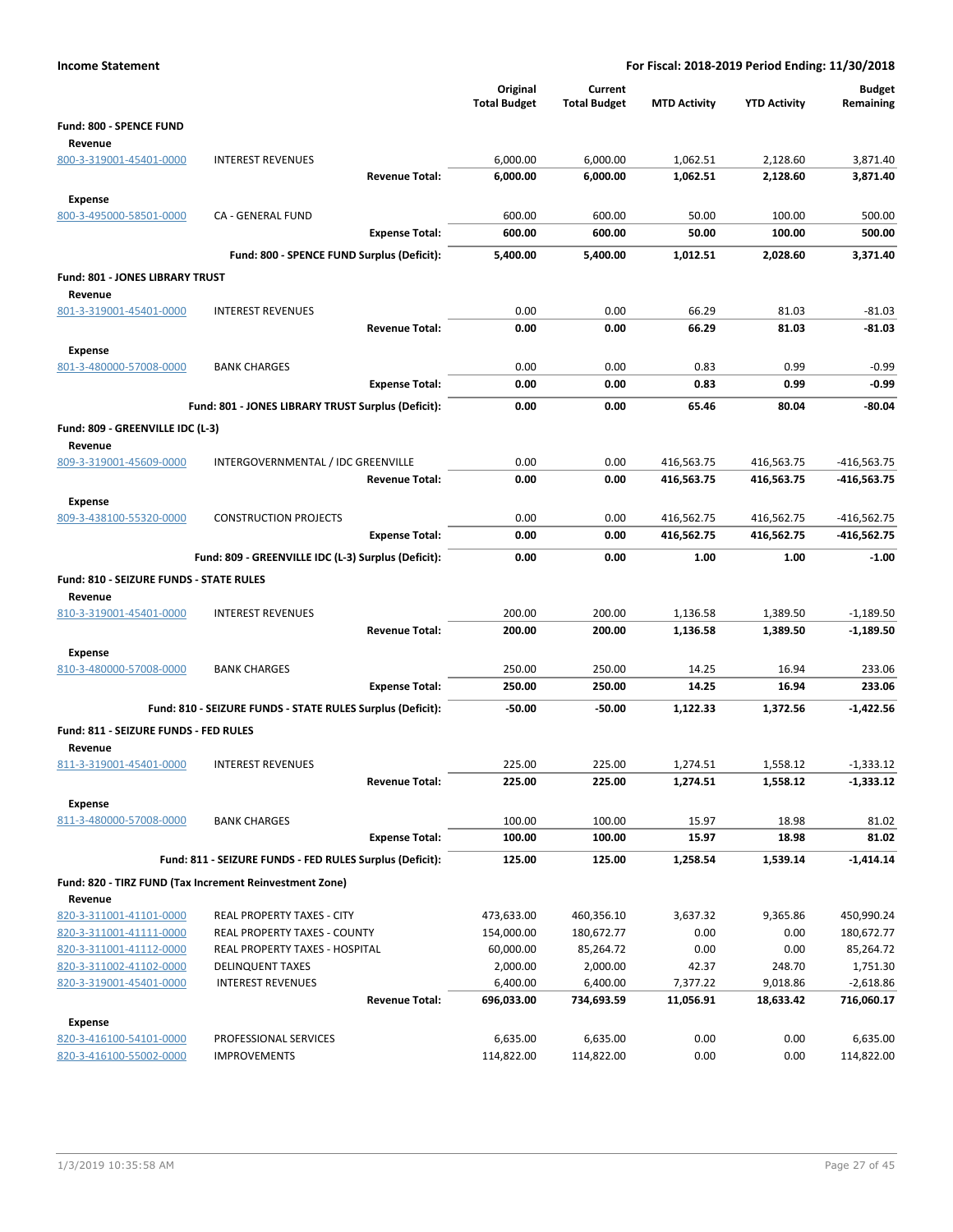**Income Statement** — For Fiscal: 2018-2019 Period Ending: 11/30/2018

| | | Original Total Budget | Current Total Budget | MTD Activity | YTD Activity | Budget Remaining |
|---|---|---|---|---|---|---|
| **Fund: 800 - SPENCE FUND** | | | | | | |
| **Revenue** | | | | | | |
| 800-3-319001-45401-0000 | INTEREST REVENUES | 6,000.00 | 6,000.00 | 1,062.51 | 2,128.60 | 3,871.40 |
| | **Revenue Total:** | **6,000.00** | **6,000.00** | **1,062.51** | **2,128.60** | **3,871.40** |
| **Expense** | | | | | | |
| 800-3-495000-58501-0000 | CA - GENERAL FUND | 600.00 | 600.00 | 50.00 | 100.00 | 500.00 |
| | **Expense Total:** | **600.00** | **600.00** | **50.00** | **100.00** | **500.00** |
| | **Fund: 800 - SPENCE FUND Surplus (Deficit):** | **5,400.00** | **5,400.00** | **1,012.51** | **2,028.60** | **3,371.40** |
| **Fund: 801 - JONES LIBRARY TRUST** | | | | | | |
| **Revenue** | | | | | | |
| 801-3-319001-45401-0000 | INTEREST REVENUES | 0.00 | 0.00 | 66.29 | 81.03 | -81.03 |
| | **Revenue Total:** | **0.00** | **0.00** | **66.29** | **81.03** | **-81.03** |
| **Expense** | | | | | | |
| 801-3-480000-57008-0000 | BANK CHARGES | 0.00 | 0.00 | 0.83 | 0.99 | -0.99 |
| | **Expense Total:** | **0.00** | **0.00** | **0.83** | **0.99** | **-0.99** |
| | **Fund: 801 - JONES LIBRARY TRUST Surplus (Deficit):** | **0.00** | **0.00** | **65.46** | **80.04** | **-80.04** |
| **Fund: 809 - GREENVILLE IDC (L-3)** | | | | | | |
| **Revenue** | | | | | | |
| 809-3-319001-45609-0000 | INTERGOVERNMENTAL / IDC GREENVILLE | 0.00 | 0.00 | 416,563.75 | 416,563.75 | -416,563.75 |
| | **Revenue Total:** | **0.00** | **0.00** | **416,563.75** | **416,563.75** | **-416,563.75** |
| **Expense** | | | | | | |
| 809-3-438100-55320-0000 | CONSTRUCTION PROJECTS | 0.00 | 0.00 | 416,562.75 | 416,562.75 | -416,562.75 |
| | **Expense Total:** | **0.00** | **0.00** | **416,562.75** | **416,562.75** | **-416,562.75** |
| | **Fund: 809 - GREENVILLE IDC (L-3) Surplus (Deficit):** | **0.00** | **0.00** | **1.00** | **1.00** | **-1.00** |
| **Fund: 810 - SEIZURE FUNDS - STATE RULES** | | | | | | |
| **Revenue** | | | | | | |
| 810-3-319001-45401-0000 | INTEREST REVENUES | 200.00 | 200.00 | 1,136.58 | 1,389.50 | -1,189.50 |
| | **Revenue Total:** | **200.00** | **200.00** | **1,136.58** | **1,389.50** | **-1,189.50** |
| **Expense** | | | | | | |
| 810-3-480000-57008-0000 | BANK CHARGES | 250.00 | 250.00 | 14.25 | 16.94 | 233.06 |
| | **Expense Total:** | **250.00** | **250.00** | **14.25** | **16.94** | **233.06** |
| | **Fund: 810 - SEIZURE FUNDS - STATE RULES Surplus (Deficit):** | **-50.00** | **-50.00** | **1,122.33** | **1,372.56** | **-1,422.56** |
| **Fund: 811 - SEIZURE FUNDS - FED RULES** | | | | | | |
| **Revenue** | | | | | | |
| 811-3-319001-45401-0000 | INTEREST REVENUES | 225.00 | 225.00 | 1,274.51 | 1,558.12 | -1,333.12 |
| | **Revenue Total:** | **225.00** | **225.00** | **1,274.51** | **1,558.12** | **-1,333.12** |
| **Expense** | | | | | | |
| 811-3-480000-57008-0000 | BANK CHARGES | 100.00 | 100.00 | 15.97 | 18.98 | 81.02 |
| | **Expense Total:** | **100.00** | **100.00** | **15.97** | **18.98** | **81.02** |
| | **Fund: 811 - SEIZURE FUNDS - FED RULES Surplus (Deficit):** | **125.00** | **125.00** | **1,258.54** | **1,539.14** | **-1,414.14** |
| **Fund: 820 - TIRZ FUND (Tax Increment Reinvestment Zone)** | | | | | | |
| **Revenue** | | | | | | |
| 820-3-311001-41101-0000 | REAL PROPERTY TAXES - CITY | 473,633.00 | 460,356.10 | 3,637.32 | 9,365.86 | 450,990.24 |
| 820-3-311001-41111-0000 | REAL PROPERTY TAXES - COUNTY | 154,000.00 | 180,672.77 | 0.00 | 0.00 | 180,672.77 |
| 820-3-311001-41112-0000 | REAL PROPERTY TAXES - HOSPITAL | 60,000.00 | 85,264.72 | 0.00 | 0.00 | 85,264.72 |
| 820-3-311002-41102-0000 | DELINQUENT TAXES | 2,000.00 | 2,000.00 | 42.37 | 248.70 | 1,751.30 |
| 820-3-319001-45401-0000 | INTEREST REVENUES | 6,400.00 | 6,400.00 | 7,377.22 | 9,018.86 | -2,618.86 |
| | **Revenue Total:** | **696,033.00** | **734,693.59** | **11,056.91** | **18,633.42** | **716,060.17** |
| **Expense** | | | | | | |
| 820-3-416100-54101-0000 | PROFESSIONAL SERVICES | 6,635.00 | 6,635.00 | 0.00 | 0.00 | 6,635.00 |
| 820-3-416100-55002-0000 | IMPROVEMENTS | 114,822.00 | 114,822.00 | 0.00 | 0.00 | 114,822.00 |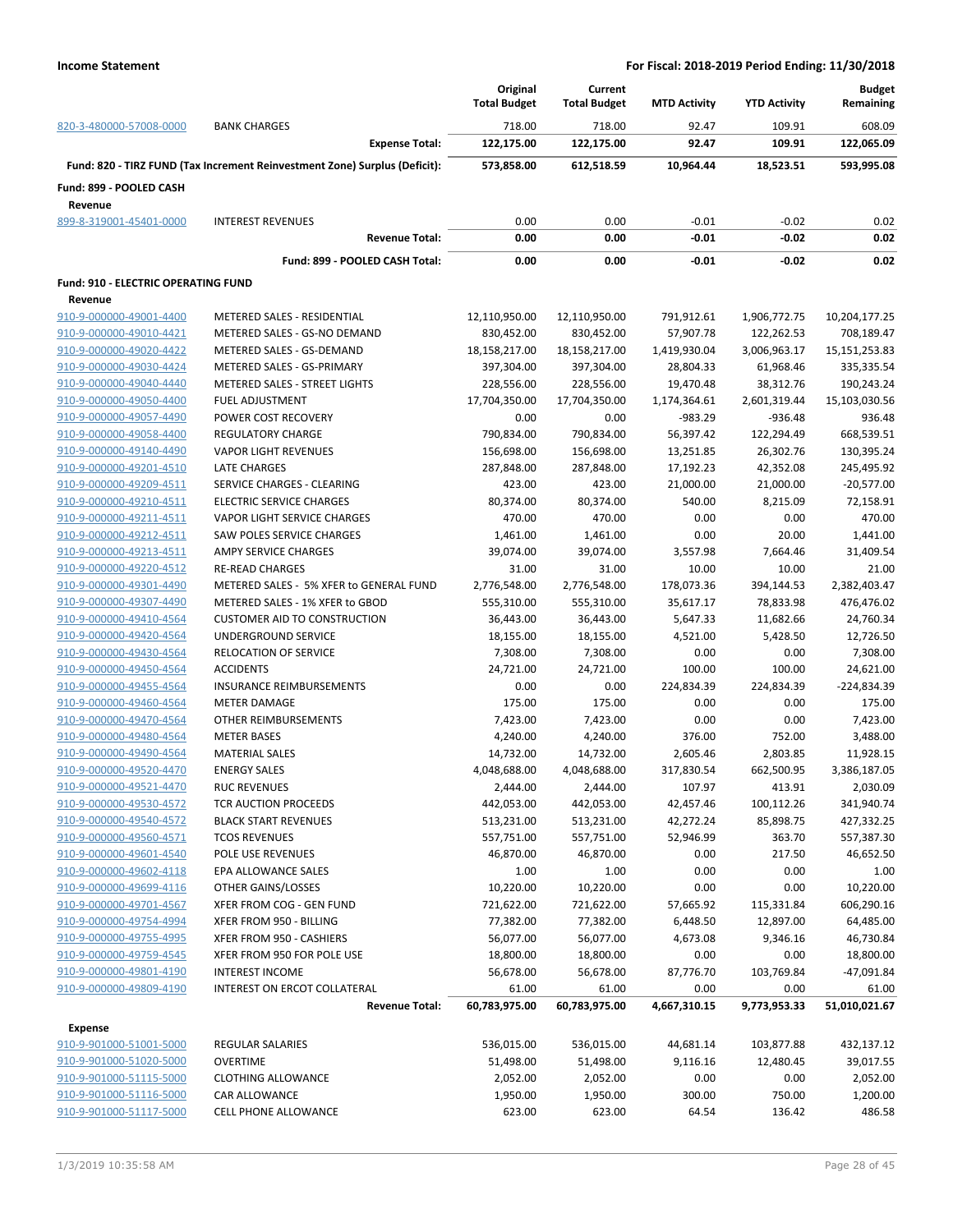**Income Statement** — **For Fiscal: 2018-2019 Period Ending: 11/30/2018**

| | | Original Total Budget | Current Total Budget | MTD Activity | YTD Activity | Budget Remaining |
|---|---|---|---|---|---|---|
| 820-3-480000-57008-0000 | BANK CHARGES | 718.00 | 718.00 | 92.47 | 109.91 | 608.09 |
| | **Expense Total:** | **122,175.00** | **122,175.00** | **92.47** | **109.91** | **122,065.09** |
| **Fund: 820 - TIRZ FUND (Tax Increment Reinvestment Zone) Surplus (Deficit):** | | **573,858.00** | **612,518.59** | **10,964.44** | **18,523.51** | **593,995.08** |
| **Fund: 899 - POOLED CASH** | | | | | | |
| **Revenue** | | | | | | |
| 899-8-319001-45401-0000 | INTEREST REVENUES | 0.00 | 0.00 | -0.01 | -0.02 | 0.02 |
| | **Revenue Total:** | **0.00** | **0.00** | **-0.01** | **-0.02** | **0.02** |
| | **Fund: 899 - POOLED CASH Total:** | **0.00** | **0.00** | **-0.01** | **-0.02** | **0.02** |
| **Fund: 910 - ELECTRIC OPERATING FUND** | | | | | | |
| **Revenue** | | | | | | |
| 910-9-000000-49001-4400 | METERED SALES - RESIDENTIAL | 12,110,950.00 | 12,110,950.00 | 791,912.61 | 1,906,772.75 | 10,204,177.25 |
| 910-9-000000-49010-4421 | METERED SALES - GS-NO DEMAND | 830,452.00 | 830,452.00 | 57,907.78 | 122,262.53 | 708,189.47 |
| 910-9-000000-49020-4422 | METERED SALES - GS-DEMAND | 18,158,217.00 | 18,158,217.00 | 1,419,930.04 | 3,006,963.17 | 15,151,253.83 |
| 910-9-000000-49030-4424 | METERED SALES - GS-PRIMARY | 397,304.00 | 397,304.00 | 28,804.33 | 61,968.46 | 335,335.54 |
| 910-9-000000-49040-4440 | METERED SALES - STREET LIGHTS | 228,556.00 | 228,556.00 | 19,470.48 | 38,312.76 | 190,243.24 |
| 910-9-000000-49050-4400 | FUEL ADJUSTMENT | 17,704,350.00 | 17,704,350.00 | 1,174,364.61 | 2,601,319.44 | 15,103,030.56 |
| 910-9-000000-49057-4490 | POWER COST RECOVERY | 0.00 | 0.00 | -983.29 | -936.48 | 936.48 |
| 910-9-000000-49058-4400 | REGULATORY CHARGE | 790,834.00 | 790,834.00 | 56,397.42 | 122,294.49 | 668,539.51 |
| 910-9-000000-49140-4490 | VAPOR LIGHT REVENUES | 156,698.00 | 156,698.00 | 13,251.85 | 26,302.76 | 130,395.24 |
| 910-9-000000-49201-4510 | LATE CHARGES | 287,848.00 | 287,848.00 | 17,192.23 | 42,352.08 | 245,495.92 |
| 910-9-000000-49209-4511 | SERVICE CHARGES - CLEARING | 423.00 | 423.00 | 21,000.00 | 21,000.00 | -20,577.00 |
| 910-9-000000-49210-4511 | ELECTRIC SERVICE CHARGES | 80,374.00 | 80,374.00 | 540.00 | 8,215.09 | 72,158.91 |
| 910-9-000000-49211-4511 | VAPOR LIGHT SERVICE CHARGES | 470.00 | 470.00 | 0.00 | 0.00 | 470.00 |
| 910-9-000000-49212-4511 | SAW POLES SERVICE CHARGES | 1,461.00 | 1,461.00 | 0.00 | 20.00 | 1,441.00 |
| 910-9-000000-49213-4511 | AMPY SERVICE CHARGES | 39,074.00 | 39,074.00 | 3,557.98 | 7,664.46 | 31,409.54 |
| 910-9-000000-49220-4512 | RE-READ CHARGES | 31.00 | 31.00 | 10.00 | 10.00 | 21.00 |
| 910-9-000000-49301-4490 | METERED SALES - 5% XFER to GENERAL FUND | 2,776,548.00 | 2,776,548.00 | 178,073.36 | 394,144.53 | 2,382,403.47 |
| 910-9-000000-49307-4490 | METERED SALES - 1% XFER to GBOD | 555,310.00 | 555,310.00 | 35,617.17 | 78,833.98 | 476,476.02 |
| 910-9-000000-49410-4564 | CUSTOMER AID TO CONSTRUCTION | 36,443.00 | 36,443.00 | 5,647.33 | 11,682.66 | 24,760.34 |
| 910-9-000000-49420-4564 | UNDERGROUND SERVICE | 18,155.00 | 18,155.00 | 4,521.00 | 5,428.50 | 12,726.50 |
| 910-9-000000-49430-4564 | RELOCATION OF SERVICE | 7,308.00 | 7,308.00 | 0.00 | 0.00 | 7,308.00 |
| 910-9-000000-49450-4564 | ACCIDENTS | 24,721.00 | 24,721.00 | 100.00 | 100.00 | 24,621.00 |
| 910-9-000000-49455-4564 | INSURANCE REIMBURSEMENTS | 0.00 | 0.00 | 224,834.39 | 224,834.39 | -224,834.39 |
| 910-9-000000-49460-4564 | METER DAMAGE | 175.00 | 175.00 | 0.00 | 0.00 | 175.00 |
| 910-9-000000-49470-4564 | OTHER REIMBURSEMENTS | 7,423.00 | 7,423.00 | 0.00 | 0.00 | 7,423.00 |
| 910-9-000000-49480-4564 | METER BASES | 4,240.00 | 4,240.00 | 376.00 | 752.00 | 3,488.00 |
| 910-9-000000-49490-4564 | MATERIAL SALES | 14,732.00 | 14,732.00 | 2,605.46 | 2,803.85 | 11,928.15 |
| 910-9-000000-49520-4470 | ENERGY SALES | 4,048,688.00 | 4,048,688.00 | 317,830.54 | 662,500.95 | 3,386,187.05 |
| 910-9-000000-49521-4470 | RUC REVENUES | 2,444.00 | 2,444.00 | 107.97 | 413.91 | 2,030.09 |
| 910-9-000000-49530-4572 | TCR AUCTION PROCEEDS | 442,053.00 | 442,053.00 | 42,457.46 | 100,112.26 | 341,940.74 |
| 910-9-000000-49540-4572 | BLACK START REVENUES | 513,231.00 | 513,231.00 | 42,272.24 | 85,898.75 | 427,332.25 |
| 910-9-000000-49560-4571 | TCOS REVENUES | 557,751.00 | 557,751.00 | 52,946.99 | 363.70 | 557,387.30 |
| 910-9-000000-49601-4540 | POLE USE REVENUES | 46,870.00 | 46,870.00 | 0.00 | 217.50 | 46,652.50 |
| 910-9-000000-49602-4118 | EPA ALLOWANCE SALES | 1.00 | 1.00 | 0.00 | 0.00 | 1.00 |
| 910-9-000000-49699-4116 | OTHER GAINS/LOSSES | 10,220.00 | 10,220.00 | 0.00 | 0.00 | 10,220.00 |
| 910-9-000000-49701-4567 | XFER FROM COG - GEN FUND | 721,622.00 | 721,622.00 | 57,665.92 | 115,331.84 | 606,290.16 |
| 910-9-000000-49754-4994 | XFER FROM 950 - BILLING | 77,382.00 | 77,382.00 | 6,448.50 | 12,897.00 | 64,485.00 |
| 910-9-000000-49755-4995 | XFER FROM 950 - CASHIERS | 56,077.00 | 56,077.00 | 4,673.08 | 9,346.16 | 46,730.84 |
| 910-9-000000-49759-4545 | XFER FROM 950 FOR POLE USE | 18,800.00 | 18,800.00 | 0.00 | 0.00 | 18,800.00 |
| 910-9-000000-49801-4190 | INTEREST INCOME | 56,678.00 | 56,678.00 | 87,776.70 | 103,769.84 | -47,091.84 |
| 910-9-000000-49809-4190 | INTEREST ON ERCOT COLLATERAL | 61.00 | 61.00 | 0.00 | 0.00 | 61.00 |
| | **Revenue Total:** | **60,783,975.00** | **60,783,975.00** | **4,667,310.15** | **9,773,953.33** | **51,010,021.67** |
| **Expense** | | | | | | |
| 910-9-901000-51001-5000 | REGULAR SALARIES | 536,015.00 | 536,015.00 | 44,681.14 | 103,877.88 | 432,137.12 |
| 910-9-901000-51020-5000 | OVERTIME | 51,498.00 | 51,498.00 | 9,116.16 | 12,480.45 | 39,017.55 |
| 910-9-901000-51115-5000 | CLOTHING ALLOWANCE | 2,052.00 | 2,052.00 | 0.00 | 0.00 | 2,052.00 |
| 910-9-901000-51116-5000 | CAR ALLOWANCE | 1,950.00 | 1,950.00 | 300.00 | 750.00 | 1,200.00 |
| 910-9-901000-51117-5000 | CELL PHONE ALLOWANCE | 623.00 | 623.00 | 64.54 | 136.42 | 486.58 |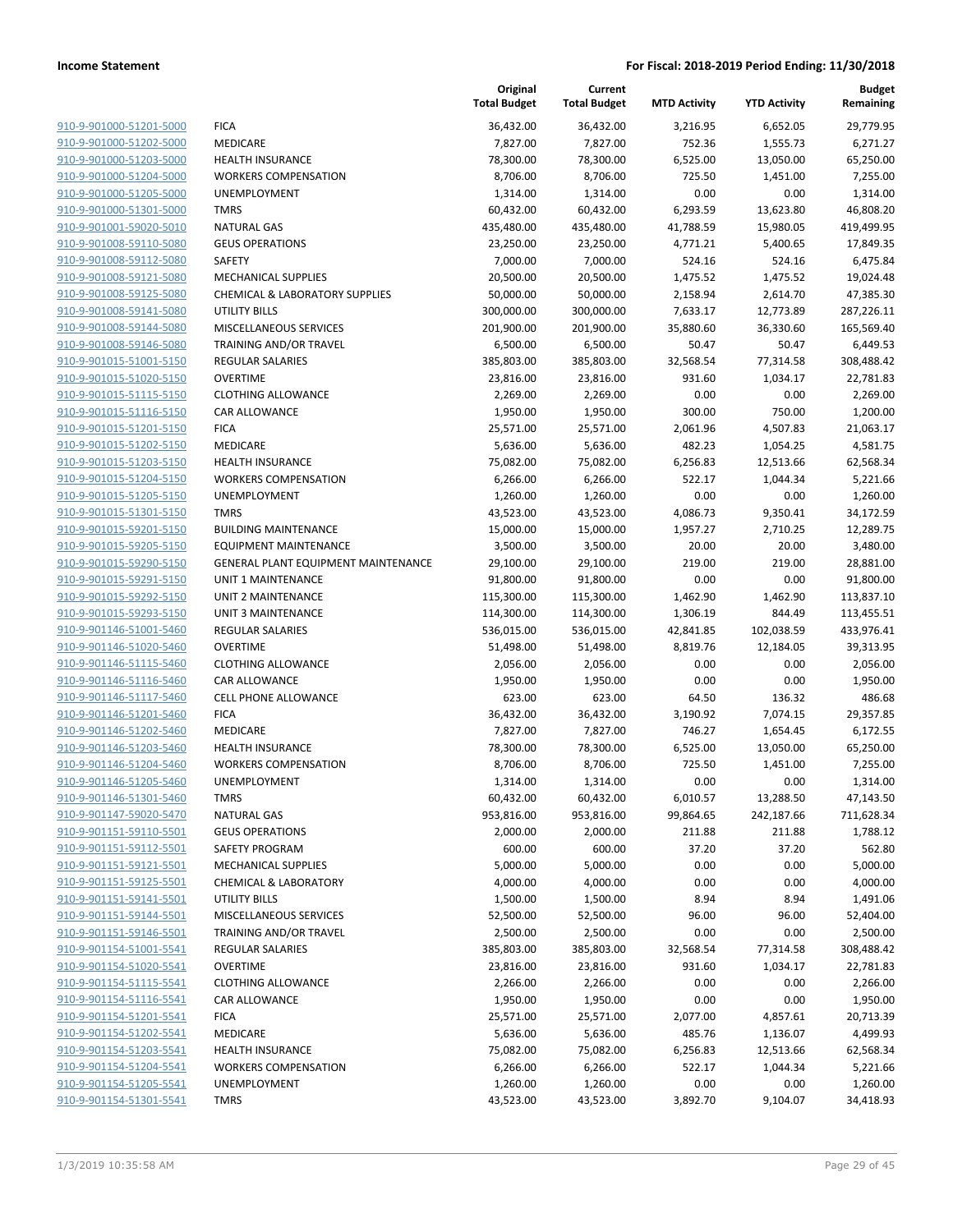**Income Statement** **For Fiscal: 2018-2019 Period Ending: 11/30/2018**

| | | Original Total Budget | Current Total Budget | MTD Activity | YTD Activity | Budget Remaining |
|---|---|---|---|---|---|---|
| 910-9-901000-51201-5000 | FICA | 36,432.00 | 36,432.00 | 3,216.95 | 6,652.05 | 29,779.95 |
| 910-9-901000-51202-5000 | MEDICARE | 7,827.00 | 7,827.00 | 752.36 | 1,555.73 | 6,271.27 |
| 910-9-901000-51203-5000 | HEALTH INSURANCE | 78,300.00 | 78,300.00 | 6,525.00 | 13,050.00 | 65,250.00 |
| 910-9-901000-51204-5000 | WORKERS COMPENSATION | 8,706.00 | 8,706.00 | 725.50 | 1,451.00 | 7,255.00 |
| 910-9-901000-51205-5000 | UNEMPLOYMENT | 1,314.00 | 1,314.00 | 0.00 | 0.00 | 1,314.00 |
| 910-9-901000-51301-5000 | TMRS | 60,432.00 | 60,432.00 | 6,293.59 | 13,623.80 | 46,808.20 |
| 910-9-901001-59020-5010 | NATURAL GAS | 435,480.00 | 435,480.00 | 41,788.59 | 15,980.05 | 419,499.95 |
| 910-9-901008-59110-5080 | GEUS OPERATIONS | 23,250.00 | 23,250.00 | 4,771.21 | 5,400.65 | 17,849.35 |
| 910-9-901008-59112-5080 | SAFETY | 7,000.00 | 7,000.00 | 524.16 | 524.16 | 6,475.84 |
| 910-9-901008-59121-5080 | MECHANICAL SUPPLIES | 20,500.00 | 20,500.00 | 1,475.52 | 1,475.52 | 19,024.48 |
| 910-9-901008-59125-5080 | CHEMICAL & LABORATORY SUPPLIES | 50,000.00 | 50,000.00 | 2,158.94 | 2,614.70 | 47,385.30 |
| 910-9-901008-59141-5080 | UTILITY BILLS | 300,000.00 | 300,000.00 | 7,633.17 | 12,773.89 | 287,226.11 |
| 910-9-901008-59144-5080 | MISCELLANEOUS SERVICES | 201,900.00 | 201,900.00 | 35,880.60 | 36,330.60 | 165,569.40 |
| 910-9-901008-59146-5080 | TRAINING AND/OR TRAVEL | 6,500.00 | 6,500.00 | 50.47 | 50.47 | 6,449.53 |
| 910-9-901015-51001-5150 | REGULAR SALARIES | 385,803.00 | 385,803.00 | 32,568.54 | 77,314.58 | 308,488.42 |
| 910-9-901015-51020-5150 | OVERTIME | 23,816.00 | 23,816.00 | 931.60 | 1,034.17 | 22,781.83 |
| 910-9-901015-51115-5150 | CLOTHING ALLOWANCE | 2,269.00 | 2,269.00 | 0.00 | 0.00 | 2,269.00 |
| 910-9-901015-51116-5150 | CAR ALLOWANCE | 1,950.00 | 1,950.00 | 300.00 | 750.00 | 1,200.00 |
| 910-9-901015-51201-5150 | FICA | 25,571.00 | 25,571.00 | 2,061.96 | 4,507.83 | 21,063.17 |
| 910-9-901015-51202-5150 | MEDICARE | 5,636.00 | 5,636.00 | 482.23 | 1,054.25 | 4,581.75 |
| 910-9-901015-51203-5150 | HEALTH INSURANCE | 75,082.00 | 75,082.00 | 6,256.83 | 12,513.66 | 62,568.34 |
| 910-9-901015-51204-5150 | WORKERS COMPENSATION | 6,266.00 | 6,266.00 | 522.17 | 1,044.34 | 5,221.66 |
| 910-9-901015-51205-5150 | UNEMPLOYMENT | 1,260.00 | 1,260.00 | 0.00 | 0.00 | 1,260.00 |
| 910-9-901015-51301-5150 | TMRS | 43,523.00 | 43,523.00 | 4,086.73 | 9,350.41 | 34,172.59 |
| 910-9-901015-59201-5150 | BUILDING MAINTENANCE | 15,000.00 | 15,000.00 | 1,957.27 | 2,710.25 | 12,289.75 |
| 910-9-901015-59205-5150 | EQUIPMENT MAINTENANCE | 3,500.00 | 3,500.00 | 20.00 | 20.00 | 3,480.00 |
| 910-9-901015-59290-5150 | GENERAL PLANT EQUIPMENT MAINTENANCE | 29,100.00 | 29,100.00 | 219.00 | 219.00 | 28,881.00 |
| 910-9-901015-59291-5150 | UNIT 1 MAINTENANCE | 91,800.00 | 91,800.00 | 0.00 | 0.00 | 91,800.00 |
| 910-9-901015-59292-5150 | UNIT 2 MAINTENANCE | 115,300.00 | 115,300.00 | 1,462.90 | 1,462.90 | 113,837.10 |
| 910-9-901015-59293-5150 | UNIT 3 MAINTENANCE | 114,300.00 | 114,300.00 | 1,306.19 | 844.49 | 113,455.51 |
| 910-9-901146-51001-5460 | REGULAR SALARIES | 536,015.00 | 536,015.00 | 42,841.85 | 102,038.59 | 433,976.41 |
| 910-9-901146-51020-5460 | OVERTIME | 51,498.00 | 51,498.00 | 8,819.76 | 12,184.05 | 39,313.95 |
| 910-9-901146-51115-5460 | CLOTHING ALLOWANCE | 2,056.00 | 2,056.00 | 0.00 | 0.00 | 2,056.00 |
| 910-9-901146-51116-5460 | CAR ALLOWANCE | 1,950.00 | 1,950.00 | 0.00 | 0.00 | 1,950.00 |
| 910-9-901146-51117-5460 | CELL PHONE ALLOWANCE | 623.00 | 623.00 | 64.50 | 136.32 | 486.68 |
| 910-9-901146-51201-5460 | FICA | 36,432.00 | 36,432.00 | 3,190.92 | 7,074.15 | 29,357.85 |
| 910-9-901146-51202-5460 | MEDICARE | 7,827.00 | 7,827.00 | 746.27 | 1,654.45 | 6,172.55 |
| 910-9-901146-51203-5460 | HEALTH INSURANCE | 78,300.00 | 78,300.00 | 6,525.00 | 13,050.00 | 65,250.00 |
| 910-9-901146-51204-5460 | WORKERS COMPENSATION | 8,706.00 | 8,706.00 | 725.50 | 1,451.00 | 7,255.00 |
| 910-9-901146-51205-5460 | UNEMPLOYMENT | 1,314.00 | 1,314.00 | 0.00 | 0.00 | 1,314.00 |
| 910-9-901146-51301-5460 | TMRS | 60,432.00 | 60,432.00 | 6,010.57 | 13,288.50 | 47,143.50 |
| 910-9-901147-59020-5470 | NATURAL GAS | 953,816.00 | 953,816.00 | 99,864.65 | 242,187.66 | 711,628.34 |
| 910-9-901151-59110-5501 | GEUS OPERATIONS | 2,000.00 | 2,000.00 | 211.88 | 211.88 | 1,788.12 |
| 910-9-901151-59112-5501 | SAFETY PROGRAM | 600.00 | 600.00 | 37.20 | 37.20 | 562.80 |
| 910-9-901151-59121-5501 | MECHANICAL SUPPLIES | 5,000.00 | 5,000.00 | 0.00 | 0.00 | 5,000.00 |
| 910-9-901151-59125-5501 | CHEMICAL & LABORATORY | 4,000.00 | 4,000.00 | 0.00 | 0.00 | 4,000.00 |
| 910-9-901151-59141-5501 | UTILITY BILLS | 1,500.00 | 1,500.00 | 8.94 | 8.94 | 1,491.06 |
| 910-9-901151-59144-5501 | MISCELLANEOUS SERVICES | 52,500.00 | 52,500.00 | 96.00 | 96.00 | 52,404.00 |
| 910-9-901151-59146-5501 | TRAINING AND/OR TRAVEL | 2,500.00 | 2,500.00 | 0.00 | 0.00 | 2,500.00 |
| 910-9-901154-51001-5541 | REGULAR SALARIES | 385,803.00 | 385,803.00 | 32,568.54 | 77,314.58 | 308,488.42 |
| 910-9-901154-51020-5541 | OVERTIME | 23,816.00 | 23,816.00 | 931.60 | 1,034.17 | 22,781.83 |
| 910-9-901154-51115-5541 | CLOTHING ALLOWANCE | 2,266.00 | 2,266.00 | 0.00 | 0.00 | 2,266.00 |
| 910-9-901154-51116-5541 | CAR ALLOWANCE | 1,950.00 | 1,950.00 | 0.00 | 0.00 | 1,950.00 |
| 910-9-901154-51201-5541 | FICA | 25,571.00 | 25,571.00 | 2,077.00 | 4,857.61 | 20,713.39 |
| 910-9-901154-51202-5541 | MEDICARE | 5,636.00 | 5,636.00 | 485.76 | 1,136.07 | 4,499.93 |
| 910-9-901154-51203-5541 | HEALTH INSURANCE | 75,082.00 | 75,082.00 | 6,256.83 | 12,513.66 | 62,568.34 |
| 910-9-901154-51204-5541 | WORKERS COMPENSATION | 6,266.00 | 6,266.00 | 522.17 | 1,044.34 | 5,221.66 |
| 910-9-901154-51205-5541 | UNEMPLOYMENT | 1,260.00 | 1,260.00 | 0.00 | 0.00 | 1,260.00 |
| 910-9-901154-51301-5541 | TMRS | 43,523.00 | 43,523.00 | 3,892.70 | 9,104.07 | 34,418.93 |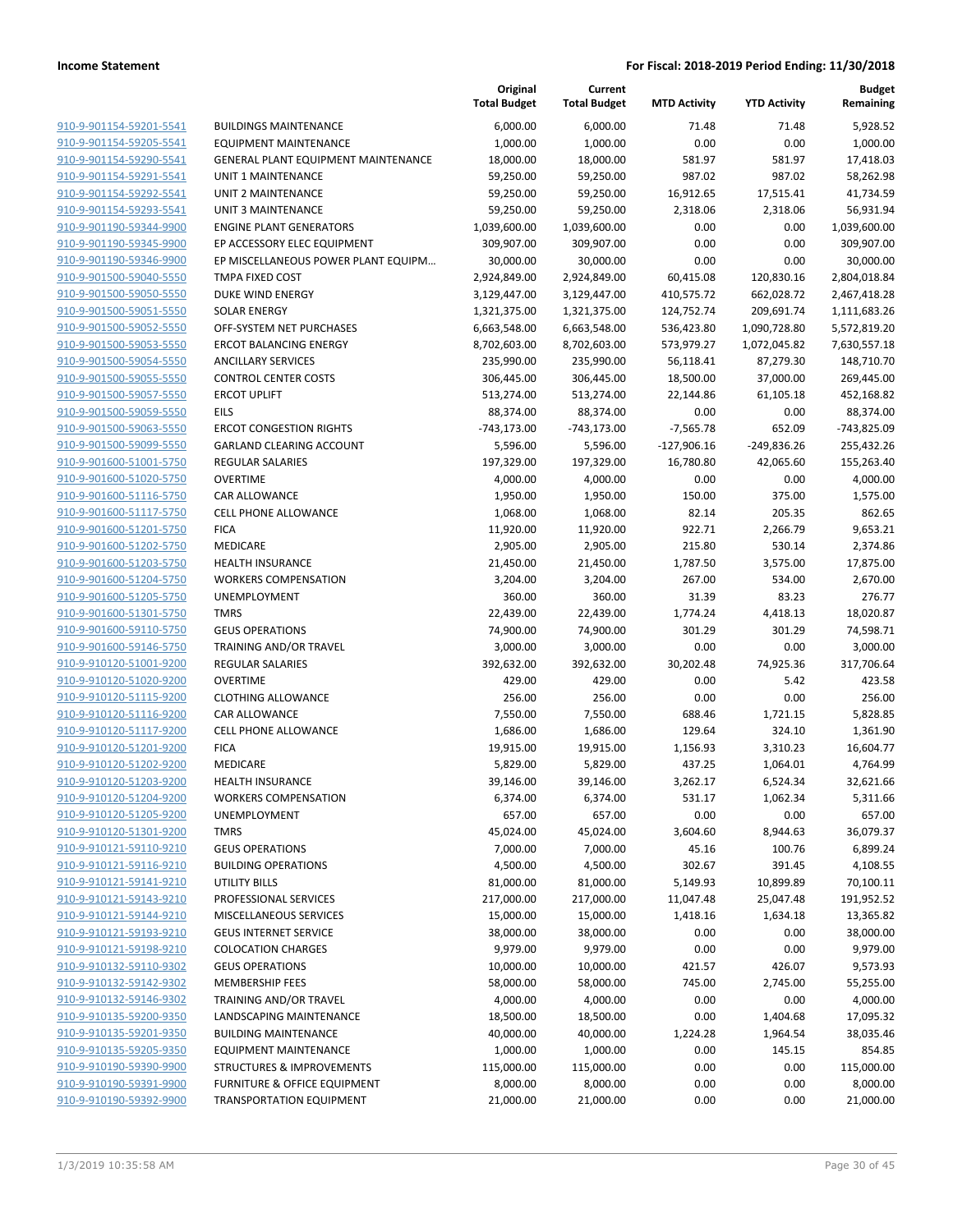| | | Original Total Budget | Current Total Budget | MTD Activity | YTD Activity | Budget Remaining |
|---|---|---|---|---|---|---|
| 910-9-901154-59201-5541 | BUILDINGS MAINTENANCE | 6,000.00 | 6,000.00 | 71.48 | 71.48 | 5,928.52 |
| 910-9-901154-59205-5541 | EQUIPMENT MAINTENANCE | 1,000.00 | 1,000.00 | 0.00 | 0.00 | 1,000.00 |
| 910-9-901154-59290-5541 | GENERAL PLANT EQUIPMENT MAINTENANCE | 18,000.00 | 18,000.00 | 581.97 | 581.97 | 17,418.03 |
| 910-9-901154-59291-5541 | UNIT 1 MAINTENANCE | 59,250.00 | 59,250.00 | 987.02 | 987.02 | 58,262.98 |
| 910-9-901154-59292-5541 | UNIT 2 MAINTENANCE | 59,250.00 | 59,250.00 | 16,912.65 | 17,515.41 | 41,734.59 |
| 910-9-901154-59293-5541 | UNIT 3 MAINTENANCE | 59,250.00 | 59,250.00 | 2,318.06 | 2,318.06 | 56,931.94 |
| 910-9-901190-59344-9900 | ENGINE PLANT GENERATORS | 1,039,600.00 | 1,039,600.00 | 0.00 | 0.00 | 1,039,600.00 |
| 910-9-901190-59345-9900 | EP ACCESSORY ELEC EQUIPMENT | 309,907.00 | 309,907.00 | 0.00 | 0.00 | 309,907.00 |
| 910-9-901190-59346-9900 | EP MISCELLANEOUS POWER PLANT EQUIPM… | 30,000.00 | 30,000.00 | 0.00 | 0.00 | 30,000.00 |
| 910-9-901500-59040-5550 | TMPA FIXED COST | 2,924,849.00 | 2,924,849.00 | 60,415.08 | 120,830.16 | 2,804,018.84 |
| 910-9-901500-59050-5550 | DUKE WIND ENERGY | 3,129,447.00 | 3,129,447.00 | 410,575.72 | 662,028.72 | 2,467,418.28 |
| 910-9-901500-59051-5550 | SOLAR ENERGY | 1,321,375.00 | 1,321,375.00 | 124,752.74 | 209,691.74 | 1,111,683.26 |
| 910-9-901500-59052-5550 | OFF-SYSTEM NET PURCHASES | 6,663,548.00 | 6,663,548.00 | 536,423.80 | 1,090,728.80 | 5,572,819.20 |
| 910-9-901500-59053-5550 | ERCOT BALANCING ENERGY | 8,702,603.00 | 8,702,603.00 | 573,979.27 | 1,072,045.82 | 7,630,557.18 |
| 910-9-901500-59054-5550 | ANCILLARY SERVICES | 235,990.00 | 235,990.00 | 56,118.41 | 87,279.30 | 148,710.70 |
| 910-9-901500-59055-5550 | CONTROL CENTER COSTS | 306,445.00 | 306,445.00 | 18,500.00 | 37,000.00 | 269,445.00 |
| 910-9-901500-59057-5550 | ERCOT UPLIFT | 513,274.00 | 513,274.00 | 22,144.86 | 61,105.18 | 452,168.82 |
| 910-9-901500-59059-5550 | EILS | 88,374.00 | 88,374.00 | 0.00 | 0.00 | 88,374.00 |
| 910-9-901500-59063-5550 | ERCOT CONGESTION RIGHTS | -743,173.00 | -743,173.00 | -7,565.78 | 652.09 | -743,825.09 |
| 910-9-901500-59099-5550 | GARLAND CLEARING ACCOUNT | 5,596.00 | 5,596.00 | -127,906.16 | -249,836.26 | 255,432.26 |
| 910-9-901600-51001-5750 | REGULAR SALARIES | 197,329.00 | 197,329.00 | 16,780.80 | 42,065.60 | 155,263.40 |
| 910-9-901600-51020-5750 | OVERTIME | 4,000.00 | 4,000.00 | 0.00 | 0.00 | 4,000.00 |
| 910-9-901600-51116-5750 | CAR ALLOWANCE | 1,950.00 | 1,950.00 | 150.00 | 375.00 | 1,575.00 |
| 910-9-901600-51117-5750 | CELL PHONE ALLOWANCE | 1,068.00 | 1,068.00 | 82.14 | 205.35 | 862.65 |
| 910-9-901600-51201-5750 | FICA | 11,920.00 | 11,920.00 | 922.71 | 2,266.79 | 9,653.21 |
| 910-9-901600-51202-5750 | MEDICARE | 2,905.00 | 2,905.00 | 215.80 | 530.14 | 2,374.86 |
| 910-9-901600-51203-5750 | HEALTH INSURANCE | 21,450.00 | 21,450.00 | 1,787.50 | 3,575.00 | 17,875.00 |
| 910-9-901600-51204-5750 | WORKERS COMPENSATION | 3,204.00 | 3,204.00 | 267.00 | 534.00 | 2,670.00 |
| 910-9-901600-51205-5750 | UNEMPLOYMENT | 360.00 | 360.00 | 31.39 | 83.23 | 276.77 |
| 910-9-901600-51301-5750 | TMRS | 22,439.00 | 22,439.00 | 1,774.24 | 4,418.13 | 18,020.87 |
| 910-9-901600-59110-5750 | GEUS OPERATIONS | 74,900.00 | 74,900.00 | 301.29 | 301.29 | 74,598.71 |
| 910-9-901600-59146-5750 | TRAINING AND/OR TRAVEL | 3,000.00 | 3,000.00 | 0.00 | 0.00 | 3,000.00 |
| 910-9-910120-51001-9200 | REGULAR SALARIES | 392,632.00 | 392,632.00 | 30,202.48 | 74,925.36 | 317,706.64 |
| 910-9-910120-51020-9200 | OVERTIME | 429.00 | 429.00 | 0.00 | 5.42 | 423.58 |
| 910-9-910120-51115-9200 | CLOTHING ALLOWANCE | 256.00 | 256.00 | 0.00 | 0.00 | 256.00 |
| 910-9-910120-51116-9200 | CAR ALLOWANCE | 7,550.00 | 7,550.00 | 688.46 | 1,721.15 | 5,828.85 |
| 910-9-910120-51117-9200 | CELL PHONE ALLOWANCE | 1,686.00 | 1,686.00 | 129.64 | 324.10 | 1,361.90 |
| 910-9-910120-51201-9200 | FICA | 19,915.00 | 19,915.00 | 1,156.93 | 3,310.23 | 16,604.77 |
| 910-9-910120-51202-9200 | MEDICARE | 5,829.00 | 5,829.00 | 437.25 | 1,064.01 | 4,764.99 |
| 910-9-910120-51203-9200 | HEALTH INSURANCE | 39,146.00 | 39,146.00 | 3,262.17 | 6,524.34 | 32,621.66 |
| 910-9-910120-51204-9200 | WORKERS COMPENSATION | 6,374.00 | 6,374.00 | 531.17 | 1,062.34 | 5,311.66 |
| 910-9-910120-51205-9200 | UNEMPLOYMENT | 657.00 | 657.00 | 0.00 | 0.00 | 657.00 |
| 910-9-910120-51301-9200 | TMRS | 45,024.00 | 45,024.00 | 3,604.60 | 8,944.63 | 36,079.37 |
| 910-9-910121-59110-9210 | GEUS OPERATIONS | 7,000.00 | 7,000.00 | 45.16 | 100.76 | 6,899.24 |
| 910-9-910121-59116-9210 | BUILDING OPERATIONS | 4,500.00 | 4,500.00 | 302.67 | 391.45 | 4,108.55 |
| 910-9-910121-59141-9210 | UTILITY BILLS | 81,000.00 | 81,000.00 | 5,149.93 | 10,899.89 | 70,100.11 |
| 910-9-910121-59143-9210 | PROFESSIONAL SERVICES | 217,000.00 | 217,000.00 | 11,047.48 | 25,047.48 | 191,952.52 |
| 910-9-910121-59144-9210 | MISCELLANEOUS SERVICES | 15,000.00 | 15,000.00 | 1,418.16 | 1,634.18 | 13,365.82 |
| 910-9-910121-59193-9210 | GEUS INTERNET SERVICE | 38,000.00 | 38,000.00 | 0.00 | 0.00 | 38,000.00 |
| 910-9-910121-59198-9210 | COLOCATION CHARGES | 9,979.00 | 9,979.00 | 0.00 | 0.00 | 9,979.00 |
| 910-9-910132-59110-9302 | GEUS OPERATIONS | 10,000.00 | 10,000.00 | 421.57 | 426.07 | 9,573.93 |
| 910-9-910132-59142-9302 | MEMBERSHIP FEES | 58,000.00 | 58,000.00 | 745.00 | 2,745.00 | 55,255.00 |
| 910-9-910132-59146-9302 | TRAINING AND/OR TRAVEL | 4,000.00 | 4,000.00 | 0.00 | 0.00 | 4,000.00 |
| 910-9-910135-59200-9350 | LANDSCAPING MAINTENANCE | 18,500.00 | 18,500.00 | 0.00 | 1,404.68 | 17,095.32 |
| 910-9-910135-59201-9350 | BUILDING MAINTENANCE | 40,000.00 | 40,000.00 | 1,224.28 | 1,964.54 | 38,035.46 |
| 910-9-910135-59205-9350 | EQUIPMENT MAINTENANCE | 1,000.00 | 1,000.00 | 0.00 | 145.15 | 854.85 |
| 910-9-910190-59390-9900 | STRUCTURES & IMPROVEMENTS | 115,000.00 | 115,000.00 | 0.00 | 0.00 | 115,000.00 |
| 910-9-910190-59391-9900 | FURNITURE & OFFICE EQUIPMENT | 8,000.00 | 8,000.00 | 0.00 | 0.00 | 8,000.00 |
| 910-9-910190-59392-9900 | TRANSPORTATION EQUIPMENT | 21,000.00 | 21,000.00 | 0.00 | 0.00 | 21,000.00 |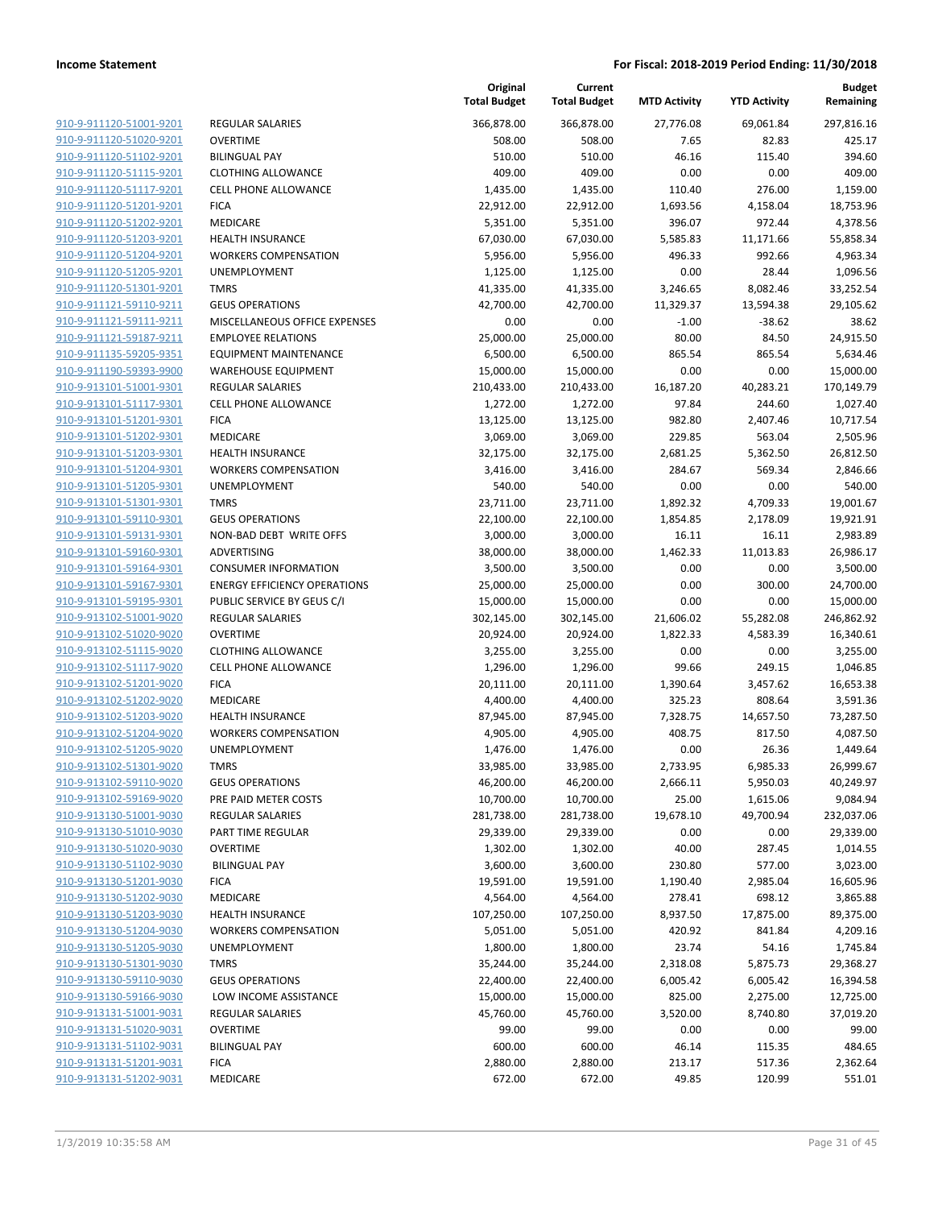| | | Original Total Budget | Current Total Budget | MTD Activity | YTD Activity | Budget Remaining |
|---|---|---|---|---|---|---|
| 910-9-911120-51001-9201 | REGULAR SALARIES | 366,878.00 | 366,878.00 | 27,776.08 | 69,061.84 | 297,816.16 |
| 910-9-911120-51020-9201 | OVERTIME | 508.00 | 508.00 | 7.65 | 82.83 | 425.17 |
| 910-9-911120-51102-9201 | BILINGUAL PAY | 510.00 | 510.00 | 46.16 | 115.40 | 394.60 |
| 910-9-911120-51115-9201 | CLOTHING ALLOWANCE | 409.00 | 409.00 | 0.00 | 0.00 | 409.00 |
| 910-9-911120-51117-9201 | CELL PHONE ALLOWANCE | 1,435.00 | 1,435.00 | 110.40 | 276.00 | 1,159.00 |
| 910-9-911120-51201-9201 | FICA | 22,912.00 | 22,912.00 | 1,693.56 | 4,158.04 | 18,753.96 |
| 910-9-911120-51202-9201 | MEDICARE | 5,351.00 | 5,351.00 | 396.07 | 972.44 | 4,378.56 |
| 910-9-911120-51203-9201 | HEALTH INSURANCE | 67,030.00 | 67,030.00 | 5,585.83 | 11,171.66 | 55,858.34 |
| 910-9-911120-51204-9201 | WORKERS COMPENSATION | 5,956.00 | 5,956.00 | 496.33 | 992.66 | 4,963.34 |
| 910-9-911120-51205-9201 | UNEMPLOYMENT | 1,125.00 | 1,125.00 | 0.00 | 28.44 | 1,096.56 |
| 910-9-911120-51301-9201 | TMRS | 41,335.00 | 41,335.00 | 3,246.65 | 8,082.46 | 33,252.54 |
| 910-9-911121-59110-9211 | GEUS OPERATIONS | 42,700.00 | 42,700.00 | 11,329.37 | 13,594.38 | 29,105.62 |
| 910-9-911121-59111-9211 | MISCELLANEOUS OFFICE EXPENSES | 0.00 | 0.00 | -1.00 | -38.62 | 38.62 |
| 910-9-911121-59187-9211 | EMPLOYEE RELATIONS | 25,000.00 | 25,000.00 | 80.00 | 84.50 | 24,915.50 |
| 910-9-911135-59205-9351 | EQUIPMENT MAINTENANCE | 6,500.00 | 6,500.00 | 865.54 | 865.54 | 5,634.46 |
| 910-9-911190-59393-9900 | WAREHOUSE EQUIPMENT | 15,000.00 | 15,000.00 | 0.00 | 0.00 | 15,000.00 |
| 910-9-913101-51001-9301 | REGULAR SALARIES | 210,433.00 | 210,433.00 | 16,187.20 | 40,283.21 | 170,149.79 |
| 910-9-913101-51117-9301 | CELL PHONE ALLOWANCE | 1,272.00 | 1,272.00 | 97.84 | 244.60 | 1,027.40 |
| 910-9-913101-51201-9301 | FICA | 13,125.00 | 13,125.00 | 982.80 | 2,407.46 | 10,717.54 |
| 910-9-913101-51202-9301 | MEDICARE | 3,069.00 | 3,069.00 | 229.85 | 563.04 | 2,505.96 |
| 910-9-913101-51203-9301 | HEALTH INSURANCE | 32,175.00 | 32,175.00 | 2,681.25 | 5,362.50 | 26,812.50 |
| 910-9-913101-51204-9301 | WORKERS COMPENSATION | 3,416.00 | 3,416.00 | 284.67 | 569.34 | 2,846.66 |
| 910-9-913101-51205-9301 | UNEMPLOYMENT | 540.00 | 540.00 | 0.00 | 0.00 | 540.00 |
| 910-9-913101-51301-9301 | TMRS | 23,711.00 | 23,711.00 | 1,892.32 | 4,709.33 | 19,001.67 |
| 910-9-913101-59110-9301 | GEUS OPERATIONS | 22,100.00 | 22,100.00 | 1,854.85 | 2,178.09 | 19,921.91 |
| 910-9-913101-59131-9301 | NON-BAD DEBT WRITE OFFS | 3,000.00 | 3,000.00 | 16.11 | 16.11 | 2,983.89 |
| 910-9-913101-59160-9301 | ADVERTISING | 38,000.00 | 38,000.00 | 1,462.33 | 11,013.83 | 26,986.17 |
| 910-9-913101-59164-9301 | CONSUMER INFORMATION | 3,500.00 | 3,500.00 | 0.00 | 0.00 | 3,500.00 |
| 910-9-913101-59167-9301 | ENERGY EFFICIENCY OPERATIONS | 25,000.00 | 25,000.00 | 0.00 | 300.00 | 24,700.00 |
| 910-9-913101-59195-9301 | PUBLIC SERVICE BY GEUS C/I | 15,000.00 | 15,000.00 | 0.00 | 0.00 | 15,000.00 |
| 910-9-913102-51001-9020 | REGULAR SALARIES | 302,145.00 | 302,145.00 | 21,606.02 | 55,282.08 | 246,862.92 |
| 910-9-913102-51020-9020 | OVERTIME | 20,924.00 | 20,924.00 | 1,822.33 | 4,583.39 | 16,340.61 |
| 910-9-913102-51115-9020 | CLOTHING ALLOWANCE | 3,255.00 | 3,255.00 | 0.00 | 0.00 | 3,255.00 |
| 910-9-913102-51117-9020 | CELL PHONE ALLOWANCE | 1,296.00 | 1,296.00 | 99.66 | 249.15 | 1,046.85 |
| 910-9-913102-51201-9020 | FICA | 20,111.00 | 20,111.00 | 1,390.64 | 3,457.62 | 16,653.38 |
| 910-9-913102-51202-9020 | MEDICARE | 4,400.00 | 4,400.00 | 325.23 | 808.64 | 3,591.36 |
| 910-9-913102-51203-9020 | HEALTH INSURANCE | 87,945.00 | 87,945.00 | 7,328.75 | 14,657.50 | 73,287.50 |
| 910-9-913102-51204-9020 | WORKERS COMPENSATION | 4,905.00 | 4,905.00 | 408.75 | 817.50 | 4,087.50 |
| 910-9-913102-51205-9020 | UNEMPLOYMENT | 1,476.00 | 1,476.00 | 0.00 | 26.36 | 1,449.64 |
| 910-9-913102-51301-9020 | TMRS | 33,985.00 | 33,985.00 | 2,733.95 | 6,985.33 | 26,999.67 |
| 910-9-913102-59110-9020 | GEUS OPERATIONS | 46,200.00 | 46,200.00 | 2,666.11 | 5,950.03 | 40,249.97 |
| 910-9-913102-59169-9020 | PRE PAID METER COSTS | 10,700.00 | 10,700.00 | 25.00 | 1,615.06 | 9,084.94 |
| 910-9-913130-51001-9030 | REGULAR SALARIES | 281,738.00 | 281,738.00 | 19,678.10 | 49,700.94 | 232,037.06 |
| 910-9-913130-51010-9030 | PART TIME REGULAR | 29,339.00 | 29,339.00 | 0.00 | 0.00 | 29,339.00 |
| 910-9-913130-51020-9030 | OVERTIME | 1,302.00 | 1,302.00 | 40.00 | 287.45 | 1,014.55 |
| 910-9-913130-51102-9030 | BILINGUAL PAY | 3,600.00 | 3,600.00 | 230.80 | 577.00 | 3,023.00 |
| 910-9-913130-51201-9030 | FICA | 19,591.00 | 19,591.00 | 1,190.40 | 2,985.04 | 16,605.96 |
| 910-9-913130-51202-9030 | MEDICARE | 4,564.00 | 4,564.00 | 278.41 | 698.12 | 3,865.88 |
| 910-9-913130-51203-9030 | HEALTH INSURANCE | 107,250.00 | 107,250.00 | 8,937.50 | 17,875.00 | 89,375.00 |
| 910-9-913130-51204-9030 | WORKERS COMPENSATION | 5,051.00 | 5,051.00 | 420.92 | 841.84 | 4,209.16 |
| 910-9-913130-51205-9030 | UNEMPLOYMENT | 1,800.00 | 1,800.00 | 23.74 | 54.16 | 1,745.84 |
| 910-9-913130-51301-9030 | TMRS | 35,244.00 | 35,244.00 | 2,318.08 | 5,875.73 | 29,368.27 |
| 910-9-913130-59110-9030 | GEUS OPERATIONS | 22,400.00 | 22,400.00 | 6,005.42 | 6,005.42 | 16,394.58 |
| 910-9-913130-59166-9030 | LOW INCOME ASSISTANCE | 15,000.00 | 15,000.00 | 825.00 | 2,275.00 | 12,725.00 |
| 910-9-913131-51001-9031 | REGULAR SALARIES | 45,760.00 | 45,760.00 | 3,520.00 | 8,740.80 | 37,019.20 |
| 910-9-913131-51020-9031 | OVERTIME | 99.00 | 99.00 | 0.00 | 0.00 | 99.00 |
| 910-9-913131-51102-9031 | BILINGUAL PAY | 600.00 | 600.00 | 46.14 | 115.35 | 484.65 |
| 910-9-913131-51201-9031 | FICA | 2,880.00 | 2,880.00 | 213.17 | 517.36 | 2,362.64 |
| 910-9-913131-51202-9031 | MEDICARE | 672.00 | 672.00 | 49.85 | 120.99 | 551.01 |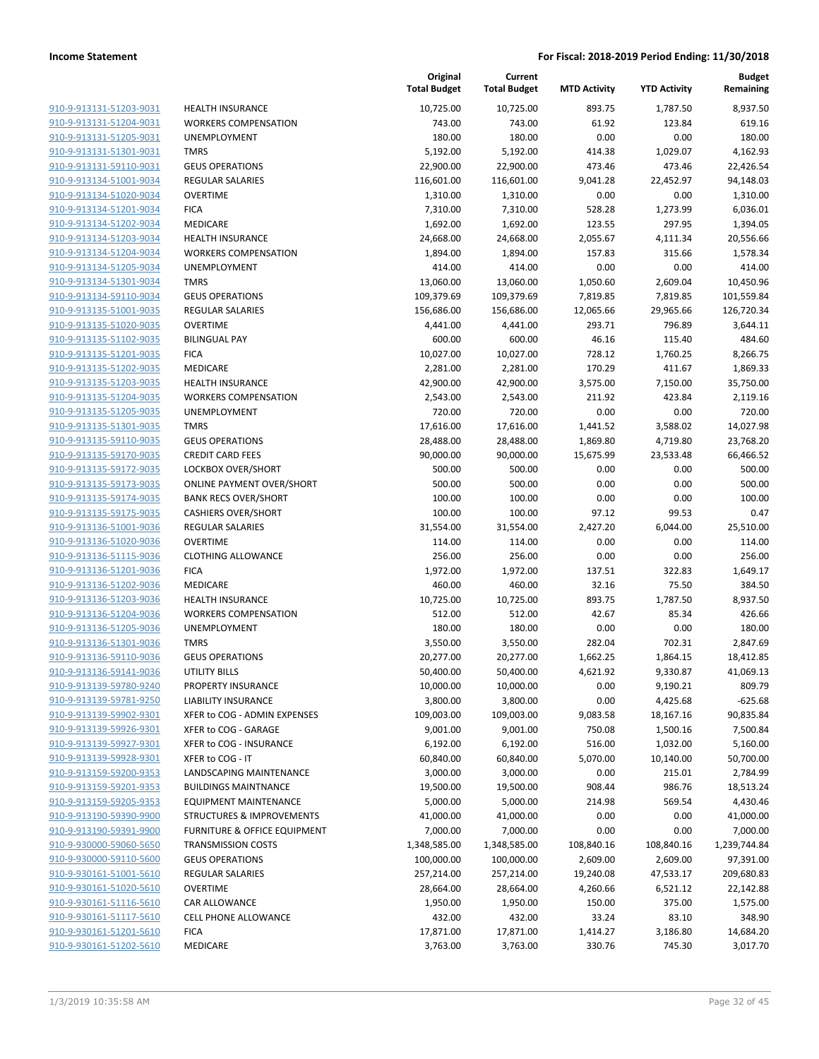**Income Statement** | **For Fiscal: 2018-2019 Period Ending: 11/30/2018**

| | | Original Total Budget | Current Total Budget | MTD Activity | YTD Activity | Budget Remaining |
|---|---|---|---|---|---|---|
| 910-9-913131-51203-9031 | HEALTH INSURANCE | 10,725.00 | 10,725.00 | 893.75 | 1,787.50 | 8,937.50 |
| 910-9-913131-51204-9031 | WORKERS COMPENSATION | 743.00 | 743.00 | 61.92 | 123.84 | 619.16 |
| 910-9-913131-51205-9031 | UNEMPLOYMENT | 180.00 | 180.00 | 0.00 | 0.00 | 180.00 |
| 910-9-913131-51301-9031 | TMRS | 5,192.00 | 5,192.00 | 414.38 | 1,029.07 | 4,162.93 |
| 910-9-913131-59110-9031 | GEUS OPERATIONS | 22,900.00 | 22,900.00 | 473.46 | 473.46 | 22,426.54 |
| 910-9-913134-51001-9034 | REGULAR SALARIES | 116,601.00 | 116,601.00 | 9,041.28 | 22,452.97 | 94,148.03 |
| 910-9-913134-51020-9034 | OVERTIME | 1,310.00 | 1,310.00 | 0.00 | 0.00 | 1,310.00 |
| 910-9-913134-51201-9034 | FICA | 7,310.00 | 7,310.00 | 528.28 | 1,273.99 | 6,036.01 |
| 910-9-913134-51202-9034 | MEDICARE | 1,692.00 | 1,692.00 | 123.55 | 297.95 | 1,394.05 |
| 910-9-913134-51203-9034 | HEALTH INSURANCE | 24,668.00 | 24,668.00 | 2,055.67 | 4,111.34 | 20,556.66 |
| 910-9-913134-51204-9034 | WORKERS COMPENSATION | 1,894.00 | 1,894.00 | 157.83 | 315.66 | 1,578.34 |
| 910-9-913134-51205-9034 | UNEMPLOYMENT | 414.00 | 414.00 | 0.00 | 0.00 | 414.00 |
| 910-9-913134-51301-9034 | TMRS | 13,060.00 | 13,060.00 | 1,050.60 | 2,609.04 | 10,450.96 |
| 910-9-913134-59110-9034 | GEUS OPERATIONS | 109,379.69 | 109,379.69 | 7,819.85 | 7,819.85 | 101,559.84 |
| 910-9-913135-51001-9035 | REGULAR SALARIES | 156,686.00 | 156,686.00 | 12,065.66 | 29,965.66 | 126,720.34 |
| 910-9-913135-51020-9035 | OVERTIME | 4,441.00 | 4,441.00 | 293.71 | 796.89 | 3,644.11 |
| 910-9-913135-51102-9035 | BILINGUAL PAY | 600.00 | 600.00 | 46.16 | 115.40 | 484.60 |
| 910-9-913135-51201-9035 | FICA | 10,027.00 | 10,027.00 | 728.12 | 1,760.25 | 8,266.75 |
| 910-9-913135-51202-9035 | MEDICARE | 2,281.00 | 2,281.00 | 170.29 | 411.67 | 1,869.33 |
| 910-9-913135-51203-9035 | HEALTH INSURANCE | 42,900.00 | 42,900.00 | 3,575.00 | 7,150.00 | 35,750.00 |
| 910-9-913135-51204-9035 | WORKERS COMPENSATION | 2,543.00 | 2,543.00 | 211.92 | 423.84 | 2,119.16 |
| 910-9-913135-51205-9035 | UNEMPLOYMENT | 720.00 | 720.00 | 0.00 | 0.00 | 720.00 |
| 910-9-913135-51301-9035 | TMRS | 17,616.00 | 17,616.00 | 1,441.52 | 3,588.02 | 14,027.98 |
| 910-9-913135-59110-9035 | GEUS OPERATIONS | 28,488.00 | 28,488.00 | 1,869.80 | 4,719.80 | 23,768.20 |
| 910-9-913135-59170-9035 | CREDIT CARD FEES | 90,000.00 | 90,000.00 | 15,675.99 | 23,533.48 | 66,466.52 |
| 910-9-913135-59172-9035 | LOCKBOX OVER/SHORT | 500.00 | 500.00 | 0.00 | 0.00 | 500.00 |
| 910-9-913135-59173-9035 | ONLINE PAYMENT OVER/SHORT | 500.00 | 500.00 | 0.00 | 0.00 | 500.00 |
| 910-9-913135-59174-9035 | BANK RECS OVER/SHORT | 100.00 | 100.00 | 0.00 | 0.00 | 100.00 |
| 910-9-913135-59175-9035 | CASHIERS OVER/SHORT | 100.00 | 100.00 | 97.12 | 99.53 | 0.47 |
| 910-9-913136-51001-9036 | REGULAR SALARIES | 31,554.00 | 31,554.00 | 2,427.20 | 6,044.00 | 25,510.00 |
| 910-9-913136-51020-9036 | OVERTIME | 114.00 | 114.00 | 0.00 | 0.00 | 114.00 |
| 910-9-913136-51115-9036 | CLOTHING ALLOWANCE | 256.00 | 256.00 | 0.00 | 0.00 | 256.00 |
| 910-9-913136-51201-9036 | FICA | 1,972.00 | 1,972.00 | 137.51 | 322.83 | 1,649.17 |
| 910-9-913136-51202-9036 | MEDICARE | 460.00 | 460.00 | 32.16 | 75.50 | 384.50 |
| 910-9-913136-51203-9036 | HEALTH INSURANCE | 10,725.00 | 10,725.00 | 893.75 | 1,787.50 | 8,937.50 |
| 910-9-913136-51204-9036 | WORKERS COMPENSATION | 512.00 | 512.00 | 42.67 | 85.34 | 426.66 |
| 910-9-913136-51205-9036 | UNEMPLOYMENT | 180.00 | 180.00 | 0.00 | 0.00 | 180.00 |
| 910-9-913136-51301-9036 | TMRS | 3,550.00 | 3,550.00 | 282.04 | 702.31 | 2,847.69 |
| 910-9-913136-59110-9036 | GEUS OPERATIONS | 20,277.00 | 20,277.00 | 1,662.25 | 1,864.15 | 18,412.85 |
| 910-9-913136-59141-9036 | UTILITY BILLS | 50,400.00 | 50,400.00 | 4,621.92 | 9,330.87 | 41,069.13 |
| 910-9-913139-59780-9240 | PROPERTY INSURANCE | 10,000.00 | 10,000.00 | 0.00 | 9,190.21 | 809.79 |
| 910-9-913139-59781-9250 | LIABILITY INSURANCE | 3,800.00 | 3,800.00 | 0.00 | 4,425.68 | -625.68 |
| 910-9-913139-59902-9301 | XFER to COG - ADMIN EXPENSES | 109,003.00 | 109,003.00 | 9,083.58 | 18,167.16 | 90,835.84 |
| 910-9-913139-59926-9301 | XFER to COG - GARAGE | 9,001.00 | 9,001.00 | 750.08 | 1,500.16 | 7,500.84 |
| 910-9-913139-59927-9301 | XFER to COG - INSURANCE | 6,192.00 | 6,192.00 | 516.00 | 1,032.00 | 5,160.00 |
| 910-9-913139-59928-9301 | XFER to COG - IT | 60,840.00 | 60,840.00 | 5,070.00 | 10,140.00 | 50,700.00 |
| 910-9-913159-59200-9353 | LANDSCAPING MAINTENANCE | 3,000.00 | 3,000.00 | 0.00 | 215.01 | 2,784.99 |
| 910-9-913159-59201-9353 | BUILDINGS MAINTNANCE | 19,500.00 | 19,500.00 | 908.44 | 986.76 | 18,513.24 |
| 910-9-913159-59205-9353 | EQUIPMENT MAINTENANCE | 5,000.00 | 5,000.00 | 214.98 | 569.54 | 4,430.46 |
| 910-9-913190-59390-9900 | STRUCTURES & IMPROVEMENTS | 41,000.00 | 41,000.00 | 0.00 | 0.00 | 41,000.00 |
| 910-9-913190-59391-9900 | FURNITURE & OFFICE EQUIPMENT | 7,000.00 | 7,000.00 | 0.00 | 0.00 | 7,000.00 |
| 910-9-930000-59060-5650 | TRANSMISSION COSTS | 1,348,585.00 | 1,348,585.00 | 108,840.16 | 108,840.16 | 1,239,744.84 |
| 910-9-930000-59110-5600 | GEUS OPERATIONS | 100,000.00 | 100,000.00 | 2,609.00 | 2,609.00 | 97,391.00 |
| 910-9-930161-51001-5610 | REGULAR SALARIES | 257,214.00 | 257,214.00 | 19,240.08 | 47,533.17 | 209,680.83 |
| 910-9-930161-51020-5610 | OVERTIME | 28,664.00 | 28,664.00 | 4,260.66 | 6,521.12 | 22,142.88 |
| 910-9-930161-51116-5610 | CAR ALLOWANCE | 1,950.00 | 1,950.00 | 150.00 | 375.00 | 1,575.00 |
| 910-9-930161-51117-5610 | CELL PHONE ALLOWANCE | 432.00 | 432.00 | 33.24 | 83.10 | 348.90 |
| 910-9-930161-51201-5610 | FICA | 17,871.00 | 17,871.00 | 1,414.27 | 3,186.80 | 14,684.20 |
| 910-9-930161-51202-5610 | MEDICARE | 3,763.00 | 3,763.00 | 330.76 | 745.30 | 3,017.70 |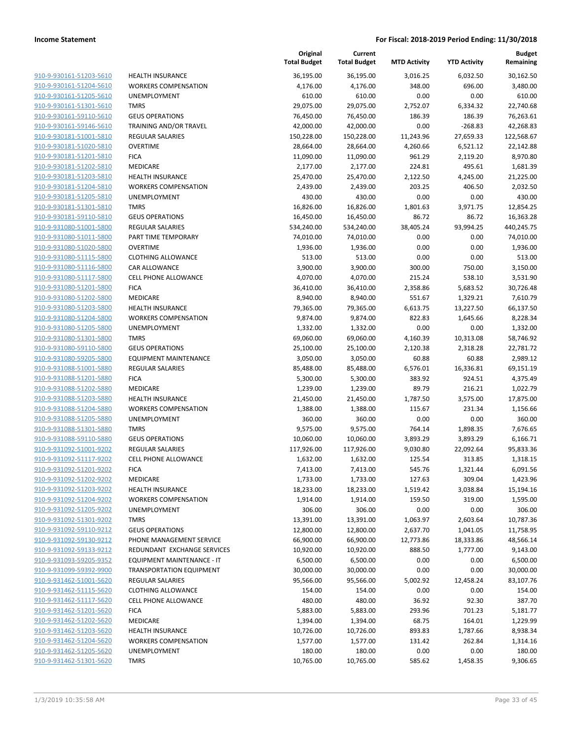**Income Statement** — **For Fiscal: 2018-2019 Period Ending: 11/30/2018**

| | | Original Total Budget | Current Total Budget | MTD Activity | YTD Activity | Budget Remaining |
|---|---|---|---|---|---|---|
| 910-9-930161-51203-5610 | HEALTH INSURANCE | 36,195.00 | 36,195.00 | 3,016.25 | 6,032.50 | 30,162.50 |
| 910-9-930161-51204-5610 | WORKERS COMPENSATION | 4,176.00 | 4,176.00 | 348.00 | 696.00 | 3,480.00 |
| 910-9-930161-51205-5610 | UNEMPLOYMENT | 610.00 | 610.00 | 0.00 | 0.00 | 610.00 |
| 910-9-930161-51301-5610 | TMRS | 29,075.00 | 29,075.00 | 2,752.07 | 6,334.32 | 22,740.68 |
| 910-9-930161-59110-5610 | GEUS OPERATIONS | 76,450.00 | 76,450.00 | 186.39 | 186.39 | 76,263.61 |
| 910-9-930161-59146-5610 | TRAINING AND/OR TRAVEL | 42,000.00 | 42,000.00 | 0.00 | -268.83 | 42,268.83 |
| 910-9-930181-51001-5810 | REGULAR SALARIES | 150,228.00 | 150,228.00 | 11,243.96 | 27,659.33 | 122,568.67 |
| 910-9-930181-51020-5810 | OVERTIME | 28,664.00 | 28,664.00 | 4,260.66 | 6,521.12 | 22,142.88 |
| 910-9-930181-51201-5810 | FICA | 11,090.00 | 11,090.00 | 961.29 | 2,119.20 | 8,970.80 |
| 910-9-930181-51202-5810 | MEDICARE | 2,177.00 | 2,177.00 | 224.81 | 495.61 | 1,681.39 |
| 910-9-930181-51203-5810 | HEALTH INSURANCE | 25,470.00 | 25,470.00 | 2,122.50 | 4,245.00 | 21,225.00 |
| 910-9-930181-51204-5810 | WORKERS COMPENSATION | 2,439.00 | 2,439.00 | 203.25 | 406.50 | 2,032.50 |
| 910-9-930181-51205-5810 | UNEMPLOYMENT | 430.00 | 430.00 | 0.00 | 0.00 | 430.00 |
| 910-9-930181-51301-5810 | TMRS | 16,826.00 | 16,826.00 | 1,801.63 | 3,971.75 | 12,854.25 |
| 910-9-930181-59110-5810 | GEUS OPERATIONS | 16,450.00 | 16,450.00 | 86.72 | 86.72 | 16,363.28 |
| 910-9-931080-51001-5800 | REGULAR SALARIES | 534,240.00 | 534,240.00 | 38,405.24 | 93,994.25 | 440,245.75 |
| 910-9-931080-51011-5800 | PART TIME TEMPORARY | 74,010.00 | 74,010.00 | 0.00 | 0.00 | 74,010.00 |
| 910-9-931080-51020-5800 | OVERTIME | 1,936.00 | 1,936.00 | 0.00 | 0.00 | 1,936.00 |
| 910-9-931080-51115-5800 | CLOTHING ALLOWANCE | 513.00 | 513.00 | 0.00 | 0.00 | 513.00 |
| 910-9-931080-51116-5800 | CAR ALLOWANCE | 3,900.00 | 3,900.00 | 300.00 | 750.00 | 3,150.00 |
| 910-9-931080-51117-5800 | CELL PHONE ALLOWANCE | 4,070.00 | 4,070.00 | 215.24 | 538.10 | 3,531.90 |
| 910-9-931080-51201-5800 | FICA | 36,410.00 | 36,410.00 | 2,358.86 | 5,683.52 | 30,726.48 |
| 910-9-931080-51202-5800 | MEDICARE | 8,940.00 | 8,940.00 | 551.67 | 1,329.21 | 7,610.79 |
| 910-9-931080-51203-5800 | HEALTH INSURANCE | 79,365.00 | 79,365.00 | 6,613.75 | 13,227.50 | 66,137.50 |
| 910-9-931080-51204-5800 | WORKERS COMPENSATION | 9,874.00 | 9,874.00 | 822.83 | 1,645.66 | 8,228.34 |
| 910-9-931080-51205-5800 | UNEMPLOYMENT | 1,332.00 | 1,332.00 | 0.00 | 0.00 | 1,332.00 |
| 910-9-931080-51301-5800 | TMRS | 69,060.00 | 69,060.00 | 4,160.39 | 10,313.08 | 58,746.92 |
| 910-9-931080-59110-5800 | GEUS OPERATIONS | 25,100.00 | 25,100.00 | 2,120.38 | 2,318.28 | 22,781.72 |
| 910-9-931080-59205-5800 | EQUIPMENT MAINTENANCE | 3,050.00 | 3,050.00 | 60.88 | 60.88 | 2,989.12 |
| 910-9-931088-51001-5880 | REGULAR SALARIES | 85,488.00 | 85,488.00 | 6,576.01 | 16,336.81 | 69,151.19 |
| 910-9-931088-51201-5880 | FICA | 5,300.00 | 5,300.00 | 383.92 | 924.51 | 4,375.49 |
| 910-9-931088-51202-5880 | MEDICARE | 1,239.00 | 1,239.00 | 89.79 | 216.21 | 1,022.79 |
| 910-9-931088-51203-5880 | HEALTH INSURANCE | 21,450.00 | 21,450.00 | 1,787.50 | 3,575.00 | 17,875.00 |
| 910-9-931088-51204-5880 | WORKERS COMPENSATION | 1,388.00 | 1,388.00 | 115.67 | 231.34 | 1,156.66 |
| 910-9-931088-51205-5880 | UNEMPLOYMENT | 360.00 | 360.00 | 0.00 | 0.00 | 360.00 |
| 910-9-931088-51301-5880 | TMRS | 9,575.00 | 9,575.00 | 764.14 | 1,898.35 | 7,676.65 |
| 910-9-931088-59110-5880 | GEUS OPERATIONS | 10,060.00 | 10,060.00 | 3,893.29 | 3,893.29 | 6,166.71 |
| 910-9-931092-51001-9202 | REGULAR SALARIES | 117,926.00 | 117,926.00 | 9,030.80 | 22,092.64 | 95,833.36 |
| 910-9-931092-51117-9202 | CELL PHONE ALLOWANCE | 1,632.00 | 1,632.00 | 125.54 | 313.85 | 1,318.15 |
| 910-9-931092-51201-9202 | FICA | 7,413.00 | 7,413.00 | 545.76 | 1,321.44 | 6,091.56 |
| 910-9-931092-51202-9202 | MEDICARE | 1,733.00 | 1,733.00 | 127.63 | 309.04 | 1,423.96 |
| 910-9-931092-51203-9202 | HEALTH INSURANCE | 18,233.00 | 18,233.00 | 1,519.42 | 3,038.84 | 15,194.16 |
| 910-9-931092-51204-9202 | WORKERS COMPENSATION | 1,914.00 | 1,914.00 | 159.50 | 319.00 | 1,595.00 |
| 910-9-931092-51205-9202 | UNEMPLOYMENT | 306.00 | 306.00 | 0.00 | 0.00 | 306.00 |
| 910-9-931092-51301-9202 | TMRS | 13,391.00 | 13,391.00 | 1,063.97 | 2,603.64 | 10,787.36 |
| 910-9-931092-59110-9212 | GEUS OPERATIONS | 12,800.00 | 12,800.00 | 2,637.70 | 1,041.05 | 11,758.95 |
| 910-9-931092-59130-9212 | PHONE MANAGEMENT SERVICE | 66,900.00 | 66,900.00 | 12,773.86 | 18,333.86 | 48,566.14 |
| 910-9-931092-59133-9212 | REDUNDANT EXCHANGE SERVICES | 10,920.00 | 10,920.00 | 888.50 | 1,777.00 | 9,143.00 |
| 910-9-931093-59205-9352 | EQUIPMENT MAINTENANCE - IT | 6,500.00 | 6,500.00 | 0.00 | 0.00 | 6,500.00 |
| 910-9-931099-59392-9900 | TRANSPORTATION EQUIPMENT | 30,000.00 | 30,000.00 | 0.00 | 0.00 | 30,000.00 |
| 910-9-931462-51001-5620 | REGULAR SALARIES | 95,566.00 | 95,566.00 | 5,002.92 | 12,458.24 | 83,107.76 |
| 910-9-931462-51115-5620 | CLOTHING ALLOWANCE | 154.00 | 154.00 | 0.00 | 0.00 | 154.00 |
| 910-9-931462-51117-5620 | CELL PHONE ALLOWANCE | 480.00 | 480.00 | 36.92 | 92.30 | 387.70 |
| 910-9-931462-51201-5620 | FICA | 5,883.00 | 5,883.00 | 293.96 | 701.23 | 5,181.77 |
| 910-9-931462-51202-5620 | MEDICARE | 1,394.00 | 1,394.00 | 68.75 | 164.01 | 1,229.99 |
| 910-9-931462-51203-5620 | HEALTH INSURANCE | 10,726.00 | 10,726.00 | 893.83 | 1,787.66 | 8,938.34 |
| 910-9-931462-51204-5620 | WORKERS COMPENSATION | 1,577.00 | 1,577.00 | 131.42 | 262.84 | 1,314.16 |
| 910-9-931462-51205-5620 | UNEMPLOYMENT | 180.00 | 180.00 | 0.00 | 0.00 | 180.00 |
| 910-9-931462-51301-5620 | TMRS | 10,765.00 | 10,765.00 | 585.62 | 1,458.35 | 9,306.65 |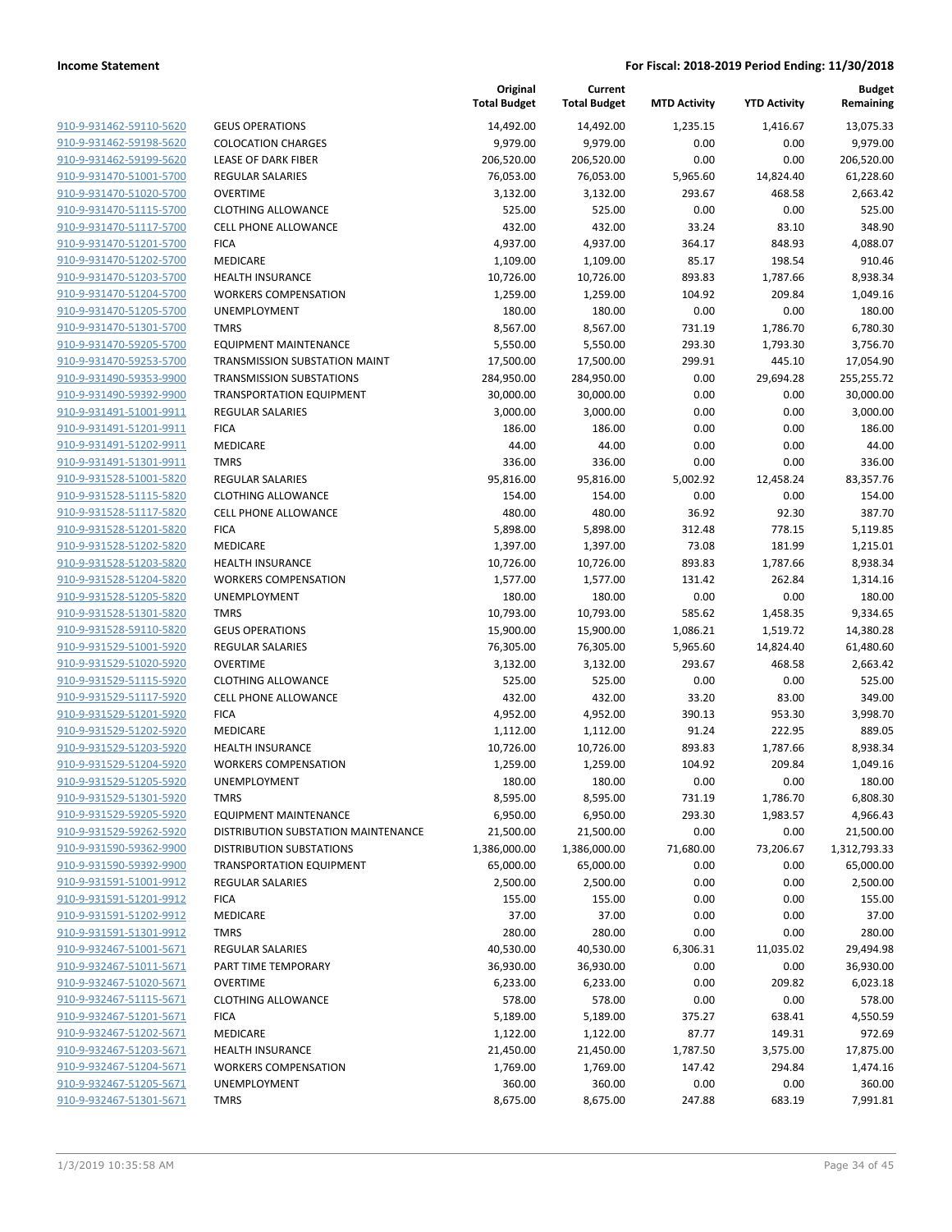| | | Original Total Budget | Current Total Budget | MTD Activity | YTD Activity | Budget Remaining |
|---|---|---|---|---|---|---|
| 910-9-931462-59110-5620 | GEUS OPERATIONS | 14,492.00 | 14,492.00 | 1,235.15 | 1,416.67 | 13,075.33 |
| 910-9-931462-59198-5620 | COLOCATION CHARGES | 9,979.00 | 9,979.00 | 0.00 | 0.00 | 9,979.00 |
| 910-9-931462-59199-5620 | LEASE OF DARK FIBER | 206,520.00 | 206,520.00 | 0.00 | 0.00 | 206,520.00 |
| 910-9-931470-51001-5700 | REGULAR SALARIES | 76,053.00 | 76,053.00 | 5,965.60 | 14,824.40 | 61,228.60 |
| 910-9-931470-51020-5700 | OVERTIME | 3,132.00 | 3,132.00 | 293.67 | 468.58 | 2,663.42 |
| 910-9-931470-51115-5700 | CLOTHING ALLOWANCE | 525.00 | 525.00 | 0.00 | 0.00 | 525.00 |
| 910-9-931470-51117-5700 | CELL PHONE ALLOWANCE | 432.00 | 432.00 | 33.24 | 83.10 | 348.90 |
| 910-9-931470-51201-5700 | FICA | 4,937.00 | 4,937.00 | 364.17 | 848.93 | 4,088.07 |
| 910-9-931470-51202-5700 | MEDICARE | 1,109.00 | 1,109.00 | 85.17 | 198.54 | 910.46 |
| 910-9-931470-51203-5700 | HEALTH INSURANCE | 10,726.00 | 10,726.00 | 893.83 | 1,787.66 | 8,938.34 |
| 910-9-931470-51204-5700 | WORKERS COMPENSATION | 1,259.00 | 1,259.00 | 104.92 | 209.84 | 1,049.16 |
| 910-9-931470-51205-5700 | UNEMPLOYMENT | 180.00 | 180.00 | 0.00 | 0.00 | 180.00 |
| 910-9-931470-51301-5700 | TMRS | 8,567.00 | 8,567.00 | 731.19 | 1,786.70 | 6,780.30 |
| 910-9-931470-59205-5700 | EQUIPMENT MAINTENANCE | 5,550.00 | 5,550.00 | 293.30 | 1,793.30 | 3,756.70 |
| 910-9-931470-59253-5700 | TRANSMISSION SUBSTATION MAINT | 17,500.00 | 17,500.00 | 299.91 | 445.10 | 17,054.90 |
| 910-9-931490-59353-9900 | TRANSMISSION SUBSTATIONS | 284,950.00 | 284,950.00 | 0.00 | 29,694.28 | 255,255.72 |
| 910-9-931490-59392-9900 | TRANSPORTATION EQUIPMENT | 30,000.00 | 30,000.00 | 0.00 | 0.00 | 30,000.00 |
| 910-9-931491-51001-9911 | REGULAR SALARIES | 3,000.00 | 3,000.00 | 0.00 | 0.00 | 3,000.00 |
| 910-9-931491-51201-9911 | FICA | 186.00 | 186.00 | 0.00 | 0.00 | 186.00 |
| 910-9-931491-51202-9911 | MEDICARE | 44.00 | 44.00 | 0.00 | 0.00 | 44.00 |
| 910-9-931491-51301-9911 | TMRS | 336.00 | 336.00 | 0.00 | 0.00 | 336.00 |
| 910-9-931528-51001-5820 | REGULAR SALARIES | 95,816.00 | 95,816.00 | 5,002.92 | 12,458.24 | 83,357.76 |
| 910-9-931528-51115-5820 | CLOTHING ALLOWANCE | 154.00 | 154.00 | 0.00 | 0.00 | 154.00 |
| 910-9-931528-51117-5820 | CELL PHONE ALLOWANCE | 480.00 | 480.00 | 36.92 | 92.30 | 387.70 |
| 910-9-931528-51201-5820 | FICA | 5,898.00 | 5,898.00 | 312.48 | 778.15 | 5,119.85 |
| 910-9-931528-51202-5820 | MEDICARE | 1,397.00 | 1,397.00 | 73.08 | 181.99 | 1,215.01 |
| 910-9-931528-51203-5820 | HEALTH INSURANCE | 10,726.00 | 10,726.00 | 893.83 | 1,787.66 | 8,938.34 |
| 910-9-931528-51204-5820 | WORKERS COMPENSATION | 1,577.00 | 1,577.00 | 131.42 | 262.84 | 1,314.16 |
| 910-9-931528-51205-5820 | UNEMPLOYMENT | 180.00 | 180.00 | 0.00 | 0.00 | 180.00 |
| 910-9-931528-51301-5820 | TMRS | 10,793.00 | 10,793.00 | 585.62 | 1,458.35 | 9,334.65 |
| 910-9-931528-59110-5820 | GEUS OPERATIONS | 15,900.00 | 15,900.00 | 1,086.21 | 1,519.72 | 14,380.28 |
| 910-9-931529-51001-5920 | REGULAR SALARIES | 76,305.00 | 76,305.00 | 5,965.60 | 14,824.40 | 61,480.60 |
| 910-9-931529-51020-5920 | OVERTIME | 3,132.00 | 3,132.00 | 293.67 | 468.58 | 2,663.42 |
| 910-9-931529-51115-5920 | CLOTHING ALLOWANCE | 525.00 | 525.00 | 0.00 | 0.00 | 525.00 |
| 910-9-931529-51117-5920 | CELL PHONE ALLOWANCE | 432.00 | 432.00 | 33.20 | 83.00 | 349.00 |
| 910-9-931529-51201-5920 | FICA | 4,952.00 | 4,952.00 | 390.13 | 953.30 | 3,998.70 |
| 910-9-931529-51202-5920 | MEDICARE | 1,112.00 | 1,112.00 | 91.24 | 222.95 | 889.05 |
| 910-9-931529-51203-5920 | HEALTH INSURANCE | 10,726.00 | 10,726.00 | 893.83 | 1,787.66 | 8,938.34 |
| 910-9-931529-51204-5920 | WORKERS COMPENSATION | 1,259.00 | 1,259.00 | 104.92 | 209.84 | 1,049.16 |
| 910-9-931529-51205-5920 | UNEMPLOYMENT | 180.00 | 180.00 | 0.00 | 0.00 | 180.00 |
| 910-9-931529-51301-5920 | TMRS | 8,595.00 | 8,595.00 | 731.19 | 1,786.70 | 6,808.30 |
| 910-9-931529-59205-5920 | EQUIPMENT MAINTENANCE | 6,950.00 | 6,950.00 | 293.30 | 1,983.57 | 4,966.43 |
| 910-9-931529-59262-5920 | DISTRIBUTION SUBSTATION MAINTENANCE | 21,500.00 | 21,500.00 | 0.00 | 0.00 | 21,500.00 |
| 910-9-931590-59362-9900 | DISTRIBUTION SUBSTATIONS | 1,386,000.00 | 1,386,000.00 | 71,680.00 | 73,206.67 | 1,312,793.33 |
| 910-9-931590-59392-9900 | TRANSPORTATION EQUIPMENT | 65,000.00 | 65,000.00 | 0.00 | 0.00 | 65,000.00 |
| 910-9-931591-51001-9912 | REGULAR SALARIES | 2,500.00 | 2,500.00 | 0.00 | 0.00 | 2,500.00 |
| 910-9-931591-51201-9912 | FICA | 155.00 | 155.00 | 0.00 | 0.00 | 155.00 |
| 910-9-931591-51202-9912 | MEDICARE | 37.00 | 37.00 | 0.00 | 0.00 | 37.00 |
| 910-9-931591-51301-9912 | TMRS | 280.00 | 280.00 | 0.00 | 0.00 | 280.00 |
| 910-9-932467-51001-5671 | REGULAR SALARIES | 40,530.00 | 40,530.00 | 6,306.31 | 11,035.02 | 29,494.98 |
| 910-9-932467-51011-5671 | PART TIME TEMPORARY | 36,930.00 | 36,930.00 | 0.00 | 0.00 | 36,930.00 |
| 910-9-932467-51020-5671 | OVERTIME | 6,233.00 | 6,233.00 | 0.00 | 209.82 | 6,023.18 |
| 910-9-932467-51115-5671 | CLOTHING ALLOWANCE | 578.00 | 578.00 | 0.00 | 0.00 | 578.00 |
| 910-9-932467-51201-5671 | FICA | 5,189.00 | 5,189.00 | 375.27 | 638.41 | 4,550.59 |
| 910-9-932467-51202-5671 | MEDICARE | 1,122.00 | 1,122.00 | 87.77 | 149.31 | 972.69 |
| 910-9-932467-51203-5671 | HEALTH INSURANCE | 21,450.00 | 21,450.00 | 1,787.50 | 3,575.00 | 17,875.00 |
| 910-9-932467-51204-5671 | WORKERS COMPENSATION | 1,769.00 | 1,769.00 | 147.42 | 294.84 | 1,474.16 |
| 910-9-932467-51205-5671 | UNEMPLOYMENT | 360.00 | 360.00 | 0.00 | 0.00 | 360.00 |
| 910-9-932467-51301-5671 | TMRS | 8,675.00 | 8,675.00 | 247.88 | 683.19 | 7,991.81 |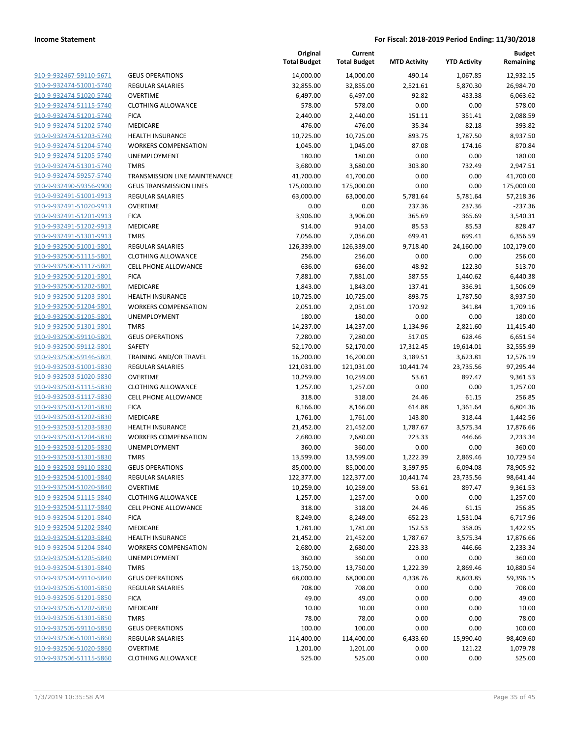**Income Statement** — **For Fiscal: 2018-2019 Period Ending: 11/30/2018**

| | | Original Total Budget | Current Total Budget | MTD Activity | YTD Activity | Budget Remaining |
|---|---|---|---|---|---|---|
| 910-9-932467-59110-5671 | GEUS OPERATIONS | 14,000.00 | 14,000.00 | 490.14 | 1,067.85 | 12,932.15 |
| 910-9-932474-51001-5740 | REGULAR SALARIES | 32,855.00 | 32,855.00 | 2,521.61 | 5,870.30 | 26,984.70 |
| 910-9-932474-51020-5740 | OVERTIME | 6,497.00 | 6,497.00 | 92.82 | 433.38 | 6,063.62 |
| 910-9-932474-51115-5740 | CLOTHING ALLOWANCE | 578.00 | 578.00 | 0.00 | 0.00 | 578.00 |
| 910-9-932474-51201-5740 | FICA | 2,440.00 | 2,440.00 | 151.11 | 351.41 | 2,088.59 |
| 910-9-932474-51202-5740 | MEDICARE | 476.00 | 476.00 | 35.34 | 82.18 | 393.82 |
| 910-9-932474-51203-5740 | HEALTH INSURANCE | 10,725.00 | 10,725.00 | 893.75 | 1,787.50 | 8,937.50 |
| 910-9-932474-51204-5740 | WORKERS COMPENSATION | 1,045.00 | 1,045.00 | 87.08 | 174.16 | 870.84 |
| 910-9-932474-51205-5740 | UNEMPLOYMENT | 180.00 | 180.00 | 0.00 | 0.00 | 180.00 |
| 910-9-932474-51301-5740 | TMRS | 3,680.00 | 3,680.00 | 303.80 | 732.49 | 2,947.51 |
| 910-9-932474-59257-5740 | TRANSMISSION LINE MAINTENANCE | 41,700.00 | 41,700.00 | 0.00 | 0.00 | 41,700.00 |
| 910-9-932490-59356-9900 | GEUS TRANSMISSION LINES | 175,000.00 | 175,000.00 | 0.00 | 0.00 | 175,000.00 |
| 910-9-932491-51001-9913 | REGULAR SALARIES | 63,000.00 | 63,000.00 | 5,781.64 | 5,781.64 | 57,218.36 |
| 910-9-932491-51020-9913 | OVERTIME | 0.00 | 0.00 | 237.36 | 237.36 | -237.36 |
| 910-9-932491-51201-9913 | FICA | 3,906.00 | 3,906.00 | 365.69 | 365.69 | 3,540.31 |
| 910-9-932491-51202-9913 | MEDICARE | 914.00 | 914.00 | 85.53 | 85.53 | 828.47 |
| 910-9-932491-51301-9913 | TMRS | 7,056.00 | 7,056.00 | 699.41 | 699.41 | 6,356.59 |
| 910-9-932500-51001-5801 | REGULAR SALARIES | 126,339.00 | 126,339.00 | 9,718.40 | 24,160.00 | 102,179.00 |
| 910-9-932500-51115-5801 | CLOTHING ALLOWANCE | 256.00 | 256.00 | 0.00 | 0.00 | 256.00 |
| 910-9-932500-51117-5801 | CELL PHONE ALLOWANCE | 636.00 | 636.00 | 48.92 | 122.30 | 513.70 |
| 910-9-932500-51201-5801 | FICA | 7,881.00 | 7,881.00 | 587.55 | 1,440.62 | 6,440.38 |
| 910-9-932500-51202-5801 | MEDICARE | 1,843.00 | 1,843.00 | 137.41 | 336.91 | 1,506.09 |
| 910-9-932500-51203-5801 | HEALTH INSURANCE | 10,725.00 | 10,725.00 | 893.75 | 1,787.50 | 8,937.50 |
| 910-9-932500-51204-5801 | WORKERS COMPENSATION | 2,051.00 | 2,051.00 | 170.92 | 341.84 | 1,709.16 |
| 910-9-932500-51205-5801 | UNEMPLOYMENT | 180.00 | 180.00 | 0.00 | 0.00 | 180.00 |
| 910-9-932500-51301-5801 | TMRS | 14,237.00 | 14,237.00 | 1,134.96 | 2,821.60 | 11,415.40 |
| 910-9-932500-59110-5801 | GEUS OPERATIONS | 7,280.00 | 7,280.00 | 517.05 | 628.46 | 6,651.54 |
| 910-9-932500-59112-5801 | SAFETY | 52,170.00 | 52,170.00 | 17,312.45 | 19,614.01 | 32,555.99 |
| 910-9-932500-59146-5801 | TRAINING AND/OR TRAVEL | 16,200.00 | 16,200.00 | 3,189.51 | 3,623.81 | 12,576.19 |
| 910-9-932503-51001-5830 | REGULAR SALARIES | 121,031.00 | 121,031.00 | 10,441.74 | 23,735.56 | 97,295.44 |
| 910-9-932503-51020-5830 | OVERTIME | 10,259.00 | 10,259.00 | 53.61 | 897.47 | 9,361.53 |
| 910-9-932503-51115-5830 | CLOTHING ALLOWANCE | 1,257.00 | 1,257.00 | 0.00 | 0.00 | 1,257.00 |
| 910-9-932503-51117-5830 | CELL PHONE ALLOWANCE | 318.00 | 318.00 | 24.46 | 61.15 | 256.85 |
| 910-9-932503-51201-5830 | FICA | 8,166.00 | 8,166.00 | 614.88 | 1,361.64 | 6,804.36 |
| 910-9-932503-51202-5830 | MEDICARE | 1,761.00 | 1,761.00 | 143.80 | 318.44 | 1,442.56 |
| 910-9-932503-51203-5830 | HEALTH INSURANCE | 21,452.00 | 21,452.00 | 1,787.67 | 3,575.34 | 17,876.66 |
| 910-9-932503-51204-5830 | WORKERS COMPENSATION | 2,680.00 | 2,680.00 | 223.33 | 446.66 | 2,233.34 |
| 910-9-932503-51205-5830 | UNEMPLOYMENT | 360.00 | 360.00 | 0.00 | 0.00 | 360.00 |
| 910-9-932503-51301-5830 | TMRS | 13,599.00 | 13,599.00 | 1,222.39 | 2,869.46 | 10,729.54 |
| 910-9-932503-59110-5830 | GEUS OPERATIONS | 85,000.00 | 85,000.00 | 3,597.95 | 6,094.08 | 78,905.92 |
| 910-9-932504-51001-5840 | REGULAR SALARIES | 122,377.00 | 122,377.00 | 10,441.74 | 23,735.56 | 98,641.44 |
| 910-9-932504-51020-5840 | OVERTIME | 10,259.00 | 10,259.00 | 53.61 | 897.47 | 9,361.53 |
| 910-9-932504-51115-5840 | CLOTHING ALLOWANCE | 1,257.00 | 1,257.00 | 0.00 | 0.00 | 1,257.00 |
| 910-9-932504-51117-5840 | CELL PHONE ALLOWANCE | 318.00 | 318.00 | 24.46 | 61.15 | 256.85 |
| 910-9-932504-51201-5840 | FICA | 8,249.00 | 8,249.00 | 652.23 | 1,531.04 | 6,717.96 |
| 910-9-932504-51202-5840 | MEDICARE | 1,781.00 | 1,781.00 | 152.53 | 358.05 | 1,422.95 |
| 910-9-932504-51203-5840 | HEALTH INSURANCE | 21,452.00 | 21,452.00 | 1,787.67 | 3,575.34 | 17,876.66 |
| 910-9-932504-51204-5840 | WORKERS COMPENSATION | 2,680.00 | 2,680.00 | 223.33 | 446.66 | 2,233.34 |
| 910-9-932504-51205-5840 | UNEMPLOYMENT | 360.00 | 360.00 | 0.00 | 0.00 | 360.00 |
| 910-9-932504-51301-5840 | TMRS | 13,750.00 | 13,750.00 | 1,222.39 | 2,869.46 | 10,880.54 |
| 910-9-932504-59110-5840 | GEUS OPERATIONS | 68,000.00 | 68,000.00 | 4,338.76 | 8,603.85 | 59,396.15 |
| 910-9-932505-51001-5850 | REGULAR SALARIES | 708.00 | 708.00 | 0.00 | 0.00 | 708.00 |
| 910-9-932505-51201-5850 | FICA | 49.00 | 49.00 | 0.00 | 0.00 | 49.00 |
| 910-9-932505-51202-5850 | MEDICARE | 10.00 | 10.00 | 0.00 | 0.00 | 10.00 |
| 910-9-932505-51301-5850 | TMRS | 78.00 | 78.00 | 0.00 | 0.00 | 78.00 |
| 910-9-932505-59110-5850 | GEUS OPERATIONS | 100.00 | 100.00 | 0.00 | 0.00 | 100.00 |
| 910-9-932506-51001-5860 | REGULAR SALARIES | 114,400.00 | 114,400.00 | 6,433.60 | 15,990.40 | 98,409.60 |
| 910-9-932506-51020-5860 | OVERTIME | 1,201.00 | 1,201.00 | 0.00 | 121.22 | 1,079.78 |
| 910-9-932506-51115-5860 | CLOTHING ALLOWANCE | 525.00 | 525.00 | 0.00 | 0.00 | 525.00 |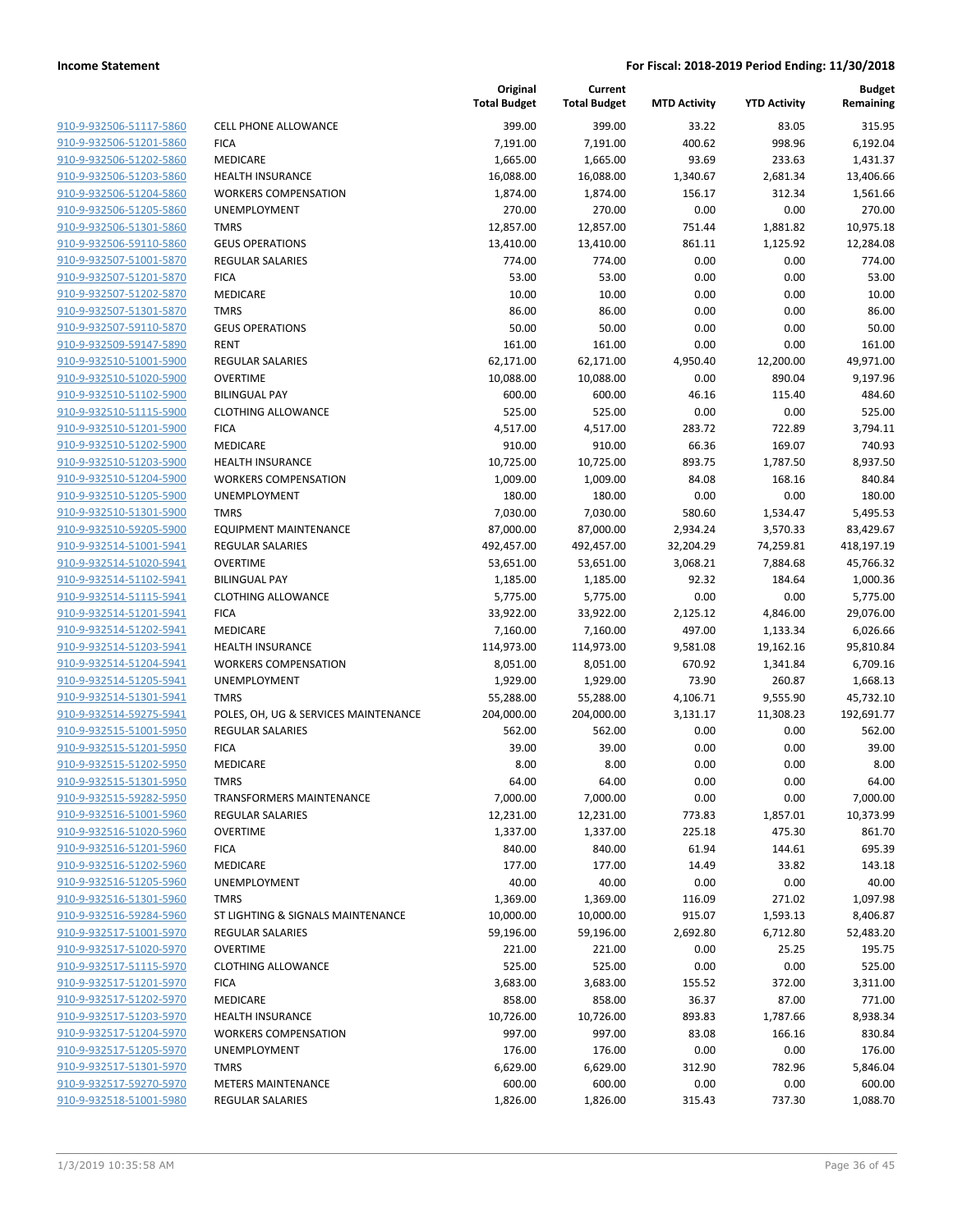**Income Statement** **For Fiscal: 2018-2019 Period Ending: 11/30/2018**

| | | Original Total Budget | Current Total Budget | MTD Activity | YTD Activity | Budget Remaining |
|---|---|---|---|---|---|---|
| 910-9-932506-51117-5860 | CELL PHONE ALLOWANCE | 399.00 | 399.00 | 33.22 | 83.05 | 315.95 |
| 910-9-932506-51201-5860 | FICA | 7,191.00 | 7,191.00 | 400.62 | 998.96 | 6,192.04 |
| 910-9-932506-51202-5860 | MEDICARE | 1,665.00 | 1,665.00 | 93.69 | 233.63 | 1,431.37 |
| 910-9-932506-51203-5860 | HEALTH INSURANCE | 16,088.00 | 16,088.00 | 1,340.67 | 2,681.34 | 13,406.66 |
| 910-9-932506-51204-5860 | WORKERS COMPENSATION | 1,874.00 | 1,874.00 | 156.17 | 312.34 | 1,561.66 |
| 910-9-932506-51205-5860 | UNEMPLOYMENT | 270.00 | 270.00 | 0.00 | 0.00 | 270.00 |
| 910-9-932506-51301-5860 | TMRS | 12,857.00 | 12,857.00 | 751.44 | 1,881.82 | 10,975.18 |
| 910-9-932506-59110-5860 | GEUS OPERATIONS | 13,410.00 | 13,410.00 | 861.11 | 1,125.92 | 12,284.08 |
| 910-9-932507-51001-5870 | REGULAR SALARIES | 774.00 | 774.00 | 0.00 | 0.00 | 774.00 |
| 910-9-932507-51201-5870 | FICA | 53.00 | 53.00 | 0.00 | 0.00 | 53.00 |
| 910-9-932507-51202-5870 | MEDICARE | 10.00 | 10.00 | 0.00 | 0.00 | 10.00 |
| 910-9-932507-51301-5870 | TMRS | 86.00 | 86.00 | 0.00 | 0.00 | 86.00 |
| 910-9-932507-59110-5870 | GEUS OPERATIONS | 50.00 | 50.00 | 0.00 | 0.00 | 50.00 |
| 910-9-932509-59147-5890 | RENT | 161.00 | 161.00 | 0.00 | 0.00 | 161.00 |
| 910-9-932510-51001-5900 | REGULAR SALARIES | 62,171.00 | 62,171.00 | 4,950.40 | 12,200.00 | 49,971.00 |
| 910-9-932510-51020-5900 | OVERTIME | 10,088.00 | 10,088.00 | 0.00 | 890.04 | 9,197.96 |
| 910-9-932510-51102-5900 | BILINGUAL PAY | 600.00 | 600.00 | 46.16 | 115.40 | 484.60 |
| 910-9-932510-51115-5900 | CLOTHING ALLOWANCE | 525.00 | 525.00 | 0.00 | 0.00 | 525.00 |
| 910-9-932510-51201-5900 | FICA | 4,517.00 | 4,517.00 | 283.72 | 722.89 | 3,794.11 |
| 910-9-932510-51202-5900 | MEDICARE | 910.00 | 910.00 | 66.36 | 169.07 | 740.93 |
| 910-9-932510-51203-5900 | HEALTH INSURANCE | 10,725.00 | 10,725.00 | 893.75 | 1,787.50 | 8,937.50 |
| 910-9-932510-51204-5900 | WORKERS COMPENSATION | 1,009.00 | 1,009.00 | 84.08 | 168.16 | 840.84 |
| 910-9-932510-51205-5900 | UNEMPLOYMENT | 180.00 | 180.00 | 0.00 | 0.00 | 180.00 |
| 910-9-932510-51301-5900 | TMRS | 7,030.00 | 7,030.00 | 580.60 | 1,534.47 | 5,495.53 |
| 910-9-932510-59205-5900 | EQUIPMENT MAINTENANCE | 87,000.00 | 87,000.00 | 2,934.24 | 3,570.33 | 83,429.67 |
| 910-9-932514-51001-5941 | REGULAR SALARIES | 492,457.00 | 492,457.00 | 32,204.29 | 74,259.81 | 418,197.19 |
| 910-9-932514-51020-5941 | OVERTIME | 53,651.00 | 53,651.00 | 3,068.21 | 7,884.68 | 45,766.32 |
| 910-9-932514-51102-5941 | BILINGUAL PAY | 1,185.00 | 1,185.00 | 92.32 | 184.64 | 1,000.36 |
| 910-9-932514-51115-5941 | CLOTHING ALLOWANCE | 5,775.00 | 5,775.00 | 0.00 | 0.00 | 5,775.00 |
| 910-9-932514-51201-5941 | FICA | 33,922.00 | 33,922.00 | 2,125.12 | 4,846.00 | 29,076.00 |
| 910-9-932514-51202-5941 | MEDICARE | 7,160.00 | 7,160.00 | 497.00 | 1,133.34 | 6,026.66 |
| 910-9-932514-51203-5941 | HEALTH INSURANCE | 114,973.00 | 114,973.00 | 9,581.08 | 19,162.16 | 95,810.84 |
| 910-9-932514-51204-5941 | WORKERS COMPENSATION | 8,051.00 | 8,051.00 | 670.92 | 1,341.84 | 6,709.16 |
| 910-9-932514-51205-5941 | UNEMPLOYMENT | 1,929.00 | 1,929.00 | 73.90 | 260.87 | 1,668.13 |
| 910-9-932514-51301-5941 | TMRS | 55,288.00 | 55,288.00 | 4,106.71 | 9,555.90 | 45,732.10 |
| 910-9-932514-59275-5941 | POLES, OH, UG & SERVICES MAINTENANCE | 204,000.00 | 204,000.00 | 3,131.17 | 11,308.23 | 192,691.77 |
| 910-9-932515-51001-5950 | REGULAR SALARIES | 562.00 | 562.00 | 0.00 | 0.00 | 562.00 |
| 910-9-932515-51201-5950 | FICA | 39.00 | 39.00 | 0.00 | 0.00 | 39.00 |
| 910-9-932515-51202-5950 | MEDICARE | 8.00 | 8.00 | 0.00 | 0.00 | 8.00 |
| 910-9-932515-51301-5950 | TMRS | 64.00 | 64.00 | 0.00 | 0.00 | 64.00 |
| 910-9-932515-59282-5950 | TRANSFORMERS MAINTENANCE | 7,000.00 | 7,000.00 | 0.00 | 0.00 | 7,000.00 |
| 910-9-932516-51001-5960 | REGULAR SALARIES | 12,231.00 | 12,231.00 | 773.83 | 1,857.01 | 10,373.99 |
| 910-9-932516-51020-5960 | OVERTIME | 1,337.00 | 1,337.00 | 225.18 | 475.30 | 861.70 |
| 910-9-932516-51201-5960 | FICA | 840.00 | 840.00 | 61.94 | 144.61 | 695.39 |
| 910-9-932516-51202-5960 | MEDICARE | 177.00 | 177.00 | 14.49 | 33.82 | 143.18 |
| 910-9-932516-51205-5960 | UNEMPLOYMENT | 40.00 | 40.00 | 0.00 | 0.00 | 40.00 |
| 910-9-932516-51301-5960 | TMRS | 1,369.00 | 1,369.00 | 116.09 | 271.02 | 1,097.98 |
| 910-9-932516-59284-5960 | ST LIGHTING & SIGNALS MAINTENANCE | 10,000.00 | 10,000.00 | 915.07 | 1,593.13 | 8,406.87 |
| 910-9-932517-51001-5970 | REGULAR SALARIES | 59,196.00 | 59,196.00 | 2,692.80 | 6,712.80 | 52,483.20 |
| 910-9-932517-51020-5970 | OVERTIME | 221.00 | 221.00 | 0.00 | 25.25 | 195.75 |
| 910-9-932517-51115-5970 | CLOTHING ALLOWANCE | 525.00 | 525.00 | 0.00 | 0.00 | 525.00 |
| 910-9-932517-51201-5970 | FICA | 3,683.00 | 3,683.00 | 155.52 | 372.00 | 3,311.00 |
| 910-9-932517-51202-5970 | MEDICARE | 858.00 | 858.00 | 36.37 | 87.00 | 771.00 |
| 910-9-932517-51203-5970 | HEALTH INSURANCE | 10,726.00 | 10,726.00 | 893.83 | 1,787.66 | 8,938.34 |
| 910-9-932517-51204-5970 | WORKERS COMPENSATION | 997.00 | 997.00 | 83.08 | 166.16 | 830.84 |
| 910-9-932517-51205-5970 | UNEMPLOYMENT | 176.00 | 176.00 | 0.00 | 0.00 | 176.00 |
| 910-9-932517-51301-5970 | TMRS | 6,629.00 | 6,629.00 | 312.90 | 782.96 | 5,846.04 |
| 910-9-932517-59270-5970 | METERS MAINTENANCE | 600.00 | 600.00 | 0.00 | 0.00 | 600.00 |
| 910-9-932518-51001-5980 | REGULAR SALARIES | 1,826.00 | 1,826.00 | 315.43 | 737.30 | 1,088.70 |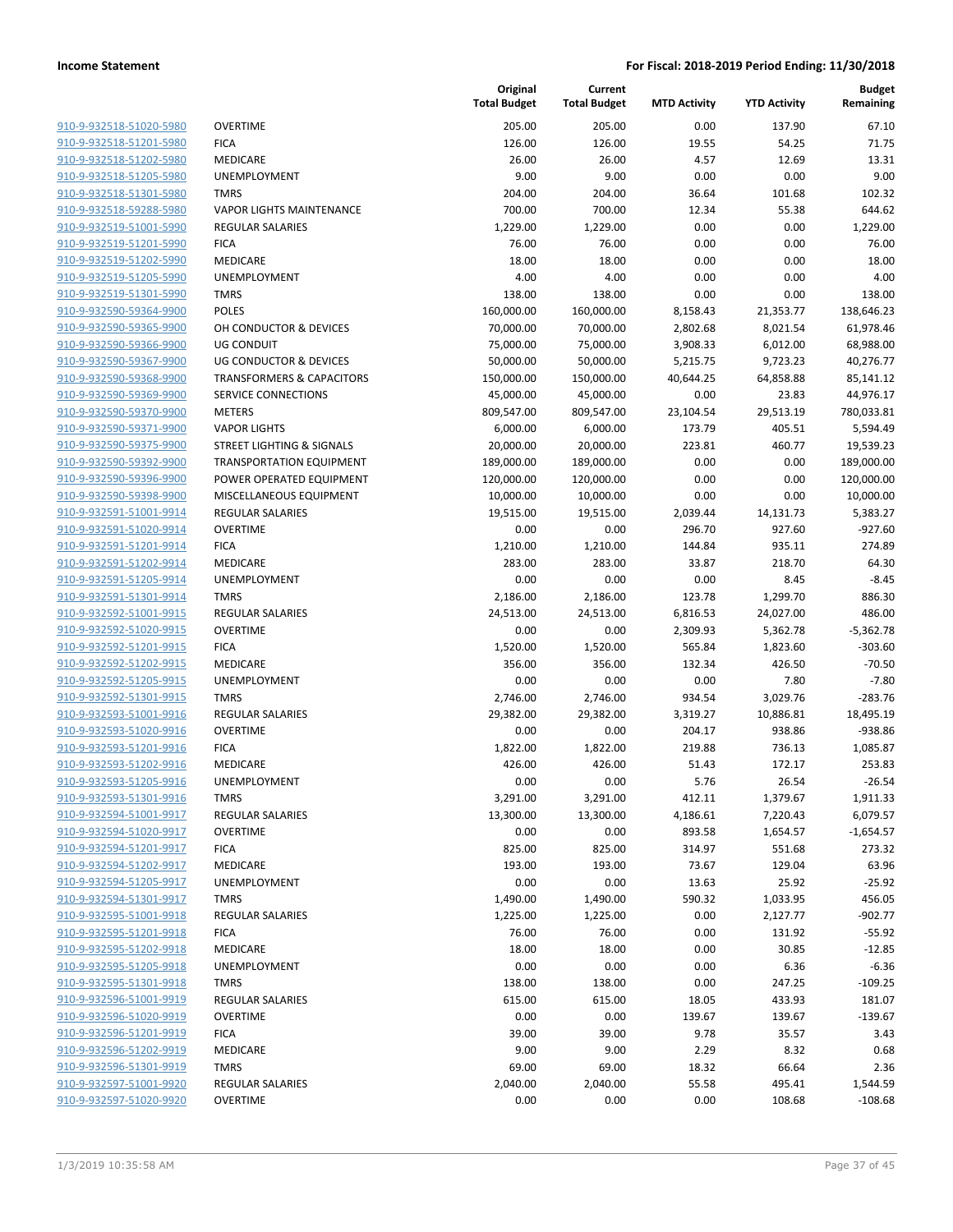**Income Statement** **For Fiscal: 2018-2019 Period Ending: 11/30/2018**

| | | Original Total Budget | Current Total Budget | MTD Activity | YTD Activity | Budget Remaining |
|---|---|---|---|---|---|---|
| 910-9-932518-51020-5980 | OVERTIME | 205.00 | 205.00 | 0.00 | 137.90 | 67.10 |
| 910-9-932518-51201-5980 | FICA | 126.00 | 126.00 | 19.55 | 54.25 | 71.75 |
| 910-9-932518-51202-5980 | MEDICARE | 26.00 | 26.00 | 4.57 | 12.69 | 13.31 |
| 910-9-932518-51205-5980 | UNEMPLOYMENT | 9.00 | 9.00 | 0.00 | 0.00 | 9.00 |
| 910-9-932518-51301-5980 | TMRS | 204.00 | 204.00 | 36.64 | 101.68 | 102.32 |
| 910-9-932518-59288-5980 | VAPOR LIGHTS MAINTENANCE | 700.00 | 700.00 | 12.34 | 55.38 | 644.62 |
| 910-9-932519-51001-5990 | REGULAR SALARIES | 1,229.00 | 1,229.00 | 0.00 | 0.00 | 1,229.00 |
| 910-9-932519-51201-5990 | FICA | 76.00 | 76.00 | 0.00 | 0.00 | 76.00 |
| 910-9-932519-51202-5990 | MEDICARE | 18.00 | 18.00 | 0.00 | 0.00 | 18.00 |
| 910-9-932519-51205-5990 | UNEMPLOYMENT | 4.00 | 4.00 | 0.00 | 0.00 | 4.00 |
| 910-9-932519-51301-5990 | TMRS | 138.00 | 138.00 | 0.00 | 0.00 | 138.00 |
| 910-9-932590-59364-9900 | POLES | 160,000.00 | 160,000.00 | 8,158.43 | 21,353.77 | 138,646.23 |
| 910-9-932590-59365-9900 | OH CONDUCTOR & DEVICES | 70,000.00 | 70,000.00 | 2,802.68 | 8,021.54 | 61,978.46 |
| 910-9-932590-59366-9900 | UG CONDUIT | 75,000.00 | 75,000.00 | 3,908.33 | 6,012.00 | 68,988.00 |
| 910-9-932590-59367-9900 | UG CONDUCTOR & DEVICES | 50,000.00 | 50,000.00 | 5,215.75 | 9,723.23 | 40,276.77 |
| 910-9-932590-59368-9900 | TRANSFORMERS & CAPACITORS | 150,000.00 | 150,000.00 | 40,644.25 | 64,858.88 | 85,141.12 |
| 910-9-932590-59369-9900 | SERVICE CONNECTIONS | 45,000.00 | 45,000.00 | 0.00 | 23.83 | 44,976.17 |
| 910-9-932590-59370-9900 | METERS | 809,547.00 | 809,547.00 | 23,104.54 | 29,513.19 | 780,033.81 |
| 910-9-932590-59371-9900 | VAPOR LIGHTS | 6,000.00 | 6,000.00 | 173.79 | 405.51 | 5,594.49 |
| 910-9-932590-59375-9900 | STREET LIGHTING & SIGNALS | 20,000.00 | 20,000.00 | 223.81 | 460.77 | 19,539.23 |
| 910-9-932590-59392-9900 | TRANSPORTATION EQUIPMENT | 189,000.00 | 189,000.00 | 0.00 | 0.00 | 189,000.00 |
| 910-9-932590-59396-9900 | POWER OPERATED EQUIPMENT | 120,000.00 | 120,000.00 | 0.00 | 0.00 | 120,000.00 |
| 910-9-932590-59398-9900 | MISCELLANEOUS EQUIPMENT | 10,000.00 | 10,000.00 | 0.00 | 0.00 | 10,000.00 |
| 910-9-932591-51001-9914 | REGULAR SALARIES | 19,515.00 | 19,515.00 | 2,039.44 | 14,131.73 | 5,383.27 |
| 910-9-932591-51020-9914 | OVERTIME | 0.00 | 0.00 | 296.70 | 927.60 | -927.60 |
| 910-9-932591-51201-9914 | FICA | 1,210.00 | 1,210.00 | 144.84 | 935.11 | 274.89 |
| 910-9-932591-51202-9914 | MEDICARE | 283.00 | 283.00 | 33.87 | 218.70 | 64.30 |
| 910-9-932591-51205-9914 | UNEMPLOYMENT | 0.00 | 0.00 | 0.00 | 8.45 | -8.45 |
| 910-9-932591-51301-9914 | TMRS | 2,186.00 | 2,186.00 | 123.78 | 1,299.70 | 886.30 |
| 910-9-932592-51001-9915 | REGULAR SALARIES | 24,513.00 | 24,513.00 | 6,816.53 | 24,027.00 | 486.00 |
| 910-9-932592-51020-9915 | OVERTIME | 0.00 | 0.00 | 2,309.93 | 5,362.78 | -5,362.78 |
| 910-9-932592-51201-9915 | FICA | 1,520.00 | 1,520.00 | 565.84 | 1,823.60 | -303.60 |
| 910-9-932592-51202-9915 | MEDICARE | 356.00 | 356.00 | 132.34 | 426.50 | -70.50 |
| 910-9-932592-51205-9915 | UNEMPLOYMENT | 0.00 | 0.00 | 0.00 | 7.80 | -7.80 |
| 910-9-932592-51301-9915 | TMRS | 2,746.00 | 2,746.00 | 934.54 | 3,029.76 | -283.76 |
| 910-9-932593-51001-9916 | REGULAR SALARIES | 29,382.00 | 29,382.00 | 3,319.27 | 10,886.81 | 18,495.19 |
| 910-9-932593-51020-9916 | OVERTIME | 0.00 | 0.00 | 204.17 | 938.86 | -938.86 |
| 910-9-932593-51201-9916 | FICA | 1,822.00 | 1,822.00 | 219.88 | 736.13 | 1,085.87 |
| 910-9-932593-51202-9916 | MEDICARE | 426.00 | 426.00 | 51.43 | 172.17 | 253.83 |
| 910-9-932593-51205-9916 | UNEMPLOYMENT | 0.00 | 0.00 | 5.76 | 26.54 | -26.54 |
| 910-9-932593-51301-9916 | TMRS | 3,291.00 | 3,291.00 | 412.11 | 1,379.67 | 1,911.33 |
| 910-9-932594-51001-9917 | REGULAR SALARIES | 13,300.00 | 13,300.00 | 4,186.61 | 7,220.43 | 6,079.57 |
| 910-9-932594-51020-9917 | OVERTIME | 0.00 | 0.00 | 893.58 | 1,654.57 | -1,654.57 |
| 910-9-932594-51201-9917 | FICA | 825.00 | 825.00 | 314.97 | 551.68 | 273.32 |
| 910-9-932594-51202-9917 | MEDICARE | 193.00 | 193.00 | 73.67 | 129.04 | 63.96 |
| 910-9-932594-51205-9917 | UNEMPLOYMENT | 0.00 | 0.00 | 13.63 | 25.92 | -25.92 |
| 910-9-932594-51301-9917 | TMRS | 1,490.00 | 1,490.00 | 590.32 | 1,033.95 | 456.05 |
| 910-9-932595-51001-9918 | REGULAR SALARIES | 1,225.00 | 1,225.00 | 0.00 | 2,127.77 | -902.77 |
| 910-9-932595-51201-9918 | FICA | 76.00 | 76.00 | 0.00 | 131.92 | -55.92 |
| 910-9-932595-51202-9918 | MEDICARE | 18.00 | 18.00 | 0.00 | 30.85 | -12.85 |
| 910-9-932595-51205-9918 | UNEMPLOYMENT | 0.00 | 0.00 | 0.00 | 6.36 | -6.36 |
| 910-9-932595-51301-9918 | TMRS | 138.00 | 138.00 | 0.00 | 247.25 | -109.25 |
| 910-9-932596-51001-9919 | REGULAR SALARIES | 615.00 | 615.00 | 18.05 | 433.93 | 181.07 |
| 910-9-932596-51020-9919 | OVERTIME | 0.00 | 0.00 | 139.67 | 139.67 | -139.67 |
| 910-9-932596-51201-9919 | FICA | 39.00 | 39.00 | 9.78 | 35.57 | 3.43 |
| 910-9-932596-51202-9919 | MEDICARE | 9.00 | 9.00 | 2.29 | 8.32 | 0.68 |
| 910-9-932596-51301-9919 | TMRS | 69.00 | 69.00 | 18.32 | 66.64 | 2.36 |
| 910-9-932597-51001-9920 | REGULAR SALARIES | 2,040.00 | 2,040.00 | 55.58 | 495.41 | 1,544.59 |
| 910-9-932597-51020-9920 | OVERTIME | 0.00 | 0.00 | 0.00 | 108.68 | -108.68 |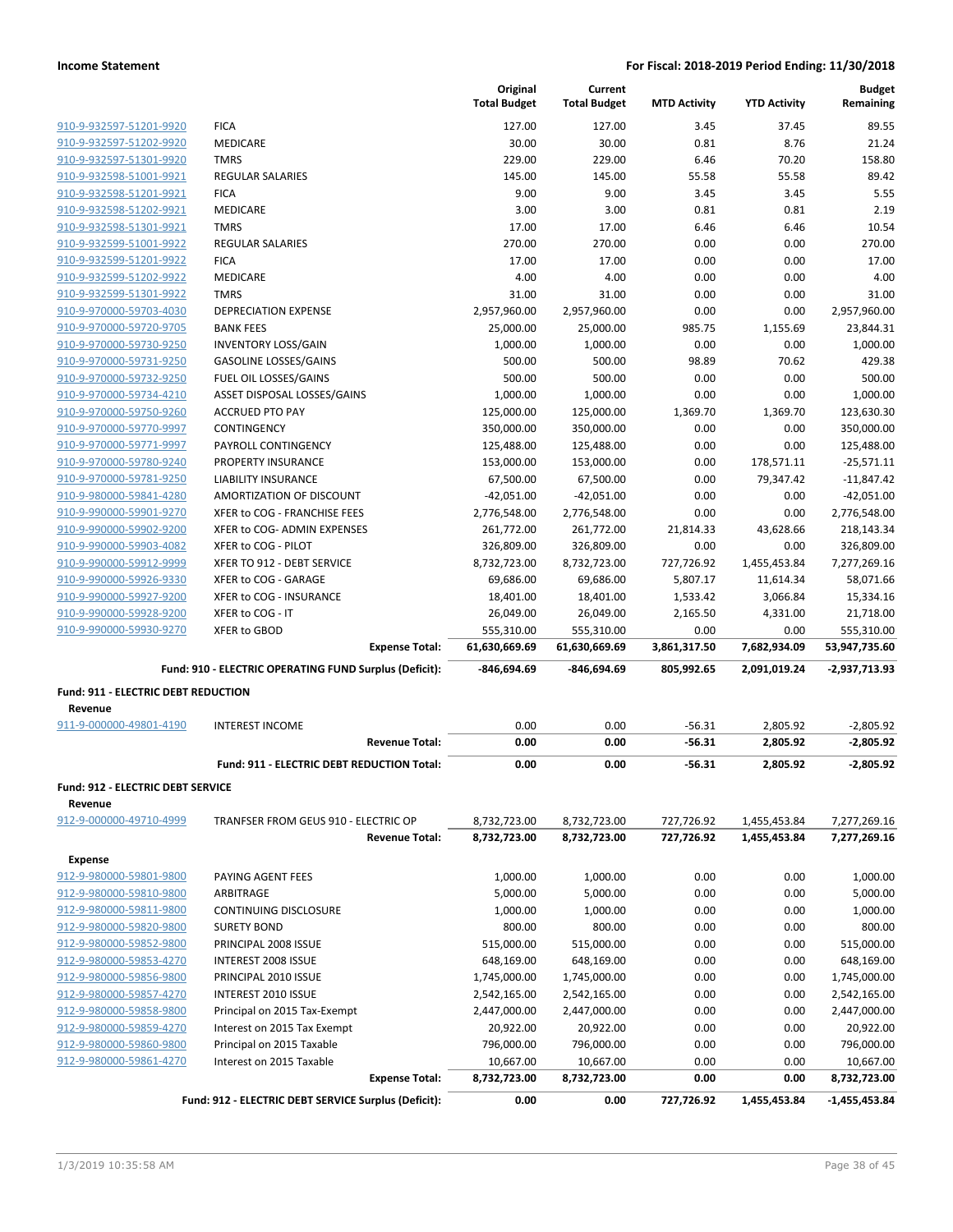| | | Original Total Budget | Current Total Budget | MTD Activity | YTD Activity | Budget Remaining |
|---|---|---|---|---|---|---|
| 910-9-932597-51201-9920 | FICA | 127.00 | 127.00 | 3.45 | 37.45 | 89.55 |
| 910-9-932597-51202-9920 | MEDICARE | 30.00 | 30.00 | 0.81 | 8.76 | 21.24 |
| 910-9-932597-51301-9920 | TMRS | 229.00 | 229.00 | 6.46 | 70.20 | 158.80 |
| 910-9-932598-51001-9921 | REGULAR SALARIES | 145.00 | 145.00 | 55.58 | 55.58 | 89.42 |
| 910-9-932598-51201-9921 | FICA | 9.00 | 9.00 | 3.45 | 3.45 | 5.55 |
| 910-9-932598-51202-9921 | MEDICARE | 3.00 | 3.00 | 0.81 | 0.81 | 2.19 |
| 910-9-932598-51301-9921 | TMRS | 17.00 | 17.00 | 6.46 | 6.46 | 10.54 |
| 910-9-932599-51001-9922 | REGULAR SALARIES | 270.00 | 270.00 | 0.00 | 0.00 | 270.00 |
| 910-9-932599-51201-9922 | FICA | 17.00 | 17.00 | 0.00 | 0.00 | 17.00 |
| 910-9-932599-51202-9922 | MEDICARE | 4.00 | 4.00 | 0.00 | 0.00 | 4.00 |
| 910-9-932599-51301-9922 | TMRS | 31.00 | 31.00 | 0.00 | 0.00 | 31.00 |
| 910-9-970000-59703-4030 | DEPRECIATION EXPENSE | 2,957,960.00 | 2,957,960.00 | 0.00 | 0.00 | 2,957,960.00 |
| 910-9-970000-59720-9705 | BANK FEES | 25,000.00 | 25,000.00 | 985.75 | 1,155.69 | 23,844.31 |
| 910-9-970000-59730-9250 | INVENTORY LOSS/GAIN | 1,000.00 | 1,000.00 | 0.00 | 0.00 | 1,000.00 |
| 910-9-970000-59731-9250 | GASOLINE LOSSES/GAINS | 500.00 | 500.00 | 98.89 | 70.62 | 429.38 |
| 910-9-970000-59732-9250 | FUEL OIL LOSSES/GAINS | 500.00 | 500.00 | 0.00 | 0.00 | 500.00 |
| 910-9-970000-59734-4210 | ASSET DISPOSAL LOSSES/GAINS | 1,000.00 | 1,000.00 | 0.00 | 0.00 | 1,000.00 |
| 910-9-970000-59750-9260 | ACCRUED PTO PAY | 125,000.00 | 125,000.00 | 1,369.70 | 1,369.70 | 123,630.30 |
| 910-9-970000-59770-9997 | CONTINGENCY | 350,000.00 | 350,000.00 | 0.00 | 0.00 | 350,000.00 |
| 910-9-970000-59771-9997 | PAYROLL CONTINGENCY | 125,488.00 | 125,488.00 | 0.00 | 0.00 | 125,488.00 |
| 910-9-970000-59780-9240 | PROPERTY INSURANCE | 153,000.00 | 153,000.00 | 0.00 | 178,571.11 | -25,571.11 |
| 910-9-970000-59781-9250 | LIABILITY INSURANCE | 67,500.00 | 67,500.00 | 0.00 | 79,347.42 | -11,847.42 |
| 910-9-980000-59841-4280 | AMORTIZATION OF DISCOUNT | -42,051.00 | -42,051.00 | 0.00 | 0.00 | -42,051.00 |
| 910-9-990000-59901-9270 | XFER to COG - FRANCHISE FEES | 2,776,548.00 | 2,776,548.00 | 0.00 | 0.00 | 2,776,548.00 |
| 910-9-990000-59902-9200 | XFER to COG- ADMIN EXPENSES | 261,772.00 | 261,772.00 | 21,814.33 | 43,628.66 | 218,143.34 |
| 910-9-990000-59903-4082 | XFER to COG - PILOT | 326,809.00 | 326,809.00 | 0.00 | 0.00 | 326,809.00 |
| 910-9-990000-59912-9999 | XFER TO 912 - DEBT SERVICE | 8,732,723.00 | 8,732,723.00 | 727,726.92 | 1,455,453.84 | 7,277,269.16 |
| 910-9-990000-59926-9330 | XFER to COG - GARAGE | 69,686.00 | 69,686.00 | 5,807.17 | 11,614.34 | 58,071.66 |
| 910-9-990000-59927-9200 | XFER to COG - INSURANCE | 18,401.00 | 18,401.00 | 1,533.42 | 3,066.84 | 15,334.16 |
| 910-9-990000-59928-9200 | XFER to COG - IT | 26,049.00 | 26,049.00 | 2,165.50 | 4,331.00 | 21,718.00 |
| 910-9-990000-59930-9270 | XFER to GBOD | 555,310.00 | 555,310.00 | 0.00 | 0.00 | 555,310.00 |
| | **Expense Total:** | **61,630,669.69** | **61,630,669.69** | **3,861,317.50** | **7,682,934.09** | **53,947,735.60** |
| | **Fund: 910 - ELECTRIC OPERATING FUND Surplus (Deficit):** | **-846,694.69** | **-846,694.69** | **805,992.65** | **2,091,019.24** | **-2,937,713.93** |
| **Fund: 911 - ELECTRIC DEBT REDUCTION** | | | | | | |
| **Revenue** | | | | | | |
| 911-9-000000-49801-4190 | INTEREST INCOME | 0.00 | 0.00 | -56.31 | 2,805.92 | -2,805.92 |
| | **Revenue Total:** | **0.00** | **0.00** | **-56.31** | **2,805.92** | **-2,805.92** |
| | **Fund: 911 - ELECTRIC DEBT REDUCTION Total:** | **0.00** | **0.00** | **-56.31** | **2,805.92** | **-2,805.92** |
| **Fund: 912 - ELECTRIC DEBT SERVICE** | | | | | | |
| **Revenue** | | | | | | |
| 912-9-000000-49710-4999 | TRANFSER FROM GEUS 910 - ELECTRIC OP | 8,732,723.00 | 8,732,723.00 | 727,726.92 | 1,455,453.84 | 7,277,269.16 |
| | **Revenue Total:** | **8,732,723.00** | **8,732,723.00** | **727,726.92** | **1,455,453.84** | **7,277,269.16** |
| **Expense** | | | | | | |
| 912-9-980000-59801-9800 | PAYING AGENT FEES | 1,000.00 | 1,000.00 | 0.00 | 0.00 | 1,000.00 |
| 912-9-980000-59810-9800 | ARBITRAGE | 5,000.00 | 5,000.00 | 0.00 | 0.00 | 5,000.00 |
| 912-9-980000-59811-9800 | CONTINUING DISCLOSURE | 1,000.00 | 1,000.00 | 0.00 | 0.00 | 1,000.00 |
| 912-9-980000-59820-9800 | SURETY BOND | 800.00 | 800.00 | 0.00 | 0.00 | 800.00 |
| 912-9-980000-59852-9800 | PRINCIPAL 2008 ISSUE | 515,000.00 | 515,000.00 | 0.00 | 0.00 | 515,000.00 |
| 912-9-980000-59853-4270 | INTEREST 2008 ISSUE | 648,169.00 | 648,169.00 | 0.00 | 0.00 | 648,169.00 |
| 912-9-980000-59856-9800 | PRINCIPAL 2010 ISSUE | 1,745,000.00 | 1,745,000.00 | 0.00 | 0.00 | 1,745,000.00 |
| 912-9-980000-59857-4270 | INTEREST 2010 ISSUE | 2,542,165.00 | 2,542,165.00 | 0.00 | 0.00 | 2,542,165.00 |
| 912-9-980000-59858-9800 | Principal on 2015 Tax-Exempt | 2,447,000.00 | 2,447,000.00 | 0.00 | 0.00 | 2,447,000.00 |
| 912-9-980000-59859-4270 | Interest on 2015 Tax Exempt | 20,922.00 | 20,922.00 | 0.00 | 0.00 | 20,922.00 |
| 912-9-980000-59860-9800 | Principal on 2015 Taxable | 796,000.00 | 796,000.00 | 0.00 | 0.00 | 796,000.00 |
| 912-9-980000-59861-4270 | Interest on 2015 Taxable | 10,667.00 | 10,667.00 | 0.00 | 0.00 | 10,667.00 |
| | **Expense Total:** | **8,732,723.00** | **8,732,723.00** | **0.00** | **0.00** | **8,732,723.00** |
| | **Fund: 912 - ELECTRIC DEBT SERVICE Surplus (Deficit):** | **0.00** | **0.00** | **727,726.92** | **1,455,453.84** | **-1,455,453.84** |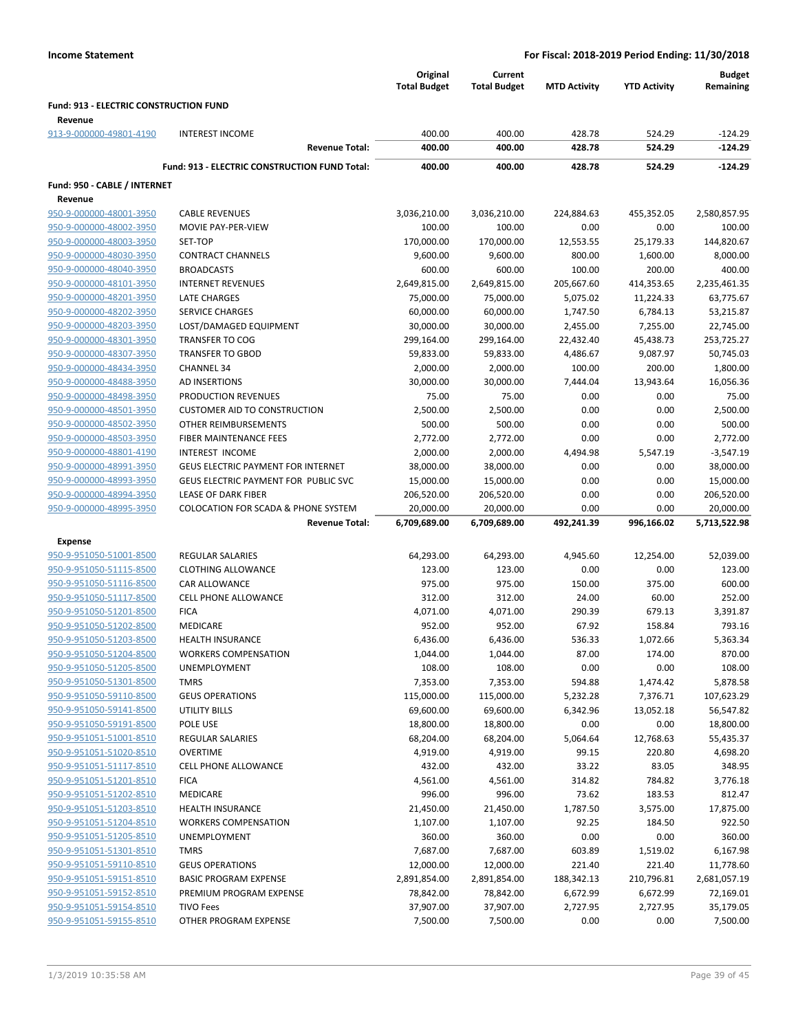**Income Statement** — For Fiscal: 2018-2019 Period Ending: 11/30/2018

| | | Original Total Budget | Current Total Budget | MTD Activity | YTD Activity | Budget Remaining |
|---|---|---|---|---|---|---|
| **Fund: 913 - ELECTRIC CONSTRUCTION FUND** | | | | | | |
| **Revenue** | | | | | | |
| 913-9-000000-49801-4190 | INTEREST INCOME | 400.00 | 400.00 | 428.78 | 524.29 | -124.29 |
| | **Revenue Total:** | **400.00** | **400.00** | **428.78** | **524.29** | **-124.29** |
| | **Fund: 913 - ELECTRIC CONSTRUCTION FUND Total:** | **400.00** | **400.00** | **428.78** | **524.29** | **-124.29** |
| **Fund: 950 - CABLE / INTERNET** | | | | | | |
| **Revenue** | | | | | | |
| 950-9-000000-48001-3950 | CABLE REVENUES | 3,036,210.00 | 3,036,210.00 | 224,884.63 | 455,352.05 | 2,580,857.95 |
| 950-9-000000-48002-3950 | MOVIE PAY-PER-VIEW | 100.00 | 100.00 | 0.00 | 0.00 | 100.00 |
| 950-9-000000-48003-3950 | SET-TOP | 170,000.00 | 170,000.00 | 12,553.55 | 25,179.33 | 144,820.67 |
| 950-9-000000-48030-3950 | CONTRACT CHANNELS | 9,600.00 | 9,600.00 | 800.00 | 1,600.00 | 8,000.00 |
| 950-9-000000-48040-3950 | BROADCASTS | 600.00 | 600.00 | 100.00 | 200.00 | 400.00 |
| 950-9-000000-48101-3950 | INTERNET REVENUES | 2,649,815.00 | 2,649,815.00 | 205,667.60 | 414,353.65 | 2,235,461.35 |
| 950-9-000000-48201-3950 | LATE CHARGES | 75,000.00 | 75,000.00 | 5,075.02 | 11,224.33 | 63,775.67 |
| 950-9-000000-48202-3950 | SERVICE CHARGES | 60,000.00 | 60,000.00 | 1,747.50 | 6,784.13 | 53,215.87 |
| 950-9-000000-48203-3950 | LOST/DAMAGED EQUIPMENT | 30,000.00 | 30,000.00 | 2,455.00 | 7,255.00 | 22,745.00 |
| 950-9-000000-48301-3950 | TRANSFER TO COG | 299,164.00 | 299,164.00 | 22,432.40 | 45,438.73 | 253,725.27 |
| 950-9-000000-48307-3950 | TRANSFER TO GBOD | 59,833.00 | 59,833.00 | 4,486.67 | 9,087.97 | 50,745.03 |
| 950-9-000000-48434-3950 | CHANNEL 34 | 2,000.00 | 2,000.00 | 100.00 | 200.00 | 1,800.00 |
| 950-9-000000-48488-3950 | AD INSERTIONS | 30,000.00 | 30,000.00 | 7,444.04 | 13,943.64 | 16,056.36 |
| 950-9-000000-48498-3950 | PRODUCTION REVENUES | 75.00 | 75.00 | 0.00 | 0.00 | 75.00 |
| 950-9-000000-48501-3950 | CUSTOMER AID TO CONSTRUCTION | 2,500.00 | 2,500.00 | 0.00 | 0.00 | 2,500.00 |
| 950-9-000000-48502-3950 | OTHER REIMBURSEMENTS | 500.00 | 500.00 | 0.00 | 0.00 | 500.00 |
| 950-9-000000-48503-3950 | FIBER MAINTENANCE FEES | 2,772.00 | 2,772.00 | 0.00 | 0.00 | 2,772.00 |
| 950-9-000000-48801-4190 | INTEREST INCOME | 2,000.00 | 2,000.00 | 4,494.98 | 5,547.19 | -3,547.19 |
| 950-9-000000-48991-3950 | GEUS ELECTRIC PAYMENT FOR INTERNET | 38,000.00 | 38,000.00 | 0.00 | 0.00 | 38,000.00 |
| 950-9-000000-48993-3950 | GEUS ELECTRIC PAYMENT FOR PUBLIC SVC | 15,000.00 | 15,000.00 | 0.00 | 0.00 | 15,000.00 |
| 950-9-000000-48994-3950 | LEASE OF DARK FIBER | 206,520.00 | 206,520.00 | 0.00 | 0.00 | 206,520.00 |
| 950-9-000000-48995-3950 | COLOCATION FOR SCADA & PHONE SYSTEM | 20,000.00 | 20,000.00 | 0.00 | 0.00 | 20,000.00 |
| | **Revenue Total:** | **6,709,689.00** | **6,709,689.00** | **492,241.39** | **996,166.02** | **5,713,522.98** |
| **Expense** | | | | | | |
| 950-9-951050-51001-8500 | REGULAR SALARIES | 64,293.00 | 64,293.00 | 4,945.60 | 12,254.00 | 52,039.00 |
| 950-9-951050-51115-8500 | CLOTHING ALLOWANCE | 123.00 | 123.00 | 0.00 | 0.00 | 123.00 |
| 950-9-951050-51116-8500 | CAR ALLOWANCE | 975.00 | 975.00 | 150.00 | 375.00 | 600.00 |
| 950-9-951050-51117-8500 | CELL PHONE ALLOWANCE | 312.00 | 312.00 | 24.00 | 60.00 | 252.00 |
| 950-9-951050-51201-8500 | FICA | 4,071.00 | 4,071.00 | 290.39 | 679.13 | 3,391.87 |
| 950-9-951050-51202-8500 | MEDICARE | 952.00 | 952.00 | 67.92 | 158.84 | 793.16 |
| 950-9-951050-51203-8500 | HEALTH INSURANCE | 6,436.00 | 6,436.00 | 536.33 | 1,072.66 | 5,363.34 |
| 950-9-951050-51204-8500 | WORKERS COMPENSATION | 1,044.00 | 1,044.00 | 87.00 | 174.00 | 870.00 |
| 950-9-951050-51205-8500 | UNEMPLOYMENT | 108.00 | 108.00 | 0.00 | 0.00 | 108.00 |
| 950-9-951050-51301-8500 | TMRS | 7,353.00 | 7,353.00 | 594.88 | 1,474.42 | 5,878.58 |
| 950-9-951050-59110-8500 | GEUS OPERATIONS | 115,000.00 | 115,000.00 | 5,232.28 | 7,376.71 | 107,623.29 |
| 950-9-951050-59141-8500 | UTILITY BILLS | 69,600.00 | 69,600.00 | 6,342.96 | 13,052.18 | 56,547.82 |
| 950-9-951050-59191-8500 | POLE USE | 18,800.00 | 18,800.00 | 0.00 | 0.00 | 18,800.00 |
| 950-9-951051-51001-8510 | REGULAR SALARIES | 68,204.00 | 68,204.00 | 5,064.64 | 12,768.63 | 55,435.37 |
| 950-9-951051-51020-8510 | OVERTIME | 4,919.00 | 4,919.00 | 99.15 | 220.80 | 4,698.20 |
| 950-9-951051-51117-8510 | CELL PHONE ALLOWANCE | 432.00 | 432.00 | 33.22 | 83.05 | 348.95 |
| 950-9-951051-51201-8510 | FICA | 4,561.00 | 4,561.00 | 314.82 | 784.82 | 3,776.18 |
| 950-9-951051-51202-8510 | MEDICARE | 996.00 | 996.00 | 73.62 | 183.53 | 812.47 |
| 950-9-951051-51203-8510 | HEALTH INSURANCE | 21,450.00 | 21,450.00 | 1,787.50 | 3,575.00 | 17,875.00 |
| 950-9-951051-51204-8510 | WORKERS COMPENSATION | 1,107.00 | 1,107.00 | 92.25 | 184.50 | 922.50 |
| 950-9-951051-51205-8510 | UNEMPLOYMENT | 360.00 | 360.00 | 0.00 | 0.00 | 360.00 |
| 950-9-951051-51301-8510 | TMRS | 7,687.00 | 7,687.00 | 603.89 | 1,519.02 | 6,167.98 |
| 950-9-951051-59110-8510 | GEUS OPERATIONS | 12,000.00 | 12,000.00 | 221.40 | 221.40 | 11,778.60 |
| 950-9-951051-59151-8510 | BASIC PROGRAM EXPENSE | 2,891,854.00 | 2,891,854.00 | 188,342.13 | 210,796.81 | 2,681,057.19 |
| 950-9-951051-59152-8510 | PREMIUM PROGRAM EXPENSE | 78,842.00 | 78,842.00 | 6,672.99 | 6,672.99 | 72,169.01 |
| 950-9-951051-59154-8510 | TIVO Fees | 37,907.00 | 37,907.00 | 2,727.95 | 2,727.95 | 35,179.05 |
| 950-9-951051-59155-8510 | OTHER PROGRAM EXPENSE | 7,500.00 | 7,500.00 | 0.00 | 0.00 | 7,500.00 |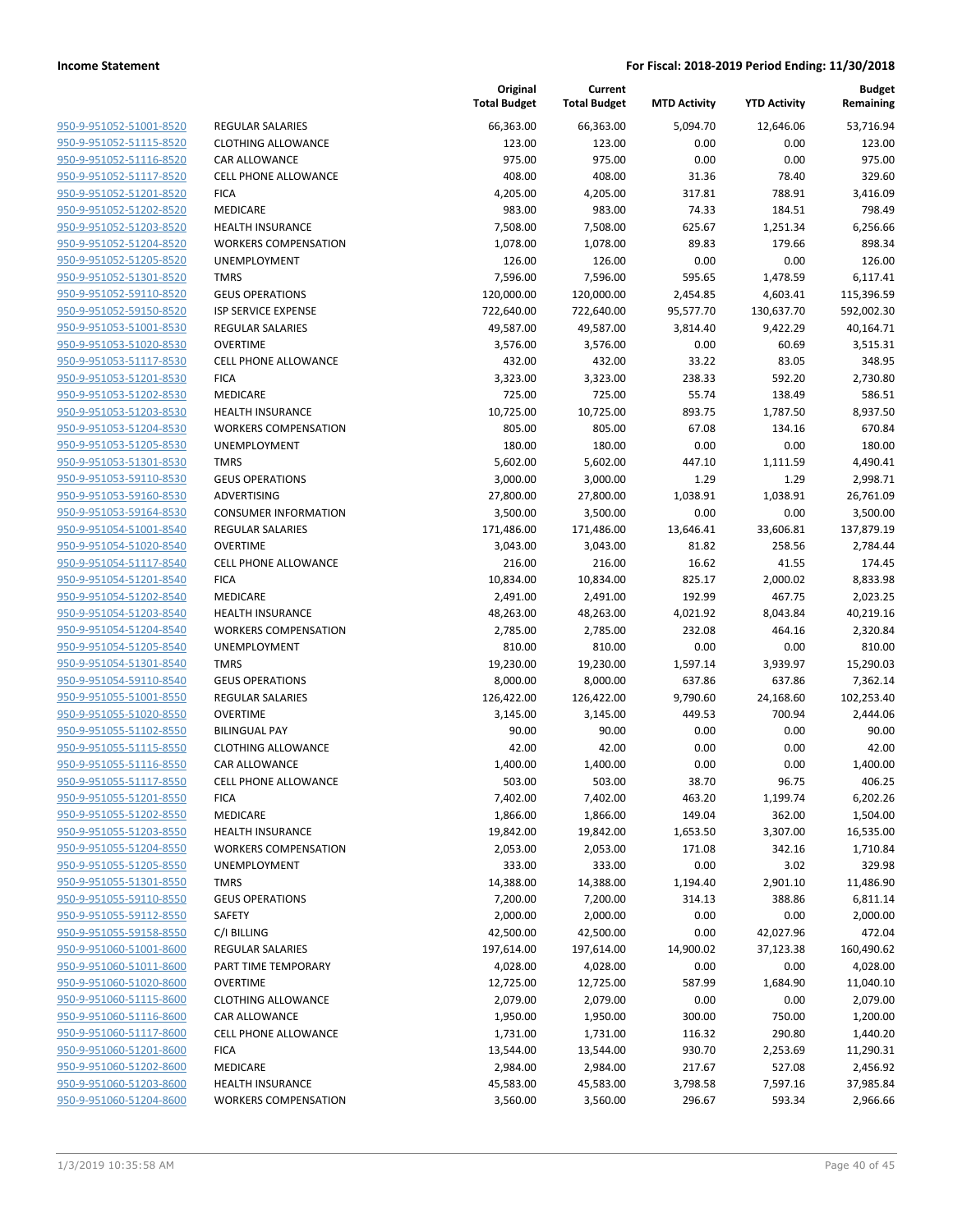**Income Statement** | **For Fiscal: 2018-2019 Period Ending: 11/30/2018**

| | | Original Total Budget | Current Total Budget | MTD Activity | YTD Activity | Budget Remaining |
|---|---|---|---|---|---|---|
| 950-9-951052-51001-8520 | REGULAR SALARIES | 66,363.00 | 66,363.00 | 5,094.70 | 12,646.06 | 53,716.94 |
| 950-9-951052-51115-8520 | CLOTHING ALLOWANCE | 123.00 | 123.00 | 0.00 | 0.00 | 123.00 |
| 950-9-951052-51116-8520 | CAR ALLOWANCE | 975.00 | 975.00 | 0.00 | 0.00 | 975.00 |
| 950-9-951052-51117-8520 | CELL PHONE ALLOWANCE | 408.00 | 408.00 | 31.36 | 78.40 | 329.60 |
| 950-9-951052-51201-8520 | FICA | 4,205.00 | 4,205.00 | 317.81 | 788.91 | 3,416.09 |
| 950-9-951052-51202-8520 | MEDICARE | 983.00 | 983.00 | 74.33 | 184.51 | 798.49 |
| 950-9-951052-51203-8520 | HEALTH INSURANCE | 7,508.00 | 7,508.00 | 625.67 | 1,251.34 | 6,256.66 |
| 950-9-951052-51204-8520 | WORKERS COMPENSATION | 1,078.00 | 1,078.00 | 89.83 | 179.66 | 898.34 |
| 950-9-951052-51205-8520 | UNEMPLOYMENT | 126.00 | 126.00 | 0.00 | 0.00 | 126.00 |
| 950-9-951052-51301-8520 | TMRS | 7,596.00 | 7,596.00 | 595.65 | 1,478.59 | 6,117.41 |
| 950-9-951052-59110-8520 | GEUS OPERATIONS | 120,000.00 | 120,000.00 | 2,454.85 | 4,603.41 | 115,396.59 |
| 950-9-951052-59150-8520 | ISP SERVICE EXPENSE | 722,640.00 | 722,640.00 | 95,577.70 | 130,637.70 | 592,002.30 |
| 950-9-951053-51001-8530 | REGULAR SALARIES | 49,587.00 | 49,587.00 | 3,814.40 | 9,422.29 | 40,164.71 |
| 950-9-951053-51020-8530 | OVERTIME | 3,576.00 | 3,576.00 | 0.00 | 60.69 | 3,515.31 |
| 950-9-951053-51117-8530 | CELL PHONE ALLOWANCE | 432.00 | 432.00 | 33.22 | 83.05 | 348.95 |
| 950-9-951053-51201-8530 | FICA | 3,323.00 | 3,323.00 | 238.33 | 592.20 | 2,730.80 |
| 950-9-951053-51202-8530 | MEDICARE | 725.00 | 725.00 | 55.74 | 138.49 | 586.51 |
| 950-9-951053-51203-8530 | HEALTH INSURANCE | 10,725.00 | 10,725.00 | 893.75 | 1,787.50 | 8,937.50 |
| 950-9-951053-51204-8530 | WORKERS COMPENSATION | 805.00 | 805.00 | 67.08 | 134.16 | 670.84 |
| 950-9-951053-51205-8530 | UNEMPLOYMENT | 180.00 | 180.00 | 0.00 | 0.00 | 180.00 |
| 950-9-951053-51301-8530 | TMRS | 5,602.00 | 5,602.00 | 447.10 | 1,111.59 | 4,490.41 |
| 950-9-951053-59110-8530 | GEUS OPERATIONS | 3,000.00 | 3,000.00 | 1.29 | 1.29 | 2,998.71 |
| 950-9-951053-59160-8530 | ADVERTISING | 27,800.00 | 27,800.00 | 1,038.91 | 1,038.91 | 26,761.09 |
| 950-9-951053-59164-8530 | CONSUMER INFORMATION | 3,500.00 | 3,500.00 | 0.00 | 0.00 | 3,500.00 |
| 950-9-951054-51001-8540 | REGULAR SALARIES | 171,486.00 | 171,486.00 | 13,646.41 | 33,606.81 | 137,879.19 |
| 950-9-951054-51020-8540 | OVERTIME | 3,043.00 | 3,043.00 | 81.82 | 258.56 | 2,784.44 |
| 950-9-951054-51117-8540 | CELL PHONE ALLOWANCE | 216.00 | 216.00 | 16.62 | 41.55 | 174.45 |
| 950-9-951054-51201-8540 | FICA | 10,834.00 | 10,834.00 | 825.17 | 2,000.02 | 8,833.98 |
| 950-9-951054-51202-8540 | MEDICARE | 2,491.00 | 2,491.00 | 192.99 | 467.75 | 2,023.25 |
| 950-9-951054-51203-8540 | HEALTH INSURANCE | 48,263.00 | 48,263.00 | 4,021.92 | 8,043.84 | 40,219.16 |
| 950-9-951054-51204-8540 | WORKERS COMPENSATION | 2,785.00 | 2,785.00 | 232.08 | 464.16 | 2,320.84 |
| 950-9-951054-51205-8540 | UNEMPLOYMENT | 810.00 | 810.00 | 0.00 | 0.00 | 810.00 |
| 950-9-951054-51301-8540 | TMRS | 19,230.00 | 19,230.00 | 1,597.14 | 3,939.97 | 15,290.03 |
| 950-9-951054-59110-8540 | GEUS OPERATIONS | 8,000.00 | 8,000.00 | 637.86 | 637.86 | 7,362.14 |
| 950-9-951055-51001-8550 | REGULAR SALARIES | 126,422.00 | 126,422.00 | 9,790.60 | 24,168.60 | 102,253.40 |
| 950-9-951055-51020-8550 | OVERTIME | 3,145.00 | 3,145.00 | 449.53 | 700.94 | 2,444.06 |
| 950-9-951055-51102-8550 | BILINGUAL PAY | 90.00 | 90.00 | 0.00 | 0.00 | 90.00 |
| 950-9-951055-51115-8550 | CLOTHING ALLOWANCE | 42.00 | 42.00 | 0.00 | 0.00 | 42.00 |
| 950-9-951055-51116-8550 | CAR ALLOWANCE | 1,400.00 | 1,400.00 | 0.00 | 0.00 | 1,400.00 |
| 950-9-951055-51117-8550 | CELL PHONE ALLOWANCE | 503.00 | 503.00 | 38.70 | 96.75 | 406.25 |
| 950-9-951055-51201-8550 | FICA | 7,402.00 | 7,402.00 | 463.20 | 1,199.74 | 6,202.26 |
| 950-9-951055-51202-8550 | MEDICARE | 1,866.00 | 1,866.00 | 149.04 | 362.00 | 1,504.00 |
| 950-9-951055-51203-8550 | HEALTH INSURANCE | 19,842.00 | 19,842.00 | 1,653.50 | 3,307.00 | 16,535.00 |
| 950-9-951055-51204-8550 | WORKERS COMPENSATION | 2,053.00 | 2,053.00 | 171.08 | 342.16 | 1,710.84 |
| 950-9-951055-51205-8550 | UNEMPLOYMENT | 333.00 | 333.00 | 0.00 | 3.02 | 329.98 |
| 950-9-951055-51301-8550 | TMRS | 14,388.00 | 14,388.00 | 1,194.40 | 2,901.10 | 11,486.90 |
| 950-9-951055-59110-8550 | GEUS OPERATIONS | 7,200.00 | 7,200.00 | 314.13 | 388.86 | 6,811.14 |
| 950-9-951055-59112-8550 | SAFETY | 2,000.00 | 2,000.00 | 0.00 | 0.00 | 2,000.00 |
| 950-9-951055-59158-8550 | C/I BILLING | 42,500.00 | 42,500.00 | 0.00 | 42,027.96 | 472.04 |
| 950-9-951060-51001-8600 | REGULAR SALARIES | 197,614.00 | 197,614.00 | 14,900.02 | 37,123.38 | 160,490.62 |
| 950-9-951060-51011-8600 | PART TIME TEMPORARY | 4,028.00 | 4,028.00 | 0.00 | 0.00 | 4,028.00 |
| 950-9-951060-51020-8600 | OVERTIME | 12,725.00 | 12,725.00 | 587.99 | 1,684.90 | 11,040.10 |
| 950-9-951060-51115-8600 | CLOTHING ALLOWANCE | 2,079.00 | 2,079.00 | 0.00 | 0.00 | 2,079.00 |
| 950-9-951060-51116-8600 | CAR ALLOWANCE | 1,950.00 | 1,950.00 | 300.00 | 750.00 | 1,200.00 |
| 950-9-951060-51117-8600 | CELL PHONE ALLOWANCE | 1,731.00 | 1,731.00 | 116.32 | 290.80 | 1,440.20 |
| 950-9-951060-51201-8600 | FICA | 13,544.00 | 13,544.00 | 930.70 | 2,253.69 | 11,290.31 |
| 950-9-951060-51202-8600 | MEDICARE | 2,984.00 | 2,984.00 | 217.67 | 527.08 | 2,456.92 |
| 950-9-951060-51203-8600 | HEALTH INSURANCE | 45,583.00 | 45,583.00 | 3,798.58 | 7,597.16 | 37,985.84 |
| 950-9-951060-51204-8600 | WORKERS COMPENSATION | 3,560.00 | 3,560.00 | 296.67 | 593.34 | 2,966.66 |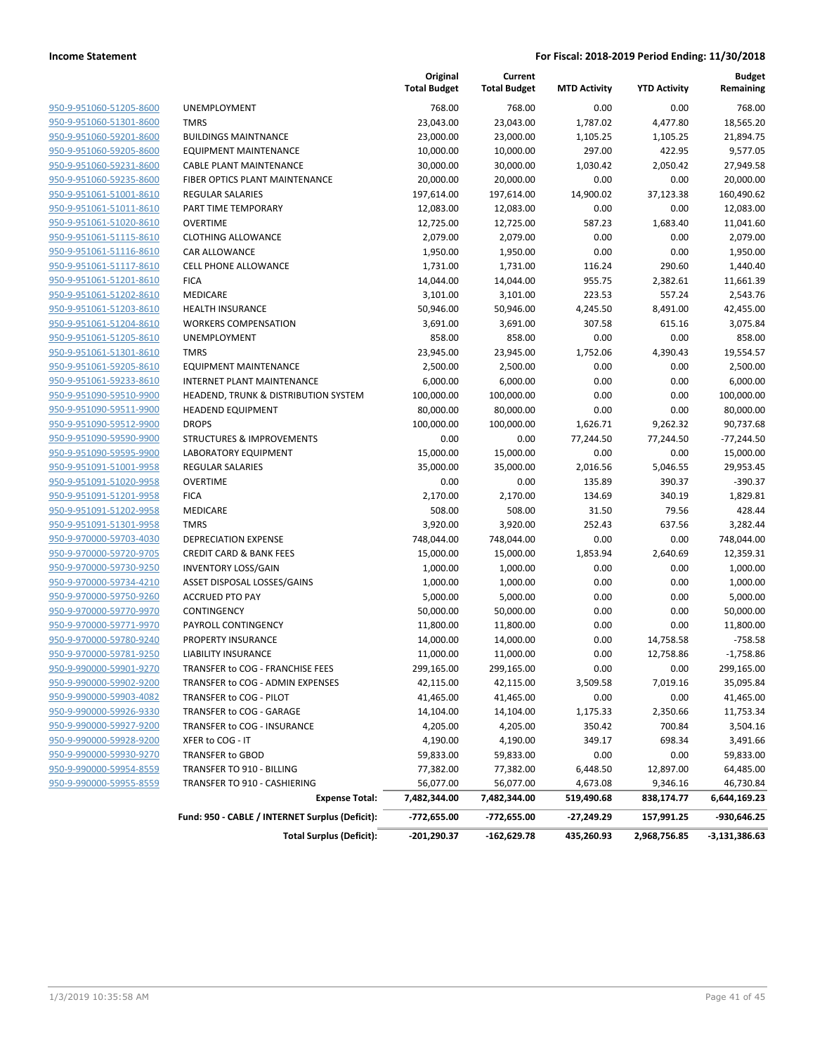**Income Statement** — **For Fiscal: 2018-2019 Period Ending: 11/30/2018**

| | | Original Total Budget | Current Total Budget | MTD Activity | YTD Activity | Budget Remaining |
|---|---|---|---|---|---|---|
| 950-9-951060-51205-8600 | UNEMPLOYMENT | 768.00 | 768.00 | 0.00 | 0.00 | 768.00 |
| 950-9-951060-51301-8600 | TMRS | 23,043.00 | 23,043.00 | 1,787.02 | 4,477.80 | 18,565.20 |
| 950-9-951060-59201-8600 | BUILDINGS MAINTNANCE | 23,000.00 | 23,000.00 | 1,105.25 | 1,105.25 | 21,894.75 |
| 950-9-951060-59205-8600 | EQUIPMENT MAINTENANCE | 10,000.00 | 10,000.00 | 297.00 | 422.95 | 9,577.05 |
| 950-9-951060-59231-8600 | CABLE PLANT MAINTENANCE | 30,000.00 | 30,000.00 | 1,030.42 | 2,050.42 | 27,949.58 |
| 950-9-951060-59235-8600 | FIBER OPTICS PLANT MAINTENANCE | 20,000.00 | 20,000.00 | 0.00 | 0.00 | 20,000.00 |
| 950-9-951061-51001-8610 | REGULAR SALARIES | 197,614.00 | 197,614.00 | 14,900.02 | 37,123.38 | 160,490.62 |
| 950-9-951061-51011-8610 | PART TIME TEMPORARY | 12,083.00 | 12,083.00 | 0.00 | 0.00 | 12,083.00 |
| 950-9-951061-51020-8610 | OVERTIME | 12,725.00 | 12,725.00 | 587.23 | 1,683.40 | 11,041.60 |
| 950-9-951061-51115-8610 | CLOTHING ALLOWANCE | 2,079.00 | 2,079.00 | 0.00 | 0.00 | 2,079.00 |
| 950-9-951061-51116-8610 | CAR ALLOWANCE | 1,950.00 | 1,950.00 | 0.00 | 0.00 | 1,950.00 |
| 950-9-951061-51117-8610 | CELL PHONE ALLOWANCE | 1,731.00 | 1,731.00 | 116.24 | 290.60 | 1,440.40 |
| 950-9-951061-51201-8610 | FICA | 14,044.00 | 14,044.00 | 955.75 | 2,382.61 | 11,661.39 |
| 950-9-951061-51202-8610 | MEDICARE | 3,101.00 | 3,101.00 | 223.53 | 557.24 | 2,543.76 |
| 950-9-951061-51203-8610 | HEALTH INSURANCE | 50,946.00 | 50,946.00 | 4,245.50 | 8,491.00 | 42,455.00 |
| 950-9-951061-51204-8610 | WORKERS COMPENSATION | 3,691.00 | 3,691.00 | 307.58 | 615.16 | 3,075.84 |
| 950-9-951061-51205-8610 | UNEMPLOYMENT | 858.00 | 858.00 | 0.00 | 0.00 | 858.00 |
| 950-9-951061-51301-8610 | TMRS | 23,945.00 | 23,945.00 | 1,752.06 | 4,390.43 | 19,554.57 |
| 950-9-951061-59205-8610 | EQUIPMENT MAINTENANCE | 2,500.00 | 2,500.00 | 0.00 | 0.00 | 2,500.00 |
| 950-9-951061-59233-8610 | INTERNET PLANT MAINTENANCE | 6,000.00 | 6,000.00 | 0.00 | 0.00 | 6,000.00 |
| 950-9-951090-59510-9900 | HEADEND, TRUNK & DISTRIBUTION SYSTEM | 100,000.00 | 100,000.00 | 0.00 | 0.00 | 100,000.00 |
| 950-9-951090-59511-9900 | HEADEND EQUIPMENT | 80,000.00 | 80,000.00 | 0.00 | 0.00 | 80,000.00 |
| 950-9-951090-59512-9900 | DROPS | 100,000.00 | 100,000.00 | 1,626.71 | 9,262.32 | 90,737.68 |
| 950-9-951090-59590-9900 | STRUCTURES & IMPROVEMENTS | 0.00 | 0.00 | 77,244.50 | 77,244.50 | -77,244.50 |
| 950-9-951090-59595-9900 | LABORATORY EQUIPMENT | 15,000.00 | 15,000.00 | 0.00 | 0.00 | 15,000.00 |
| 950-9-951091-51001-9958 | REGULAR SALARIES | 35,000.00 | 35,000.00 | 2,016.56 | 5,046.55 | 29,953.45 |
| 950-9-951091-51020-9958 | OVERTIME | 0.00 | 0.00 | 135.89 | 390.37 | -390.37 |
| 950-9-951091-51201-9958 | FICA | 2,170.00 | 2,170.00 | 134.69 | 340.19 | 1,829.81 |
| 950-9-951091-51202-9958 | MEDICARE | 508.00 | 508.00 | 31.50 | 79.56 | 428.44 |
| 950-9-951091-51301-9958 | TMRS | 3,920.00 | 3,920.00 | 252.43 | 637.56 | 3,282.44 |
| 950-9-970000-59703-4030 | DEPRECIATION EXPENSE | 748,044.00 | 748,044.00 | 0.00 | 0.00 | 748,044.00 |
| 950-9-970000-59720-9705 | CREDIT CARD & BANK FEES | 15,000.00 | 15,000.00 | 1,853.94 | 2,640.69 | 12,359.31 |
| 950-9-970000-59730-9250 | INVENTORY LOSS/GAIN | 1,000.00 | 1,000.00 | 0.00 | 0.00 | 1,000.00 |
| 950-9-970000-59734-4210 | ASSET DISPOSAL LOSSES/GAINS | 1,000.00 | 1,000.00 | 0.00 | 0.00 | 1,000.00 |
| 950-9-970000-59750-9260 | ACCRUED PTO PAY | 5,000.00 | 5,000.00 | 0.00 | 0.00 | 5,000.00 |
| 950-9-970000-59770-9970 | CONTINGENCY | 50,000.00 | 50,000.00 | 0.00 | 0.00 | 50,000.00 |
| 950-9-970000-59771-9970 | PAYROLL CONTINGENCY | 11,800.00 | 11,800.00 | 0.00 | 0.00 | 11,800.00 |
| 950-9-970000-59780-9240 | PROPERTY INSURANCE | 14,000.00 | 14,000.00 | 0.00 | 14,758.58 | -758.58 |
| 950-9-970000-59781-9250 | LIABILITY INSURANCE | 11,000.00 | 11,000.00 | 0.00 | 12,758.86 | -1,758.86 |
| 950-9-990000-59901-9270 | TRANSFER to COG - FRANCHISE FEES | 299,165.00 | 299,165.00 | 0.00 | 0.00 | 299,165.00 |
| 950-9-990000-59902-9200 | TRANSFER to COG - ADMIN EXPENSES | 42,115.00 | 42,115.00 | 3,509.58 | 7,019.16 | 35,095.84 |
| 950-9-990000-59903-4082 | TRANSFER to COG - PILOT | 41,465.00 | 41,465.00 | 0.00 | 0.00 | 41,465.00 |
| 950-9-990000-59926-9330 | TRANSFER to COG - GARAGE | 14,104.00 | 14,104.00 | 1,175.33 | 2,350.66 | 11,753.34 |
| 950-9-990000-59927-9200 | TRANSFER to COG - INSURANCE | 4,205.00 | 4,205.00 | 350.42 | 700.84 | 3,504.16 |
| 950-9-990000-59928-9200 | XFER to COG - IT | 4,190.00 | 4,190.00 | 349.17 | 698.34 | 3,491.66 |
| 950-9-990000-59930-9270 | TRANSFER to GBOD | 59,833.00 | 59,833.00 | 0.00 | 0.00 | 59,833.00 |
| 950-9-990000-59954-8559 | TRANSFER TO 910 - BILLING | 77,382.00 | 77,382.00 | 6,448.50 | 12,897.00 | 64,485.00 |
| 950-9-990000-59955-8559 | TRANSFER TO 910 - CASHIERING | 56,077.00 | 56,077.00 | 4,673.08 | 9,346.16 | 46,730.84 |
| | **Expense Total:** | **7,482,344.00** | **7,482,344.00** | **519,490.68** | **838,174.77** | **6,644,169.23** |
| | **Fund: 950 - CABLE / INTERNET Surplus (Deficit):** | **-772,655.00** | **-772,655.00** | **-27,249.29** | **157,991.25** | **-930,646.25** |
| | **Total Surplus (Deficit):** | **-201,290.37** | **-162,629.78** | **435,260.93** | **2,968,756.85** | **-3,131,386.63** |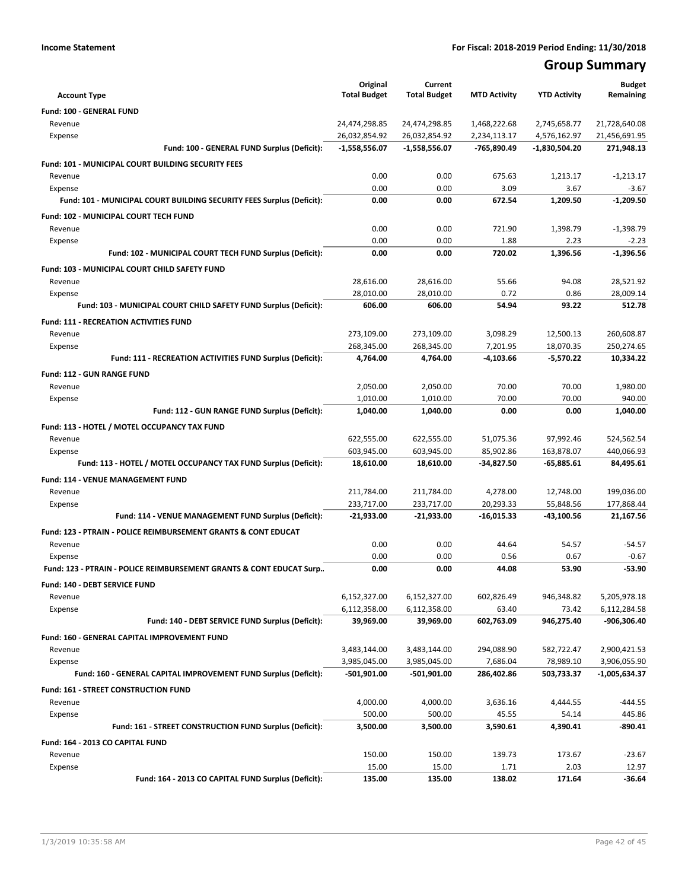**Income Statement** — For Fiscal: 2018-2019 Period Ending: 11/30/2018

# Group Summary

| Account Type | Original Total Budget | Current Total Budget | MTD Activity | YTD Activity | Budget Remaining |
|---|---|---|---|---|---|
| **Fund: 100 - GENERAL FUND** | | | | | |
| Revenue | 24,474,298.85 | 24,474,298.85 | 1,468,222.68 | 2,745,658.77 | 21,728,640.08 |
| Expense | 26,032,854.92 | 26,032,854.92 | 2,234,113.17 | 4,576,162.97 | 21,456,691.95 |
| **Fund: 100 - GENERAL FUND Surplus (Deficit):** | **-1,558,556.07** | **-1,558,556.07** | **-765,890.49** | **-1,830,504.20** | **271,948.13** |
| **Fund: 101 - MUNICIPAL COURT BUILDING SECURITY FEES** | | | | | |
| Revenue | 0.00 | 0.00 | 675.63 | 1,213.17 | -1,213.17 |
| Expense | 0.00 | 0.00 | 3.09 | 3.67 | -3.67 |
| **Fund: 101 - MUNICIPAL COURT BUILDING SECURITY FEES Surplus (Deficit):** | **0.00** | **0.00** | **672.54** | **1,209.50** | **-1,209.50** |
| **Fund: 102 - MUNICIPAL COURT TECH FUND** | | | | | |
| Revenue | 0.00 | 0.00 | 721.90 | 1,398.79 | -1,398.79 |
| Expense | 0.00 | 0.00 | 1.88 | 2.23 | -2.23 |
| **Fund: 102 - MUNICIPAL COURT TECH FUND Surplus (Deficit):** | **0.00** | **0.00** | **720.02** | **1,396.56** | **-1,396.56** |
| **Fund: 103 - MUNICIPAL COURT CHILD SAFETY FUND** | | | | | |
| Revenue | 28,616.00 | 28,616.00 | 55.66 | 94.08 | 28,521.92 |
| Expense | 28,010.00 | 28,010.00 | 0.72 | 0.86 | 28,009.14 |
| **Fund: 103 - MUNICIPAL COURT CHILD SAFETY FUND Surplus (Deficit):** | **606.00** | **606.00** | **54.94** | **93.22** | **512.78** |
| **Fund: 111 - RECREATION ACTIVITIES FUND** | | | | | |
| Revenue | 273,109.00 | 273,109.00 | 3,098.29 | 12,500.13 | 260,608.87 |
| Expense | 268,345.00 | 268,345.00 | 7,201.95 | 18,070.35 | 250,274.65 |
| **Fund: 111 - RECREATION ACTIVITIES FUND Surplus (Deficit):** | **4,764.00** | **4,764.00** | **-4,103.66** | **-5,570.22** | **10,334.22** |
| **Fund: 112 - GUN RANGE FUND** | | | | | |
| Revenue | 2,050.00 | 2,050.00 | 70.00 | 70.00 | 1,980.00 |
| Expense | 1,010.00 | 1,010.00 | 70.00 | 70.00 | 940.00 |
| **Fund: 112 - GUN RANGE FUND Surplus (Deficit):** | **1,040.00** | **1,040.00** | **0.00** | **0.00** | **1,040.00** |
| **Fund: 113 - HOTEL / MOTEL OCCUPANCY TAX FUND** | | | | | |
| Revenue | 622,555.00 | 622,555.00 | 51,075.36 | 97,992.46 | 524,562.54 |
| Expense | 603,945.00 | 603,945.00 | 85,902.86 | 163,878.07 | 440,066.93 |
| **Fund: 113 - HOTEL / MOTEL OCCUPANCY TAX FUND Surplus (Deficit):** | **18,610.00** | **18,610.00** | **-34,827.50** | **-65,885.61** | **84,495.61** |
| **Fund: 114 - VENUE MANAGEMENT FUND** | | | | | |
| Revenue | 211,784.00 | 211,784.00 | 4,278.00 | 12,748.00 | 199,036.00 |
| Expense | 233,717.00 | 233,717.00 | 20,293.33 | 55,848.56 | 177,868.44 |
| **Fund: 114 - VENUE MANAGEMENT FUND Surplus (Deficit):** | **-21,933.00** | **-21,933.00** | **-16,015.33** | **-43,100.56** | **21,167.56** |
| **Fund: 123 - PTRAIN - POLICE REIMBURSEMENT GRANTS & CONT EDUCAT** | | | | | |
| Revenue | 0.00 | 0.00 | 44.64 | 54.57 | -54.57 |
| Expense | 0.00 | 0.00 | 0.56 | 0.67 | -0.67 |
| **Fund: 123 - PTRAIN - POLICE REIMBURSEMENT GRANTS & CONT EDUCAT Surp..** | **0.00** | **0.00** | **44.08** | **53.90** | **-53.90** |
| **Fund: 140 - DEBT SERVICE FUND** | | | | | |
| Revenue | 6,152,327.00 | 6,152,327.00 | 602,826.49 | 946,348.82 | 5,205,978.18 |
| Expense | 6,112,358.00 | 6,112,358.00 | 63.40 | 73.42 | 6,112,284.58 |
| **Fund: 140 - DEBT SERVICE FUND Surplus (Deficit):** | **39,969.00** | **39,969.00** | **602,763.09** | **946,275.40** | **-906,306.40** |
| **Fund: 160 - GENERAL CAPITAL IMPROVEMENT FUND** | | | | | |
| Revenue | 3,483,144.00 | 3,483,144.00 | 294,088.90 | 582,722.47 | 2,900,421.53 |
| Expense | 3,985,045.00 | 3,985,045.00 | 7,686.04 | 78,989.10 | 3,906,055.90 |
| **Fund: 160 - GENERAL CAPITAL IMPROVEMENT FUND Surplus (Deficit):** | **-501,901.00** | **-501,901.00** | **286,402.86** | **503,733.37** | **-1,005,634.37** |
| **Fund: 161 - STREET CONSTRUCTION FUND** | | | | | |
| Revenue | 4,000.00 | 4,000.00 | 3,636.16 | 4,444.55 | -444.55 |
| Expense | 500.00 | 500.00 | 45.55 | 54.14 | 445.86 |
| **Fund: 161 - STREET CONSTRUCTION FUND Surplus (Deficit):** | **3,500.00** | **3,500.00** | **3,590.61** | **4,390.41** | **-890.41** |
| **Fund: 164 - 2013 CO CAPITAL FUND** | | | | | |
| Revenue | 150.00 | 150.00 | 139.73 | 173.67 | -23.67 |
| Expense | 15.00 | 15.00 | 1.71 | 2.03 | 12.97 |
| **Fund: 164 - 2013 CO CAPITAL FUND Surplus (Deficit):** | **135.00** | **135.00** | **138.02** | **171.64** | **-36.64** |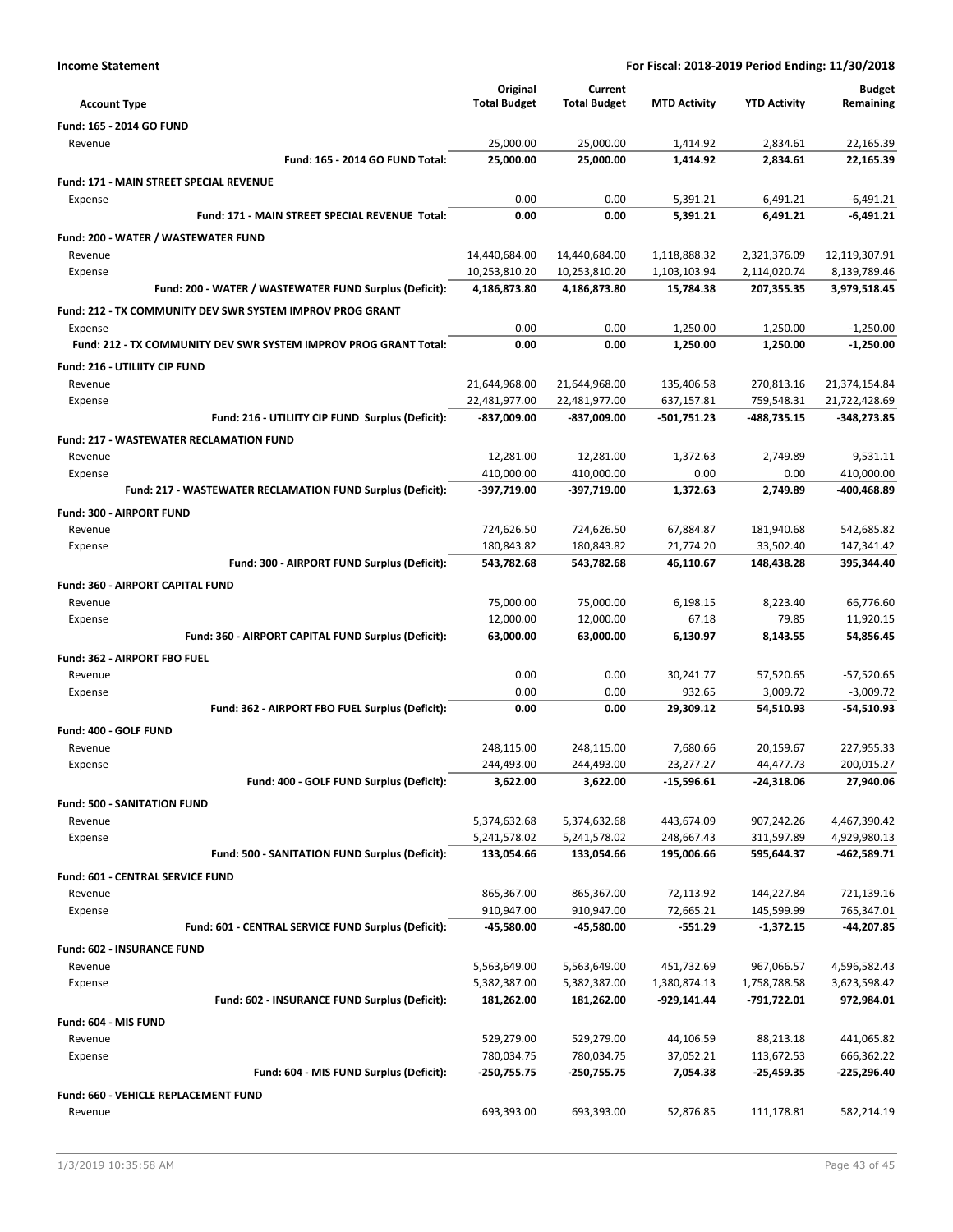**Income Statement** &nbsp;&nbsp;&nbsp;&nbsp; **For Fiscal: 2018-2019 Period Ending: 11/30/2018**

| Account Type | Original Total Budget | Current Total Budget | MTD Activity | YTD Activity | Budget Remaining |
|---|---|---|---|---|---|
| **Fund: 165 - 2014 GO FUND** | | | | | |
| Revenue | 25,000.00 | 25,000.00 | 1,414.92 | 2,834.61 | 22,165.39 |
| **Fund: 165 - 2014 GO FUND Total:** | **25,000.00** | **25,000.00** | **1,414.92** | **2,834.61** | **22,165.39** |
| **Fund: 171 - MAIN STREET SPECIAL REVENUE** | | | | | |
| Expense | 0.00 | 0.00 | 5,391.21 | 6,491.21 | -6,491.21 |
| **Fund: 171 - MAIN STREET SPECIAL REVENUE Total:** | **0.00** | **0.00** | **5,391.21** | **6,491.21** | **-6,491.21** |
| **Fund: 200 - WATER / WASTEWATER FUND** | | | | | |
| Revenue | 14,440,684.00 | 14,440,684.00 | 1,118,888.32 | 2,321,376.09 | 12,119,307.91 |
| Expense | 10,253,810.20 | 10,253,810.20 | 1,103,103.94 | 2,114,020.74 | 8,139,789.46 |
| **Fund: 200 - WATER / WASTEWATER FUND Surplus (Deficit):** | **4,186,873.80** | **4,186,873.80** | **15,784.38** | **207,355.35** | **3,979,518.45** |
| **Fund: 212 - TX COMMUNITY DEV SWR SYSTEM IMPROV PROG GRANT** | | | | | |
| Expense | 0.00 | 0.00 | 1,250.00 | 1,250.00 | -1,250.00 |
| **Fund: 212 - TX COMMUNITY DEV SWR SYSTEM IMPROV PROG GRANT Total:** | **0.00** | **0.00** | **1,250.00** | **1,250.00** | **-1,250.00** |
| **Fund: 216 - UTILIITY CIP FUND** | | | | | |
| Revenue | 21,644,968.00 | 21,644,968.00 | 135,406.58 | 270,813.16 | 21,374,154.84 |
| Expense | 22,481,977.00 | 22,481,977.00 | 637,157.81 | 759,548.31 | 21,722,428.69 |
| **Fund: 216 - UTILIITY CIP FUND Surplus (Deficit):** | **-837,009.00** | **-837,009.00** | **-501,751.23** | **-488,735.15** | **-348,273.85** |
| **Fund: 217 - WASTEWATER RECLAMATION FUND** | | | | | |
| Revenue | 12,281.00 | 12,281.00 | 1,372.63 | 2,749.89 | 9,531.11 |
| Expense | 410,000.00 | 410,000.00 | 0.00 | 0.00 | 410,000.00 |
| **Fund: 217 - WASTEWATER RECLAMATION FUND Surplus (Deficit):** | **-397,719.00** | **-397,719.00** | **1,372.63** | **2,749.89** | **-400,468.89** |
| **Fund: 300 - AIRPORT FUND** | | | | | |
| Revenue | 724,626.50 | 724,626.50 | 67,884.87 | 181,940.68 | 542,685.82 |
| Expense | 180,843.82 | 180,843.82 | 21,774.20 | 33,502.40 | 147,341.42 |
| **Fund: 300 - AIRPORT FUND Surplus (Deficit):** | **543,782.68** | **543,782.68** | **46,110.67** | **148,438.28** | **395,344.40** |
| **Fund: 360 - AIRPORT CAPITAL FUND** | | | | | |
| Revenue | 75,000.00 | 75,000.00 | 6,198.15 | 8,223.40 | 66,776.60 |
| Expense | 12,000.00 | 12,000.00 | 67.18 | 79.85 | 11,920.15 |
| **Fund: 360 - AIRPORT CAPITAL FUND Surplus (Deficit):** | **63,000.00** | **63,000.00** | **6,130.97** | **8,143.55** | **54,856.45** |
| **Fund: 362 - AIRPORT FBO FUEL** | | | | | |
| Revenue | 0.00 | 0.00 | 30,241.77 | 57,520.65 | -57,520.65 |
| Expense | 0.00 | 0.00 | 932.65 | 3,009.72 | -3,009.72 |
| **Fund: 362 - AIRPORT FBO FUEL Surplus (Deficit):** | **0.00** | **0.00** | **29,309.12** | **54,510.93** | **-54,510.93** |
| **Fund: 400 - GOLF FUND** | | | | | |
| Revenue | 248,115.00 | 248,115.00 | 7,680.66 | 20,159.67 | 227,955.33 |
| Expense | 244,493.00 | 244,493.00 | 23,277.27 | 44,477.73 | 200,015.27 |
| **Fund: 400 - GOLF FUND Surplus (Deficit):** | **3,622.00** | **3,622.00** | **-15,596.61** | **-24,318.06** | **27,940.06** |
| **Fund: 500 - SANITATION FUND** | | | | | |
| Revenue | 5,374,632.68 | 5,374,632.68 | 443,674.09 | 907,242.26 | 4,467,390.42 |
| Expense | 5,241,578.02 | 5,241,578.02 | 248,667.43 | 311,597.89 | 4,929,980.13 |
| **Fund: 500 - SANITATION FUND Surplus (Deficit):** | **133,054.66** | **133,054.66** | **195,006.66** | **595,644.37** | **-462,589.71** |
| **Fund: 601 - CENTRAL SERVICE FUND** | | | | | |
| Revenue | 865,367.00 | 865,367.00 | 72,113.92 | 144,227.84 | 721,139.16 |
| Expense | 910,947.00 | 910,947.00 | 72,665.21 | 145,599.99 | 765,347.01 |
| **Fund: 601 - CENTRAL SERVICE FUND Surplus (Deficit):** | **-45,580.00** | **-45,580.00** | **-551.29** | **-1,372.15** | **-44,207.85** |
| **Fund: 602 - INSURANCE FUND** | | | | | |
| Revenue | 5,563,649.00 | 5,563,649.00 | 451,732.69 | 967,066.57 | 4,596,582.43 |
| Expense | 5,382,387.00 | 5,382,387.00 | 1,380,874.13 | 1,758,788.58 | 3,623,598.42 |
| **Fund: 602 - INSURANCE FUND Surplus (Deficit):** | **181,262.00** | **181,262.00** | **-929,141.44** | **-791,722.01** | **972,984.01** |
| **Fund: 604 - MIS FUND** | | | | | |
| Revenue | 529,279.00 | 529,279.00 | 44,106.59 | 88,213.18 | 441,065.82 |
| Expense | 780,034.75 | 780,034.75 | 37,052.21 | 113,672.53 | 666,362.22 |
| **Fund: 604 - MIS FUND Surplus (Deficit):** | **-250,755.75** | **-250,755.75** | **7,054.38** | **-25,459.35** | **-225,296.40** |
| **Fund: 660 - VEHICLE REPLACEMENT FUND** | | | | | |
| Revenue | 693,393.00 | 693,393.00 | 52,876.85 | 111,178.81 | 582,214.19 |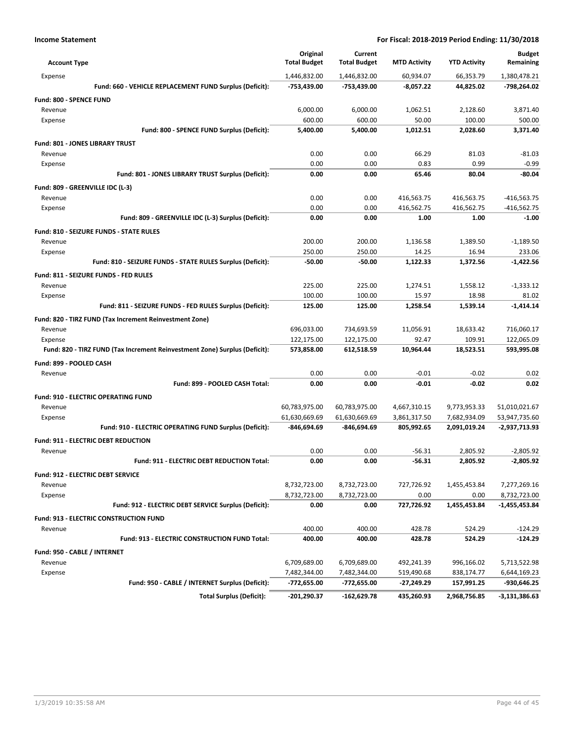**Income Statement** — **For Fiscal: 2018-2019 Period Ending: 11/30/2018**

| Account Type | Original Total Budget | Current Total Budget | MTD Activity | YTD Activity | Budget Remaining |
|---|---|---|---|---|---|
| Expense | 1,446,832.00 | 1,446,832.00 | 60,934.07 | 66,353.79 | 1,380,478.21 |
| **Fund: 660 - VEHICLE REPLACEMENT FUND Surplus (Deficit):** | **-753,439.00** | **-753,439.00** | **-8,057.22** | **44,825.02** | **-798,264.02** |
| **Fund: 800 - SPENCE FUND** | | | | | |
| Revenue | 6,000.00 | 6,000.00 | 1,062.51 | 2,128.60 | 3,871.40 |
| Expense | 600.00 | 600.00 | 50.00 | 100.00 | 500.00 |
| **Fund: 800 - SPENCE FUND Surplus (Deficit):** | **5,400.00** | **5,400.00** | **1,012.51** | **2,028.60** | **3,371.40** |
| **Fund: 801 - JONES LIBRARY TRUST** | | | | | |
| Revenue | 0.00 | 0.00 | 66.29 | 81.03 | -81.03 |
| Expense | 0.00 | 0.00 | 0.83 | 0.99 | -0.99 |
| **Fund: 801 - JONES LIBRARY TRUST Surplus (Deficit):** | **0.00** | **0.00** | **65.46** | **80.04** | **-80.04** |
| **Fund: 809 - GREENVILLE IDC (L-3)** | | | | | |
| Revenue | 0.00 | 0.00 | 416,563.75 | 416,563.75 | -416,563.75 |
| Expense | 0.00 | 0.00 | 416,562.75 | 416,562.75 | -416,562.75 |
| **Fund: 809 - GREENVILLE IDC (L-3) Surplus (Deficit):** | **0.00** | **0.00** | **1.00** | **1.00** | **-1.00** |
| **Fund: 810 - SEIZURE FUNDS - STATE RULES** | | | | | |
| Revenue | 200.00 | 200.00 | 1,136.58 | 1,389.50 | -1,189.50 |
| Expense | 250.00 | 250.00 | 14.25 | 16.94 | 233.06 |
| **Fund: 810 - SEIZURE FUNDS - STATE RULES Surplus (Deficit):** | **-50.00** | **-50.00** | **1,122.33** | **1,372.56** | **-1,422.56** |
| **Fund: 811 - SEIZURE FUNDS - FED RULES** | | | | | |
| Revenue | 225.00 | 225.00 | 1,274.51 | 1,558.12 | -1,333.12 |
| Expense | 100.00 | 100.00 | 15.97 | 18.98 | 81.02 |
| **Fund: 811 - SEIZURE FUNDS - FED RULES Surplus (Deficit):** | **125.00** | **125.00** | **1,258.54** | **1,539.14** | **-1,414.14** |
| **Fund: 820 - TIRZ FUND (Tax Increment Reinvestment Zone)** | | | | | |
| Revenue | 696,033.00 | 734,693.59 | 11,056.91 | 18,633.42 | 716,060.17 |
| Expense | 122,175.00 | 122,175.00 | 92.47 | 109.91 | 122,065.09 |
| **Fund: 820 - TIRZ FUND (Tax Increment Reinvestment Zone) Surplus (Deficit):** | **573,858.00** | **612,518.59** | **10,964.44** | **18,523.51** | **593,995.08** |
| **Fund: 899 - POOLED CASH** | | | | | |
| Revenue | 0.00 | 0.00 | -0.01 | -0.02 | 0.02 |
| **Fund: 899 - POOLED CASH Total:** | **0.00** | **0.00** | **-0.01** | **-0.02** | **0.02** |
| **Fund: 910 - ELECTRIC OPERATING FUND** | | | | | |
| Revenue | 60,783,975.00 | 60,783,975.00 | 4,667,310.15 | 9,773,953.33 | 51,010,021.67 |
| Expense | 61,630,669.69 | 61,630,669.69 | 3,861,317.50 | 7,682,934.09 | 53,947,735.60 |
| **Fund: 910 - ELECTRIC OPERATING FUND Surplus (Deficit):** | **-846,694.69** | **-846,694.69** | **805,992.65** | **2,091,019.24** | **-2,937,713.93** |
| **Fund: 911 - ELECTRIC DEBT REDUCTION** | | | | | |
| Revenue | 0.00 | 0.00 | -56.31 | 2,805.92 | -2,805.92 |
| **Fund: 911 - ELECTRIC DEBT REDUCTION Total:** | **0.00** | **0.00** | **-56.31** | **2,805.92** | **-2,805.92** |
| **Fund: 912 - ELECTRIC DEBT SERVICE** | | | | | |
| Revenue | 8,732,723.00 | 8,732,723.00 | 727,726.92 | 1,455,453.84 | 7,277,269.16 |
| Expense | 8,732,723.00 | 8,732,723.00 | 0.00 | 0.00 | 8,732,723.00 |
| **Fund: 912 - ELECTRIC DEBT SERVICE Surplus (Deficit):** | **0.00** | **0.00** | **727,726.92** | **1,455,453.84** | **-1,455,453.84** |
| **Fund: 913 - ELECTRIC CONSTRUCTION FUND** | | | | | |
| Revenue | 400.00 | 400.00 | 428.78 | 524.29 | -124.29 |
| **Fund: 913 - ELECTRIC CONSTRUCTION FUND Total:** | **400.00** | **400.00** | **428.78** | **524.29** | **-124.29** |
| **Fund: 950 - CABLE / INTERNET** | | | | | |
| Revenue | 6,709,689.00 | 6,709,689.00 | 492,241.39 | 996,166.02 | 5,713,522.98 |
| Expense | 7,482,344.00 | 7,482,344.00 | 519,490.68 | 838,174.77 | 6,644,169.23 |
| **Fund: 950 - CABLE / INTERNET Surplus (Deficit):** | **-772,655.00** | **-772,655.00** | **-27,249.29** | **157,991.25** | **-930,646.25** |
| **Total Surplus (Deficit):** | **-201,290.37** | **-162,629.78** | **435,260.93** | **2,968,756.85** | **-3,131,386.63** |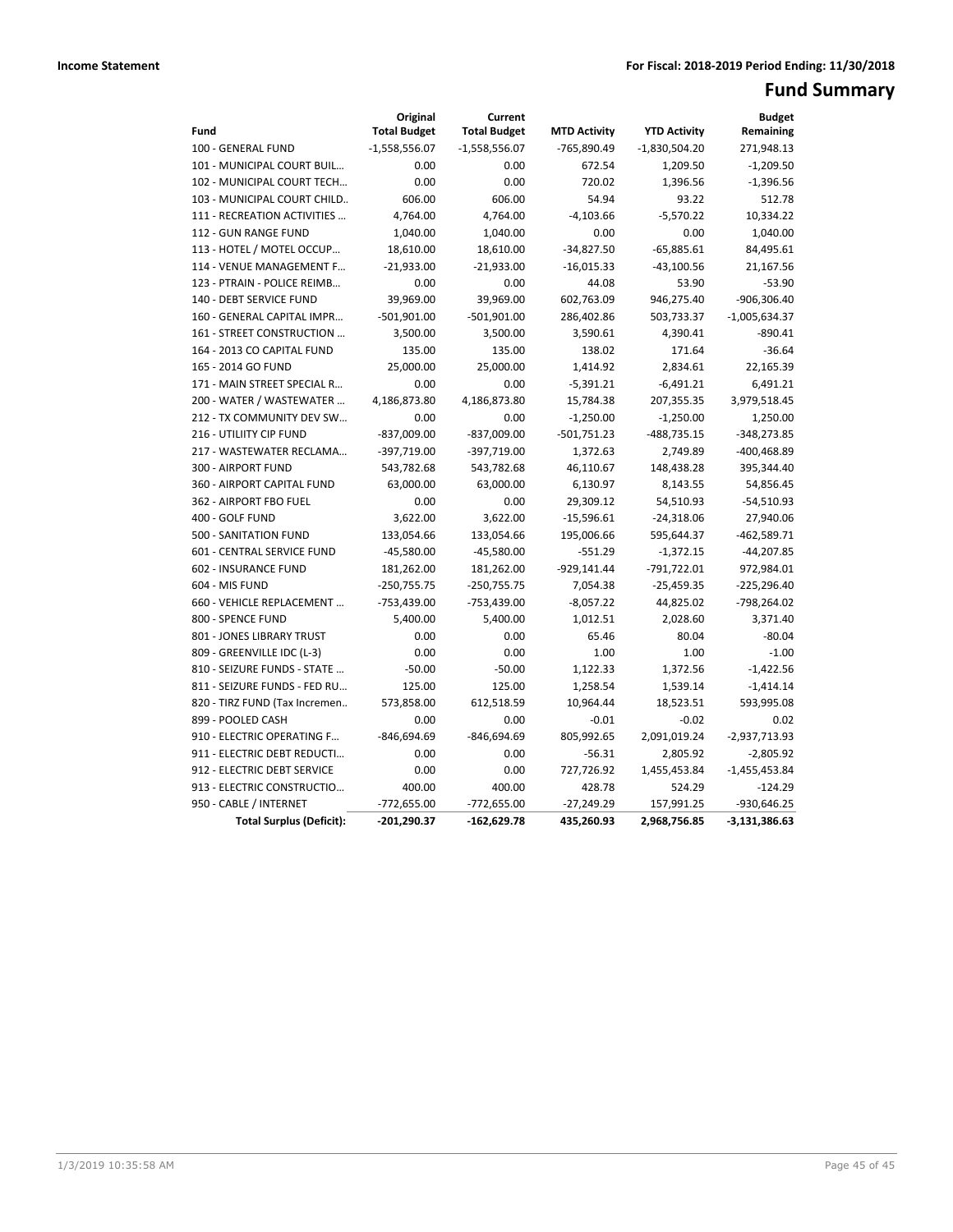**Income Statement** **For Fiscal: 2018-2019 Period Ending: 11/30/2018**

# Fund Summary

| Fund | Original Total Budget | Current Total Budget | MTD Activity | YTD Activity | Budget Remaining |
|---|---|---|---|---|---|
| 100 - GENERAL FUND | -1,558,556.07 | -1,558,556.07 | -765,890.49 | -1,830,504.20 | 271,948.13 |
| 101 - MUNICIPAL COURT BUIL… | 0.00 | 0.00 | 672.54 | 1,209.50 | -1,209.50 |
| 102 - MUNICIPAL COURT TECH… | 0.00 | 0.00 | 720.02 | 1,396.56 | -1,396.56 |
| 103 - MUNICIPAL COURT CHILD.. | 606.00 | 606.00 | 54.94 | 93.22 | 512.78 |
| 111 - RECREATION ACTIVITIES … | 4,764.00 | 4,764.00 | -4,103.66 | -5,570.22 | 10,334.22 |
| 112 - GUN RANGE FUND | 1,040.00 | 1,040.00 | 0.00 | 0.00 | 1,040.00 |
| 113 - HOTEL / MOTEL OCCUP… | 18,610.00 | 18,610.00 | -34,827.50 | -65,885.61 | 84,495.61 |
| 114 - VENUE MANAGEMENT F… | -21,933.00 | -21,933.00 | -16,015.33 | -43,100.56 | 21,167.56 |
| 123 - PTRAIN - POLICE REIMB… | 0.00 | 0.00 | 44.08 | 53.90 | -53.90 |
| 140 - DEBT SERVICE FUND | 39,969.00 | 39,969.00 | 602,763.09 | 946,275.40 | -906,306.40 |
| 160 - GENERAL CAPITAL IMPR… | -501,901.00 | -501,901.00 | 286,402.86 | 503,733.37 | -1,005,634.37 |
| 161 - STREET CONSTRUCTION … | 3,500.00 | 3,500.00 | 3,590.61 | 4,390.41 | -890.41 |
| 164 - 2013 CO CAPITAL FUND | 135.00 | 135.00 | 138.02 | 171.64 | -36.64 |
| 165 - 2014 GO FUND | 25,000.00 | 25,000.00 | 1,414.92 | 2,834.61 | 22,165.39 |
| 171 - MAIN STREET SPECIAL R… | 0.00 | 0.00 | -5,391.21 | -6,491.21 | 6,491.21 |
| 200 - WATER / WASTEWATER … | 4,186,873.80 | 4,186,873.80 | 15,784.38 | 207,355.35 | 3,979,518.45 |
| 212 - TX COMMUNITY DEV SW… | 0.00 | 0.00 | -1,250.00 | -1,250.00 | 1,250.00 |
| 216 - UTILIITY CIP FUND | -837,009.00 | -837,009.00 | -501,751.23 | -488,735.15 | -348,273.85 |
| 217 - WASTEWATER RECLAMA… | -397,719.00 | -397,719.00 | 1,372.63 | 2,749.89 | -400,468.89 |
| 300 - AIRPORT FUND | 543,782.68 | 543,782.68 | 46,110.67 | 148,438.28 | 395,344.40 |
| 360 - AIRPORT CAPITAL FUND | 63,000.00 | 63,000.00 | 6,130.97 | 8,143.55 | 54,856.45 |
| 362 - AIRPORT FBO FUEL | 0.00 | 0.00 | 29,309.12 | 54,510.93 | -54,510.93 |
| 400 - GOLF FUND | 3,622.00 | 3,622.00 | -15,596.61 | -24,318.06 | 27,940.06 |
| 500 - SANITATION FUND | 133,054.66 | 133,054.66 | 195,006.66 | 595,644.37 | -462,589.71 |
| 601 - CENTRAL SERVICE FUND | -45,580.00 | -45,580.00 | -551.29 | -1,372.15 | -44,207.85 |
| 602 - INSURANCE FUND | 181,262.00 | 181,262.00 | -929,141.44 | -791,722.01 | 972,984.01 |
| 604 - MIS FUND | -250,755.75 | -250,755.75 | 7,054.38 | -25,459.35 | -225,296.40 |
| 660 - VEHICLE REPLACEMENT … | -753,439.00 | -753,439.00 | -8,057.22 | 44,825.02 | -798,264.02 |
| 800 - SPENCE FUND | 5,400.00 | 5,400.00 | 1,012.51 | 2,028.60 | 3,371.40 |
| 801 - JONES LIBRARY TRUST | 0.00 | 0.00 | 65.46 | 80.04 | -80.04 |
| 809 - GREENVILLE IDC (L-3) | 0.00 | 0.00 | 1.00 | 1.00 | -1.00 |
| 810 - SEIZURE FUNDS - STATE … | -50.00 | -50.00 | 1,122.33 | 1,372.56 | -1,422.56 |
| 811 - SEIZURE FUNDS - FED RU… | 125.00 | 125.00 | 1,258.54 | 1,539.14 | -1,414.14 |
| 820 - TIRZ FUND (Tax Incremen.. | 573,858.00 | 612,518.59 | 10,964.44 | 18,523.51 | 593,995.08 |
| 899 - POOLED CASH | 0.00 | 0.00 | -0.01 | -0.02 | 0.02 |
| 910 - ELECTRIC OPERATING F… | -846,694.69 | -846,694.69 | 805,992.65 | 2,091,019.24 | -2,937,713.93 |
| 911 - ELECTRIC DEBT REDUCTI… | 0.00 | 0.00 | -56.31 | 2,805.92 | -2,805.92 |
| 912 - ELECTRIC DEBT SERVICE | 0.00 | 0.00 | 727,726.92 | 1,455,453.84 | -1,455,453.84 |
| 913 - ELECTRIC CONSTRUCTIO… | 400.00 | 400.00 | 428.78 | 524.29 | -124.29 |
| 950 - CABLE / INTERNET | -772,655.00 | -772,655.00 | -27,249.29 | 157,991.25 | -930,646.25 |
| **Total Surplus (Deficit):** | **-201,290.37** | **-162,629.78** | **435,260.93** | **2,968,756.85** | **-3,131,386.63** |